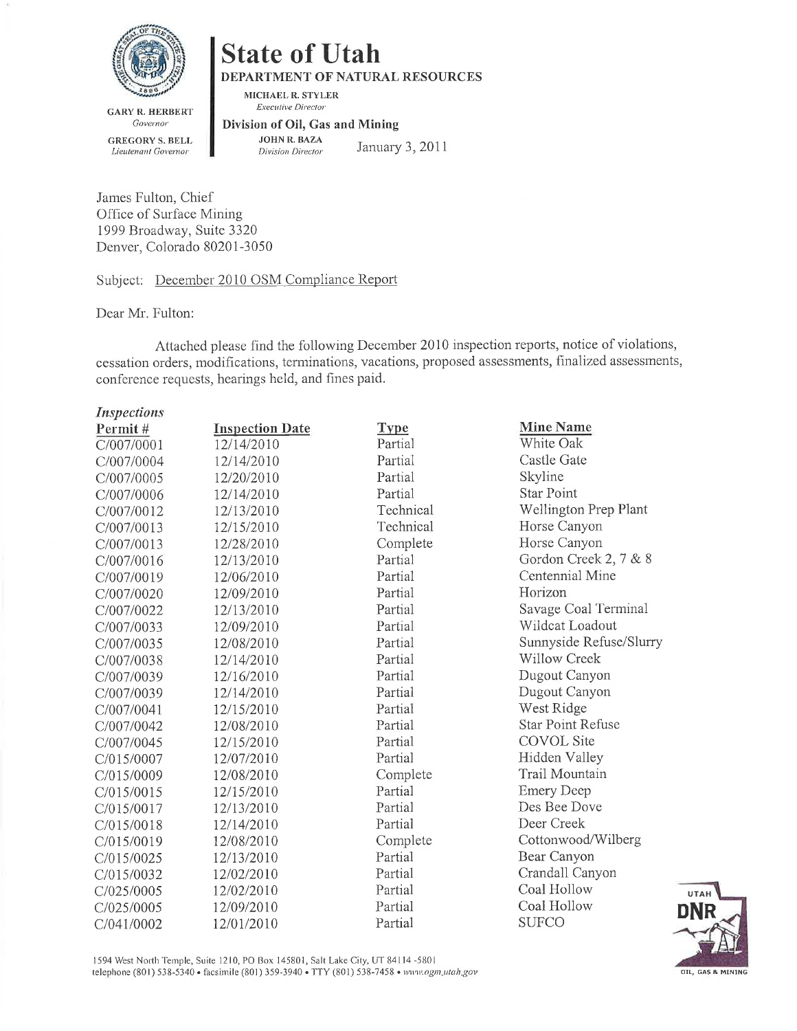GARY R. HERBERT
*Governor*

GREGORY S. BELL
*Lieutenant Governor*

# State of Utah

## DEPARTMENT OF NATURAL RESOURCES

MICHAEL R. STYLER
*Executive Director*

**Division of Oil, Gas and Mining**

JOHN R. BAZA
*Division Director*

January 3, 2011

James Fulton, Chief
Office of Surface Mining
1999 Broadway, Suite 3320
Denver, Colorado 80201-3050

Subject: December 2010 OSM Compliance Report

Dear Mr. Fulton:

Attached please find the following December 2010 inspection reports, notice of violations, cessation orders, modifications, terminations, vacations, proposed assessments, finalized assessments, conference requests, hearings held, and fines paid.

*Inspections*

| Permit # | Inspection Date | Type | Mine Name |
|---|---|---|---|
| C/007/0001 | 12/14/2010 | Partial | White Oak |
| C/007/0004 | 12/14/2010 | Partial | Castle Gate |
| C/007/0005 | 12/20/2010 | Partial | Skyline |
| C/007/0006 | 12/14/2010 | Partial | Star Point |
| C/007/0012 | 12/13/2010 | Technical | Wellington Prep Plant |
| C/007/0013 | 12/15/2010 | Technical | Horse Canyon |
| C/007/0013 | 12/28/2010 | Complete | Horse Canyon |
| C/007/0016 | 12/13/2010 | Partial | Gordon Creek 2, 7 & 8 |
| C/007/0019 | 12/06/2010 | Partial | Centennial Mine |
| C/007/0020 | 12/09/2010 | Partial | Horizon |
| C/007/0022 | 12/13/2010 | Partial | Savage Coal Terminal |
| C/007/0033 | 12/09/2010 | Partial | Wildcat Loadout |
| C/007/0035 | 12/08/2010 | Partial | Sunnyside Refuse/Slurry |
| C/007/0038 | 12/14/2010 | Partial | Willow Creek |
| C/007/0039 | 12/16/2010 | Partial | Dugout Canyon |
| C/007/0039 | 12/14/2010 | Partial | Dugout Canyon |
| C/007/0041 | 12/15/2010 | Partial | West Ridge |
| C/007/0042 | 12/08/2010 | Partial | Star Point Refuse |
| C/007/0045 | 12/15/2010 | Partial | COVOL Site |
| C/015/0007 | 12/07/2010 | Partial | Hidden Valley |
| C/015/0009 | 12/08/2010 | Complete | Trail Mountain |
| C/015/0015 | 12/15/2010 | Partial | Emery Deep |
| C/015/0017 | 12/13/2010 | Partial | Des Bee Dove |
| C/015/0018 | 12/14/2010 | Partial | Deer Creek |
| C/015/0019 | 12/08/2010 | Complete | Cottonwood/Wilberg |
| C/015/0025 | 12/13/2010 | Partial | Bear Canyon |
| C/015/0032 | 12/02/2010 | Partial | Crandall Canyon |
| C/025/0005 | 12/02/2010 | Partial | Coal Hollow |
| C/025/0005 | 12/09/2010 | Partial | Coal Hollow |
| C/041/0002 | 12/01/2010 | Partial | SUFCO |

1594 West North Temple, Suite 1210, PO Box 145801, Salt Lake City, UT 84114-5801
telephone (801) 538-5340 • facsimile (801) 359-3940 • TTY (801) 538-7458 • www.ogm.utah.gov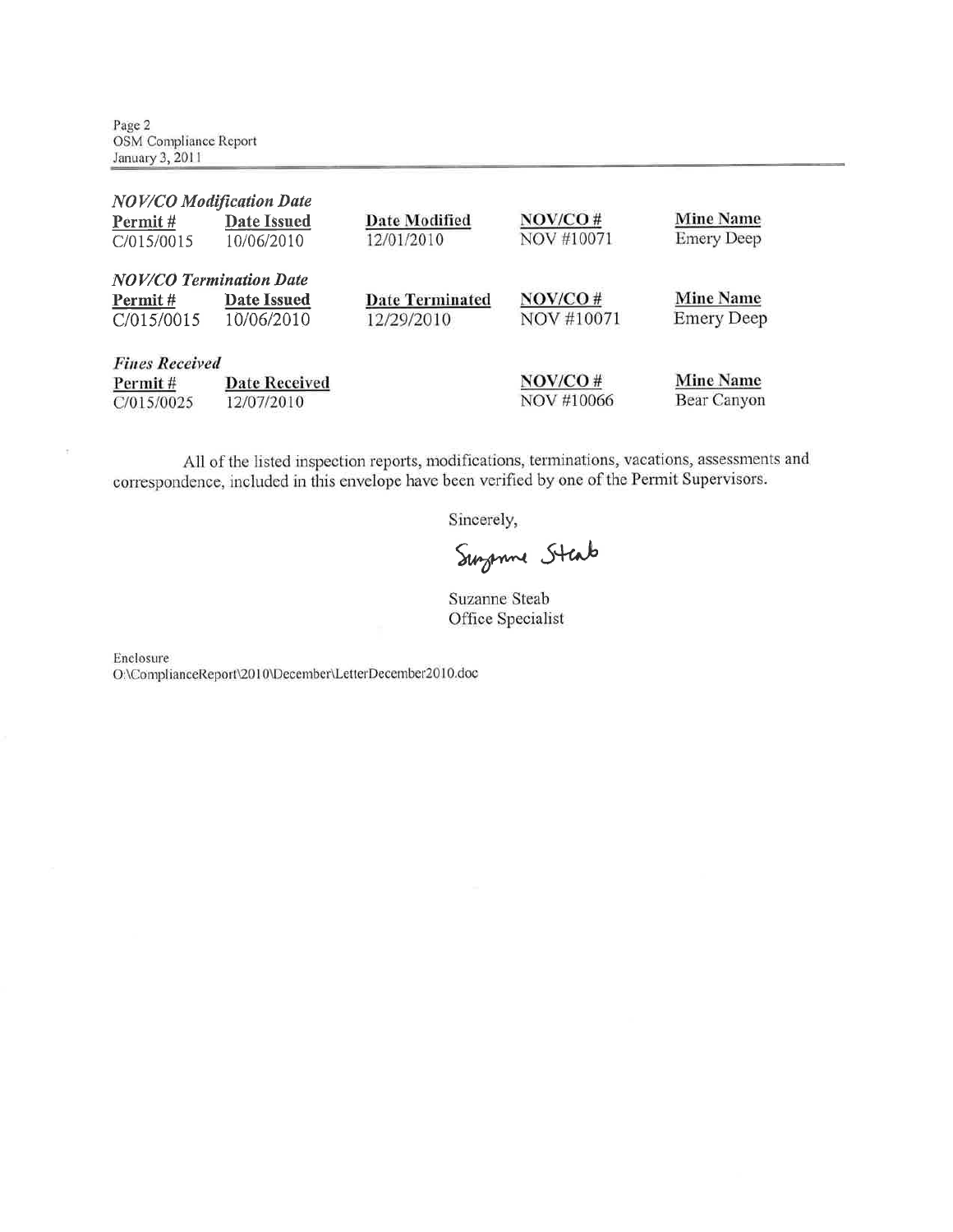*NOV/CO Modification Date*

| Permit # | Date Issued | Date Modified | NOV/CO # | Mine Name |
|---|---|---|---|---|
| C/015/0015 | 10/06/2010 | 12/01/2010 | NOV #10071 | Emery Deep |

*NOV/CO Termination Date*

| Permit # | Date Issued | Date Terminated | NOV/CO # | Mine Name |
|---|---|---|---|---|
| C/015/0015 | 10/06/2010 | 12/29/2010 | NOV #10071 | Emery Deep |

*Fines Received*

| Permit # | Date Received | NOV/CO # | Mine Name |
|---|---|---|---|
| C/015/0025 | 12/07/2010 | NOV #10066 | Bear Canyon |

All of the listed inspection reports, modifications, terminations, vacations, assessments and correspondence, included in this envelope have been verified by one of the Permit Supervisors.

Sincerely,

Suzanne Steab

Suzanne Steab
Office Specialist

Enclosure
O:\ComplianceReport\2010\December\LetterDecember2010.doc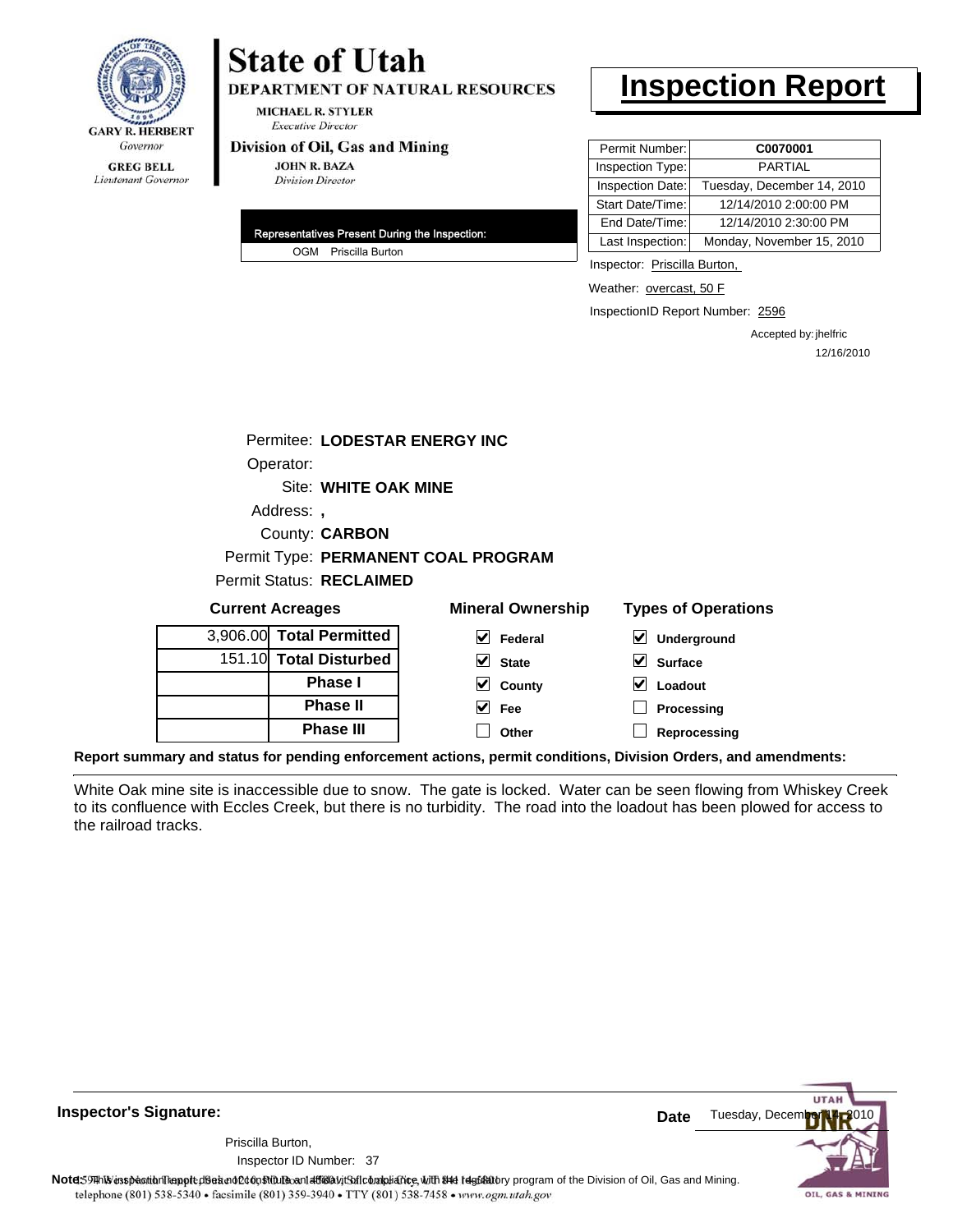**GARY R. HERBERT**
*Governor*

**GREG BELL**
*Lieutenant Governor*

# State of Utah

**DEPARTMENT OF NATURAL RESOURCES**

**MICHAEL R. STYLER**
*Executive Director*

**Division of Oil, Gas and Mining**

**JOHN R. BAZA**
*Division Director*

# Inspection Report

| Permit Number: | **C0070001** |
|---|---|
| Inspection Type: | PARTIAL |
| Inspection Date: | Tuesday, December 14, 2010 |
| Start Date/Time: | 12/14/2010 2:00:00 PM |
| End Date/Time: | 12/14/2010 2:30:00 PM |
| Last Inspection: | Monday, November 15, 2010 |

**Representatives Present During the Inspection:**

OGM Priscilla Burton

Inspector: Priscilla Burton,

Weather: overcast, 50 F

InspectionID Report Number: 2596

Accepted by: jhelfric
12/16/2010

Permitee: **LODESTAR ENERGY INC**
Operator:
Site: **WHITE OAK MINE**
Address: **,**
County: **CARBON**
Permit Type: **PERMANENT COAL PROGRAM**
Permit Status: **RECLAIMED**

**Current Acreages**

| | |
|---|---|
| 3,906.00 | **Total Permitted** |
| 151.10 | **Total Disturbed** |
| | **Phase I** |
| | **Phase II** |
| | **Phase III** |

**Mineral Ownership**

- [x] Federal
- [x] State
- [x] County
- [x] Fee
- [ ] Other

**Types of Operations**

- [x] Underground
- [x] Surface
- [x] Loadout
- [ ] Processing
- [ ] Reprocessing

**Report summary and status for pending enforcement actions, permit conditions, Division Orders, and amendments:**

White Oak mine site is inaccessible due to snow. The gate is locked. Water can be seen flowing from Whiskey Creek to its confluence with Eccles Creek, but there is no turbidity. The road into the loadout has been plowed for access to the railroad tracks.

**Inspector's Signature:**

Priscilla Burton,
Inspector ID Number: 37

**Date** Tuesday, December 14, 2010

**Note:** This inspection report does not constitute an affidavit of compliance with the regulatory program of the Division of Oil, Gas and Mining.

telephone (801) 538-5340 • facsimile (801) 359-3940 • TTY (801) 538-7458 • www.ogm.utah.gov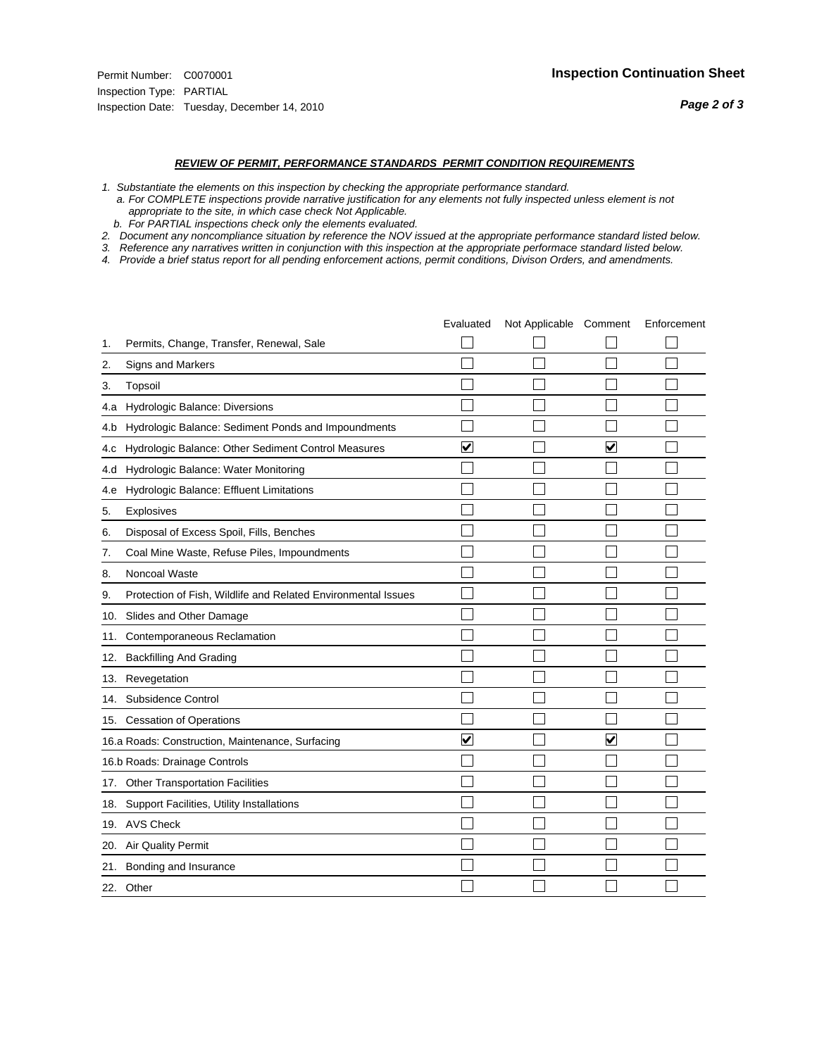Permit Number: C0070001
Inspection Type: PARTIAL
Inspection Date: Tuesday, December 14, 2010

**Inspection Continuation Sheet**

***REVIEW OF PERMIT, PERFORMANCE STANDARDS PERMIT CONDITION REQUIREMENTS***

*1. Substantiate the elements on this inspection by checking the appropriate performance standard.*
*a. For COMPLETE inspections provide narrative justification for any elements not fully inspected unless element is not appropriate to the site, in which case check Not Applicable.*
*b. For PARTIAL inspections check only the elements evaluated.*
*2. Document any noncompliance situation by reference the NOV issued at the appropriate performance standard listed below.*
*3. Reference any narratives written in conjunction with this inspection at the appropriate performace standard listed below.*
*4. Provide a brief status report for all pending enforcement actions, permit conditions, Divison Orders, and amendments.*

| | Evaluated | Not Applicable | Comment | Enforcement |
|---|---|---|---|---|
| 1. Permits, Change, Transfer, Renewal, Sale | ☐ | ☐ | ☐ | ☐ |
| 2. Signs and Markers | ☐ | ☐ | ☐ | ☐ |
| 3. Topsoil | ☐ | ☐ | ☐ | ☐ |
| 4.a Hydrologic Balance: Diversions | ☐ | ☐ | ☐ | ☐ |
| 4.b Hydrologic Balance: Sediment Ponds and Impoundments | ☐ | ☐ | ☐ | ☐ |
| 4.c Hydrologic Balance: Other Sediment Control Measures | ☑ | ☐ | ☑ | ☐ |
| 4.d Hydrologic Balance: Water Monitoring | ☐ | ☐ | ☐ | ☐ |
| 4.e Hydrologic Balance: Effluent Limitations | ☐ | ☐ | ☐ | ☐ |
| 5. Explosives | ☐ | ☐ | ☐ | ☐ |
| 6. Disposal of Excess Spoil, Fills, Benches | ☐ | ☐ | ☐ | ☐ |
| 7. Coal Mine Waste, Refuse Piles, Impoundments | ☐ | ☐ | ☐ | ☐ |
| 8. Noncoal Waste | ☐ | ☐ | ☐ | ☐ |
| 9. Protection of Fish, Wildlife and Related Environmental Issues | ☐ | ☐ | ☐ | ☐ |
| 10. Slides and Other Damage | ☐ | ☐ | ☐ | ☐ |
| 11. Contemporaneous Reclamation | ☐ | ☐ | ☐ | ☐ |
| 12. Backfilling And Grading | ☐ | ☐ | ☐ | ☐ |
| 13. Revegetation | ☐ | ☐ | ☐ | ☐ |
| 14. Subsidence Control | ☐ | ☐ | ☐ | ☐ |
| 15. Cessation of Operations | ☐ | ☐ | ☐ | ☐ |
| 16.a Roads: Construction, Maintenance, Surfacing | ☑ | ☐ | ☑ | ☐ |
| 16.b Roads: Drainage Controls | ☐ | ☐ | ☐ | ☐ |
| 17. Other Transportation Facilities | ☐ | ☐ | ☐ | ☐ |
| 18. Support Facilities, Utility Installations | ☐ | ☐ | ☐ | ☐ |
| 19. AVS Check | ☐ | ☐ | ☐ | ☐ |
| 20. Air Quality Permit | ☐ | ☐ | ☐ | ☐ |
| 21. Bonding and Insurance | ☐ | ☐ | ☐ | ☐ |
| 22. Other | ☐ | ☐ | ☐ | ☐ |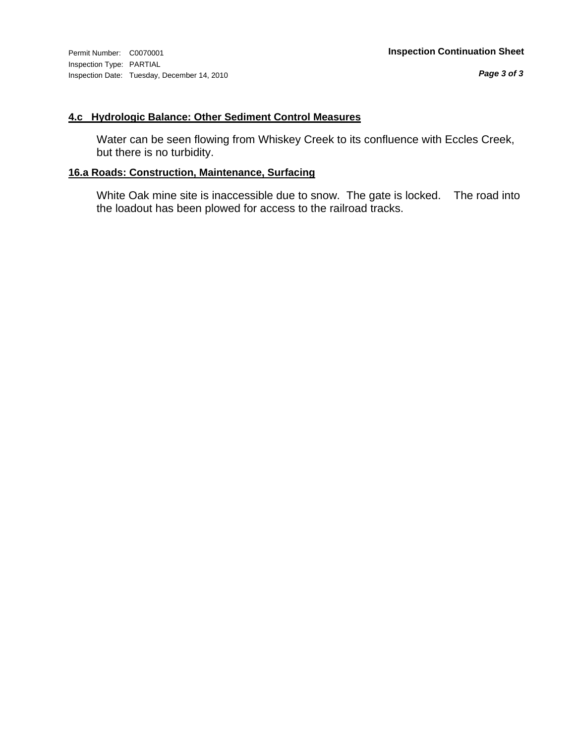#### 4.c Hydrologic Balance: Other Sediment Control Measures

Water can be seen flowing from Whiskey Creek to its confluence with Eccles Creek, but there is no turbidity.

#### 16.a Roads: Construction, Maintenance, Surfacing

White Oak mine site is inaccessible due to snow. The gate is locked. The road into the loadout has been plowed for access to the railroad tracks.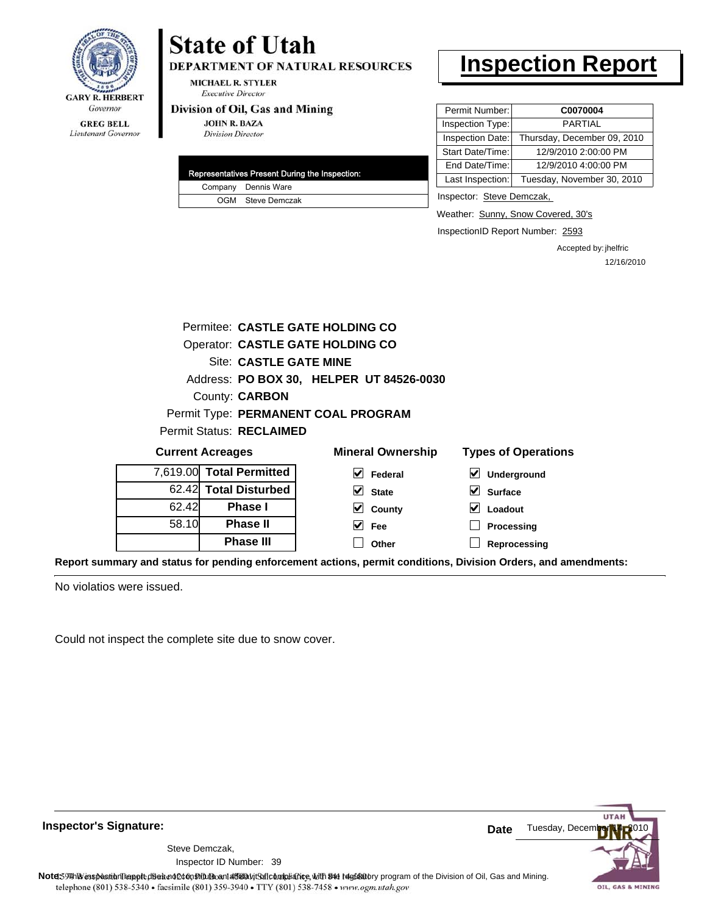**State of Utah**
**DEPARTMENT OF NATURAL RESOURCES**
MICHAEL R. STYLER
*Executive Director*
**Division of Oil, Gas and Mining**
JOHN R. BAZA
*Division Director*

GARY R. HERBERT
*Governor*
GREG BELL
*Lieutenant Governor*

# Inspection Report

| Permit Number: | C0070004 |
|---|---|
| Inspection Type: | PARTIAL |
| Inspection Date: | Thursday, December 09, 2010 |
| Start Date/Time: | 12/9/2010 2:00:00 PM |
| End Date/Time: | 12/9/2010 4:00:00 PM |
| Last Inspection: | Tuesday, November 30, 2010 |

| Representatives Present During the Inspection: | |
|---|---|
| Company | Dennis Ware |
| OGM | Steve Demczak |

Inspector: Steve Demczak,

Weather: Sunny, Snow Covered, 30's

InspectionID Report Number: 2593

Accepted by: jhelfric
12/16/2010

Permitee: **CASTLE GATE HOLDING CO**
Operator: **CASTLE GATE HOLDING CO**
Site: **CASTLE GATE MINE**
Address: **PO BOX 30, HELPER UT 84526-0030**
County: **CARBON**
Permit Type: **PERMANENT COAL PROGRAM**
Permit Status: **RECLAIMED**

**Current Acreages**

| | |
|---|---|
| 7,619.00 | **Total Permitted** |
| 62.42 | **Total Disturbed** |
| 62.42 | **Phase I** |
| 58.10 | **Phase II** |
| | **Phase III** |

**Mineral Ownership**

- [x] Federal
- [x] State
- [x] County
- [x] Fee
- [ ] Other

**Types of Operations**

- [x] Underground
- [x] Surface
- [x] Loadout
- [ ] Processing
- [ ] Reprocessing

**Report summary and status for pending enforcement actions, permit conditions, Division Orders, and amendments:**

No violatios were issued.

Could not inspect the complete site due to snow cover.

**Inspector's Signature:**

Steve Demczak,
Inspector ID Number: 39

**Date** Tuesday, December 14, 2010

**Note:** This inspection report does not constitute an affidavit of compliance with the regulatory program of the Division of Oil, Gas and Mining.
telephone (801) 538-5340 • facsimile (801) 359-3940 • TTY (801) 538-7458 • www.ogm.utah.gov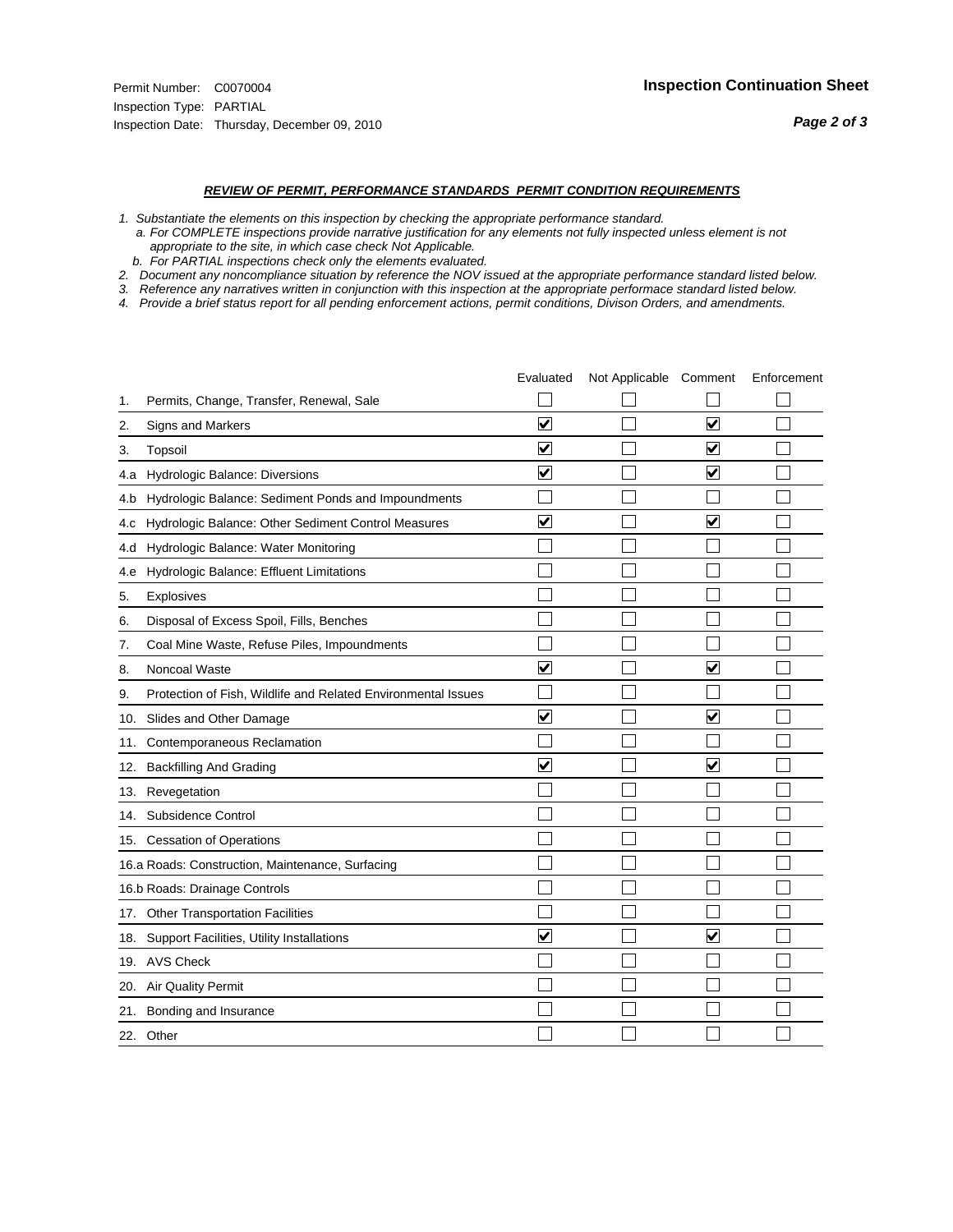Permit Number: C0070004
Inspection Type: PARTIAL
Inspection Date: Thursday, December 09, 2010

**Inspection Continuation Sheet**

***REVIEW OF PERMIT, PERFORMANCE STANDARDS PERMIT CONDITION REQUIREMENTS***

*1. Substantiate the elements on this inspection by checking the appropriate performance standard.*
*a. For COMPLETE inspections provide narrative justification for any elements not fully inspected unless element is not appropriate to the site, in which case check Not Applicable.*
*b. For PARTIAL inspections check only the elements evaluated.*
*2. Document any noncompliance situation by reference the NOV issued at the appropriate performance standard listed below.*
*3. Reference any narratives written in conjunction with this inspection at the appropriate performace standard listed below.*
*4. Provide a brief status report for all pending enforcement actions, permit conditions, Divison Orders, and amendments.*

| | Evaluated | Not Applicable | Comment | Enforcement |
|---|---|---|---|---|
| 1. Permits, Change, Transfer, Renewal, Sale | ☐ | ☐ | ☐ | ☐ |
| 2. Signs and Markers | ☑ | ☐ | ☑ | ☐ |
| 3. Topsoil | ☑ | ☐ | ☑ | ☐ |
| 4.a Hydrologic Balance: Diversions | ☑ | ☐ | ☑ | ☐ |
| 4.b Hydrologic Balance: Sediment Ponds and Impoundments | ☐ | ☐ | ☐ | ☐ |
| 4.c Hydrologic Balance: Other Sediment Control Measures | ☑ | ☐ | ☑ | ☐ |
| 4.d Hydrologic Balance: Water Monitoring | ☐ | ☐ | ☐ | ☐ |
| 4.e Hydrologic Balance: Effluent Limitations | ☐ | ☐ | ☐ | ☐ |
| 5. Explosives | ☐ | ☐ | ☐ | ☐ |
| 6. Disposal of Excess Spoil, Fills, Benches | ☐ | ☐ | ☐ | ☐ |
| 7. Coal Mine Waste, Refuse Piles, Impoundments | ☐ | ☐ | ☐ | ☐ |
| 8. Noncoal Waste | ☑ | ☐ | ☑ | ☐ |
| 9. Protection of Fish, Wildlife and Related Environmental Issues | ☐ | ☐ | ☐ | ☐ |
| 10. Slides and Other Damage | ☑ | ☐ | ☑ | ☐ |
| 11. Contemporaneous Reclamation | ☐ | ☐ | ☐ | ☐ |
| 12. Backfilling And Grading | ☑ | ☐ | ☑ | ☐ |
| 13. Revegetation | ☐ | ☐ | ☐ | ☐ |
| 14. Subsidence Control | ☐ | ☐ | ☐ | ☐ |
| 15. Cessation of Operations | ☐ | ☐ | ☐ | ☐ |
| 16.a Roads: Construction, Maintenance, Surfacing | ☐ | ☐ | ☐ | ☐ |
| 16.b Roads: Drainage Controls | ☐ | ☐ | ☐ | ☐ |
| 17. Other Transportation Facilities | ☐ | ☐ | ☐ | ☐ |
| 18. Support Facilities, Utility Installations | ☑ | ☐ | ☑ | ☐ |
| 19. AVS Check | ☐ | ☐ | ☐ | ☐ |
| 20. Air Quality Permit | ☐ | ☐ | ☐ | ☐ |
| 21. Bonding and Insurance | ☐ | ☐ | ☐ | ☐ |
| 22. Other | ☐ | ☐ | ☐ | ☐ |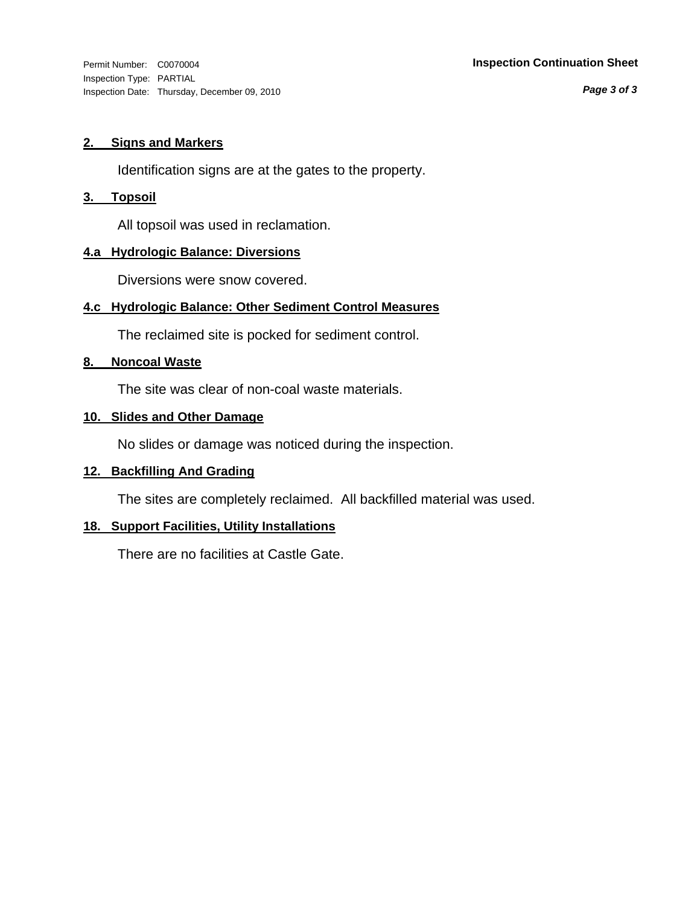Permit Number: C0070004
Inspection Type: PARTIAL
Inspection Date: Thursday, December 09, 2010

**Inspection Continuation Sheet**

## 2. Signs and Markers

Identification signs are at the gates to the property.

## 3. Topsoil

All topsoil was used in reclamation.

## 4.a Hydrologic Balance: Diversions

Diversions were snow covered.

## 4.c Hydrologic Balance: Other Sediment Control Measures

The reclaimed site is pocked for sediment control.

## 8. Noncoal Waste

The site was clear of non-coal waste materials.

## 10. Slides and Other Damage

No slides or damage was noticed during the inspection.

## 12. Backfilling And Grading

The sites are completely reclaimed. All backfilled material was used.

## 18. Support Facilities, Utility Installations

There are no facilities at Castle Gate.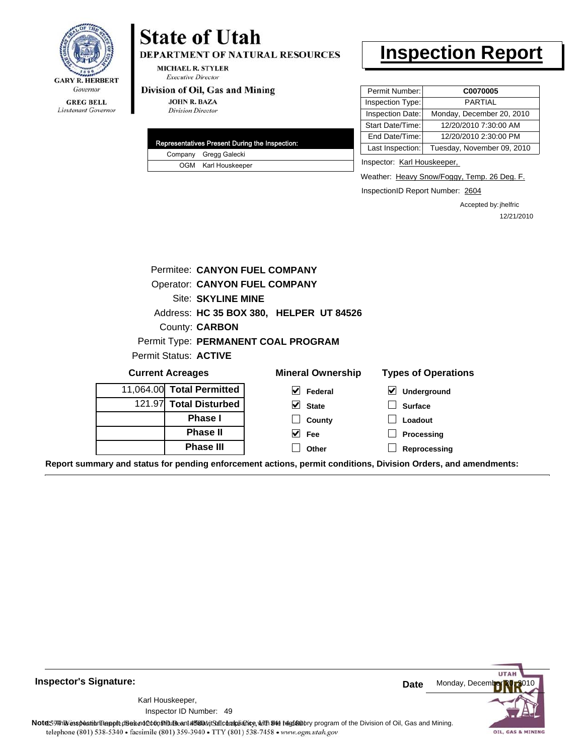GARY R. HERBERT
*Governor*

GREG BELL
*Lieutenant Governor*

# State of Utah

**DEPARTMENT OF NATURAL RESOURCES**

MICHAEL R. STYLER
*Executive Director*

**Division of Oil, Gas and Mining**

JOHN R. BAZA
*Division Director*

# Inspection Report

| Permit Number: | **C0070005** |
|---|---|
| Inspection Type: | PARTIAL |
| Inspection Date: | Monday, December 20, 2010 |
| Start Date/Time: | 12/20/2010 7:30:00 AM |
| End Date/Time: | 12/20/2010 2:30:00 PM |
| Last Inspection: | Tuesday, November 09, 2010 |

| Representatives Present During the Inspection: | |
|---|---|
| Company | Gregg Galecki |
| OGM | Karl Houskeeper |

Inspector: Karl Houskeeper,

Weather: Heavy Snow/Foggy, Temp. 26 Deg. F.

InspectionID Report Number: 2604

Accepted by: jhelfric
12/21/2010

Permitee: **CANYON FUEL COMPANY**
Operator: **CANYON FUEL COMPANY**
Site: **SKYLINE MINE**
Address: **HC 35 BOX 380, HELPER UT 84526**
County: **CARBON**
Permit Type: **PERMANENT COAL PROGRAM**
Permit Status: **ACTIVE**

**Current Acreages**

| | |
|---|---|
| 11,064.00 | **Total Permitted** |
| 121.97 | **Total Disturbed** |
| | **Phase I** |
| | **Phase II** |
| | **Phase III** |

**Mineral Ownership**

- [x] Federal
- [x] State
- [ ] County
- [x] Fee
- [ ] Other

**Types of Operations**

- [x] Underground
- [ ] Surface
- [ ] Loadout
- [ ] Processing
- [ ] Reprocessing

**Report summary and status for pending enforcement actions, permit conditions, Division Orders, and amendments:**

**Inspector's Signature:**

Karl Houskeeper,
Inspector ID Number: 49

**Date** Monday, December 20, 2010

**Note:** This inspection report does not constitute an affidavit of compliance with the regulatory program of the Division of Oil, Gas and Mining.
telephone (801) 538-5340 • facsimile (801) 359-3940 • TTY (801) 538-7458 • www.ogm.utah.gov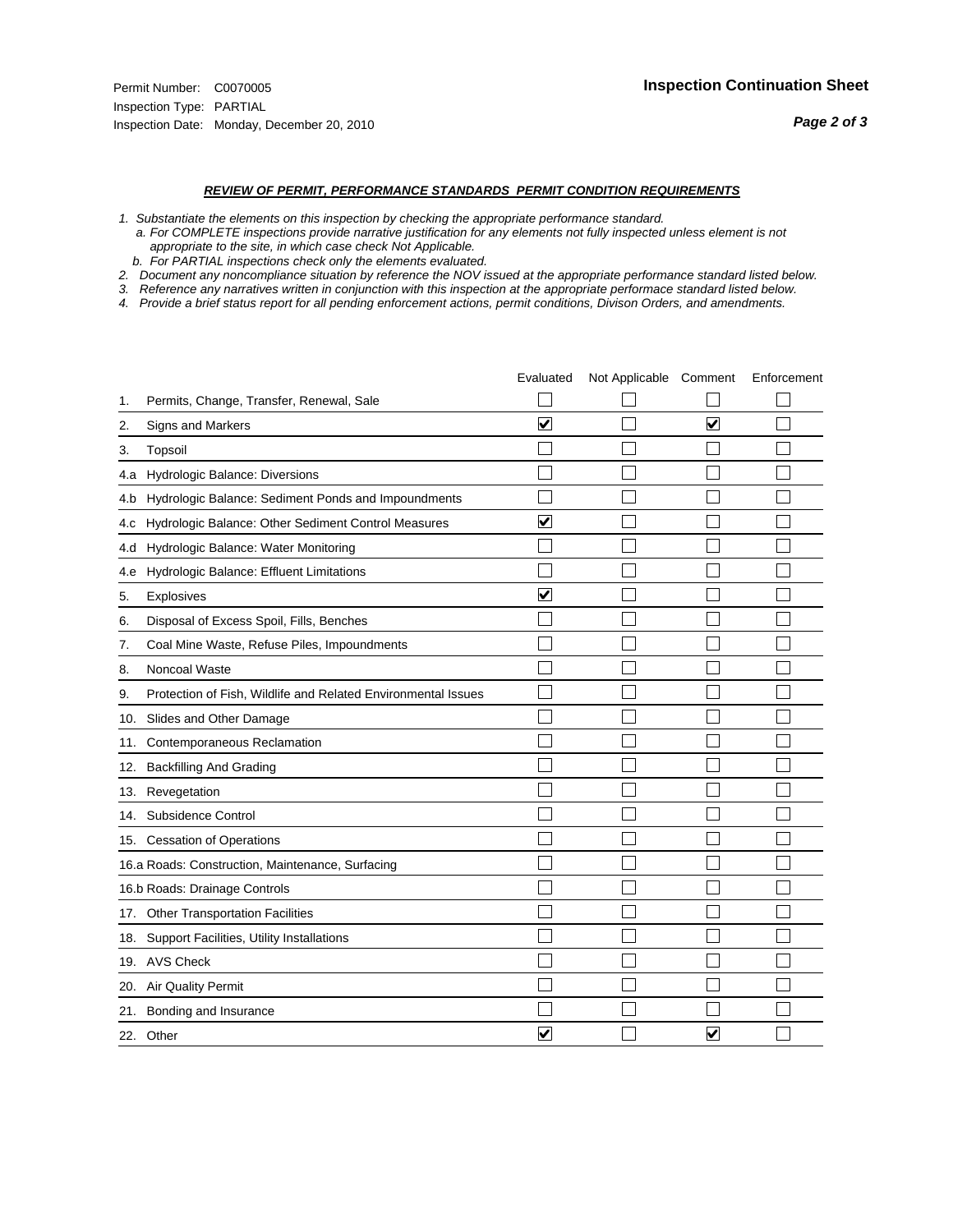Permit Number: C0070005
Inspection Type: PARTIAL
Inspection Date: Monday, December 20, 2010

## Inspection Continuation Sheet

### *REVIEW OF PERMIT, PERFORMANCE STANDARDS PERMIT CONDITION REQUIREMENTS*

*1. Substantiate the elements on this inspection by checking the appropriate performance standard.*
*a. For COMPLETE inspections provide narrative justification for any elements not fully inspected unless element is not appropriate to the site, in which case check Not Applicable.*
*b. For PARTIAL inspections check only the elements evaluated.*
*2. Document any noncompliance situation by reference the NOV issued at the appropriate performance standard listed below.*
*3. Reference any narratives written in conjunction with this inspection at the appropriate performace standard listed below.*
*4. Provide a brief status report for all pending enforcement actions, permit conditions, Divison Orders, and amendments.*

| | Evaluated | Not Applicable | Comment | Enforcement |
|---|---|---|---|---|
| 1. Permits, Change, Transfer, Renewal, Sale | ☐ | ☐ | ☐ | ☐ |
| 2. Signs and Markers | ☑ | ☐ | ☑ | ☐ |
| 3. Topsoil | ☐ | ☐ | ☐ | ☐ |
| 4.a Hydrologic Balance: Diversions | ☐ | ☐ | ☐ | ☐ |
| 4.b Hydrologic Balance: Sediment Ponds and Impoundments | ☐ | ☐ | ☐ | ☐ |
| 4.c Hydrologic Balance: Other Sediment Control Measures | ☑ | ☐ | ☐ | ☐ |
| 4.d Hydrologic Balance: Water Monitoring | ☐ | ☐ | ☐ | ☐ |
| 4.e Hydrologic Balance: Effluent Limitations | ☐ | ☐ | ☐ | ☐ |
| 5. Explosives | ☑ | ☐ | ☐ | ☐ |
| 6. Disposal of Excess Spoil, Fills, Benches | ☐ | ☐ | ☐ | ☐ |
| 7. Coal Mine Waste, Refuse Piles, Impoundments | ☐ | ☐ | ☐ | ☐ |
| 8. Noncoal Waste | ☐ | ☐ | ☐ | ☐ |
| 9. Protection of Fish, Wildlife and Related Environmental Issues | ☐ | ☐ | ☐ | ☐ |
| 10. Slides and Other Damage | ☐ | ☐ | ☐ | ☐ |
| 11. Contemporaneous Reclamation | ☐ | ☐ | ☐ | ☐ |
| 12. Backfilling And Grading | ☐ | ☐ | ☐ | ☐ |
| 13. Revegetation | ☐ | ☐ | ☐ | ☐ |
| 14. Subsidence Control | ☐ | ☐ | ☐ | ☐ |
| 15. Cessation of Operations | ☐ | ☐ | ☐ | ☐ |
| 16.a Roads: Construction, Maintenance, Surfacing | ☐ | ☐ | ☐ | ☐ |
| 16.b Roads: Drainage Controls | ☐ | ☐ | ☐ | ☐ |
| 17. Other Transportation Facilities | ☐ | ☐ | ☐ | ☐ |
| 18. Support Facilities, Utility Installations | ☐ | ☐ | ☐ | ☐ |
| 19. AVS Check | ☐ | ☐ | ☐ | ☐ |
| 20. Air Quality Permit | ☐ | ☐ | ☐ | ☐ |
| 21. Bonding and Insurance | ☐ | ☐ | ☐ | ☐ |
| 22. Other | ☑ | ☐ | ☑ | ☐ |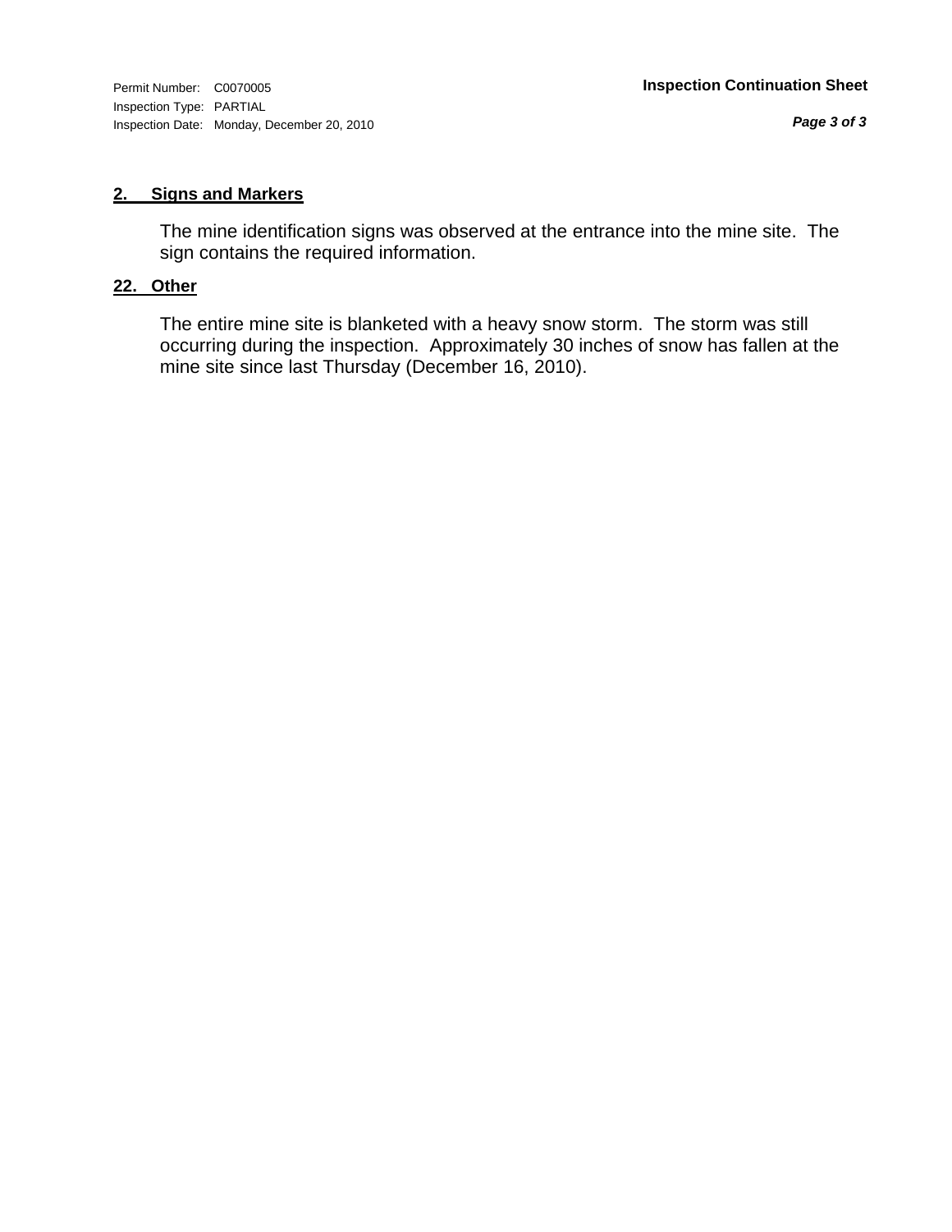Permit Number: C0070005
Inspection Type: PARTIAL
Inspection Date: Monday, December 20, 2010

**Inspection Continuation Sheet**

## 2. Signs and Markers

The mine identification signs was observed at the entrance into the mine site. The sign contains the required information.

## 22. Other

The entire mine site is blanketed with a heavy snow storm. The storm was still occurring during the inspection. Approximately 30 inches of snow has fallen at the mine site since last Thursday (December 16, 2010).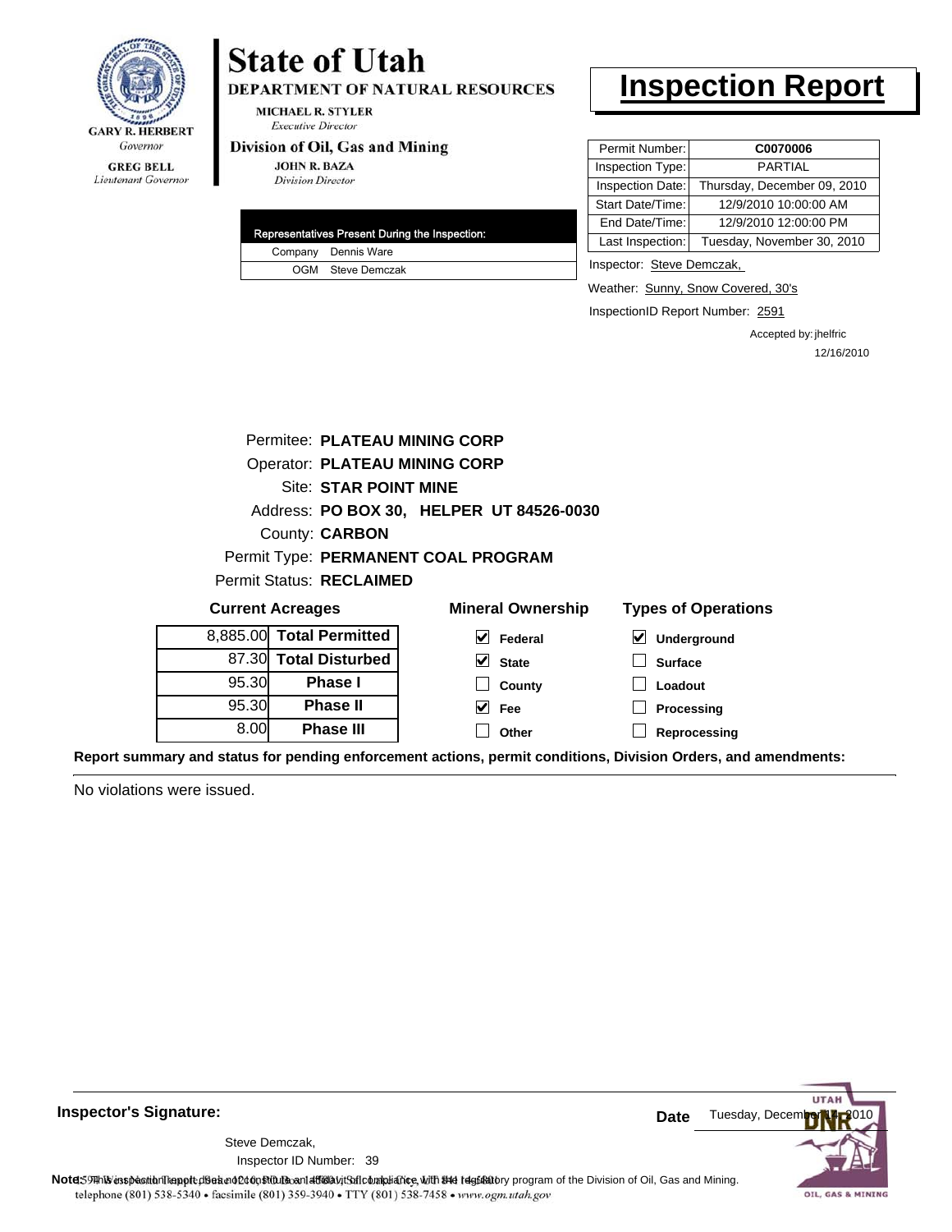**State of Utah**

**DEPARTMENT OF NATURAL RESOURCES**

MICHAEL R. STYLER
*Executive Director*

**Division of Oil, Gas and Mining**

JOHN R. BAZA
*Division Director*

GARY R. HERBERT
*Governor*

GREG BELL
*Lieutenant Governor*

# Inspection Report

| Permit Number: | C0070006 |
|---|---|
| Inspection Type: | PARTIAL |
| Inspection Date: | Thursday, December 09, 2010 |
| Start Date/Time: | 12/9/2010 10:00:00 AM |
| End Date/Time: | 12/9/2010 12:00:00 PM |
| Last Inspection: | Tuesday, November 30, 2010 |

| Representatives Present During the Inspection: | |
|---|---|
| Company | Dennis Ware |
| OGM | Steve Demczak |

Inspector: Steve Demczak,

Weather: Sunny, Snow Covered, 30's

InspectionID Report Number: 2591

Accepted by: jhelfric
12/16/2010

Permitee: **PLATEAU MINING CORP**
Operator: **PLATEAU MINING CORP**
Site: **STAR POINT MINE**
Address: **PO BOX 30, HELPER UT 84526-0030**
County: **CARBON**
Permit Type: **PERMANENT COAL PROGRAM**
Permit Status: **RECLAIMED**

**Current Acreages**

| | |
|---|---|
| 8,885.00 | **Total Permitted** |
| 87.30 | **Total Disturbed** |
| 95.30 | **Phase I** |
| 95.30 | **Phase II** |
| 8.00 | **Phase III** |

**Mineral Ownership**

- [x] Federal
- [x] State
- [ ] County
- [x] Fee
- [ ] Other

**Types of Operations**

- [x] Underground
- [ ] Surface
- [ ] Loadout
- [ ] Processing
- [ ] Reprocessing

**Report summary and status for pending enforcement actions, permit conditions, Division Orders, and amendments:**

No violations were issued.

**Inspector's Signature:**

Steve Demczak,
Inspector ID Number: 39

**Date** Tuesday, December 14, 2010

**Note:** This inspection report does not constitute an affidavit of compliance with the regulatory program of the Division of Oil, Gas and Mining.

1594 West North Temple, Suite 1210, PO Box 145801, Salt Lake City, UT 84114-5801
telephone (801) 538-5340 • facsimile (801) 359-3940 • TTY (801) 538-7458 • www.ogm.utah.gov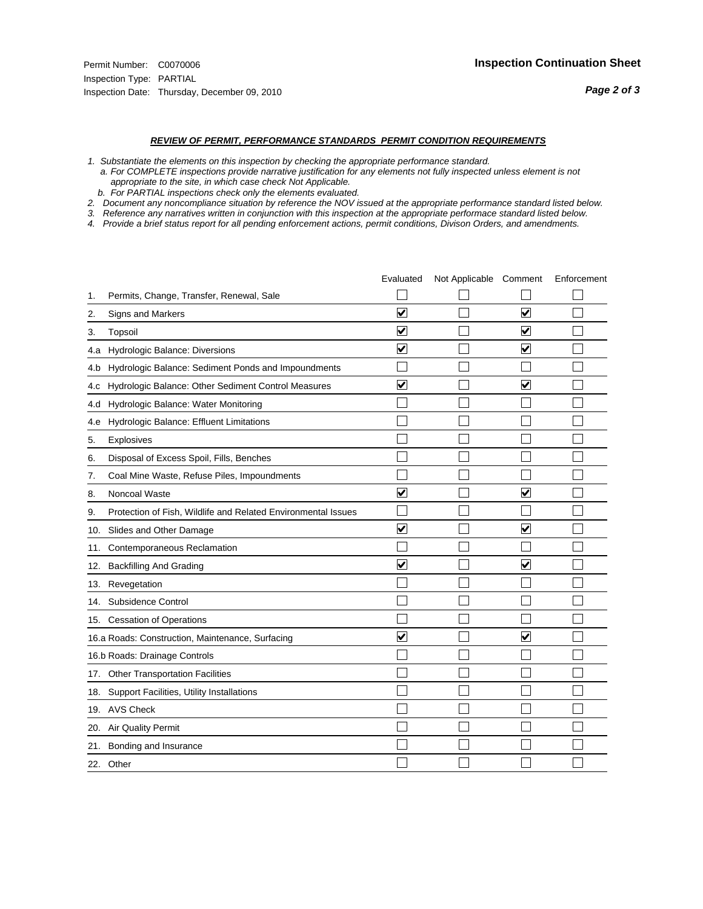Permit Number: C0070006

Inspection Type: PARTIAL

Inspection Date: Thursday, December 09, 2010

**Inspection Continuation Sheet**

## *REVIEW OF PERMIT, PERFORMANCE STANDARDS PERMIT CONDITION REQUIREMENTS*

*1. Substantiate the elements on this inspection by checking the appropriate performance standard.*
   *a. For COMPLETE inspections provide narrative justification for any elements not fully inspected unless element is not appropriate to the site, in which case check Not Applicable.*
   *b. For PARTIAL inspections check only the elements evaluated.*
*2. Document any noncompliance situation by reference the NOV issued at the appropriate performance standard listed below.*
*3. Reference any narratives written in conjunction with this inspection at the appropriate performace standard listed below.*
*4. Provide a brief status report for all pending enforcement actions, permit conditions, Divison Orders, and amendments.*

| | Evaluated | Not Applicable | Comment | Enforcement |
|---|---|---|---|---|
| 1. Permits, Change, Transfer, Renewal, Sale | ☐ | ☐ | ☐ | ☐ |
| 2. Signs and Markers | ☑ | ☐ | ☑ | ☐ |
| 3. Topsoil | ☑ | ☐ | ☑ | ☐ |
| 4.a Hydrologic Balance: Diversions | ☑ | ☐ | ☑ | ☐ |
| 4.b Hydrologic Balance: Sediment Ponds and Impoundments | ☐ | ☐ | ☐ | ☐ |
| 4.c Hydrologic Balance: Other Sediment Control Measures | ☑ | ☐ | ☑ | ☐ |
| 4.d Hydrologic Balance: Water Monitoring | ☐ | ☐ | ☐ | ☐ |
| 4.e Hydrologic Balance: Effluent Limitations | ☐ | ☐ | ☐ | ☐ |
| 5. Explosives | ☐ | ☐ | ☐ | ☐ |
| 6. Disposal of Excess Spoil, Fills, Benches | ☐ | ☐ | ☐ | ☐ |
| 7. Coal Mine Waste, Refuse Piles, Impoundments | ☐ | ☐ | ☐ | ☐ |
| 8. Noncoal Waste | ☑ | ☐ | ☑ | ☐ |
| 9. Protection of Fish, Wildlife and Related Environmental Issues | ☐ | ☐ | ☐ | ☐ |
| 10. Slides and Other Damage | ☑ | ☐ | ☑ | ☐ |
| 11. Contemporaneous Reclamation | ☐ | ☐ | ☐ | ☐ |
| 12. Backfilling And Grading | ☑ | ☐ | ☑ | ☐ |
| 13. Revegetation | ☐ | ☐ | ☐ | ☐ |
| 14. Subsidence Control | ☐ | ☐ | ☐ | ☐ |
| 15. Cessation of Operations | ☐ | ☐ | ☐ | ☐ |
| 16.a Roads: Construction, Maintenance, Surfacing | ☑ | ☐ | ☑ | ☐ |
| 16.b Roads: Drainage Controls | ☐ | ☐ | ☐ | ☐ |
| 17. Other Transportation Facilities | ☐ | ☐ | ☐ | ☐ |
| 18. Support Facilities, Utility Installations | ☐ | ☐ | ☐ | ☐ |
| 19. AVS Check | ☐ | ☐ | ☐ | ☐ |
| 20. Air Quality Permit | ☐ | ☐ | ☐ | ☐ |
| 21. Bonding and Insurance | ☐ | ☐ | ☐ | ☐ |
| 22. Other | ☐ | ☐ | ☐ | ☐ |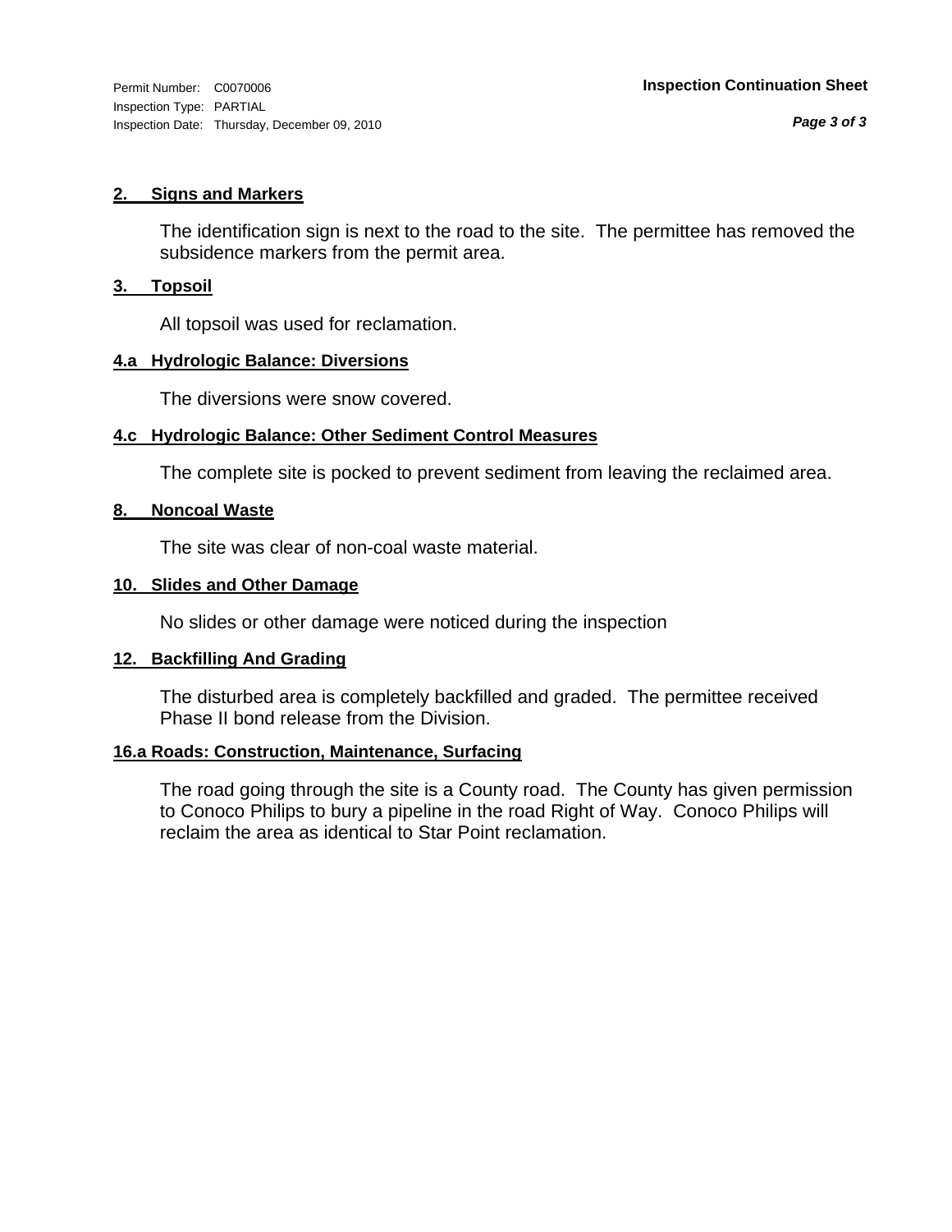Permit Number: C0070006
Inspection Type: PARTIAL
Inspection Date: Thursday, December 09, 2010

**Inspection Continuation Sheet**

### 2. Signs and Markers

The identification sign is next to the road to the site. The permittee has removed the subsidence markers from the permit area.

### 3. Topsoil

All topsoil was used for reclamation.

### 4.a Hydrologic Balance: Diversions

The diversions were snow covered.

### 4.c Hydrologic Balance: Other Sediment Control Measures

The complete site is pocked to prevent sediment from leaving the reclaimed area.

### 8. Noncoal Waste

The site was clear of non-coal waste material.

### 10. Slides and Other Damage

No slides or other damage were noticed during the inspection

### 12. Backfilling And Grading

The disturbed area is completely backfilled and graded. The permittee received Phase II bond release from the Division.

### 16.a Roads: Construction, Maintenance, Surfacing

The road going through the site is a County road. The County has given permission to Conoco Philips to bury a pipeline in the road Right of Way. Conoco Philips will reclaim the area as identical to Star Point reclamation.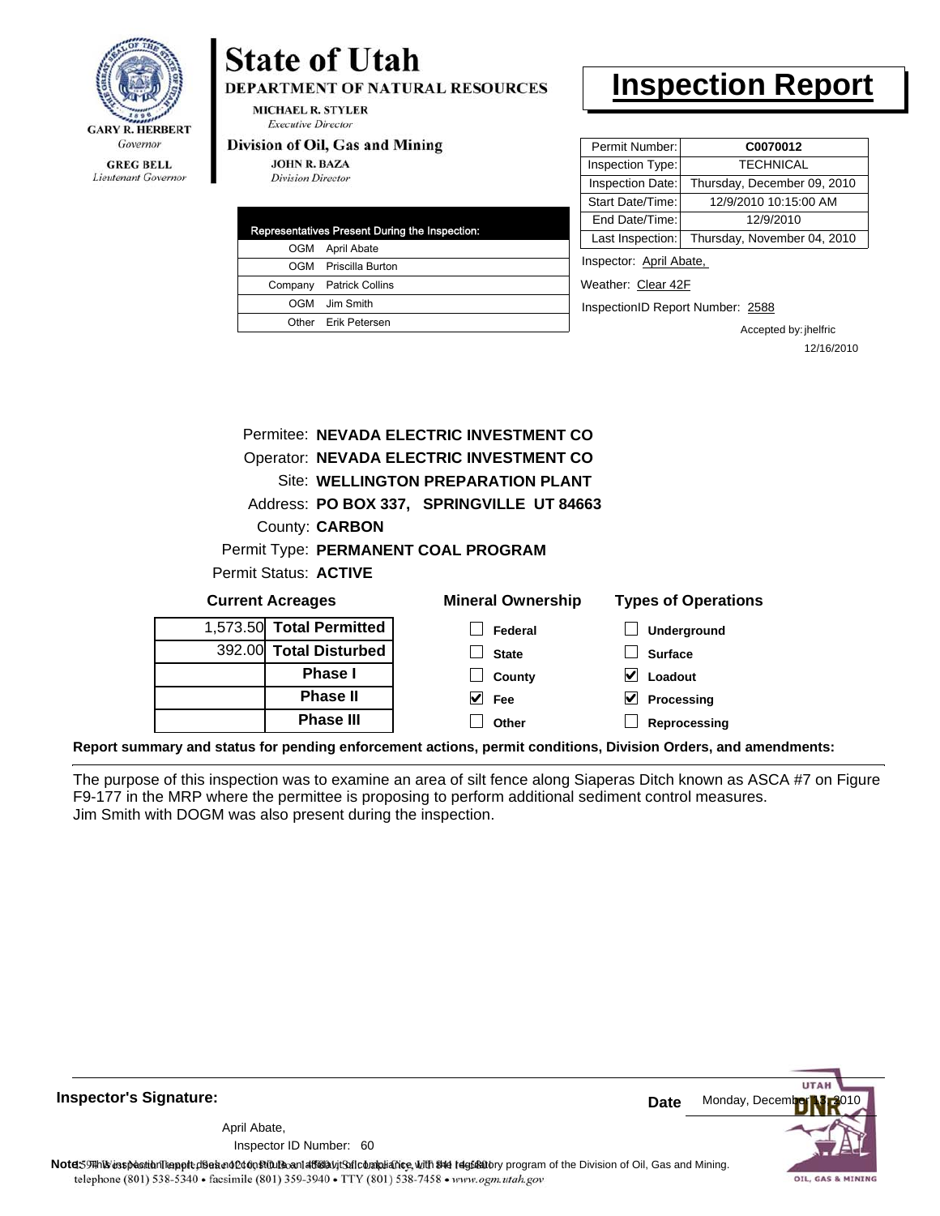# State of Utah

**DEPARTMENT OF NATURAL RESOURCES**

MICHAEL R. STYLER
*Executive Director*

**Division of Oil, Gas and Mining**

JOHN R. BAZA
*Division Director*

GARY R. HERBERT
*Governor*

GREG BELL
*Lieutenant Governor*

# Inspection Report

| Permit Number: | C0070012 |
|---|---|
| Inspection Type: | TECHNICAL |
| Inspection Date: | Thursday, December 09, 2010 |
| Start Date/Time: | 12/9/2010 10:15:00 AM |
| End Date/Time: | 12/9/2010 |
| Last Inspection: | Thursday, November 04, 2010 |

Inspector: April Abate,

Weather: Clear 42F

InspectionID Report Number: 2588

Accepted by: jhelfric
12/16/2010

| Representatives Present During the Inspection: | |
|---|---|
| OGM | April Abate |
| OGM | Priscilla Burton |
| Company | Patrick Collins |
| OGM | Jim Smith |
| Other | Erik Petersen |

Permitee: **NEVADA ELECTRIC INVESTMENT CO**
Operator: **NEVADA ELECTRIC INVESTMENT CO**
Site: **WELLINGTON PREPARATION PLANT**
Address: **PO BOX 337, SPRINGVILLE UT 84663**
County: **CARBON**
Permit Type: **PERMANENT COAL PROGRAM**
Permit Status: **ACTIVE**

**Current Acreages**

| | |
|---|---|
| 1,573.50 | **Total Permitted** |
| 392.00 | **Total Disturbed** |
| | **Phase I** |
| | **Phase II** |
| | **Phase III** |

**Mineral Ownership**

- [ ] Federal
- [ ] State
- [ ] County
- [x] Fee
- [ ] Other

**Types of Operations**

- [ ] Underground
- [ ] Surface
- [x] Loadout
- [x] Processing
- [ ] Reprocessing

**Report summary and status for pending enforcement actions, permit conditions, Division Orders, and amendments:**

The purpose of this inspection was to examine an area of silt fence along Siaperas Ditch known as ASCA #7 on Figure F9-177 in the MRP where the permittee is proposing to perform additional sediment control measures.
Jim Smith with DOGM was also present during the inspection.

**Inspector's Signature:**

April Abate,
Inspector ID Number: 60

**Date** Monday, December 13, 2010

**Note:** This inspection report does not constitute an affidavit of compliance with the regulatory program of the Division of Oil, Gas and Mining.
1594 West North Temple, Suite 1210, PO Box 145801, Salt Lake City, UT 84114-5801
telephone (801) 538-5340 • facsimile (801) 359-3940 • TTY (801) 538-7458 • www.ogm.utah.gov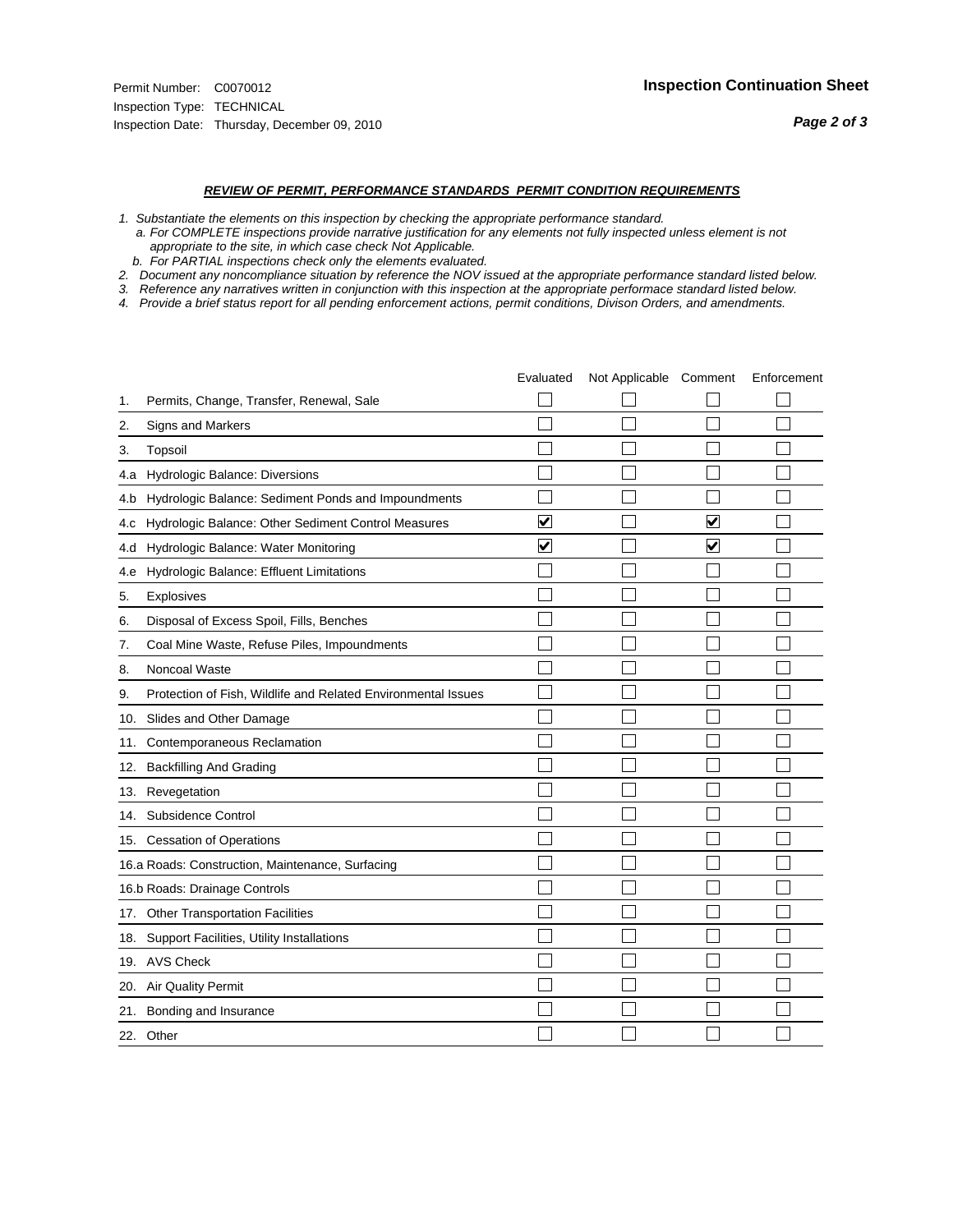Permit Number: C0070012
Inspection Type: TECHNICAL
Inspection Date: Thursday, December 09, 2010

## Inspection Continuation Sheet

### *REVIEW OF PERMIT, PERFORMANCE STANDARDS PERMIT CONDITION REQUIREMENTS*

*1. Substantiate the elements on this inspection by checking the appropriate performance standard.*
*a. For COMPLETE inspections provide narrative justification for any elements not fully inspected unless element is not appropriate to the site, in which case check Not Applicable.*
*b. For PARTIAL inspections check only the elements evaluated.*
*2. Document any noncompliance situation by reference the NOV issued at the appropriate performance standard listed below.*
*3. Reference any narratives written in conjunction with this inspection at the appropriate performace standard listed below.*
*4. Provide a brief status report for all pending enforcement actions, permit conditions, Divison Orders, and amendments.*

| | | Evaluated | Not Applicable | Comment | Enforcement |
|---|---|---|---|---|---|
| 1. | Permits, Change, Transfer, Renewal, Sale | ☐ | ☐ | ☐ | ☐ |
| 2. | Signs and Markers | ☐ | ☐ | ☐ | ☐ |
| 3. | Topsoil | ☐ | ☐ | ☐ | ☐ |
| 4.a | Hydrologic Balance: Diversions | ☐ | ☐ | ☐ | ☐ |
| 4.b | Hydrologic Balance: Sediment Ponds and Impoundments | ☐ | ☐ | ☐ | ☐ |
| 4.c | Hydrologic Balance: Other Sediment Control Measures | ☑ | ☐ | ☑ | ☐ |
| 4.d | Hydrologic Balance: Water Monitoring | ☑ | ☐ | ☑ | ☐ |
| 4.e | Hydrologic Balance: Effluent Limitations | ☐ | ☐ | ☐ | ☐ |
| 5. | Explosives | ☐ | ☐ | ☐ | ☐ |
| 6. | Disposal of Excess Spoil, Fills, Benches | ☐ | ☐ | ☐ | ☐ |
| 7. | Coal Mine Waste, Refuse Piles, Impoundments | ☐ | ☐ | ☐ | ☐ |
| 8. | Noncoal Waste | ☐ | ☐ | ☐ | ☐ |
| 9. | Protection of Fish, Wildlife and Related Environmental Issues | ☐ | ☐ | ☐ | ☐ |
| 10. | Slides and Other Damage | ☐ | ☐ | ☐ | ☐ |
| 11. | Contemporaneous Reclamation | ☐ | ☐ | ☐ | ☐ |
| 12. | Backfilling And Grading | ☐ | ☐ | ☐ | ☐ |
| 13. | Revegetation | ☐ | ☐ | ☐ | ☐ |
| 14. | Subsidence Control | ☐ | ☐ | ☐ | ☐ |
| 15. | Cessation of Operations | ☐ | ☐ | ☐ | ☐ |
| 16.a | Roads: Construction, Maintenance, Surfacing | ☐ | ☐ | ☐ | ☐ |
| 16.b | Roads: Drainage Controls | ☐ | ☐ | ☐ | ☐ |
| 17. | Other Transportation Facilities | ☐ | ☐ | ☐ | ☐ |
| 18. | Support Facilities, Utility Installations | ☐ | ☐ | ☐ | ☐ |
| 19. | AVS Check | ☐ | ☐ | ☐ | ☐ |
| 20. | Air Quality Permit | ☐ | ☐ | ☐ | ☐ |
| 21. | Bonding and Insurance | ☐ | ☐ | ☐ | ☐ |
| 22. | Other | ☐ | ☐ | ☐ | ☐ |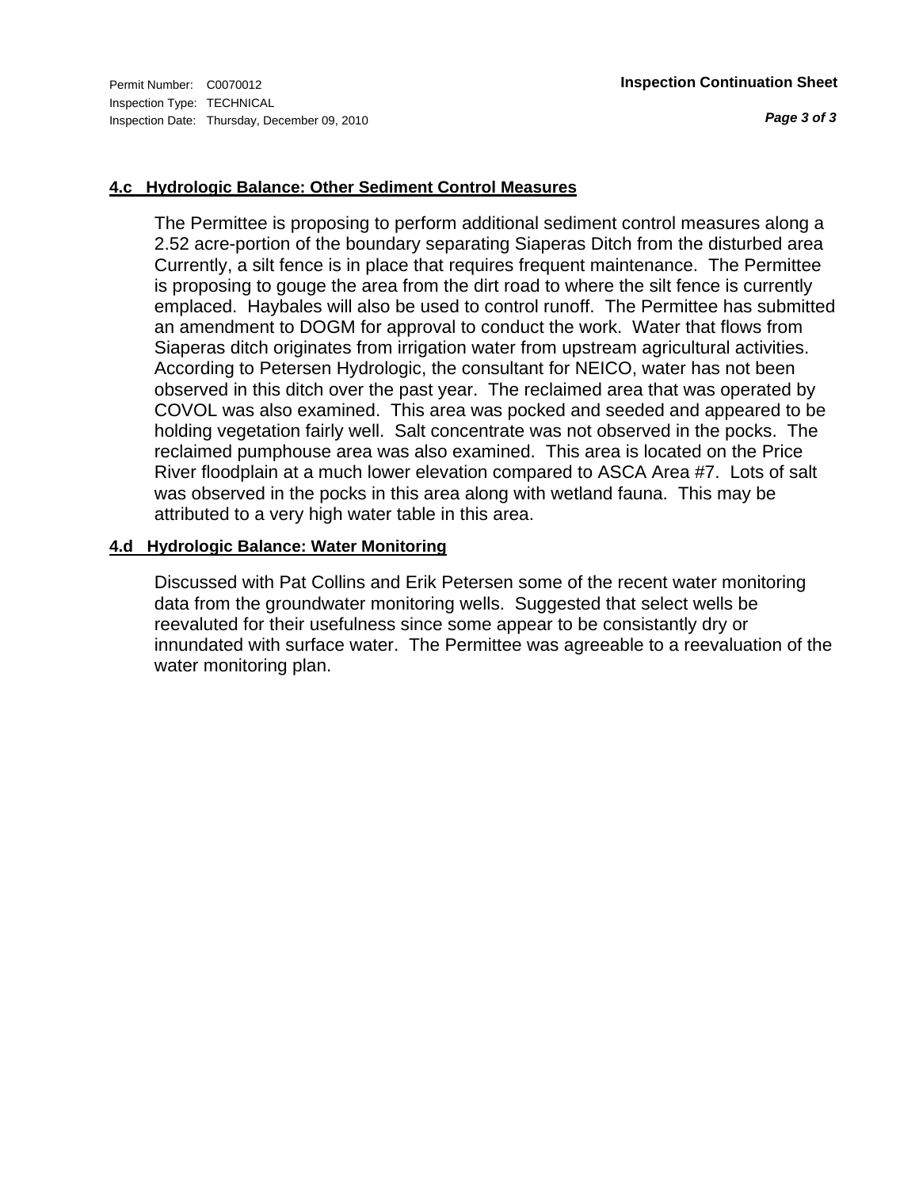## 4.c Hydrologic Balance: Other Sediment Control Measures

The Permittee is proposing to perform additional sediment control measures along a 2.52 acre-portion of the boundary separating Siaperas Ditch from the disturbed area Currently, a silt fence is in place that requires frequent maintenance. The Permittee is proposing to gouge the area from the dirt road to where the silt fence is currently emplaced. Haybales will also be used to control runoff. The Permittee has submitted an amendment to DOGM for approval to conduct the work. Water that flows from Siaperas ditch originates from irrigation water from upstream agricultural activities. According to Petersen Hydrologic, the consultant for NEICO, water has not been observed in this ditch over the past year. The reclaimed area that was operated by COVOL was also examined. This area was pocked and seeded and appeared to be holding vegetation fairly well. Salt concentrate was not observed in the pocks. The reclaimed pumphouse area was also examined. This area is located on the Price River floodplain at a much lower elevation compared to ASCA Area #7. Lots of salt was observed in the pocks in this area along with wetland fauna. This may be attributed to a very high water table in this area.

## 4.d Hydrologic Balance: Water Monitoring

Discussed with Pat Collins and Erik Petersen some of the recent water monitoring data from the groundwater monitoring wells. Suggested that select wells be reevaluted for their usefulness since some appear to be consistantly dry or innundated with surface water. The Permittee was agreeable to a reevaluation of the water monitoring plan.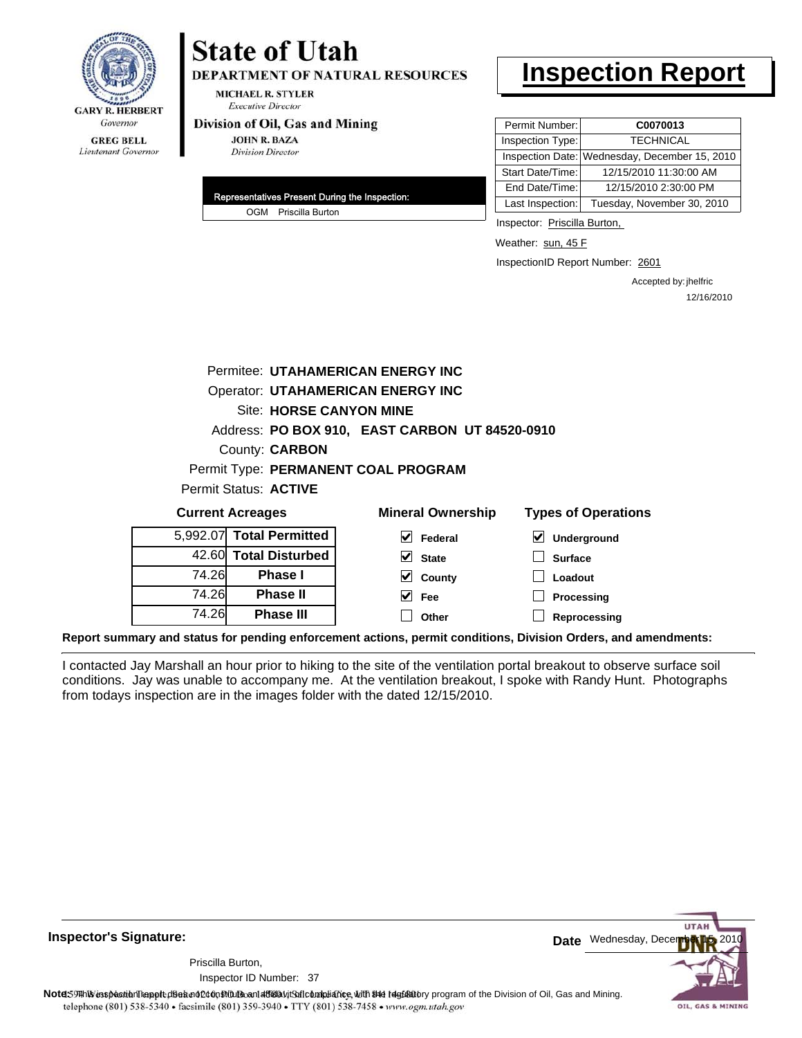**State of Utah**

**DEPARTMENT OF NATURAL RESOURCES**

MICHAEL R. STYLER
*Executive Director*

**Division of Oil, Gas and Mining**

JOHN R. BAZA
*Division Director*

GARY R. HERBERT
*Governor*

GREG BELL
*Lieutenant Governor*

# Inspection Report

| | |
|---|---|
| Permit Number: | **C0070013** |
| Inspection Type: | TECHNICAL |
| Inspection Date: | Wednesday, December 15, 2010 |
| Start Date/Time: | 12/15/2010 11:30:00 AM |
| End Date/Time: | 12/15/2010 2:30:00 PM |
| Last Inspection: | Tuesday, November 30, 2010 |

Representatives Present During the Inspection:

OGM Priscilla Burton

Inspector: Priscilla Burton,

Weather: sun, 45 F

InspectionID Report Number: 2601

Accepted by: jhelfric
12/16/2010

Permitee: **UTAHAMERICAN ENERGY INC**
Operator: **UTAHAMERICAN ENERGY INC**
Site: **HORSE CANYON MINE**
Address: **PO BOX 910, EAST CARBON UT 84520-0910**
County: **CARBON**
Permit Type: **PERMANENT COAL PROGRAM**
Permit Status: **ACTIVE**

**Current Acreages**

| | |
|---|---|
| 5,992.07 | **Total Permitted** |
| 42.60 | **Total Disturbed** |
| 74.26 | **Phase I** |
| 74.26 | **Phase II** |
| 74.26 | **Phase III** |

**Mineral Ownership**

- [x] Federal
- [x] State
- [x] County
- [x] Fee
- [ ] Other

**Types of Operations**

- [x] Underground
- [ ] Surface
- [ ] Loadout
- [ ] Processing
- [ ] Reprocessing

**Report summary and status for pending enforcement actions, permit conditions, Division Orders, and amendments:**

I contacted Jay Marshall an hour prior to hiking to the site of the ventilation portal breakout to observe surface soil conditions. Jay was unable to accompany me. At the ventilation breakout, I spoke with Randy Hunt. Photographs from todays inspection are in the images folder with the dated 12/15/2010.

**Inspector's Signature:**

Priscilla Burton,
Inspector ID Number: 37

**Date** Wednesday, December 15, 2010

**Note:** This inspection report does not constitute an affidavit of compliance with the regulatory program of the Division of Oil, Gas and Mining.

telephone (801) 538-5340 • facsimile (801) 359-3940 • TTY (801) 538-7458 • www.ogm.utah.gov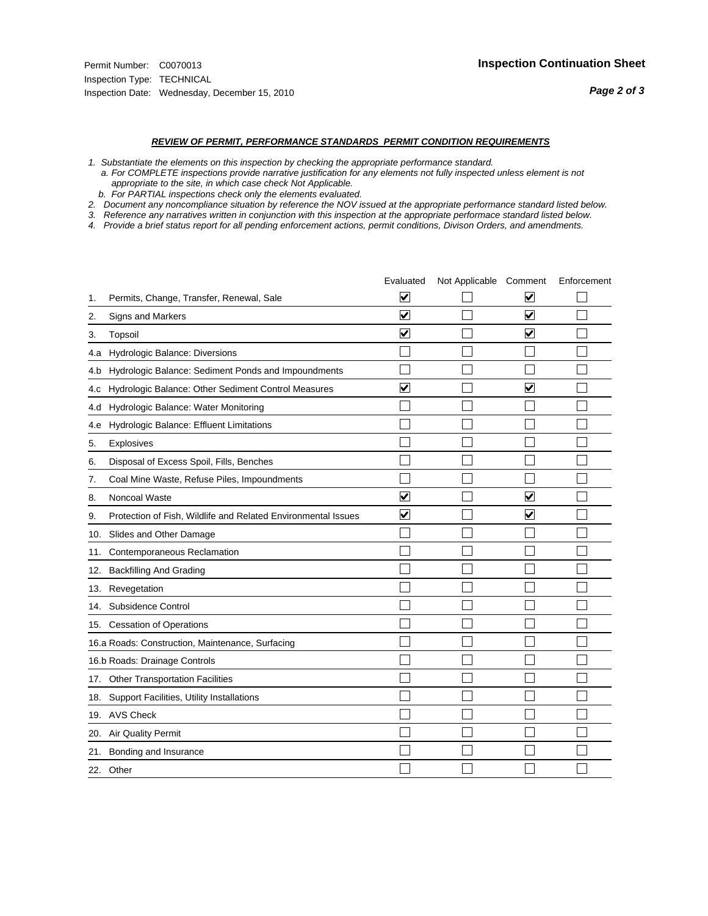Permit Number: C0070013
Inspection Type: TECHNICAL
Inspection Date: Wednesday, December 15, 2010

**Inspection Continuation Sheet**

***REVIEW OF PERMIT, PERFORMANCE STANDARDS PERMIT CONDITION REQUIREMENTS***

*1. Substantiate the elements on this inspection by checking the appropriate performance standard.*
*a. For COMPLETE inspections provide narrative justification for any elements not fully inspected unless element is not appropriate to the site, in which case check Not Applicable.*
*b. For PARTIAL inspections check only the elements evaluated.*
*2. Document any noncompliance situation by reference the NOV issued at the appropriate performance standard listed below.*
*3. Reference any narratives written in conjunction with this inspection at the appropriate performace standard listed below.*
*4. Provide a brief status report for all pending enforcement actions, permit conditions, Divison Orders, and amendments.*

| | | Evaluated | Not Applicable | Comment | Enforcement |
|---|---|---|---|---|---|
| 1. | Permits, Change, Transfer, Renewal, Sale | ☑ | ☐ | ☑ | ☐ |
| 2. | Signs and Markers | ☑ | ☐ | ☑ | ☐ |
| 3. | Topsoil | ☑ | ☐ | ☑ | ☐ |
| 4.a | Hydrologic Balance: Diversions | ☐ | ☐ | ☐ | ☐ |
| 4.b | Hydrologic Balance: Sediment Ponds and Impoundments | ☐ | ☐ | ☐ | ☐ |
| 4.c | Hydrologic Balance: Other Sediment Control Measures | ☑ | ☐ | ☑ | ☐ |
| 4.d | Hydrologic Balance: Water Monitoring | ☐ | ☐ | ☐ | ☐ |
| 4.e | Hydrologic Balance: Effluent Limitations | ☐ | ☐ | ☐ | ☐ |
| 5. | Explosives | ☐ | ☐ | ☐ | ☐ |
| 6. | Disposal of Excess Spoil, Fills, Benches | ☐ | ☐ | ☐ | ☐ |
| 7. | Coal Mine Waste, Refuse Piles, Impoundments | ☐ | ☐ | ☐ | ☐ |
| 8. | Noncoal Waste | ☑ | ☐ | ☑ | ☐ |
| 9. | Protection of Fish, Wildlife and Related Environmental Issues | ☑ | ☐ | ☑ | ☐ |
| 10. | Slides and Other Damage | ☐ | ☐ | ☐ | ☐ |
| 11. | Contemporaneous Reclamation | ☐ | ☐ | ☐ | ☐ |
| 12. | Backfilling And Grading | ☐ | ☐ | ☐ | ☐ |
| 13. | Revegetation | ☐ | ☐ | ☐ | ☐ |
| 14. | Subsidence Control | ☐ | ☐ | ☐ | ☐ |
| 15. | Cessation of Operations | ☐ | ☐ | ☐ | ☐ |
| 16.a | Roads: Construction, Maintenance, Surfacing | ☐ | ☐ | ☐ | ☐ |
| 16.b | Roads: Drainage Controls | ☐ | ☐ | ☐ | ☐ |
| 17. | Other Transportation Facilities | ☐ | ☐ | ☐ | ☐ |
| 18. | Support Facilities, Utility Installations | ☐ | ☐ | ☐ | ☐ |
| 19. | AVS Check | ☐ | ☐ | ☐ | ☐ |
| 20. | Air Quality Permit | ☐ | ☐ | ☐ | ☐ |
| 21. | Bonding and Insurance | ☐ | ☐ | ☐ | ☐ |
| 22. | Other | ☐ | ☐ | ☐ | ☐ |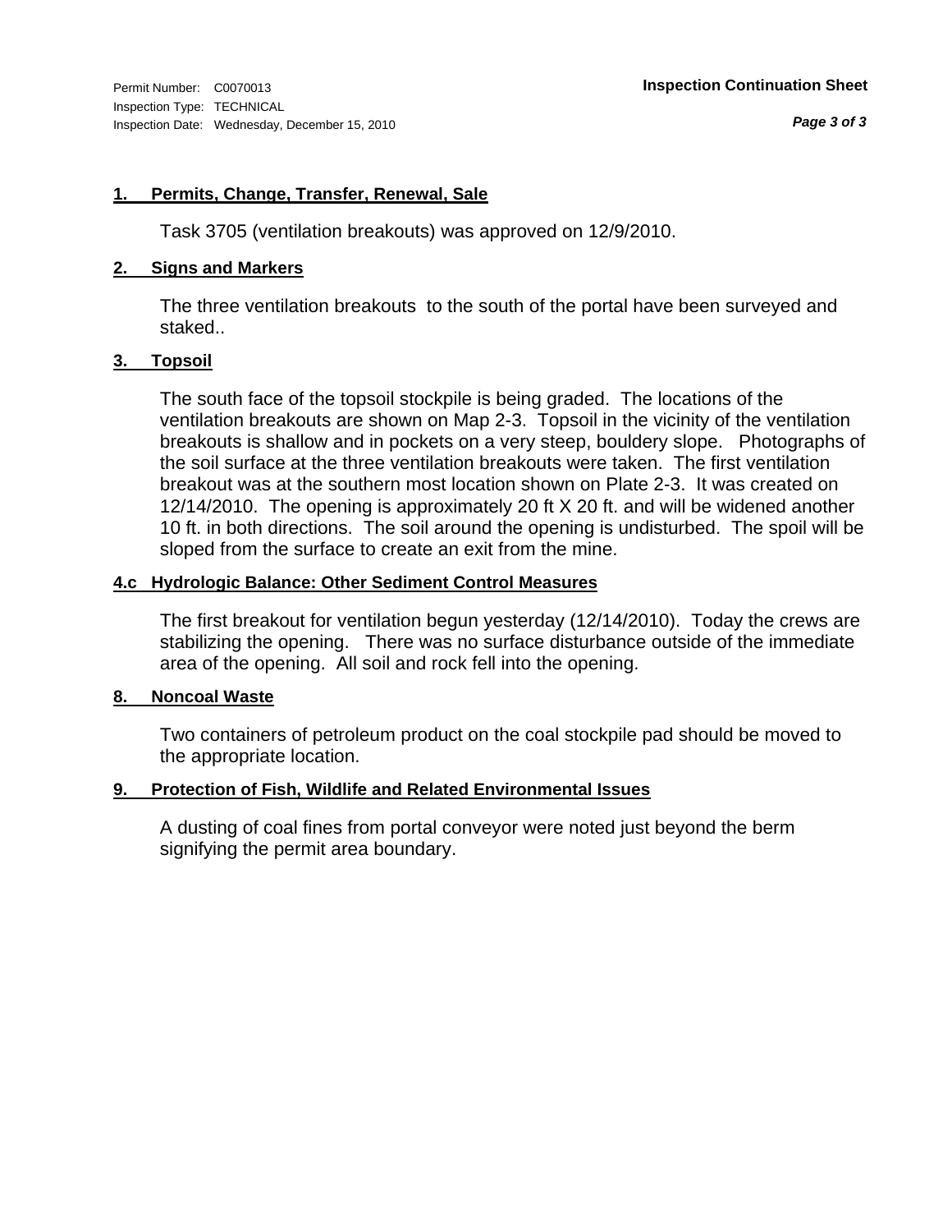Permit Number: C0070013
Inspection Type: TECHNICAL
Inspection Date: Wednesday, December 15, 2010

**Inspection Continuation Sheet**

## 1. Permits, Change, Transfer, Renewal, Sale

Task 3705 (ventilation breakouts) was approved on 12/9/2010.

## 2. Signs and Markers

The three ventilation breakouts to the south of the portal have been surveyed and staked..

## 3. Topsoil

The south face of the topsoil stockpile is being graded. The locations of the ventilation breakouts are shown on Map 2-3. Topsoil in the vicinity of the ventilation breakouts is shallow and in pockets on a very steep, bouldery slope. Photographs of the soil surface at the three ventilation breakouts were taken. The first ventilation breakout was at the southern most location shown on Plate 2-3. It was created on 12/14/2010. The opening is approximately 20 ft X 20 ft. and will be widened another 10 ft. in both directions. The soil around the opening is undisturbed. The spoil will be sloped from the surface to create an exit from the mine.

## 4.c Hydrologic Balance: Other Sediment Control Measures

The first breakout for ventilation begun yesterday (12/14/2010). Today the crews are stabilizing the opening. There was no surface disturbance outside of the immediate area of the opening. All soil and rock fell into the opening.

## 8. Noncoal Waste

Two containers of petroleum product on the coal stockpile pad should be moved to the appropriate location.

## 9. Protection of Fish, Wildlife and Related Environmental Issues

A dusting of coal fines from portal conveyor were noted just beyond the berm signifying the permit area boundary.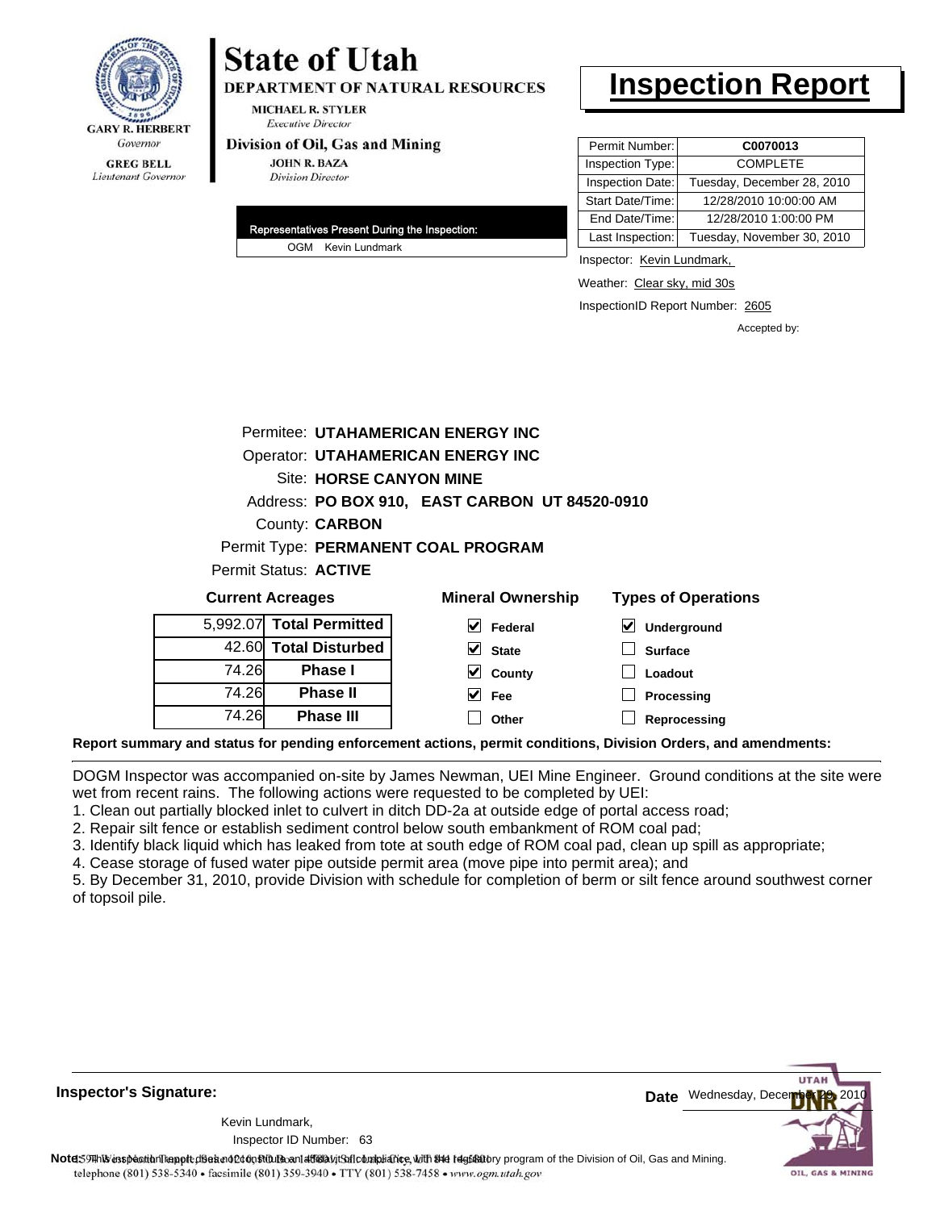**GARY R. HERBERT**
*Governor*

**GREG BELL**
*Lieutenant Governor*

# State of Utah

**DEPARTMENT OF NATURAL RESOURCES**

**MICHAEL R. STYLER**
*Executive Director*

**Division of Oil, Gas and Mining**

**JOHN R. BAZA**
*Division Director*

# Inspection Report

| Permit Number: | C0070013 |
|---|---|
| Inspection Type: | COMPLETE |
| Inspection Date: | Tuesday, December 28, 2010 |
| Start Date/Time: | 12/28/2010 10:00:00 AM |
| End Date/Time: | 12/28/2010 1:00:00 PM |
| Last Inspection: | Tuesday, November 30, 2010 |

**Representatives Present During the Inspection:**

OGM Kevin Lundmark

Inspector: Kevin Lundmark,

Weather: Clear sky, mid 30s

InspectionID Report Number: 2605

Accepted by:

Permitee: **UTAHAMERICAN ENERGY INC**

Operator: **UTAHAMERICAN ENERGY INC**

Site: **HORSE CANYON MINE**

Address: **PO BOX 910, EAST CARBON UT 84520-0910**

County: **CARBON**

Permit Type: **PERMANENT COAL PROGRAM**

Permit Status: **ACTIVE**

**Current Acreages**

| | |
|---|---|
| 5,992.07 | **Total Permitted** |
| 42.60 | **Total Disturbed** |
| 74.26 | **Phase I** |
| 74.26 | **Phase II** |
| 74.26 | **Phase III** |

**Mineral Ownership**

- [x] Federal
- [x] State
- [x] County
- [x] Fee
- [ ] Other

**Types of Operations**

- [x] Underground
- [ ] Surface
- [ ] Loadout
- [ ] Processing
- [ ] Reprocessing

**Report summary and status for pending enforcement actions, permit conditions, Division Orders, and amendments:**

DOGM Inspector was accompanied on-site by James Newman, UEI Mine Engineer. Ground conditions at the site were wet from recent rains. The following actions were requested to be completed by UEI:

1. Clean out partially blocked inlet to culvert in ditch DD-2a at outside edge of portal access road;
2. Repair silt fence or establish sediment control below south embankment of ROM coal pad;
3. Identify black liquid which has leaked from tote at south edge of ROM coal pad, clean up spill as appropriate;
4. Cease storage of fused water pipe outside permit area (move pipe into permit area); and
5. By December 31, 2010, provide Division with schedule for completion of berm or silt fence around southwest corner of topsoil pile.

**Inspector's Signature:**

Kevin Lundmark,

Inspector ID Number: 63

**Date** Wednesday, December 29, 2010

**Note:** This inspection report does not constitute an affidavit of compliance with the regulatory program of the Division of Oil, Gas and Mining.

telephone (801) 538-5340 • facsimile (801) 359-3940 • TTY (801) 538-7458 • www.ogm.utah.gov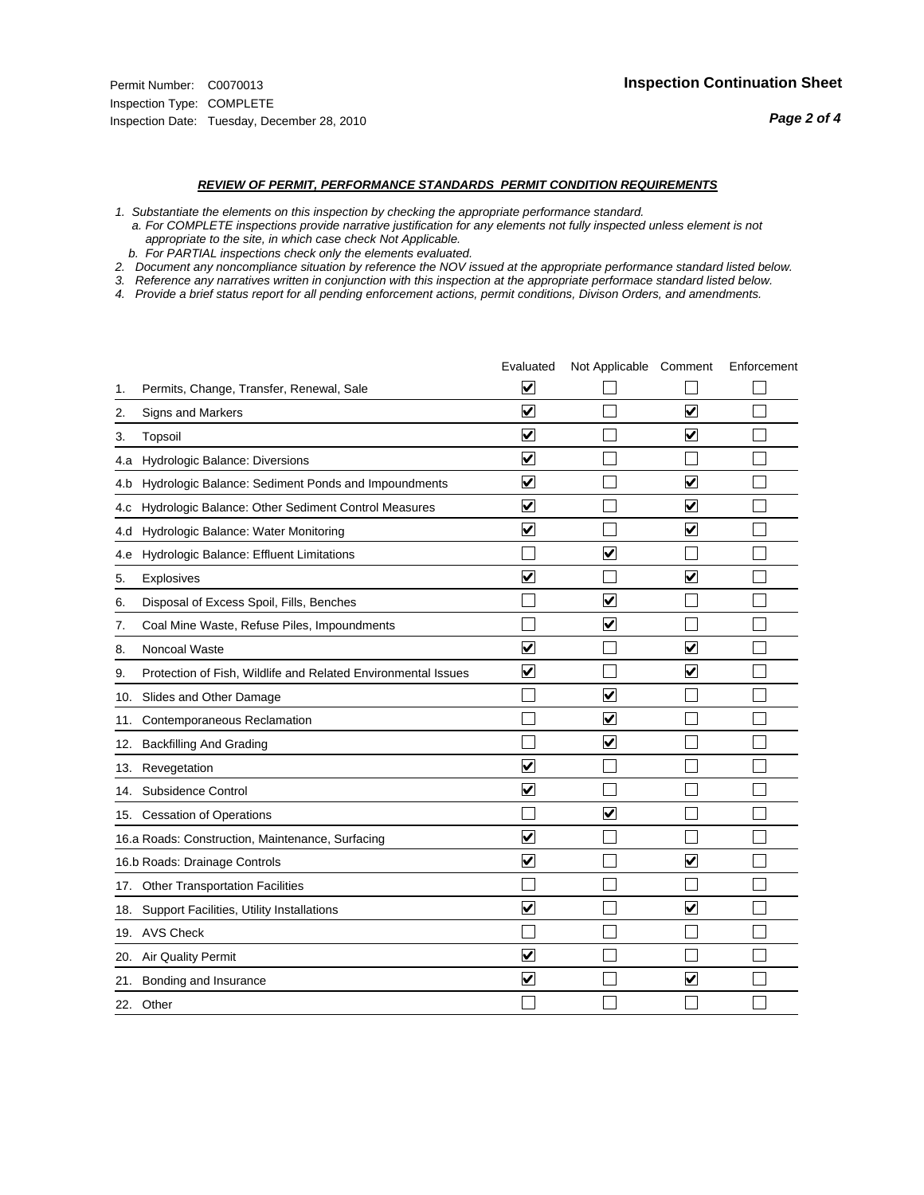Permit Number: C0070013
Inspection Type: COMPLETE
Inspection Date: Tuesday, December 28, 2010

**Inspection Continuation Sheet**

## *REVIEW OF PERMIT, PERFORMANCE STANDARDS PERMIT CONDITION REQUIREMENTS*

*1. Substantiate the elements on this inspection by checking the appropriate performance standard.*
*a. For COMPLETE inspections provide narrative justification for any elements not fully inspected unless element is not appropriate to the site, in which case check Not Applicable.*
*b. For PARTIAL inspections check only the elements evaluated.*
*2. Document any noncompliance situation by reference the NOV issued at the appropriate performance standard listed below.*
*3. Reference any narratives written in conjunction with this inspection at the appropriate performace standard listed below.*
*4. Provide a brief status report for all pending enforcement actions, permit conditions, Divison Orders, and amendments.*

| | | Evaluated | Not Applicable | Comment | Enforcement |
|---|---|---|---|---|---|
| 1. | Permits, Change, Transfer, Renewal, Sale | ☑ | ☐ | ☐ | ☐ |
| 2. | Signs and Markers | ☑ | ☐ | ☑ | ☐ |
| 3. | Topsoil | ☑ | ☐ | ☑ | ☐ |
| 4.a | Hydrologic Balance: Diversions | ☑ | ☐ | ☐ | ☐ |
| 4.b | Hydrologic Balance: Sediment Ponds and Impoundments | ☑ | ☐ | ☑ | ☐ |
| 4.c | Hydrologic Balance: Other Sediment Control Measures | ☑ | ☐ | ☑ | ☐ |
| 4.d | Hydrologic Balance: Water Monitoring | ☑ | ☐ | ☑ | ☐ |
| 4.e | Hydrologic Balance: Effluent Limitations | ☐ | ☑ | ☐ | ☐ |
| 5. | Explosives | ☑ | ☐ | ☑ | ☐ |
| 6. | Disposal of Excess Spoil, Fills, Benches | ☐ | ☑ | ☐ | ☐ |
| 7. | Coal Mine Waste, Refuse Piles, Impoundments | ☐ | ☑ | ☐ | ☐ |
| 8. | Noncoal Waste | ☑ | ☐ | ☑ | ☐ |
| 9. | Protection of Fish, Wildlife and Related Environmental Issues | ☑ | ☐ | ☑ | ☐ |
| 10. | Slides and Other Damage | ☐ | ☑ | ☐ | ☐ |
| 11. | Contemporaneous Reclamation | ☐ | ☑ | ☐ | ☐ |
| 12. | Backfilling And Grading | ☐ | ☑ | ☐ | ☐ |
| 13. | Revegetation | ☑ | ☐ | ☐ | ☐ |
| 14. | Subsidence Control | ☑ | ☐ | ☐ | ☐ |
| 15. | Cessation of Operations | ☐ | ☑ | ☐ | ☐ |
| 16.a | Roads: Construction, Maintenance, Surfacing | ☑ | ☐ | ☐ | ☐ |
| 16.b | Roads: Drainage Controls | ☑ | ☐ | ☑ | ☐ |
| 17. | Other Transportation Facilities | ☐ | ☐ | ☐ | ☐ |
| 18. | Support Facilities, Utility Installations | ☑ | ☐ | ☑ | ☐ |
| 19. | AVS Check | ☐ | ☐ | ☐ | ☐ |
| 20. | Air Quality Permit | ☑ | ☐ | ☐ | ☐ |
| 21. | Bonding and Insurance | ☑ | ☐ | ☑ | ☐ |
| 22. | Other | ☐ | ☐ | ☐ | ☐ |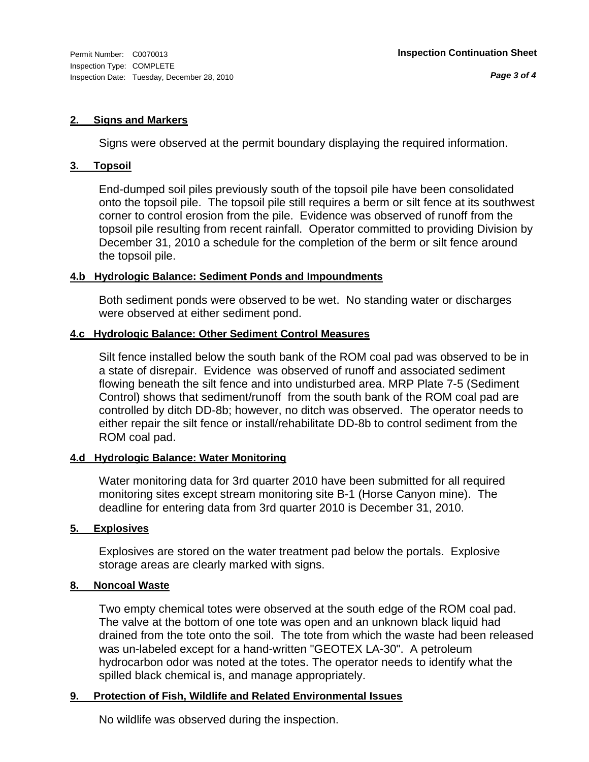## 2. Signs and Markers

Signs were observed at the permit boundary displaying the required information.

## 3. Topsoil

End-dumped soil piles previously south of the topsoil pile have been consolidated onto the topsoil pile. The topsoil pile still requires a berm or silt fence at its southwest corner to control erosion from the pile. Evidence was observed of runoff from the topsoil pile resulting from recent rainfall. Operator committed to providing Division by December 31, 2010 a schedule for the completion of the berm or silt fence around the topsoil pile.

## 4.b Hydrologic Balance: Sediment Ponds and Impoundments

Both sediment ponds were observed to be wet. No standing water or discharges were observed at either sediment pond.

## 4.c Hydrologic Balance: Other Sediment Control Measures

Silt fence installed below the south bank of the ROM coal pad was observed to be in a state of disrepair. Evidence was observed of runoff and associated sediment flowing beneath the silt fence and into undisturbed area. MRP Plate 7-5 (Sediment Control) shows that sediment/runoff from the south bank of the ROM coal pad are controlled by ditch DD-8b; however, no ditch was observed. The operator needs to either repair the silt fence or install/rehabilitate DD-8b to control sediment from the ROM coal pad.

## 4.d Hydrologic Balance: Water Monitoring

Water monitoring data for 3rd quarter 2010 have been submitted for all required monitoring sites except stream monitoring site B-1 (Horse Canyon mine). The deadline for entering data from 3rd quarter 2010 is December 31, 2010.

## 5. Explosives

Explosives are stored on the water treatment pad below the portals. Explosive storage areas are clearly marked with signs.

## 8. Noncoal Waste

Two empty chemical totes were observed at the south edge of the ROM coal pad. The valve at the bottom of one tote was open and an unknown black liquid had drained from the tote onto the soil. The tote from which the waste had been released was un-labeled except for a hand-written "GEOTEX LA-30". A petroleum hydrocarbon odor was noted at the totes. The operator needs to identify what the spilled black chemical is, and manage appropriately.

## 9. Protection of Fish, Wildlife and Related Environmental Issues

No wildlife was observed during the inspection.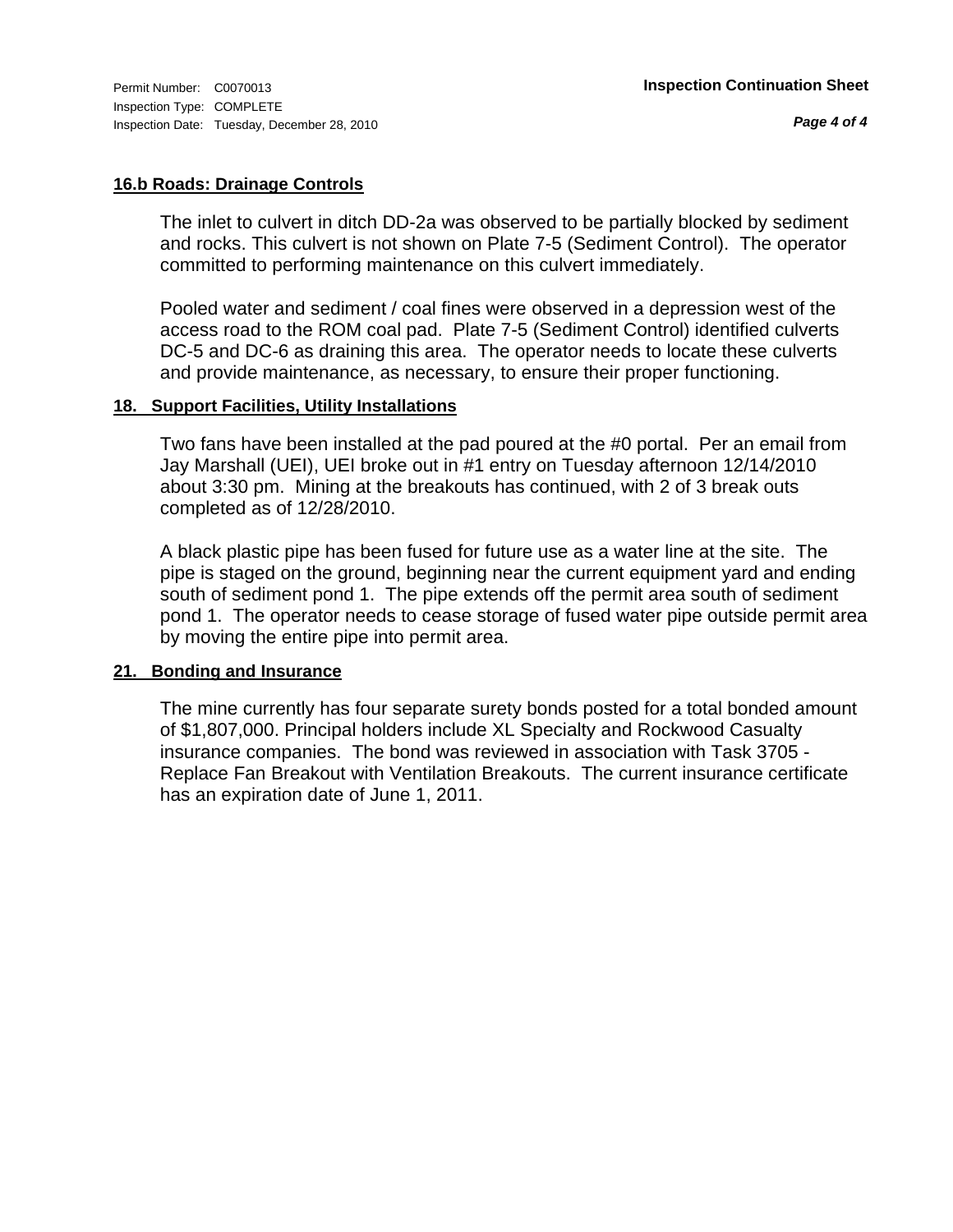**16.b Roads: Drainage Controls**

The inlet to culvert in ditch DD-2a was observed to be partially blocked by sediment and rocks. This culvert is not shown on Plate 7-5 (Sediment Control). The operator committed to performing maintenance on this culvert immediately.

Pooled water and sediment / coal fines were observed in a depression west of the access road to the ROM coal pad. Plate 7-5 (Sediment Control) identified culverts DC-5 and DC-6 as draining this area. The operator needs to locate these culverts and provide maintenance, as necessary, to ensure their proper functioning.

**18. Support Facilities, Utility Installations**

Two fans have been installed at the pad poured at the #0 portal. Per an email from Jay Marshall (UEI), UEI broke out in #1 entry on Tuesday afternoon 12/14/2010 about 3:30 pm. Mining at the breakouts has continued, with 2 of 3 break outs completed as of 12/28/2010.

A black plastic pipe has been fused for future use as a water line at the site. The pipe is staged on the ground, beginning near the current equipment yard and ending south of sediment pond 1. The pipe extends off the permit area south of sediment pond 1. The operator needs to cease storage of fused water pipe outside permit area by moving the entire pipe into permit area.

**21. Bonding and Insurance**

The mine currently has four separate surety bonds posted for a total bonded amount of $1,807,000. Principal holders include XL Specialty and Rockwood Casualty insurance companies. The bond was reviewed in association with Task 3705 - Replace Fan Breakout with Ventilation Breakouts. The current insurance certificate has an expiration date of June 1, 2011.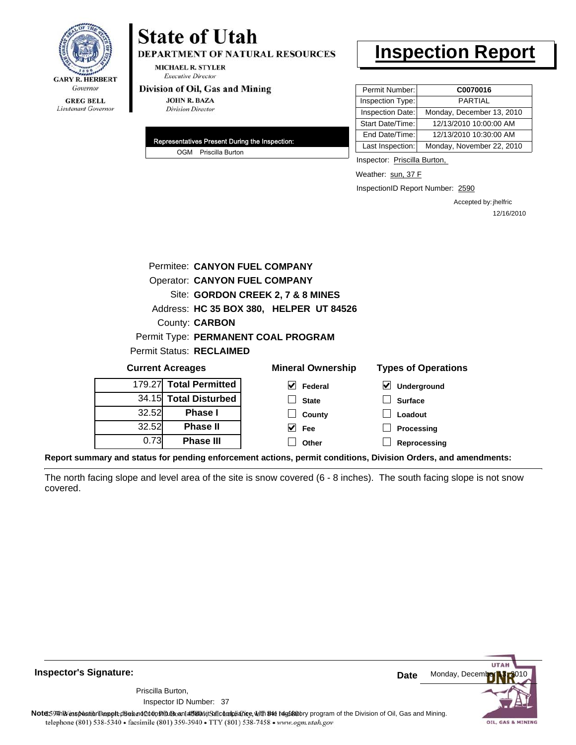**State of Utah**

**DEPARTMENT OF NATURAL RESOURCES**

MICHAEL R. STYLER
*Executive Director*

**Division of Oil, Gas and Mining**

JOHN R. BAZA
*Division Director*

GARY R. HERBERT
*Governor*

GREG BELL
*Lieutenant Governor*

# Inspection Report

| | |
|---|---|
| Permit Number: | **C0070016** |
| Inspection Type: | PARTIAL |
| Inspection Date: | Monday, December 13, 2010 |
| Start Date/Time: | 12/13/2010 10:00:00 AM |
| End Date/Time: | 12/13/2010 10:30:00 AM |
| Last Inspection: | Monday, November 22, 2010 |

**Representatives Present During the Inspection:**

OGM Priscilla Burton

Inspector: Priscilla Burton,

Weather: sun, 37 F

InspectionID Report Number: 2590

Accepted by: jhelfric
12/16/2010

Permitee: **CANYON FUEL COMPANY**
Operator: **CANYON FUEL COMPANY**
Site: **GORDON CREEK 2, 7 & 8 MINES**
Address: **HC 35 BOX 380, HELPER UT 84526**
County: **CARBON**
Permit Type: **PERMANENT COAL PROGRAM**
Permit Status: **RECLAIMED**

**Current Acreages**

| | |
|---|---|
| 179.27 | **Total Permitted** |
| 34.15 | **Total Disturbed** |
| 32.52 | **Phase I** |
| 32.52 | **Phase II** |
| 0.73 | **Phase III** |

**Mineral Ownership**

- [x] Federal
- [ ] State
- [ ] County
- [x] Fee
- [ ] Other

**Types of Operations**

- [x] Underground
- [ ] Surface
- [ ] Loadout
- [ ] Processing
- [ ] Reprocessing

**Report summary and status for pending enforcement actions, permit conditions, Division Orders, and amendments:**

The north facing slope and level area of the site is snow covered (6 - 8 inches). The south facing slope is not snow covered.

**Inspector's Signature:**

Priscilla Burton,
Inspector ID Number: 37

**Date** Monday, December 13, 2010

**Note:** This inspection report does not constitute an affidavit of compliance with the regulatory program of the Division of Oil, Gas and Mining.

telephone (801) 538-5340 • facsimile (801) 359-3940 • TTY (801) 538-7458 • www.ogm.utah.gov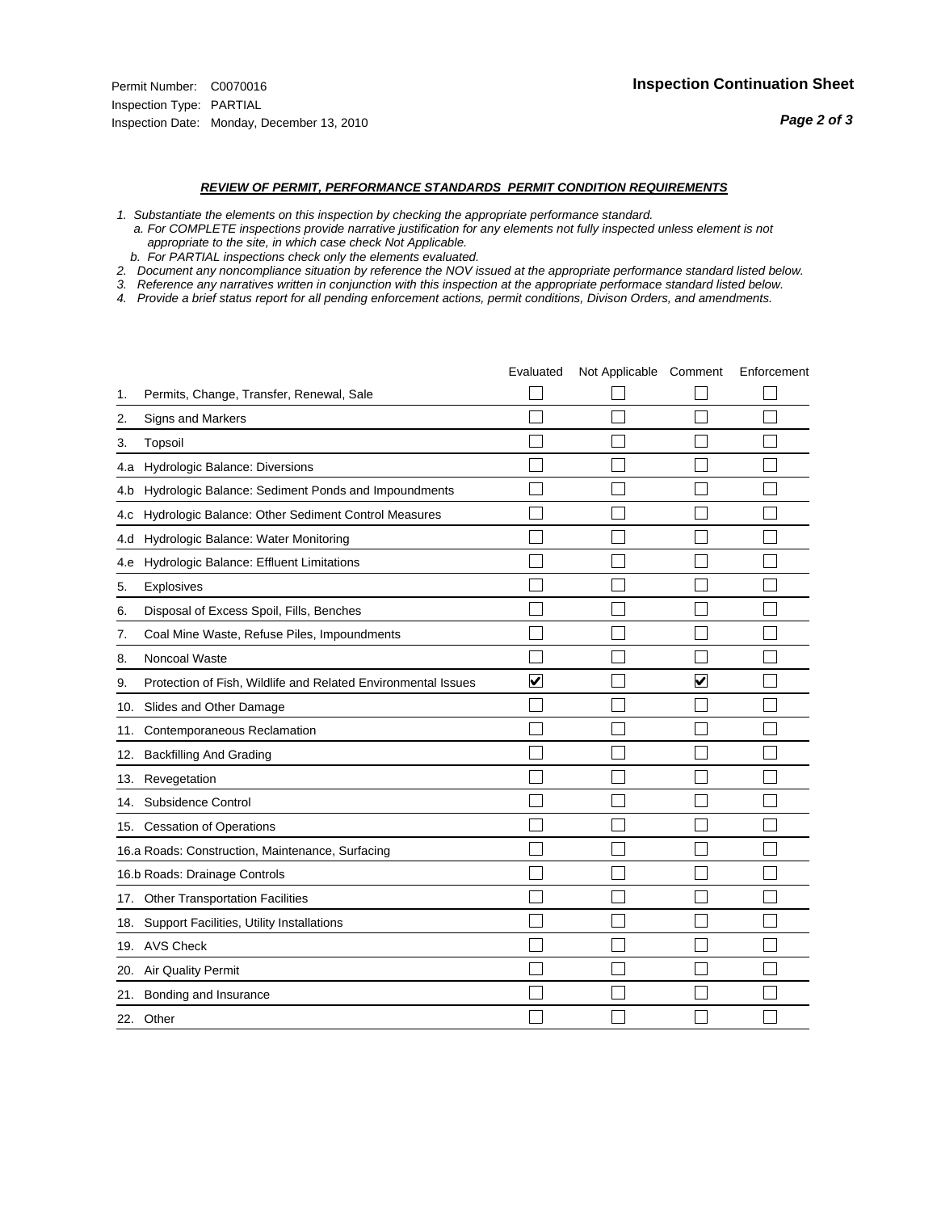Permit Number: C0070016
Inspection Type: PARTIAL
Inspection Date: Monday, December 13, 2010

**Inspection Continuation Sheet**

***REVIEW OF PERMIT, PERFORMANCE STANDARDS PERMIT CONDITION REQUIREMENTS***

*1. Substantiate the elements on this inspection by checking the appropriate performance standard.*
*a. For COMPLETE inspections provide narrative justification for any elements not fully inspected unless element is not appropriate to the site, in which case check Not Applicable.*
*b. For PARTIAL inspections check only the elements evaluated.*
*2. Document any noncompliance situation by reference the NOV issued at the appropriate performance standard listed below.*
*3. Reference any narratives written in conjunction with this inspection at the appropriate performace standard listed below.*
*4. Provide a brief status report for all pending enforcement actions, permit conditions, Divison Orders, and amendments.*

| | Evaluated | Not Applicable | Comment | Enforcement |
|---|---|---|---|---|
| 1. Permits, Change, Transfer, Renewal, Sale | ☐ | ☐ | ☐ | ☐ |
| 2. Signs and Markers | ☐ | ☐ | ☐ | ☐ |
| 3. Topsoil | ☐ | ☐ | ☐ | ☐ |
| 4.a Hydrologic Balance: Diversions | ☐ | ☐ | ☐ | ☐ |
| 4.b Hydrologic Balance: Sediment Ponds and Impoundments | ☐ | ☐ | ☐ | ☐ |
| 4.c Hydrologic Balance: Other Sediment Control Measures | ☐ | ☐ | ☐ | ☐ |
| 4.d Hydrologic Balance: Water Monitoring | ☐ | ☐ | ☐ | ☐ |
| 4.e Hydrologic Balance: Effluent Limitations | ☐ | ☐ | ☐ | ☐ |
| 5. Explosives | ☐ | ☐ | ☐ | ☐ |
| 6. Disposal of Excess Spoil, Fills, Benches | ☐ | ☐ | ☐ | ☐ |
| 7. Coal Mine Waste, Refuse Piles, Impoundments | ☐ | ☐ | ☐ | ☐ |
| 8. Noncoal Waste | ☐ | ☐ | ☐ | ☐ |
| 9. Protection of Fish, Wildlife and Related Environmental Issues | ☑ | ☐ | ☑ | ☐ |
| 10. Slides and Other Damage | ☐ | ☐ | ☐ | ☐ |
| 11. Contemporaneous Reclamation | ☐ | ☐ | ☐ | ☐ |
| 12. Backfilling And Grading | ☐ | ☐ | ☐ | ☐ |
| 13. Revegetation | ☐ | ☐ | ☐ | ☐ |
| 14. Subsidence Control | ☐ | ☐ | ☐ | ☐ |
| 15. Cessation of Operations | ☐ | ☐ | ☐ | ☐ |
| 16.a Roads: Construction, Maintenance, Surfacing | ☐ | ☐ | ☐ | ☐ |
| 16.b Roads: Drainage Controls | ☐ | ☐ | ☐ | ☐ |
| 17. Other Transportation Facilities | ☐ | ☐ | ☐ | ☐ |
| 18. Support Facilities, Utility Installations | ☐ | ☐ | ☐ | ☐ |
| 19. AVS Check | ☐ | ☐ | ☐ | ☐ |
| 20. Air Quality Permit | ☐ | ☐ | ☐ | ☐ |
| 21. Bonding and Insurance | ☐ | ☐ | ☐ | ☐ |
| 22. Other | ☐ | ☐ | ☐ | ☐ |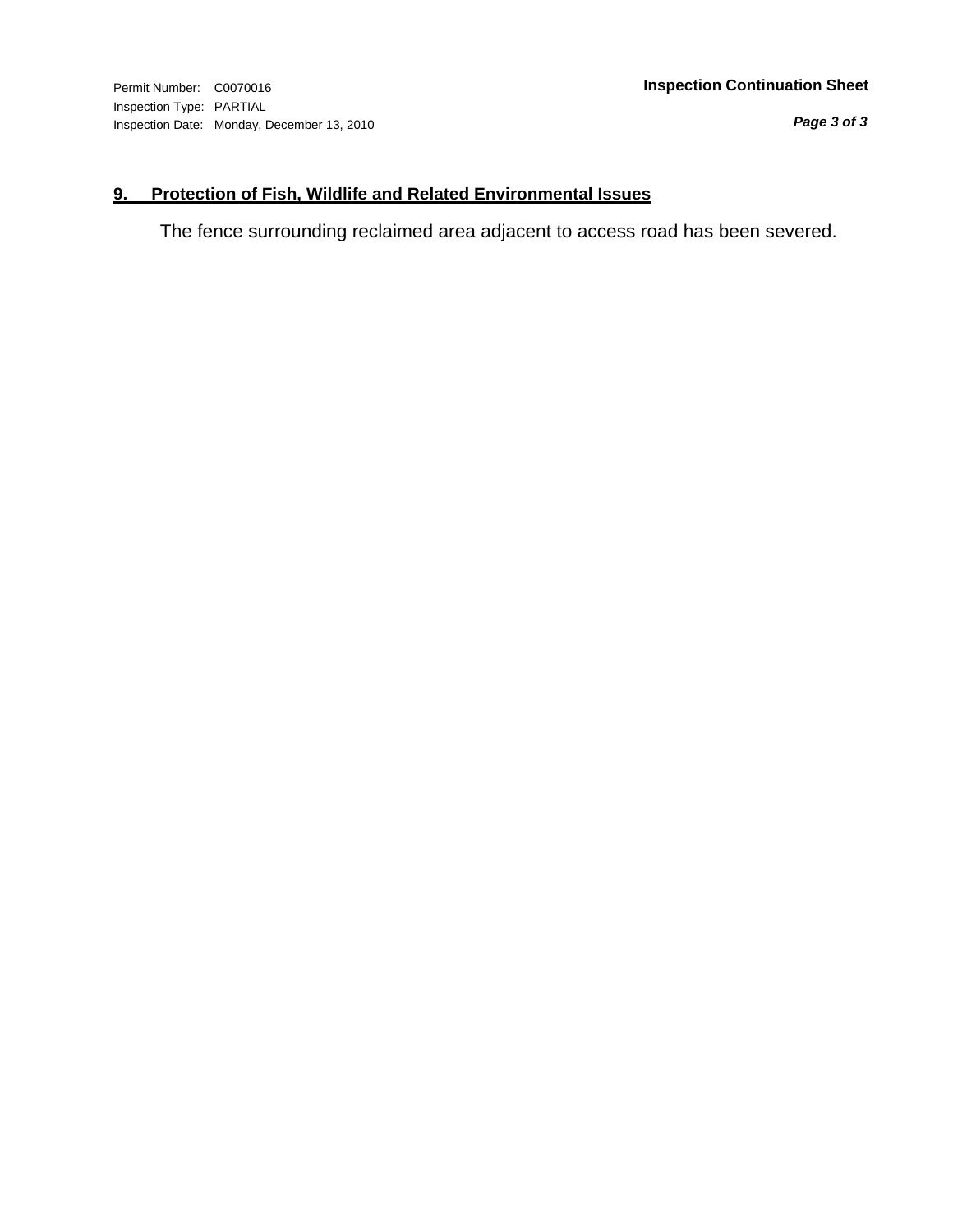Permit Number: C0070016
Inspection Type: PARTIAL
Inspection Date: Monday, December 13, 2010

**Inspection Continuation Sheet**

## 9. Protection of Fish, Wildlife and Related Environmental Issues

The fence surrounding reclaimed area adjacent to access road has been severed.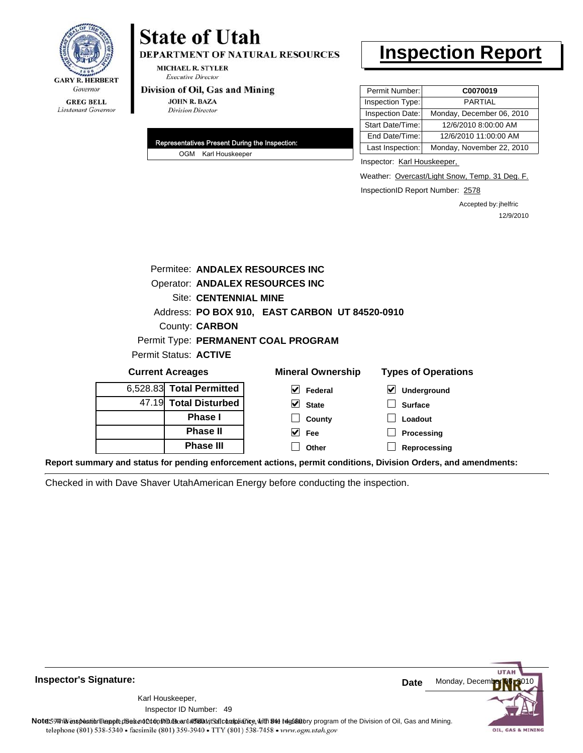GARY R. HERBERT
*Governor*

GREG BELL
*Lieutenant Governor*

# State of Utah

**DEPARTMENT OF NATURAL RESOURCES**

MICHAEL R. STYLER
*Executive Director*

**Division of Oil, Gas and Mining**

JOHN R. BAZA
*Division Director*

# Inspection Report

| Permit Number: | **C0070019** |
|---|---|
| Inspection Type: | PARTIAL |
| Inspection Date: | Monday, December 06, 2010 |
| Start Date/Time: | 12/6/2010 8:00:00 AM |
| End Date/Time: | 12/6/2010 11:00:00 AM |
| Last Inspection: | Monday, November 22, 2010 |

**Representatives Present During the Inspection:**

OGM Karl Houskeeper

Inspector: Karl Houskeeper,

Weather: Overcast/Light Snow, Temp. 31 Deg. F.

InspectionID Report Number: 2578

Accepted by: jhelfric
12/9/2010

Permitee: **ANDALEX RESOURCES INC**
Operator: **ANDALEX RESOURCES INC**
Site: **CENTENNIAL MINE**
Address: **PO BOX 910, EAST CARBON UT 84520-0910**
County: **CARBON**
Permit Type: **PERMANENT COAL PROGRAM**
Permit Status: **ACTIVE**

**Current Acreages**

| | |
|---|---|
| 6,528.83 | **Total Permitted** |
| 47.19 | **Total Disturbed** |
| | **Phase I** |
| | **Phase II** |
| | **Phase III** |

**Mineral Ownership**

- [x] Federal
- [x] State
- [ ] County
- [x] Fee
- [ ] Other

**Types of Operations**

- [x] Underground
- [ ] Surface
- [ ] Loadout
- [ ] Processing
- [ ] Reprocessing

**Report summary and status for pending enforcement actions, permit conditions, Division Orders, and amendments:**

Checked in with Dave Shaver UtahAmerican Energy before conducting the inspection.

**Inspector's Signature:**

Karl Houskeeper,
Inspector ID Number: 49

**Date** Monday, December 06, 2010

**Note:** This inspection report does not constitute an affidavit of compliance with the regulatory program of the Division of Oil, Gas and Mining.
telephone (801) 538-5340 • facsimile (801) 359-3940 • TTY (801) 538-7458 • www.ogm.utah.gov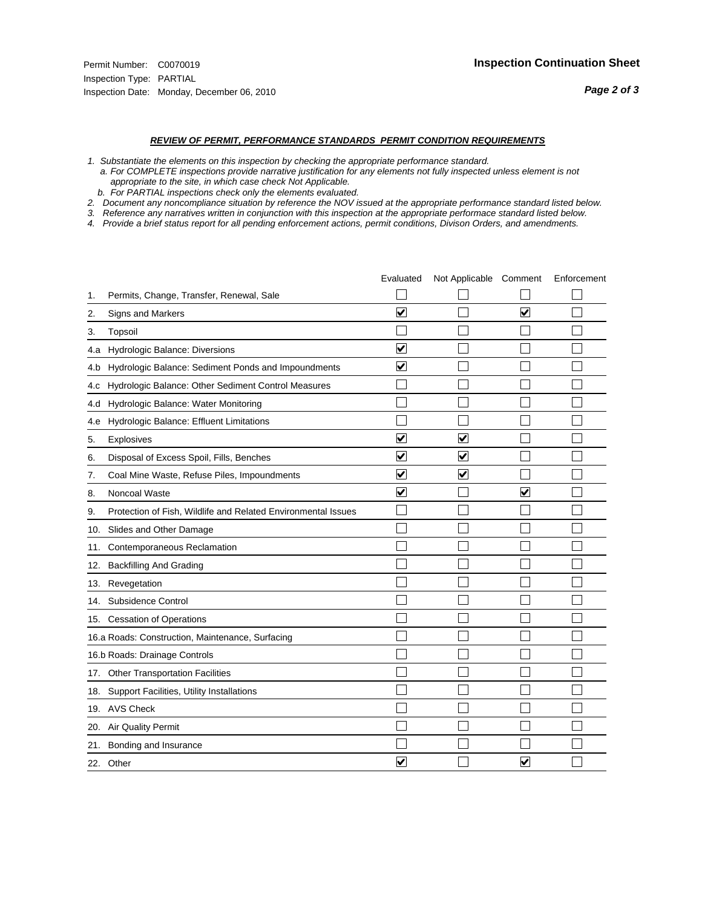Permit Number: C0070019
Inspection Type: PARTIAL
Inspection Date: Monday, December 06, 2010

## Inspection Continuation Sheet

***REVIEW OF PERMIT, PERFORMANCE STANDARDS PERMIT CONDITION REQUIREMENTS***

*1. Substantiate the elements on this inspection by checking the appropriate performance standard.*
*a. For COMPLETE inspections provide narrative justification for any elements not fully inspected unless element is not appropriate to the site, in which case check Not Applicable.*
*b. For PARTIAL inspections check only the elements evaluated.*
*2. Document any noncompliance situation by reference the NOV issued at the appropriate performance standard listed below.*
*3. Reference any narratives written in conjunction with this inspection at the appropriate performace standard listed below.*
*4. Provide a brief status report for all pending enforcement actions, permit conditions, Divison Orders, and amendments.*

| | Evaluated | Not Applicable | Comment | Enforcement |
|---|---|---|---|---|
| 1. Permits, Change, Transfer, Renewal, Sale | ☐ | ☐ | ☐ | ☐ |
| 2. Signs and Markers | ☑ | ☐ | ☑ | ☐ |
| 3. Topsoil | ☐ | ☐ | ☐ | ☐ |
| 4.a Hydrologic Balance: Diversions | ☑ | ☐ | ☐ | ☐ |
| 4.b Hydrologic Balance: Sediment Ponds and Impoundments | ☑ | ☐ | ☐ | ☐ |
| 4.c Hydrologic Balance: Other Sediment Control Measures | ☐ | ☐ | ☐ | ☐ |
| 4.d Hydrologic Balance: Water Monitoring | ☐ | ☐ | ☐ | ☐ |
| 4.e Hydrologic Balance: Effluent Limitations | ☐ | ☐ | ☐ | ☐ |
| 5. Explosives | ☑ | ☑ | ☐ | ☐ |
| 6. Disposal of Excess Spoil, Fills, Benches | ☑ | ☑ | ☐ | ☐ |
| 7. Coal Mine Waste, Refuse Piles, Impoundments | ☑ | ☑ | ☐ | ☐ |
| 8. Noncoal Waste | ☑ | ☐ | ☑ | ☐ |
| 9. Protection of Fish, Wildlife and Related Environmental Issues | ☐ | ☐ | ☐ | ☐ |
| 10. Slides and Other Damage | ☐ | ☐ | ☐ | ☐ |
| 11. Contemporaneous Reclamation | ☐ | ☐ | ☐ | ☐ |
| 12. Backfilling And Grading | ☐ | ☐ | ☐ | ☐ |
| 13. Revegetation | ☐ | ☐ | ☐ | ☐ |
| 14. Subsidence Control | ☐ | ☐ | ☐ | ☐ |
| 15. Cessation of Operations | ☐ | ☐ | ☐ | ☐ |
| 16.a Roads: Construction, Maintenance, Surfacing | ☐ | ☐ | ☐ | ☐ |
| 16.b Roads: Drainage Controls | ☐ | ☐ | ☐ | ☐ |
| 17. Other Transportation Facilities | ☐ | ☐ | ☐ | ☐ |
| 18. Support Facilities, Utility Installations | ☐ | ☐ | ☐ | ☐ |
| 19. AVS Check | ☐ | ☐ | ☐ | ☐ |
| 20. Air Quality Permit | ☐ | ☐ | ☐ | ☐ |
| 21. Bonding and Insurance | ☐ | ☐ | ☐ | ☐ |
| 22. Other | ☑ | ☐ | ☑ | ☐ |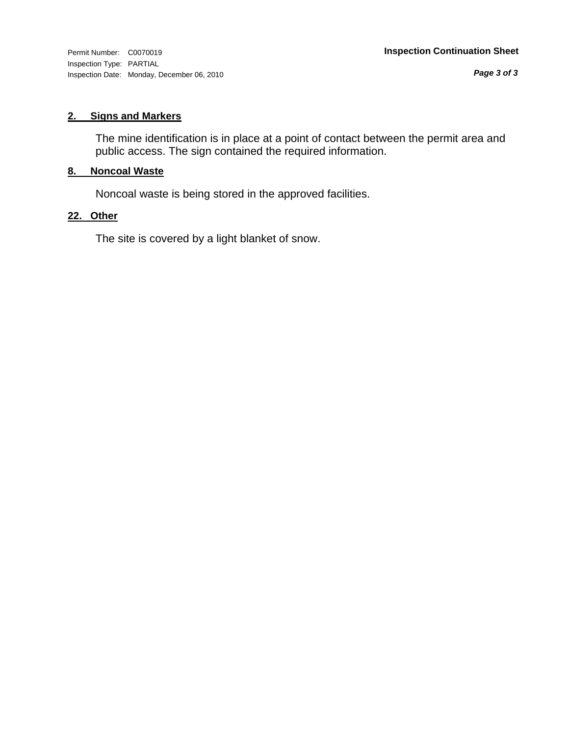Permit Number: C0070019
Inspection Type: PARTIAL
Inspection Date: Monday, December 06, 2010

**Inspection Continuation Sheet**

## 2. Signs and Markers

The mine identification is in place at a point of contact between the permit area and public access. The sign contained the required information.

## 8. Noncoal Waste

Noncoal waste is being stored in the approved facilities.

## 22. Other

The site is covered by a light blanket of snow.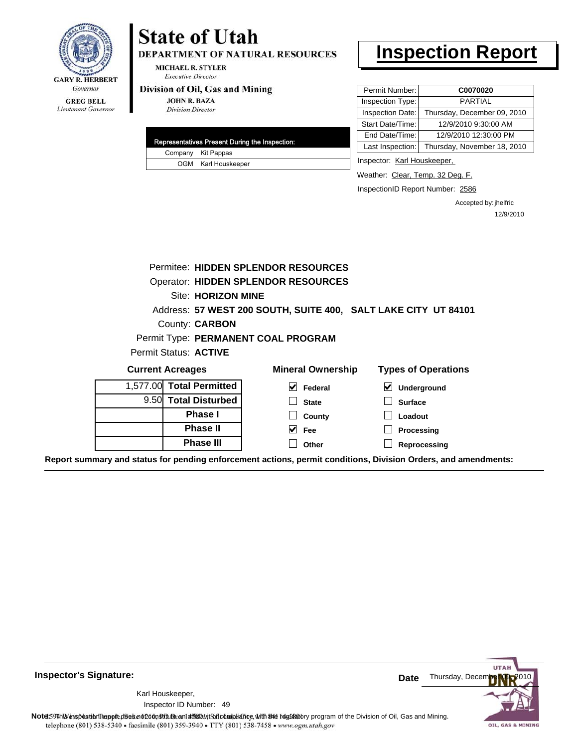GARY R. HERBERT
*Governor*

GREG BELL
*Lieutenant Governor*

# State of Utah

**DEPARTMENT OF NATURAL RESOURCES**

MICHAEL R. STYLER
*Executive Director*

**Division of Oil, Gas and Mining**

JOHN R. BAZA
*Division Director*

# Inspection Report

| Permit Number: | C0070020 |
|---|---|
| Inspection Type: | PARTIAL |
| Inspection Date: | Thursday, December 09, 2010 |
| Start Date/Time: | 12/9/2010 9:30:00 AM |
| End Date/Time: | 12/9/2010 12:30:00 PM |
| Last Inspection: | Thursday, November 18, 2010 |

| Representatives Present During the Inspection: | |
|---|---|
| Company | Kit Pappas |
| OGM | Karl Houskeeper |

Inspector: Karl Houskeeper,

Weather: Clear, Temp. 32 Deg. F.

InspectionID Report Number: 2586

Accepted by: jhelfric
12/9/2010

Permitee: **HIDDEN SPLENDOR RESOURCES**
Operator: **HIDDEN SPLENDOR RESOURCES**
Site: **HORIZON MINE**
Address: **57 WEST 200 SOUTH, SUITE 400, SALT LAKE CITY UT 84101**
County: **CARBON**
Permit Type: **PERMANENT COAL PROGRAM**
Permit Status: **ACTIVE**

**Current Acreages**

| | |
|---|---|
| 1,577.00 | **Total Permitted** |
| 9.50 | **Total Disturbed** |
| | **Phase I** |
| | **Phase II** |
| | **Phase III** |

**Mineral Ownership**

- [x] Federal
- [ ] State
- [ ] County
- [x] Fee
- [ ] Other

**Types of Operations**

- [x] Underground
- [ ] Surface
- [ ] Loadout
- [ ] Processing
- [ ] Reprocessing

**Report summary and status for pending enforcement actions, permit conditions, Division Orders, and amendments:**

**Inspector's Signature:**

Karl Houskeeper,
Inspector ID Number: 49

**Date** Thursday, December 09, 2010

**Note:** This inspection report does not constitute an affidavit of compliance with the regulatory program of the Division of Oil, Gas and Mining.
1594 West North Temple, Suite 1210, PO Box 145801, Salt Lake City, UT 84114-5801
telephone (801) 538-5340 • facsimile (801) 359-3940 • TTY (801) 538-7458 • www.ogm.utah.gov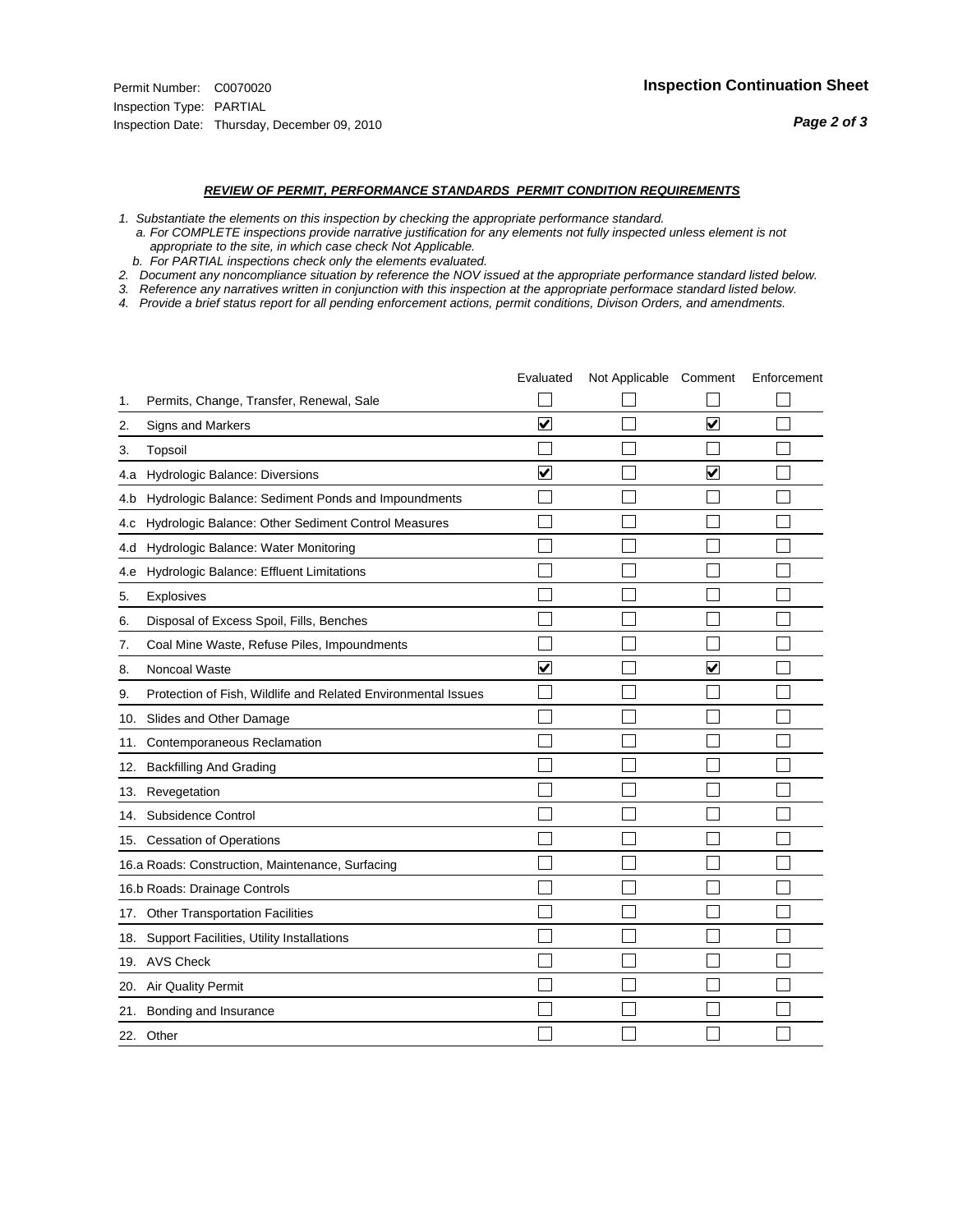Permit Number: C0070020
Inspection Type: PARTIAL
Inspection Date: Thursday, December 09, 2010

**Inspection Continuation Sheet**

***REVIEW OF PERMIT, PERFORMANCE STANDARDS PERMIT CONDITION REQUIREMENTS***

*1. Substantiate the elements on this inspection by checking the appropriate performance standard.*
*a. For COMPLETE inspections provide narrative justification for any elements not fully inspected unless element is not appropriate to the site, in which case check Not Applicable.*
*b. For PARTIAL inspections check only the elements evaluated.*
*2. Document any noncompliance situation by reference the NOV issued at the appropriate performance standard listed below.*
*3. Reference any narratives written in conjunction with this inspection at the appropriate performace standard listed below.*
*4. Provide a brief status report for all pending enforcement actions, permit conditions, Divison Orders, and amendments.*

| | Evaluated | Not Applicable | Comment | Enforcement |
|---|---|---|---|---|
| 1. Permits, Change, Transfer, Renewal, Sale | ☐ | ☐ | ☐ | ☐ |
| 2. Signs and Markers | ☑ | ☐ | ☑ | ☐ |
| 3. Topsoil | ☐ | ☐ | ☐ | ☐ |
| 4.a Hydrologic Balance: Diversions | ☑ | ☐ | ☑ | ☐ |
| 4.b Hydrologic Balance: Sediment Ponds and Impoundments | ☐ | ☐ | ☐ | ☐ |
| 4.c Hydrologic Balance: Other Sediment Control Measures | ☐ | ☐ | ☐ | ☐ |
| 4.d Hydrologic Balance: Water Monitoring | ☐ | ☐ | ☐ | ☐ |
| 4.e Hydrologic Balance: Effluent Limitations | ☐ | ☐ | ☐ | ☐ |
| 5. Explosives | ☐ | ☐ | ☐ | ☐ |
| 6. Disposal of Excess Spoil, Fills, Benches | ☐ | ☐ | ☐ | ☐ |
| 7. Coal Mine Waste, Refuse Piles, Impoundments | ☐ | ☐ | ☐ | ☐ |
| 8. Noncoal Waste | ☑ | ☐ | ☑ | ☐ |
| 9. Protection of Fish, Wildlife and Related Environmental Issues | ☐ | ☐ | ☐ | ☐ |
| 10. Slides and Other Damage | ☐ | ☐ | ☐ | ☐ |
| 11. Contemporaneous Reclamation | ☐ | ☐ | ☐ | ☐ |
| 12. Backfilling And Grading | ☐ | ☐ | ☐ | ☐ |
| 13. Revegetation | ☐ | ☐ | ☐ | ☐ |
| 14. Subsidence Control | ☐ | ☐ | ☐ | ☐ |
| 15. Cessation of Operations | ☐ | ☐ | ☐ | ☐ |
| 16.a Roads: Construction, Maintenance, Surfacing | ☐ | ☐ | ☐ | ☐ |
| 16.b Roads: Drainage Controls | ☐ | ☐ | ☐ | ☐ |
| 17. Other Transportation Facilities | ☐ | ☐ | ☐ | ☐ |
| 18. Support Facilities, Utility Installations | ☐ | ☐ | ☐ | ☐ |
| 19. AVS Check | ☐ | ☐ | ☐ | ☐ |
| 20. Air Quality Permit | ☐ | ☐ | ☐ | ☐ |
| 21. Bonding and Insurance | ☐ | ☐ | ☐ | ☐ |
| 22. Other | ☐ | ☐ | ☐ | ☐ |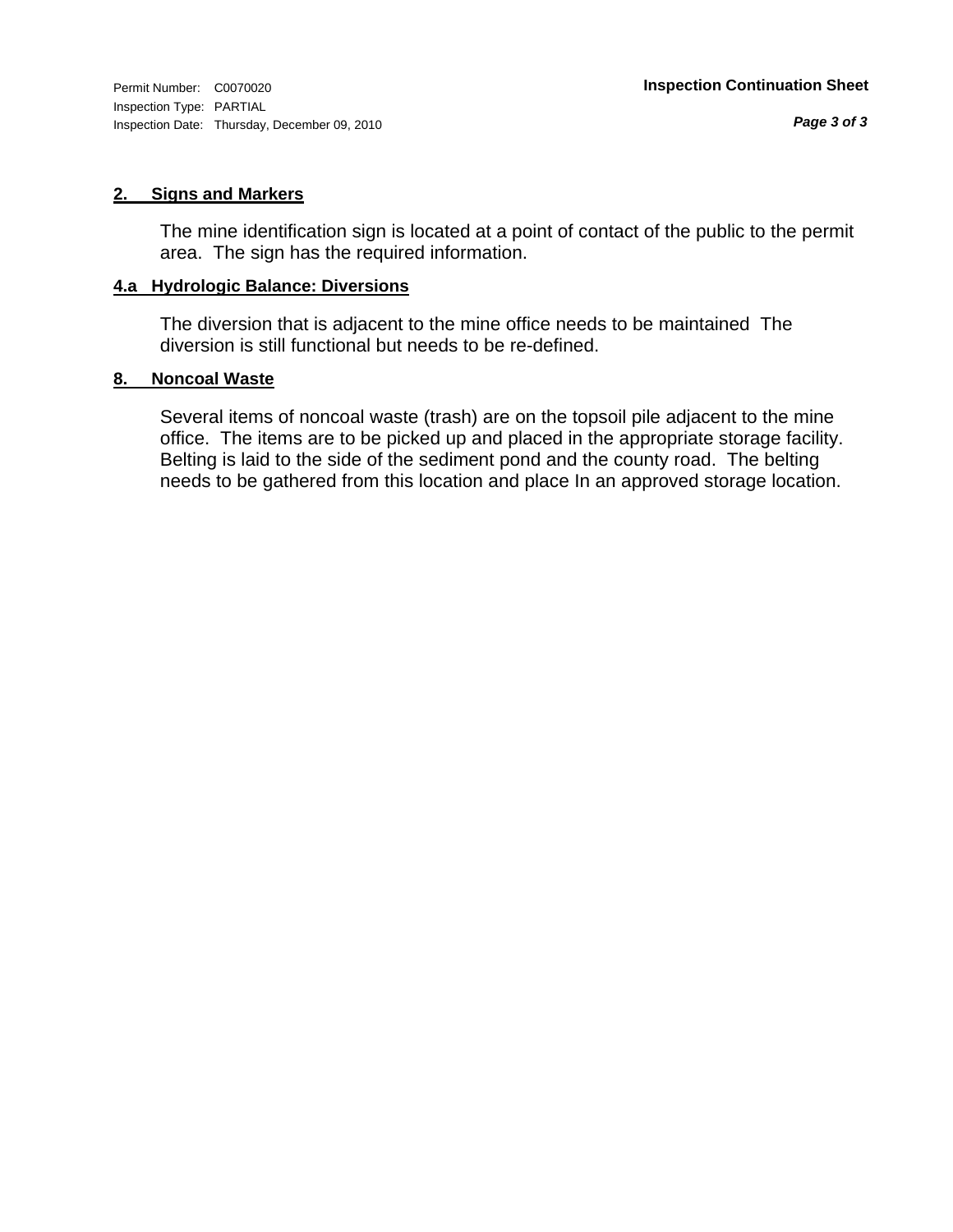**2. Signs and Markers**

The mine identification sign is located at a point of contact of the public to the permit area. The sign has the required information.

**4.a Hydrologic Balance: Diversions**

The diversion that is adjacent to the mine office needs to be maintained The diversion is still functional but needs to be re-defined.

**8. Noncoal Waste**

Several items of noncoal waste (trash) are on the topsoil pile adjacent to the mine office. The items are to be picked up and placed in the appropriate storage facility. Belting is laid to the side of the sediment pond and the county road. The belting needs to be gathered from this location and place In an approved storage location.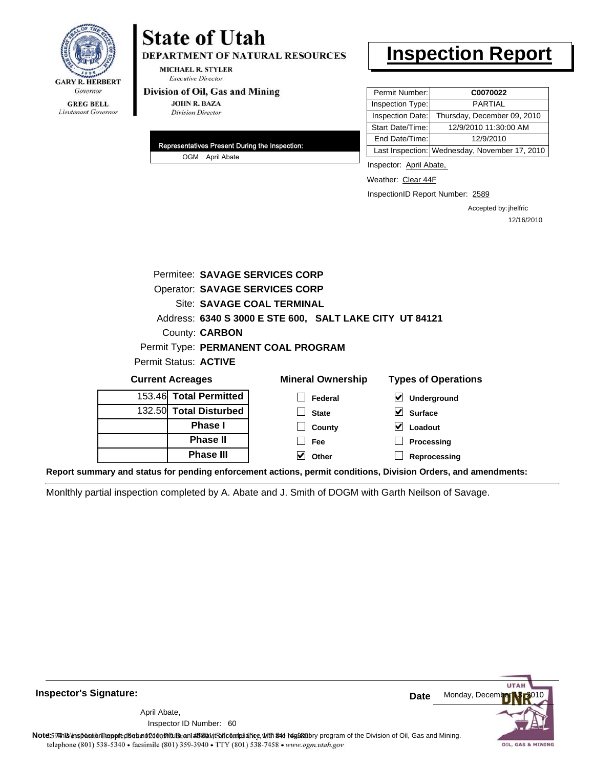GARY R. HERBERT
*Governor*

GREG BELL
*Lieutenant Governor*

# State of Utah

**DEPARTMENT OF NATURAL RESOURCES**

MICHAEL R. STYLER
*Executive Director*

**Division of Oil, Gas and Mining**

JOHN R. BAZA
*Division Director*

# Inspection Report

| | |
|---|---|
| Permit Number: | **C0070022** |
| Inspection Type: | PARTIAL |
| Inspection Date: | Thursday, December 09, 2010 |
| Start Date/Time: | 12/9/2010 11:30:00 AM |
| End Date/Time: | 12/9/2010 |
| Last Inspection: | Wednesday, November 17, 2010 |

**Representatives Present During the Inspection:**

OGM April Abate

Inspector: April Abate,

Weather: Clear 44F

InspectionID Report Number: 2589

Accepted by: jhelfric
12/16/2010

Permitee: **SAVAGE SERVICES CORP**
Operator: **SAVAGE SERVICES CORP**
Site: **SAVAGE COAL TERMINAL**
Address: **6340 S 3000 E STE 600, SALT LAKE CITY UT 84121**
County: **CARBON**
Permit Type: **PERMANENT COAL PROGRAM**
Permit Status: **ACTIVE**

**Current Acreages**

| | |
|---|---|
| 153.46 | **Total Permitted** |
| 132.50 | **Total Disturbed** |
| | **Phase I** |
| | **Phase II** |
| | **Phase III** |

**Mineral Ownership**

- [ ] Federal
- [ ] State
- [ ] County
- [ ] Fee
- [x] Other

**Types of Operations**

- [x] Underground
- [x] Surface
- [x] Loadout
- [ ] Processing
- [ ] Reprocessing

**Report summary and status for pending enforcement actions, permit conditions, Division Orders, and amendments:**

Monlthly partial inspection completed by A. Abate and J. Smith of DOGM with Garth Neilson of Savage.

**Inspector's Signature:**

April Abate,
Inspector ID Number: 60

**Date** Monday, December 13, 2010

**Note:** This inspection report does not constitute an affidavit of compliance with the regulatory program of the Division of Oil, Gas and Mining.

telephone (801) 538-5340 • facsimile (801) 359-3940 • TTY (801) 538-7458 • www.ogm.utah.gov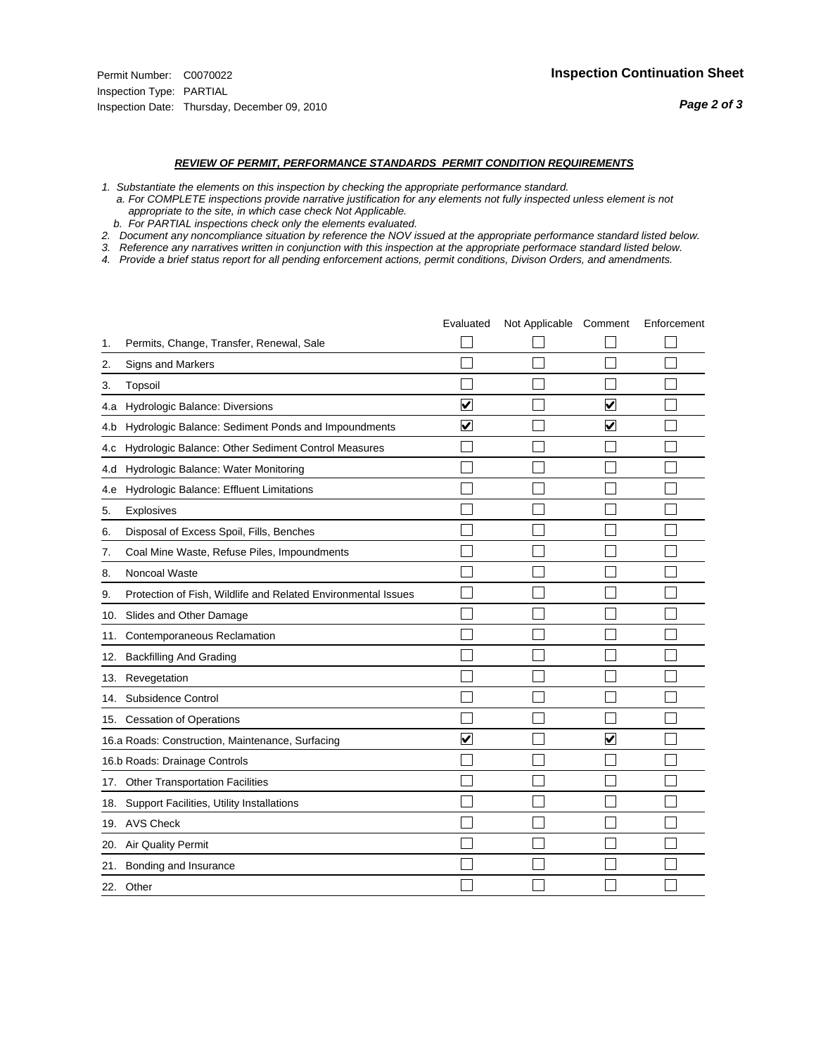Permit Number: C0070022
Inspection Type: PARTIAL
Inspection Date: Thursday, December 09, 2010

**Inspection Continuation Sheet**

***REVIEW OF PERMIT, PERFORMANCE STANDARDS PERMIT CONDITION REQUIREMENTS***

*1. Substantiate the elements on this inspection by checking the appropriate performance standard.*
*a. For COMPLETE inspections provide narrative justification for any elements not fully inspected unless element is not appropriate to the site, in which case check Not Applicable.*
*b. For PARTIAL inspections check only the elements evaluated.*
*2. Document any noncompliance situation by reference the NOV issued at the appropriate performance standard listed below.*
*3. Reference any narratives written in conjunction with this inspection at the appropriate performace standard listed below.*
*4. Provide a brief status report for all pending enforcement actions, permit conditions, Divison Orders, and amendments.*

| | Evaluated | Not Applicable | Comment | Enforcement |
|---|---|---|---|---|
| 1. Permits, Change, Transfer, Renewal, Sale | ☐ | ☐ | ☐ | ☐ |
| 2. Signs and Markers | ☐ | ☐ | ☐ | ☐ |
| 3. Topsoil | ☐ | ☐ | ☐ | ☐ |
| 4.a Hydrologic Balance: Diversions | ☑ | ☐ | ☑ | ☐ |
| 4.b Hydrologic Balance: Sediment Ponds and Impoundments | ☑ | ☐ | ☑ | ☐ |
| 4.c Hydrologic Balance: Other Sediment Control Measures | ☐ | ☐ | ☐ | ☐ |
| 4.d Hydrologic Balance: Water Monitoring | ☐ | ☐ | ☐ | ☐ |
| 4.e Hydrologic Balance: Effluent Limitations | ☐ | ☐ | ☐ | ☐ |
| 5. Explosives | ☐ | ☐ | ☐ | ☐ |
| 6. Disposal of Excess Spoil, Fills, Benches | ☐ | ☐ | ☐ | ☐ |
| 7. Coal Mine Waste, Refuse Piles, Impoundments | ☐ | ☐ | ☐ | ☐ |
| 8. Noncoal Waste | ☐ | ☐ | ☐ | ☐ |
| 9. Protection of Fish, Wildlife and Related Environmental Issues | ☐ | ☐ | ☐ | ☐ |
| 10. Slides and Other Damage | ☐ | ☐ | ☐ | ☐ |
| 11. Contemporaneous Reclamation | ☐ | ☐ | ☐ | ☐ |
| 12. Backfilling And Grading | ☐ | ☐ | ☐ | ☐ |
| 13. Revegetation | ☐ | ☐ | ☐ | ☐ |
| 14. Subsidence Control | ☐ | ☐ | ☐ | ☐ |
| 15. Cessation of Operations | ☐ | ☐ | ☐ | ☐ |
| 16.a Roads: Construction, Maintenance, Surfacing | ☑ | ☐ | ☑ | ☐ |
| 16.b Roads: Drainage Controls | ☐ | ☐ | ☐ | ☐ |
| 17. Other Transportation Facilities | ☐ | ☐ | ☐ | ☐ |
| 18. Support Facilities, Utility Installations | ☐ | ☐ | ☐ | ☐ |
| 19. AVS Check | ☐ | ☐ | ☐ | ☐ |
| 20. Air Quality Permit | ☐ | ☐ | ☐ | ☐ |
| 21. Bonding and Insurance | ☐ | ☐ | ☐ | ☐ |
| 22. Other | ☐ | ☐ | ☐ | ☐ |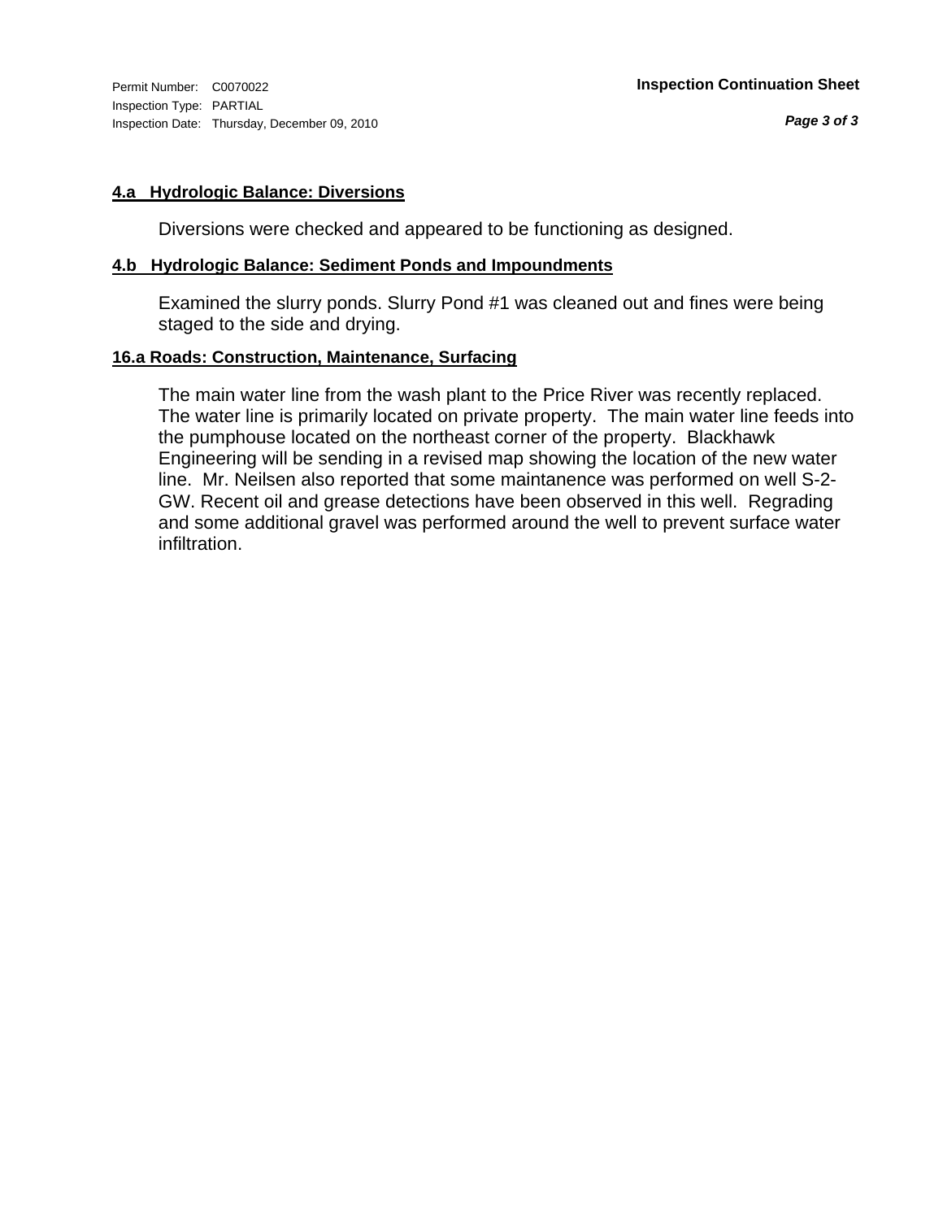Permit Number: C0070022
Inspection Type: PARTIAL
Inspection Date: Thursday, December 09, 2010

**Inspection Continuation Sheet**

### 4.a Hydrologic Balance: Diversions

Diversions were checked and appeared to be functioning as designed.

### 4.b Hydrologic Balance: Sediment Ponds and Impoundments

Examined the slurry ponds. Slurry Pond #1 was cleaned out and fines were being staged to the side and drying.

### 16.a Roads: Construction, Maintenance, Surfacing

The main water line from the wash plant to the Price River was recently replaced. The water line is primarily located on private property. The main water line feeds into the pumphouse located on the northeast corner of the property. Blackhawk Engineering will be sending in a revised map showing the location of the new water line. Mr. Neilsen also reported that some maintanence was performed on well S-2-GW. Recent oil and grease detections have been observed in this well. Regrading and some additional gravel was performed around the well to prevent surface water infiltration.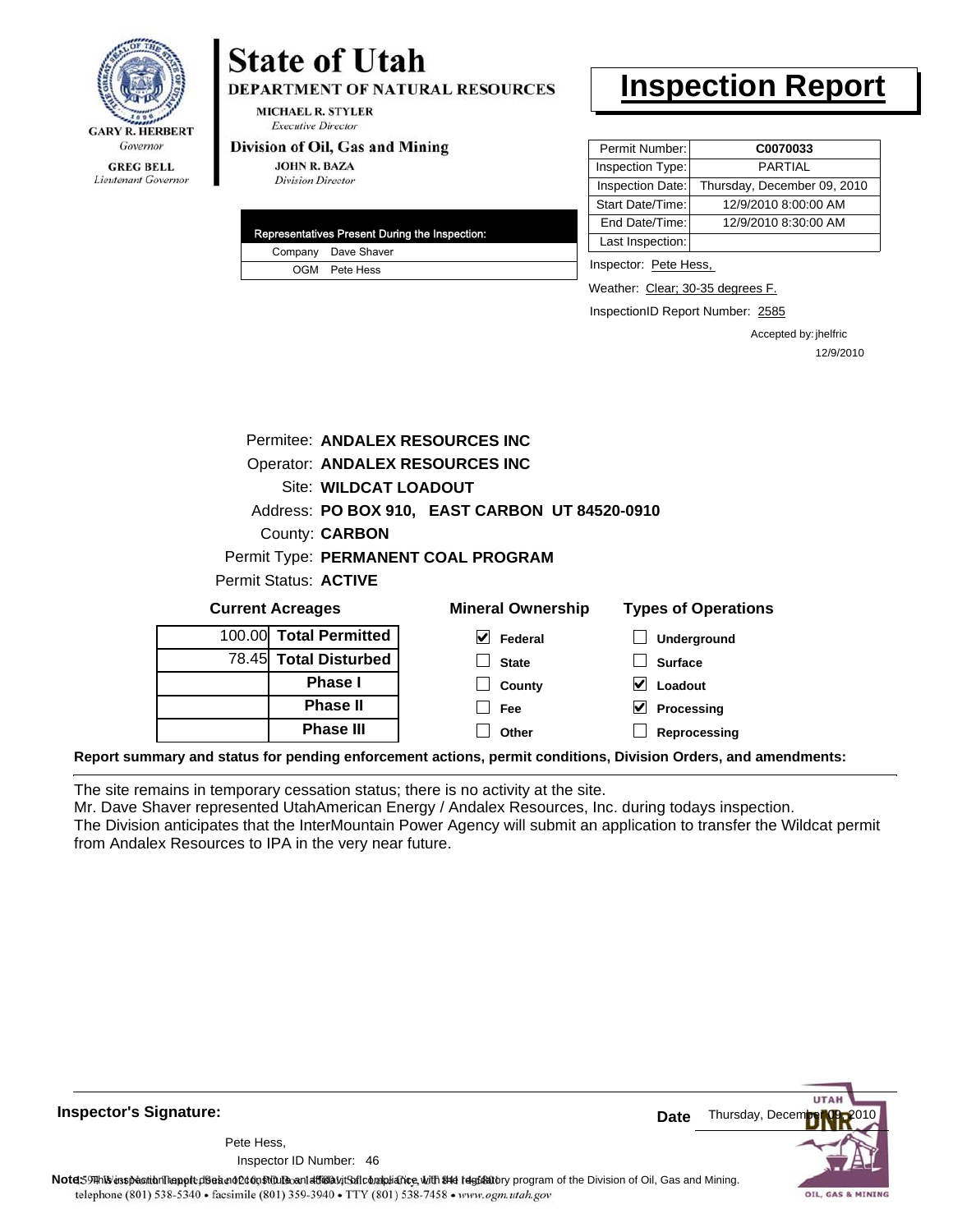**State of Utah**

**DEPARTMENT OF NATURAL RESOURCES**

MICHAEL R. STYLER
*Executive Director*

**Division of Oil, Gas and Mining**

JOHN R. BAZA
*Division Director*

GARY R. HERBERT
*Governor*

GREG BELL
*Lieutenant Governor*

# Inspection Report

| Representatives Present During the Inspection: | |
|---|---|
| Company | Dave Shaver |
| OGM | Pete Hess |

| | |
|---|---|
| Permit Number: | **C0070033** |
| Inspection Type: | PARTIAL |
| Inspection Date: | Thursday, December 09, 2010 |
| Start Date/Time: | 12/9/2010 8:00:00 AM |
| End Date/Time: | 12/9/2010 8:30:00 AM |
| Last Inspection: | |

Inspector: Pete Hess,

Weather: Clear; 30-35 degrees F.

InspectionID Report Number: 2585

Accepted by: jhelfric
12/9/2010

Permitee: **ANDALEX RESOURCES INC**
Operator: **ANDALEX RESOURCES INC**
Site: **WILDCAT LOADOUT**
Address: **PO BOX 910, EAST CARBON UT 84520-0910**
County: **CARBON**
Permit Type: **PERMANENT COAL PROGRAM**
Permit Status: **ACTIVE**

**Current Acreages**

| | |
|---|---|
| 100.00 | **Total Permitted** |
| 78.45 | **Total Disturbed** |
| | **Phase I** |
| | **Phase II** |
| | **Phase III** |

**Mineral Ownership**

- [x] Federal
- [ ] State
- [ ] County
- [ ] Fee
- [ ] Other

**Types of Operations**

- [ ] Underground
- [ ] Surface
- [x] Loadout
- [x] Processing
- [ ] Reprocessing

**Report summary and status for pending enforcement actions, permit conditions, Division Orders, and amendments:**

The site remains in temporary cessation status; there is no activity at the site.
Mr. Dave Shaver represented UtahAmerican Energy / Andalex Resources, Inc. during todays inspection.
The Division anticipates that the InterMountain Power Agency will submit an application to transfer the Wildcat permit from Andalex Resources to IPA in the very near future.

**Inspector's Signature:**

Pete Hess,
Inspector ID Number: 46

**Date** Thursday, December 09, 2010

**Note:** This inspection report does not constitute an affidavit of compliance with the regulatory program of the Division of Oil, Gas and Mining.

telephone (801) 538-5340 • facsimile (801) 359-3940 • TTY (801) 538-7458 • www.ogm.utah.gov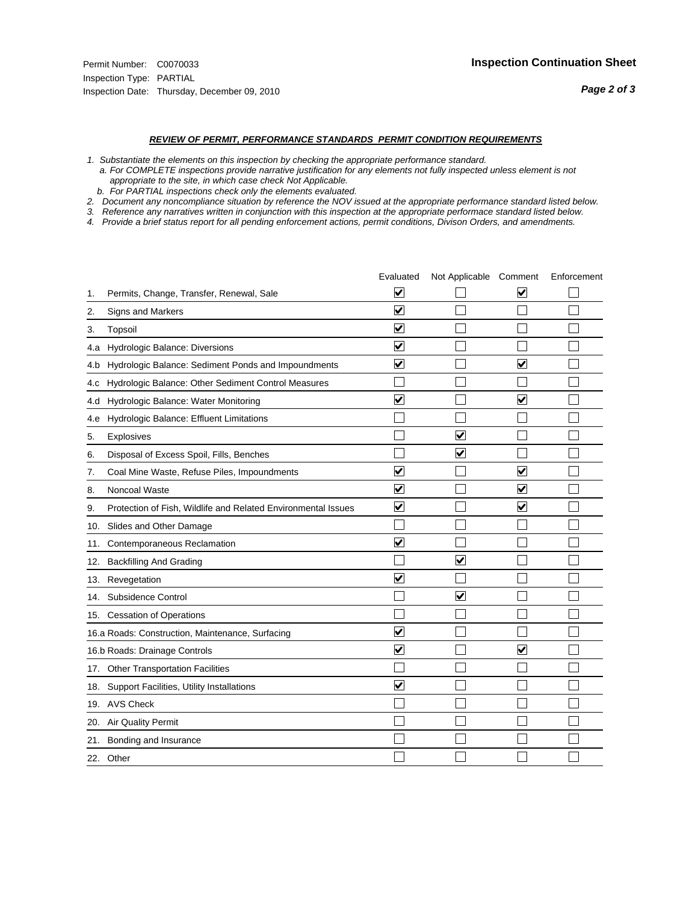Permit Number: C0070033
Inspection Type: PARTIAL
Inspection Date: Thursday, December 09, 2010

**Inspection Continuation Sheet**

***REVIEW OF PERMIT, PERFORMANCE STANDARDS PERMIT CONDITION REQUIREMENTS***

*1. Substantiate the elements on this inspection by checking the appropriate performance standard.*
*a. For COMPLETE inspections provide narrative justification for any elements not fully inspected unless element is not appropriate to the site, in which case check Not Applicable.*
*b. For PARTIAL inspections check only the elements evaluated.*
*2. Document any noncompliance situation by reference the NOV issued at the appropriate performance standard listed below.*
*3. Reference any narratives written in conjunction with this inspection at the appropriate performace standard listed below.*
*4. Provide a brief status report for all pending enforcement actions, permit conditions, Divison Orders, and amendments.*

| | Evaluated | Not Applicable | Comment | Enforcement |
|---|---|---|---|---|
| 1. Permits, Change, Transfer, Renewal, Sale | ☑ | ☐ | ☑ | ☐ |
| 2. Signs and Markers | ☑ | ☐ | ☐ | ☐ |
| 3. Topsoil | ☑ | ☐ | ☐ | ☐ |
| 4.a Hydrologic Balance: Diversions | ☑ | ☐ | ☐ | ☐ |
| 4.b Hydrologic Balance: Sediment Ponds and Impoundments | ☑ | ☐ | ☑ | ☐ |
| 4.c Hydrologic Balance: Other Sediment Control Measures | ☐ | ☐ | ☐ | ☐ |
| 4.d Hydrologic Balance: Water Monitoring | ☑ | ☐ | ☑ | ☐ |
| 4.e Hydrologic Balance: Effluent Limitations | ☐ | ☐ | ☐ | ☐ |
| 5. Explosives | ☐ | ☑ | ☐ | ☐ |
| 6. Disposal of Excess Spoil, Fills, Benches | ☐ | ☑ | ☐ | ☐ |
| 7. Coal Mine Waste, Refuse Piles, Impoundments | ☑ | ☐ | ☑ | ☐ |
| 8. Noncoal Waste | ☑ | ☐ | ☑ | ☐ |
| 9. Protection of Fish, Wildlife and Related Environmental Issues | ☑ | ☐ | ☑ | ☐ |
| 10. Slides and Other Damage | ☐ | ☐ | ☐ | ☐ |
| 11. Contemporaneous Reclamation | ☑ | ☐ | ☐ | ☐ |
| 12. Backfilling And Grading | ☐ | ☑ | ☐ | ☐ |
| 13. Revegetation | ☑ | ☐ | ☐ | ☐ |
| 14. Subsidence Control | ☐ | ☑ | ☐ | ☐ |
| 15. Cessation of Operations | ☐ | ☐ | ☐ | ☐ |
| 16.a Roads: Construction, Maintenance, Surfacing | ☑ | ☐ | ☐ | ☐ |
| 16.b Roads: Drainage Controls | ☑ | ☐ | ☑ | ☐ |
| 17. Other Transportation Facilities | ☐ | ☐ | ☐ | ☐ |
| 18. Support Facilities, Utility Installations | ☑ | ☐ | ☐ | ☐ |
| 19. AVS Check | ☐ | ☐ | ☐ | ☐ |
| 20. Air Quality Permit | ☐ | ☐ | ☐ | ☐ |
| 21. Bonding and Insurance | ☐ | ☐ | ☐ | ☐ |
| 22. Other | ☐ | ☐ | ☐ | ☐ |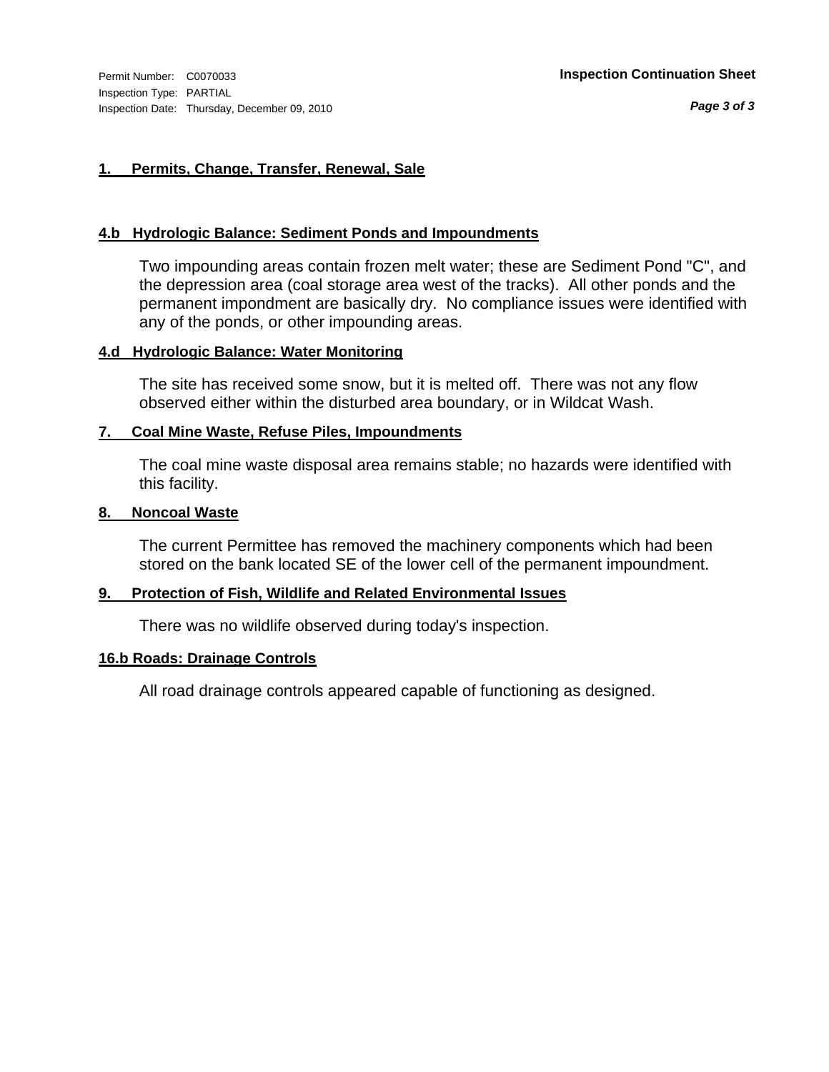Permit Number: C0070033
Inspection Type: PARTIAL
Inspection Date: Thursday, December 09, 2010

**Inspection Continuation Sheet**

## 1. Permits, Change, Transfer, Renewal, Sale

## 4.b Hydrologic Balance: Sediment Ponds and Impoundments

Two impounding areas contain frozen melt water; these are Sediment Pond "C", and the depression area (coal storage area west of the tracks). All other ponds and the permanent impondment are basically dry. No compliance issues were identified with any of the ponds, or other impounding areas.

## 4.d Hydrologic Balance: Water Monitoring

The site has received some snow, but it is melted off. There was not any flow observed either within the disturbed area boundary, or in Wildcat Wash.

## 7. Coal Mine Waste, Refuse Piles, Impoundments

The coal mine waste disposal area remains stable; no hazards were identified with this facility.

## 8. Noncoal Waste

The current Permittee has removed the machinery components which had been stored on the bank located SE of the lower cell of the permanent impoundment.

## 9. Protection of Fish, Wildlife and Related Environmental Issues

There was no wildlife observed during today's inspection.

## 16.b Roads: Drainage Controls

All road drainage controls appeared capable of functioning as designed.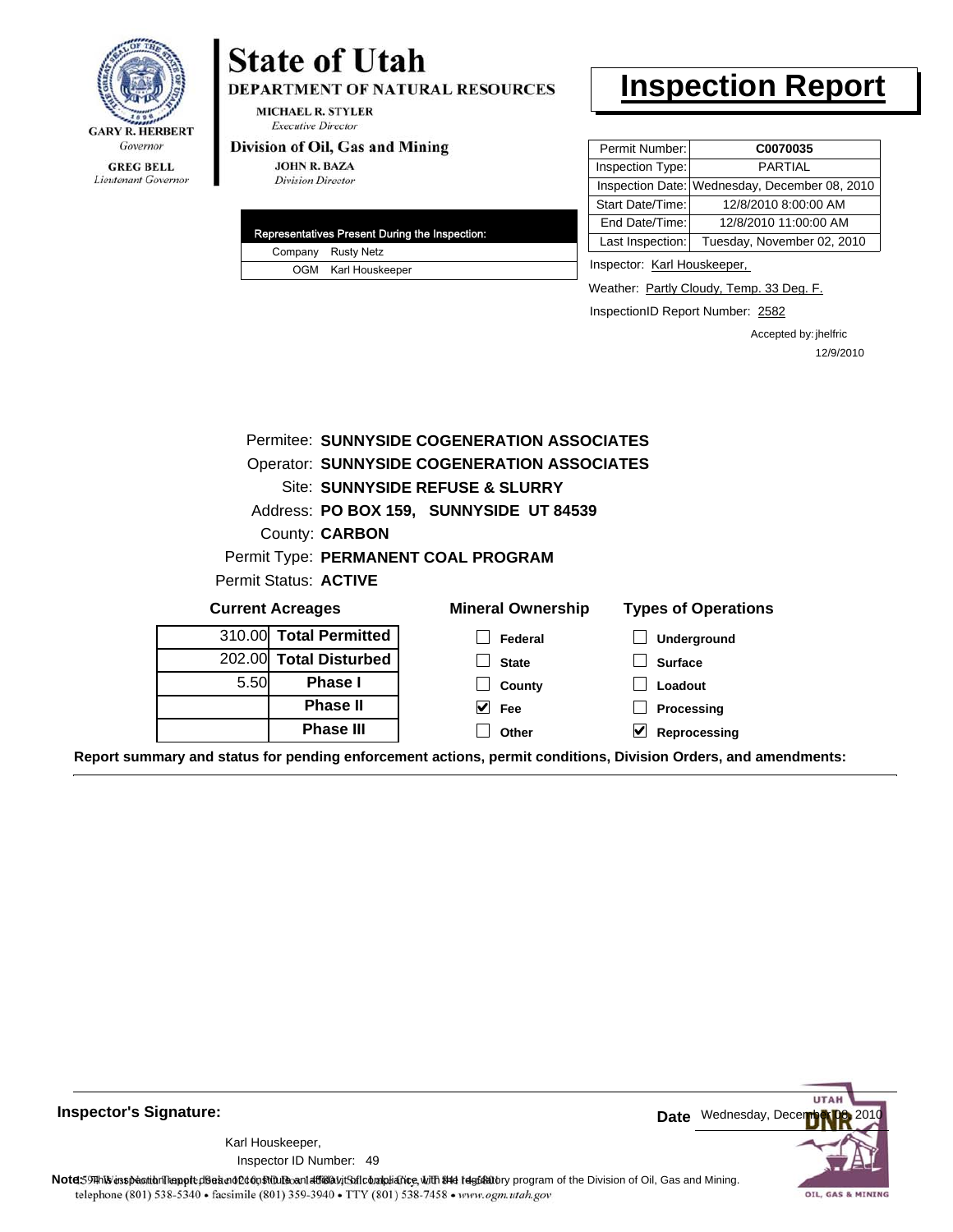GARY R. HERBERT
*Governor*

GREG BELL
*Lieutenant Governor*

# State of Utah

**DEPARTMENT OF NATURAL RESOURCES**

MICHAEL R. STYLER
*Executive Director*

**Division of Oil, Gas and Mining**

JOHN R. BAZA
*Division Director*

# Inspection Report

| Permit Number: | C0070035 |
|---|---|
| Inspection Type: | PARTIAL |
| Inspection Date: | Wednesday, December 08, 2010 |
| Start Date/Time: | 12/8/2010 8:00:00 AM |
| End Date/Time: | 12/8/2010 11:00:00 AM |
| Last Inspection: | Tuesday, November 02, 2010 |

| Representatives Present During the Inspection: | |
|---|---|
| Company | Rusty Netz |
| OGM | Karl Houskeeper |

Inspector: Karl Houskeeper,

Weather: Partly Cloudy, Temp. 33 Deg. F.

InspectionID Report Number: 2582

Accepted by: jhelfric
12/9/2010

Permitee: **SUNNYSIDE COGENERATION ASSOCIATES**
Operator: **SUNNYSIDE COGENERATION ASSOCIATES**
Site: **SUNNYSIDE REFUSE & SLURRY**
Address: **PO BOX 159, SUNNYSIDE UT 84539**
County: **CARBON**
Permit Type: **PERMANENT COAL PROGRAM**
Permit Status: **ACTIVE**

**Current Acreages**

| | |
|---|---|
| 310.00 | **Total Permitted** |
| 202.00 | **Total Disturbed** |
| 5.50 | **Phase I** |
| | **Phase II** |
| | **Phase III** |

**Mineral Ownership**

- [ ] Federal
- [ ] State
- [ ] County
- [x] Fee
- [ ] Other

**Types of Operations**

- [ ] Underground
- [ ] Surface
- [ ] Loadout
- [ ] Processing
- [x] Reprocessing

**Report summary and status for pending enforcement actions, permit conditions, Division Orders, and amendments:**

---

**Inspector's Signature:**

Karl Houskeeper,
Inspector ID Number: 49

**Date** Wednesday, December 08, 2010

**Note:** This inspection report does not constitute an affidavit of compliance with the regulatory program of the Division of Oil, Gas and Mining.

telephone (801) 538-5340 • facsimile (801) 359-3940 • TTY (801) 538-7458 • www.ogm.utah.gov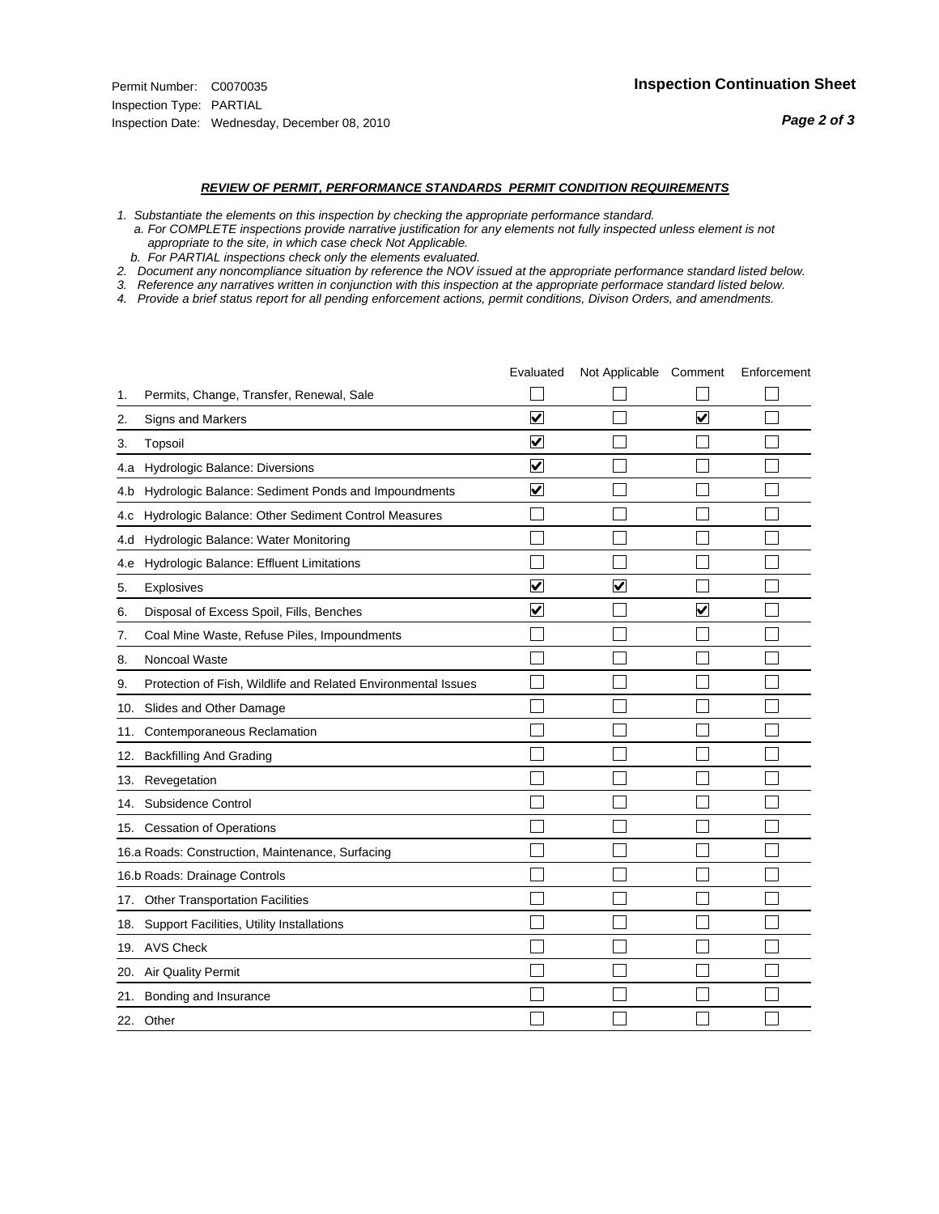Permit Number: C0070035
Inspection Type: PARTIAL
Inspection Date: Wednesday, December 08, 2010

**Inspection Continuation Sheet**

***REVIEW OF PERMIT, PERFORMANCE STANDARDS PERMIT CONDITION REQUIREMENTS***

*1. Substantiate the elements on this inspection by checking the appropriate performance standard.*
*a. For COMPLETE inspections provide narrative justification for any elements not fully inspected unless element is not appropriate to the site, in which case check Not Applicable.*
*b. For PARTIAL inspections check only the elements evaluated.*
*2. Document any noncompliance situation by reference the NOV issued at the appropriate performance standard listed below.*
*3. Reference any narratives written in conjunction with this inspection at the appropriate performace standard listed below.*
*4. Provide a brief status report for all pending enforcement actions, permit conditions, Divison Orders, and amendments.*

| | Evaluated | Not Applicable | Comment | Enforcement |
|---|---|---|---|---|
| 1. Permits, Change, Transfer, Renewal, Sale | ☐ | ☐ | ☐ | ☐ |
| 2. Signs and Markers | ☑ | ☐ | ☑ | ☐ |
| 3. Topsoil | ☑ | ☐ | ☐ | ☐ |
| 4.a Hydrologic Balance: Diversions | ☑ | ☐ | ☐ | ☐ |
| 4.b Hydrologic Balance: Sediment Ponds and Impoundments | ☑ | ☐ | ☐ | ☐ |
| 4.c Hydrologic Balance: Other Sediment Control Measures | ☐ | ☐ | ☐ | ☐ |
| 4.d Hydrologic Balance: Water Monitoring | ☐ | ☐ | ☐ | ☐ |
| 4.e Hydrologic Balance: Effluent Limitations | ☐ | ☐ | ☐ | ☐ |
| 5. Explosives | ☑ | ☑ | ☐ | ☐ |
| 6. Disposal of Excess Spoil, Fills, Benches | ☑ | ☐ | ☑ | ☐ |
| 7. Coal Mine Waste, Refuse Piles, Impoundments | ☐ | ☐ | ☐ | ☐ |
| 8. Noncoal Waste | ☐ | ☐ | ☐ | ☐ |
| 9. Protection of Fish, Wildlife and Related Environmental Issues | ☐ | ☐ | ☐ | ☐ |
| 10. Slides and Other Damage | ☐ | ☐ | ☐ | ☐ |
| 11. Contemporaneous Reclamation | ☐ | ☐ | ☐ | ☐ |
| 12. Backfilling And Grading | ☐ | ☐ | ☐ | ☐ |
| 13. Revegetation | ☐ | ☐ | ☐ | ☐ |
| 14. Subsidence Control | ☐ | ☐ | ☐ | ☐ |
| 15. Cessation of Operations | ☐ | ☐ | ☐ | ☐ |
| 16.a Roads: Construction, Maintenance, Surfacing | ☐ | ☐ | ☐ | ☐ |
| 16.b Roads: Drainage Controls | ☐ | ☐ | ☐ | ☐ |
| 17. Other Transportation Facilities | ☐ | ☐ | ☐ | ☐ |
| 18. Support Facilities, Utility Installations | ☐ | ☐ | ☐ | ☐ |
| 19. AVS Check | ☐ | ☐ | ☐ | ☐ |
| 20. Air Quality Permit | ☐ | ☐ | ☐ | ☐ |
| 21. Bonding and Insurance | ☐ | ☐ | ☐ | ☐ |
| 22. Other | ☐ | ☐ | ☐ | ☐ |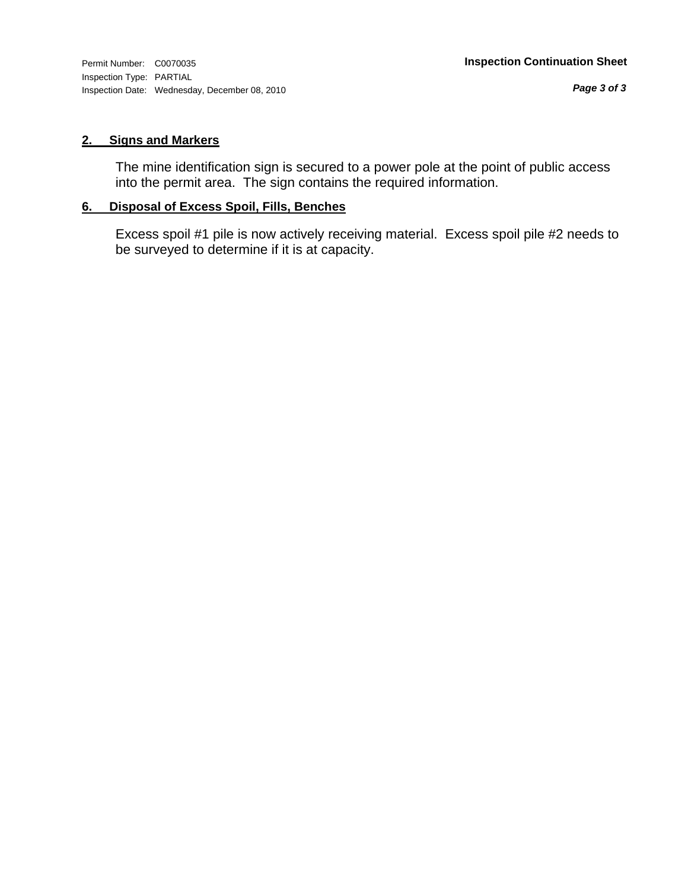Permit Number: C0070035
Inspection Type: PARTIAL
Inspection Date: Wednesday, December 08, 2010

**Inspection Continuation Sheet**

## 2. Signs and Markers

The mine identification sign is secured to a power pole at the point of public access into the permit area. The sign contains the required information.

## 6. Disposal of Excess Spoil, Fills, Benches

Excess spoil #1 pile is now actively receiving material. Excess spoil pile #2 needs to be surveyed to determine if it is at capacity.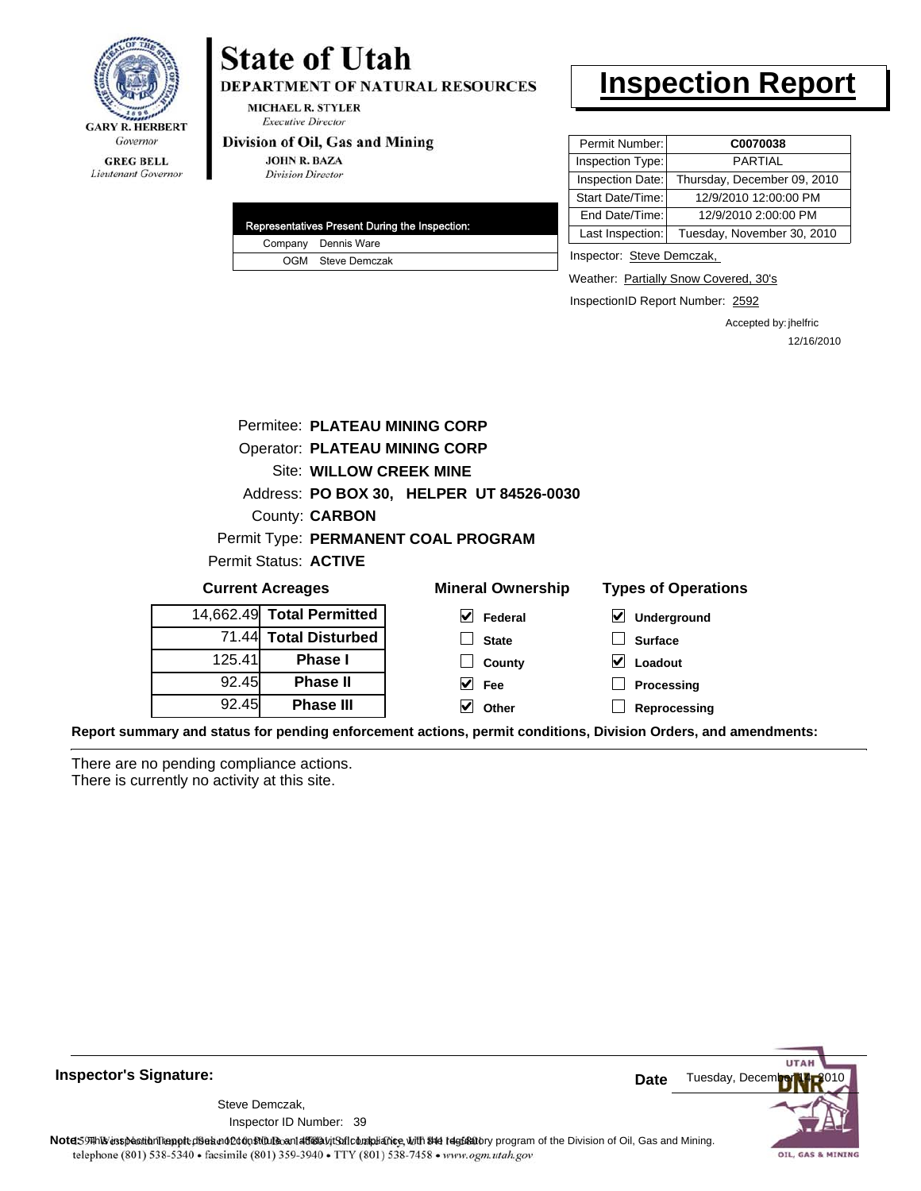**GARY R. HERBERT**
*Governor*

**GREG BELL**
*Lieutenant Governor*

# State of Utah

**DEPARTMENT OF NATURAL RESOURCES**

**MICHAEL R. STYLER**
*Executive Director*

**Division of Oil, Gas and Mining**

**JOHN R. BAZA**
*Division Director*

# Inspection Report

| Permit Number: | C0070038 |
|---|---|
| Inspection Type: | PARTIAL |
| Inspection Date: | Thursday, December 09, 2010 |
| Start Date/Time: | 12/9/2010 12:00:00 PM |
| End Date/Time: | 12/9/2010 2:00:00 PM |
| Last Inspection: | Tuesday, November 30, 2010 |

| Representatives Present During the Inspection: | |
|---|---|
| Company | Dennis Ware |
| OGM | Steve Demczak |

Inspector: Steve Demczak,

Weather: Partially Snow Covered, 30's

InspectionID Report Number: 2592

Accepted by: jhelfric
12/16/2010

Permitee: **PLATEAU MINING CORP**
Operator: **PLATEAU MINING CORP**
Site: **WILLOW CREEK MINE**
Address: **PO BOX 30, HELPER UT 84526-0030**
County: **CARBON**
Permit Type: **PERMANENT COAL PROGRAM**
Permit Status: **ACTIVE**

**Current Acreages**

| | |
|---|---|
| 14,662.49 | **Total Permitted** |
| 71.44 | **Total Disturbed** |
| 125.41 | **Phase I** |
| 92.45 | **Phase II** |
| 92.45 | **Phase III** |

**Mineral Ownership**

- [x] Federal
- [ ] State
- [ ] County
- [x] Fee
- [x] Other

**Types of Operations**

- [x] Underground
- [ ] Surface
- [x] Loadout
- [ ] Processing
- [ ] Reprocessing

**Report summary and status for pending enforcement actions, permit conditions, Division Orders, and amendments:**

There are no pending compliance actions.
There is currently no activity at this site.

**Inspector's Signature:**

Steve Demczak,
Inspector ID Number: 39

**Date** Tuesday, December 14, 2010

**Note:** This inspection report does not constitute an affidavit of compliance with the regulatory program of the Division of Oil, Gas and Mining.
telephone (801) 538-5340 • facsimile (801) 359-3940 • TTY (801) 538-7458 • www.ogm.utah.gov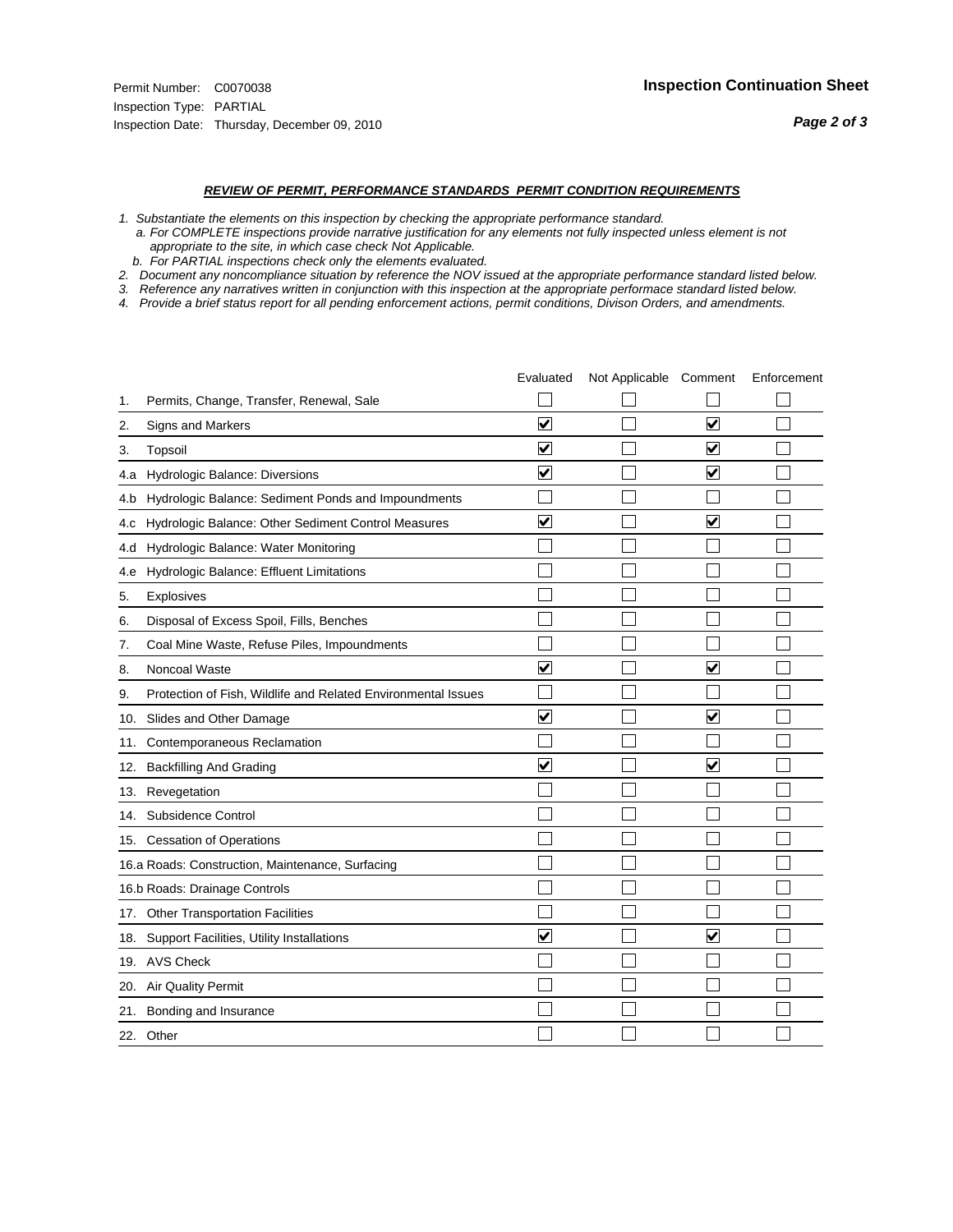Permit Number: C0070038
Inspection Type: PARTIAL
Inspection Date: Thursday, December 09, 2010

**Inspection Continuation Sheet**

***REVIEW OF PERMIT, PERFORMANCE STANDARDS PERMIT CONDITION REQUIREMENTS***

*1. Substantiate the elements on this inspection by checking the appropriate performance standard.*
*a. For COMPLETE inspections provide narrative justification for any elements not fully inspected unless element is not appropriate to the site, in which case check Not Applicable.*
*b. For PARTIAL inspections check only the elements evaluated.*
*2. Document any noncompliance situation by reference the NOV issued at the appropriate performance standard listed below.*
*3. Reference any narratives written in conjunction with this inspection at the appropriate performace standard listed below.*
*4. Provide a brief status report for all pending enforcement actions, permit conditions, Divison Orders, and amendments.*

| | Evaluated | Not Applicable | Comment | Enforcement |
|---|---|---|---|---|
| 1. Permits, Change, Transfer, Renewal, Sale | ☐ | ☐ | ☐ | ☐ |
| 2. Signs and Markers | ☑ | ☐ | ☑ | ☐ |
| 3. Topsoil | ☑ | ☐ | ☑ | ☐ |
| 4.a Hydrologic Balance: Diversions | ☑ | ☐ | ☑ | ☐ |
| 4.b Hydrologic Balance: Sediment Ponds and Impoundments | ☐ | ☐ | ☐ | ☐ |
| 4.c Hydrologic Balance: Other Sediment Control Measures | ☑ | ☐ | ☑ | ☐ |
| 4.d Hydrologic Balance: Water Monitoring | ☐ | ☐ | ☐ | ☐ |
| 4.e Hydrologic Balance: Effluent Limitations | ☐ | ☐ | ☐ | ☐ |
| 5. Explosives | ☐ | ☐ | ☐ | ☐ |
| 6. Disposal of Excess Spoil, Fills, Benches | ☐ | ☐ | ☐ | ☐ |
| 7. Coal Mine Waste, Refuse Piles, Impoundments | ☐ | ☐ | ☐ | ☐ |
| 8. Noncoal Waste | ☑ | ☐ | ☑ | ☐ |
| 9. Protection of Fish, Wildlife and Related Environmental Issues | ☐ | ☐ | ☐ | ☐ |
| 10. Slides and Other Damage | ☑ | ☐ | ☑ | ☐ |
| 11. Contemporaneous Reclamation | ☐ | ☐ | ☐ | ☐ |
| 12. Backfilling And Grading | ☑ | ☐ | ☑ | ☐ |
| 13. Revegetation | ☐ | ☐ | ☐ | ☐ |
| 14. Subsidence Control | ☐ | ☐ | ☐ | ☐ |
| 15. Cessation of Operations | ☐ | ☐ | ☐ | ☐ |
| 16.a Roads: Construction, Maintenance, Surfacing | ☐ | ☐ | ☐ | ☐ |
| 16.b Roads: Drainage Controls | ☐ | ☐ | ☐ | ☐ |
| 17. Other Transportation Facilities | ☐ | ☐ | ☐ | ☐ |
| 18. Support Facilities, Utility Installations | ☑ | ☐ | ☑ | ☐ |
| 19. AVS Check | ☐ | ☐ | ☐ | ☐ |
| 20. Air Quality Permit | ☐ | ☐ | ☐ | ☐ |
| 21. Bonding and Insurance | ☐ | ☐ | ☐ | ☐ |
| 22. Other | ☐ | ☐ | ☐ | ☐ |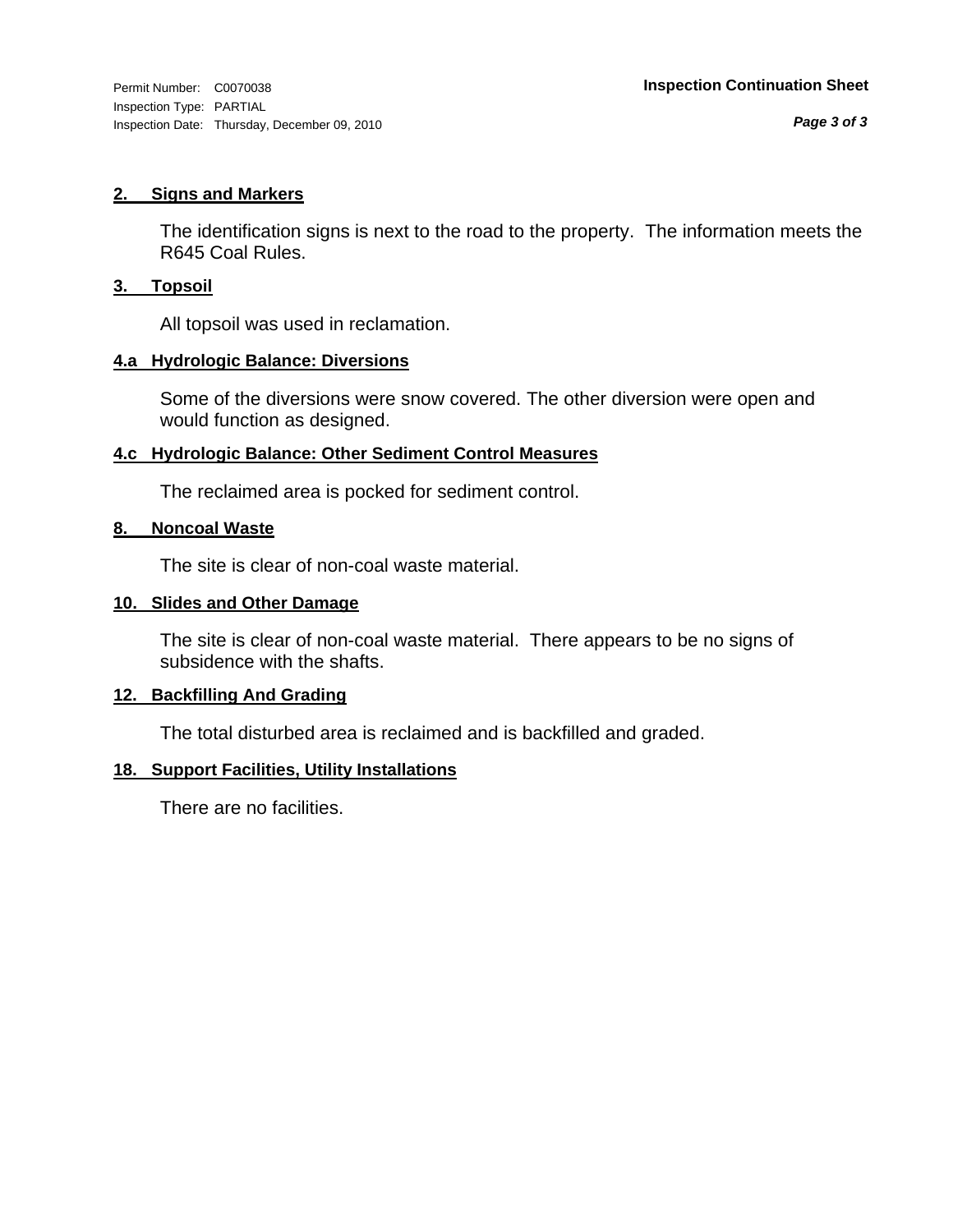Permit Number: C0070038
Inspection Type: PARTIAL
Inspection Date: Thursday, December 09, 2010

**Inspection Continuation Sheet**

## 2. Signs and Markers

The identification signs is next to the road to the property. The information meets the R645 Coal Rules.

## 3. Topsoil

All topsoil was used in reclamation.

## 4.a Hydrologic Balance: Diversions

Some of the diversions were snow covered. The other diversion were open and would function as designed.

## 4.c Hydrologic Balance: Other Sediment Control Measures

The reclaimed area is pocked for sediment control.

## 8. Noncoal Waste

The site is clear of non-coal waste material.

## 10. Slides and Other Damage

The site is clear of non-coal waste material. There appears to be no signs of subsidence with the shafts.

## 12. Backfilling And Grading

The total disturbed area is reclaimed and is backfilled and graded.

## 18. Support Facilities, Utility Installations

There are no facilities.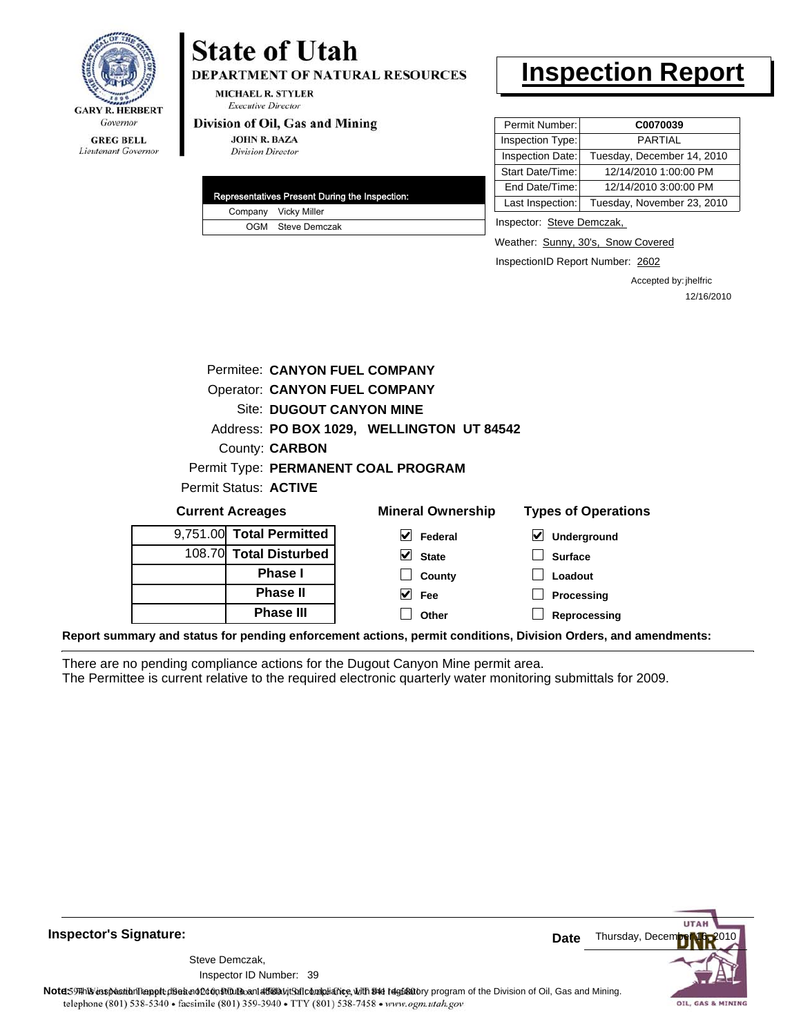GARY R. HERBERT
*Governor*

GREG BELL
*Lieutenant Governor*

# State of Utah

**DEPARTMENT OF NATURAL RESOURCES**

MICHAEL R. STYLER
*Executive Director*

**Division of Oil, Gas and Mining**

JOHN R. BAZA
*Division Director*

# Inspection Report

| Permit Number: | **C0070039** |
|---|---|
| Inspection Type: | PARTIAL |
| Inspection Date: | Tuesday, December 14, 2010 |
| Start Date/Time: | 12/14/2010 1:00:00 PM |
| End Date/Time: | 12/14/2010 3:00:00 PM |
| Last Inspection: | Tuesday, November 23, 2010 |

| Representatives Present During the Inspection: | |
|---|---|
| Company | Vicky Miller |
| OGM | Steve Demczak |

Inspector: Steve Demczak,

Weather: Sunny, 30's, Snow Covered

InspectionID Report Number: 2602

Accepted by: jhelfric
12/16/2010

Permitee: **CANYON FUEL COMPANY**
Operator: **CANYON FUEL COMPANY**
Site: **DUGOUT CANYON MINE**
Address: **PO BOX 1029, WELLINGTON UT 84542**
County: **CARBON**
Permit Type: **PERMANENT COAL PROGRAM**
Permit Status: **ACTIVE**

**Current Acreages**

| | |
|---|---|
| 9,751.00 | **Total Permitted** |
| 108.70 | **Total Disturbed** |
| | **Phase I** |
| | **Phase II** |
| | **Phase III** |

**Mineral Ownership**

- [x] Federal
- [x] State
- [ ] County
- [x] Fee
- [ ] Other

**Types of Operations**

- [x] Underground
- [ ] Surface
- [ ] Loadout
- [ ] Processing
- [ ] Reprocessing

**Report summary and status for pending enforcement actions, permit conditions, Division Orders, and amendments:**

There are no pending compliance actions for the Dugout Canyon Mine permit area.
The Permittee is current relative to the required electronic quarterly water monitoring submittals for 2009.

**Inspector's Signature:**

Steve Demczak,
Inspector ID Number: 39

**Date** Thursday, December 16, 2010

**Note:** This inspection report does not constitute an affidavit of compliance with the regulatory program of the Division of Oil, Gas and Mining.
telephone (801) 538-5340 • facsimile (801) 359-3940 • TTY (801) 538-7458 • www.ogm.utah.gov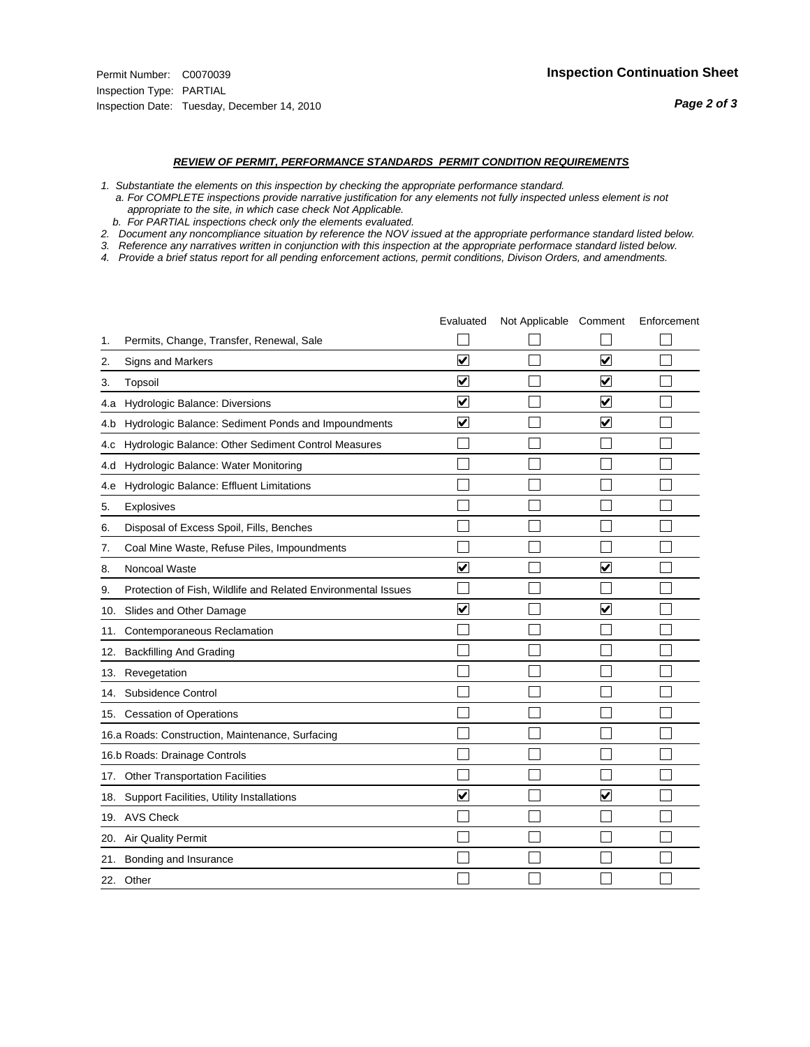Permit Number: C0070039
Inspection Type: PARTIAL
Inspection Date: Tuesday, December 14, 2010

**Inspection Continuation Sheet**

***Page 2 of 3***

***REVIEW OF PERMIT, PERFORMANCE STANDARDS PERMIT CONDITION REQUIREMENTS***

*1. Substantiate the elements on this inspection by checking the appropriate performance standard.*
*a. For COMPLETE inspections provide narrative justification for any elements not fully inspected unless element is not appropriate to the site, in which case check Not Applicable.*
*b. For PARTIAL inspections check only the elements evaluated.*
*2. Document any noncompliance situation by reference the NOV issued at the appropriate performance standard listed below.*
*3. Reference any narratives written in conjunction with this inspection at the appropriate performace standard listed below.*
*4. Provide a brief status report for all pending enforcement actions, permit conditions, Divison Orders, and amendments.*

| | Evaluated | Not Applicable | Comment | Enforcement |
|---|---|---|---|---|
| 1. Permits, Change, Transfer, Renewal, Sale | ☐ | ☐ | ☐ | ☐ |
| 2. Signs and Markers | ☑ | ☐ | ☑ | ☐ |
| 3. Topsoil | ☑ | ☐ | ☑ | ☐ |
| 4.a Hydrologic Balance: Diversions | ☑ | ☐ | ☑ | ☐ |
| 4.b Hydrologic Balance: Sediment Ponds and Impoundments | ☑ | ☐ | ☑ | ☐ |
| 4.c Hydrologic Balance: Other Sediment Control Measures | ☐ | ☐ | ☐ | ☐ |
| 4.d Hydrologic Balance: Water Monitoring | ☐ | ☐ | ☐ | ☐ |
| 4.e Hydrologic Balance: Effluent Limitations | ☐ | ☐ | ☐ | ☐ |
| 5. Explosives | ☐ | ☐ | ☐ | ☐ |
| 6. Disposal of Excess Spoil, Fills, Benches | ☐ | ☐ | ☐ | ☐ |
| 7. Coal Mine Waste, Refuse Piles, Impoundments | ☐ | ☐ | ☐ | ☐ |
| 8. Noncoal Waste | ☑ | ☐ | ☑ | ☐ |
| 9. Protection of Fish, Wildlife and Related Environmental Issues | ☐ | ☐ | ☐ | ☐ |
| 10. Slides and Other Damage | ☑ | ☐ | ☑ | ☐ |
| 11. Contemporaneous Reclamation | ☐ | ☐ | ☐ | ☐ |
| 12. Backfilling And Grading | ☐ | ☐ | ☐ | ☐ |
| 13. Revegetation | ☐ | ☐ | ☐ | ☐ |
| 14. Subsidence Control | ☐ | ☐ | ☐ | ☐ |
| 15. Cessation of Operations | ☐ | ☐ | ☐ | ☐ |
| 16.a Roads: Construction, Maintenance, Surfacing | ☐ | ☐ | ☐ | ☐ |
| 16.b Roads: Drainage Controls | ☐ | ☐ | ☐ | ☐ |
| 17. Other Transportation Facilities | ☐ | ☐ | ☐ | ☐ |
| 18. Support Facilities, Utility Installations | ☑ | ☐ | ☑ | ☐ |
| 19. AVS Check | ☐ | ☐ | ☐ | ☐ |
| 20. Air Quality Permit | ☐ | ☐ | ☐ | ☐ |
| 21. Bonding and Insurance | ☐ | ☐ | ☐ | ☐ |
| 22. Other | ☐ | ☐ | ☐ | ☐ |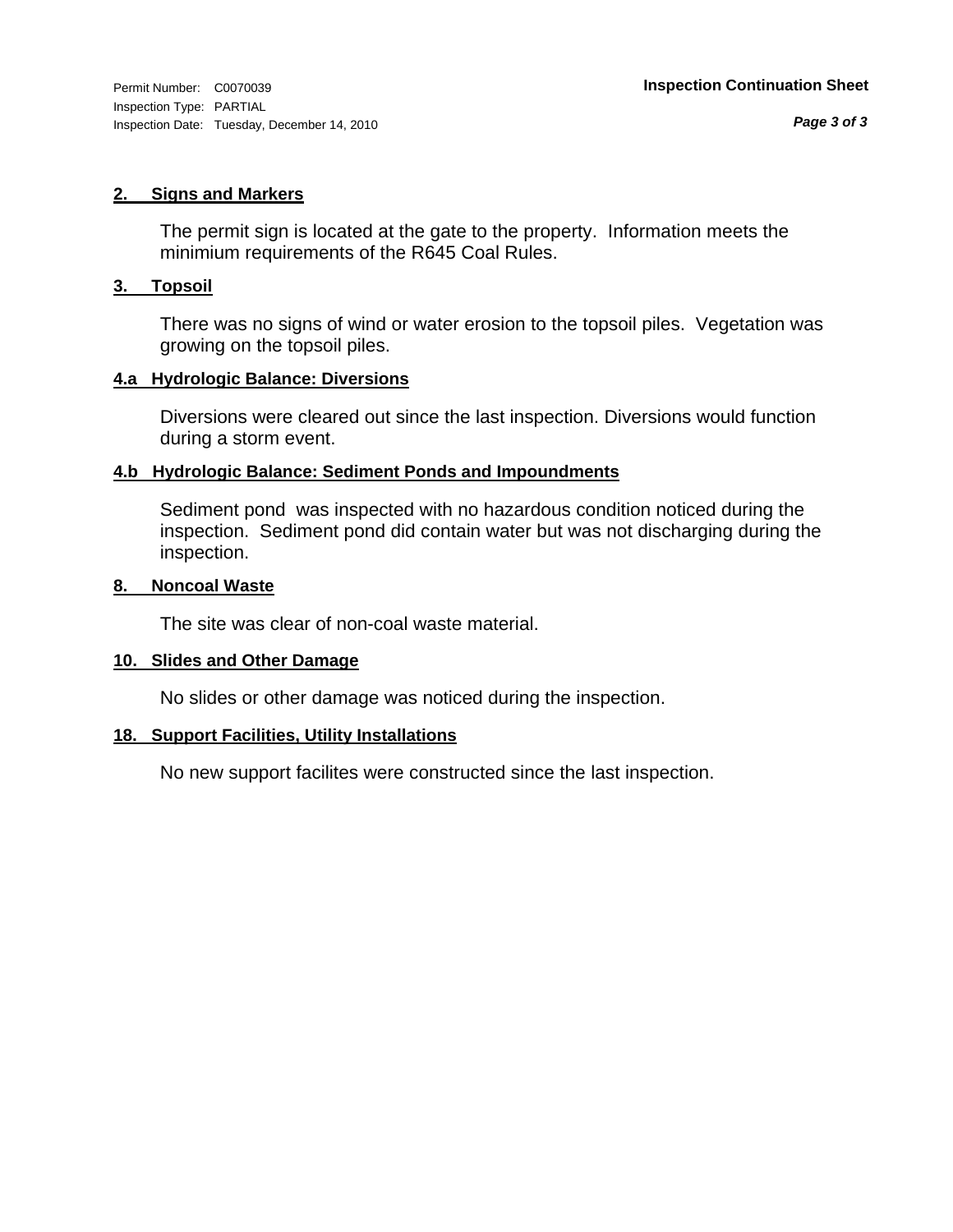Permit Number: C0070039
Inspection Type: PARTIAL
Inspection Date: Tuesday, December 14, 2010

**Inspection Continuation Sheet**

## 2. Signs and Markers

The permit sign is located at the gate to the property. Information meets the minimium requirements of the R645 Coal Rules.

## 3. Topsoil

There was no signs of wind or water erosion to the topsoil piles. Vegetation was growing on the topsoil piles.

## 4.a Hydrologic Balance: Diversions

Diversions were cleared out since the last inspection. Diversions would function during a storm event.

## 4.b Hydrologic Balance: Sediment Ponds and Impoundments

Sediment pond was inspected with no hazardous condition noticed during the inspection. Sediment pond did contain water but was not discharging during the inspection.

## 8. Noncoal Waste

The site was clear of non-coal waste material.

## 10. Slides and Other Damage

No slides or other damage was noticed during the inspection.

## 18. Support Facilities, Utility Installations

No new support facilites were constructed since the last inspection.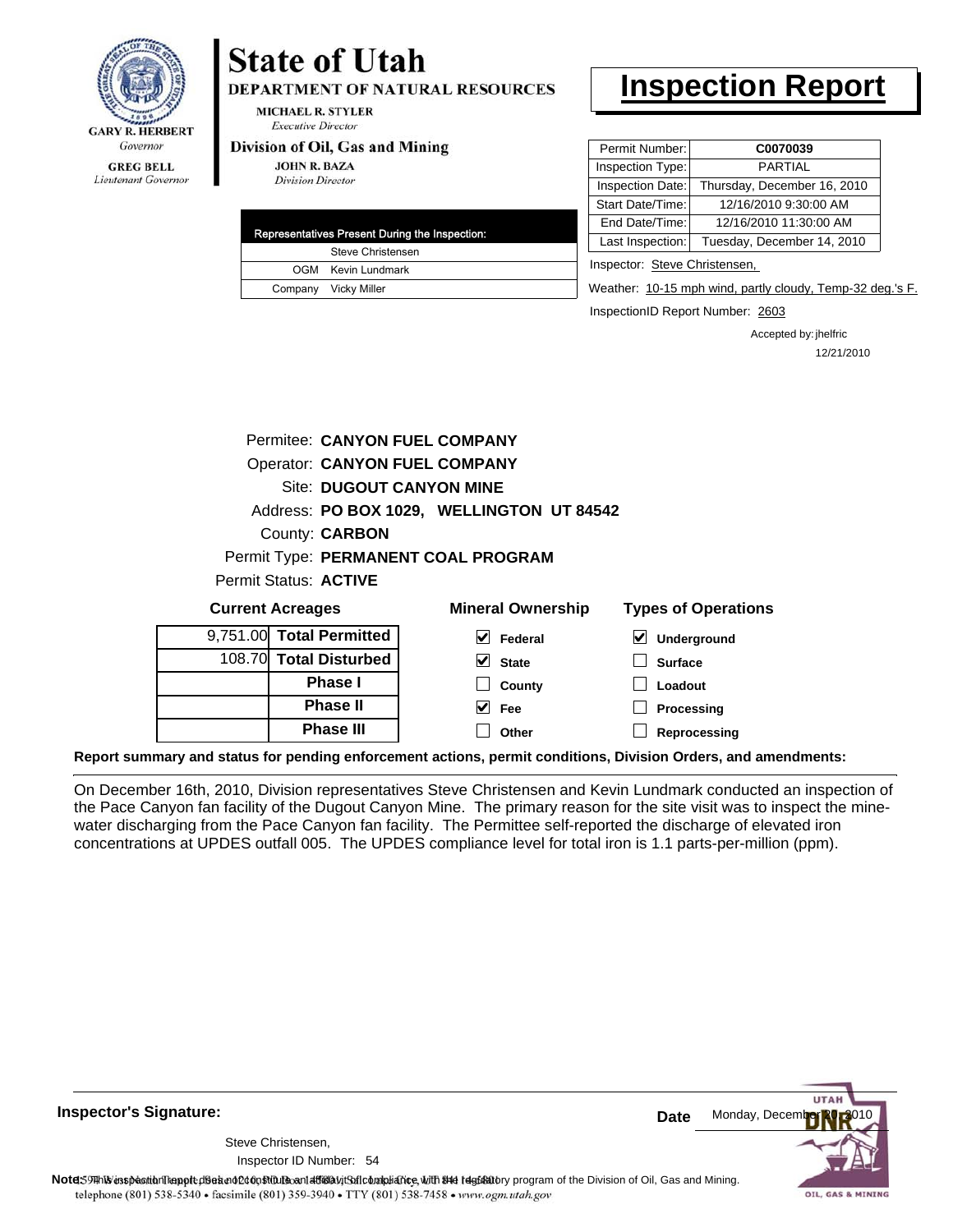GARY R. HERBERT
*Governor*

GREG BELL
*Lieutenant Governor*

# State of Utah

**DEPARTMENT OF NATURAL RESOURCES**

MICHAEL R. STYLER
*Executive Director*

**Division of Oil, Gas and Mining**

JOHN R. BAZA
*Division Director*

# Inspection Report

| Permit Number: | **C0070039** |
|---|---|
| Inspection Type: | PARTIAL |
| Inspection Date: | Thursday, December 16, 2010 |
| Start Date/Time: | 12/16/2010 9:30:00 AM |
| End Date/Time: | 12/16/2010 11:30:00 AM |
| Last Inspection: | Tuesday, December 14, 2010 |

| Representatives Present During the Inspection: | |
|---|---|
| | Steve Christensen |
| OGM | Kevin Lundmark |
| Company | Vicky Miller |

Inspector: Steve Christensen,

Weather: 10-15 mph wind, partly cloudy, Temp-32 deg.'s F.

InspectionID Report Number: 2603

Accepted by: jhelfric
12/21/2010

Permitee: **CANYON FUEL COMPANY**
Operator: **CANYON FUEL COMPANY**
Site: **DUGOUT CANYON MINE**
Address: **PO BOX 1029, WELLINGTON UT 84542**
County: **CARBON**
Permit Type: **PERMANENT COAL PROGRAM**
Permit Status: **ACTIVE**

**Current Acreages**

| | |
|---|---|
| 9,751.00 | **Total Permitted** |
| 108.70 | **Total Disturbed** |
| | **Phase I** |
| | **Phase II** |
| | **Phase III** |

**Mineral Ownership**

- [x] Federal
- [x] State
- [ ] County
- [x] Fee
- [ ] Other

**Types of Operations**

- [x] Underground
- [ ] Surface
- [ ] Loadout
- [ ] Processing
- [ ] Reprocessing

**Report summary and status for pending enforcement actions, permit conditions, Division Orders, and amendments:**

On December 16th, 2010, Division representatives Steve Christensen and Kevin Lundmark conducted an inspection of the Pace Canyon fan facility of the Dugout Canyon Mine. The primary reason for the site visit was to inspect the mine-water discharging from the Pace Canyon fan facility. The Permittee self-reported the discharge of elevated iron concentrations at UPDES outfall 005. The UPDES compliance level for total iron is 1.1 parts-per-million (ppm).

**Inspector's Signature:**

Steve Christensen,
Inspector ID Number: 54

**Date** Monday, December 20, 2010

**Note:** This inspection report does not constitute an affidavit of compliance with the regulatory program of the Division of Oil, Gas and Mining.
telephone (801) 538-5340 • facsimile (801) 359-3940 • TTY (801) 538-7458 • www.ogm.utah.gov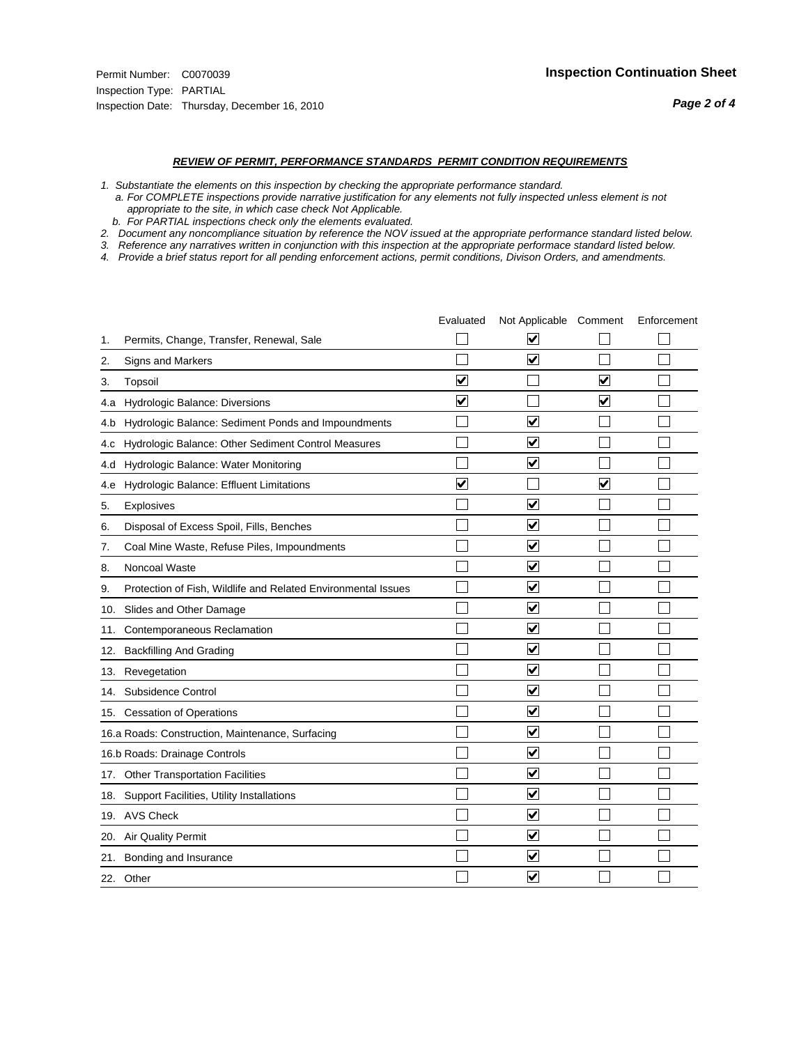Permit Number: C0070039
Inspection Type: PARTIAL
Inspection Date: Thursday, December 16, 2010

**Inspection Continuation Sheet**

***REVIEW OF PERMIT, PERFORMANCE STANDARDS PERMIT CONDITION REQUIREMENTS***

*1. Substantiate the elements on this inspection by checking the appropriate performance standard.*
*a. For COMPLETE inspections provide narrative justification for any elements not fully inspected unless element is not appropriate to the site, in which case check Not Applicable.*
*b. For PARTIAL inspections check only the elements evaluated.*
*2. Document any noncompliance situation by reference the NOV issued at the appropriate performance standard listed below.*
*3. Reference any narratives written in conjunction with this inspection at the appropriate performace standard listed below.*
*4. Provide a brief status report for all pending enforcement actions, permit conditions, Divison Orders, and amendments.*

| | Evaluated | Not Applicable | Comment | Enforcement |
|---|---|---|---|---|
| 1. Permits, Change, Transfer, Renewal, Sale | ☐ | ☑ | ☐ | ☐ |
| 2. Signs and Markers | ☐ | ☑ | ☐ | ☐ |
| 3. Topsoil | ☑ | ☐ | ☑ | ☐ |
| 4.a Hydrologic Balance: Diversions | ☑ | ☐ | ☑ | ☐ |
| 4.b Hydrologic Balance: Sediment Ponds and Impoundments | ☐ | ☑ | ☐ | ☐ |
| 4.c Hydrologic Balance: Other Sediment Control Measures | ☐ | ☑ | ☐ | ☐ |
| 4.d Hydrologic Balance: Water Monitoring | ☐ | ☑ | ☐ | ☐ |
| 4.e Hydrologic Balance: Effluent Limitations | ☑ | ☐ | ☑ | ☐ |
| 5. Explosives | ☐ | ☑ | ☐ | ☐ |
| 6. Disposal of Excess Spoil, Fills, Benches | ☐ | ☑ | ☐ | ☐ |
| 7. Coal Mine Waste, Refuse Piles, Impoundments | ☐ | ☑ | ☐ | ☐ |
| 8. Noncoal Waste | ☐ | ☑ | ☐ | ☐ |
| 9. Protection of Fish, Wildlife and Related Environmental Issues | ☐ | ☑ | ☐ | ☐ |
| 10. Slides and Other Damage | ☐ | ☑ | ☐ | ☐ |
| 11. Contemporaneous Reclamation | ☐ | ☑ | ☐ | ☐ |
| 12. Backfilling And Grading | ☐ | ☑ | ☐ | ☐ |
| 13. Revegetation | ☐ | ☑ | ☐ | ☐ |
| 14. Subsidence Control | ☐ | ☑ | ☐ | ☐ |
| 15. Cessation of Operations | ☐ | ☑ | ☐ | ☐ |
| 16.a Roads: Construction, Maintenance, Surfacing | ☐ | ☑ | ☐ | ☐ |
| 16.b Roads: Drainage Controls | ☐ | ☑ | ☐ | ☐ |
| 17. Other Transportation Facilities | ☐ | ☑ | ☐ | ☐ |
| 18. Support Facilities, Utility Installations | ☐ | ☑ | ☐ | ☐ |
| 19. AVS Check | ☐ | ☑ | ☐ | ☐ |
| 20. Air Quality Permit | ☐ | ☑ | ☐ | ☐ |
| 21. Bonding and Insurance | ☐ | ☑ | ☐ | ☐ |
| 22. Other | ☐ | ☑ | ☐ | ☐ |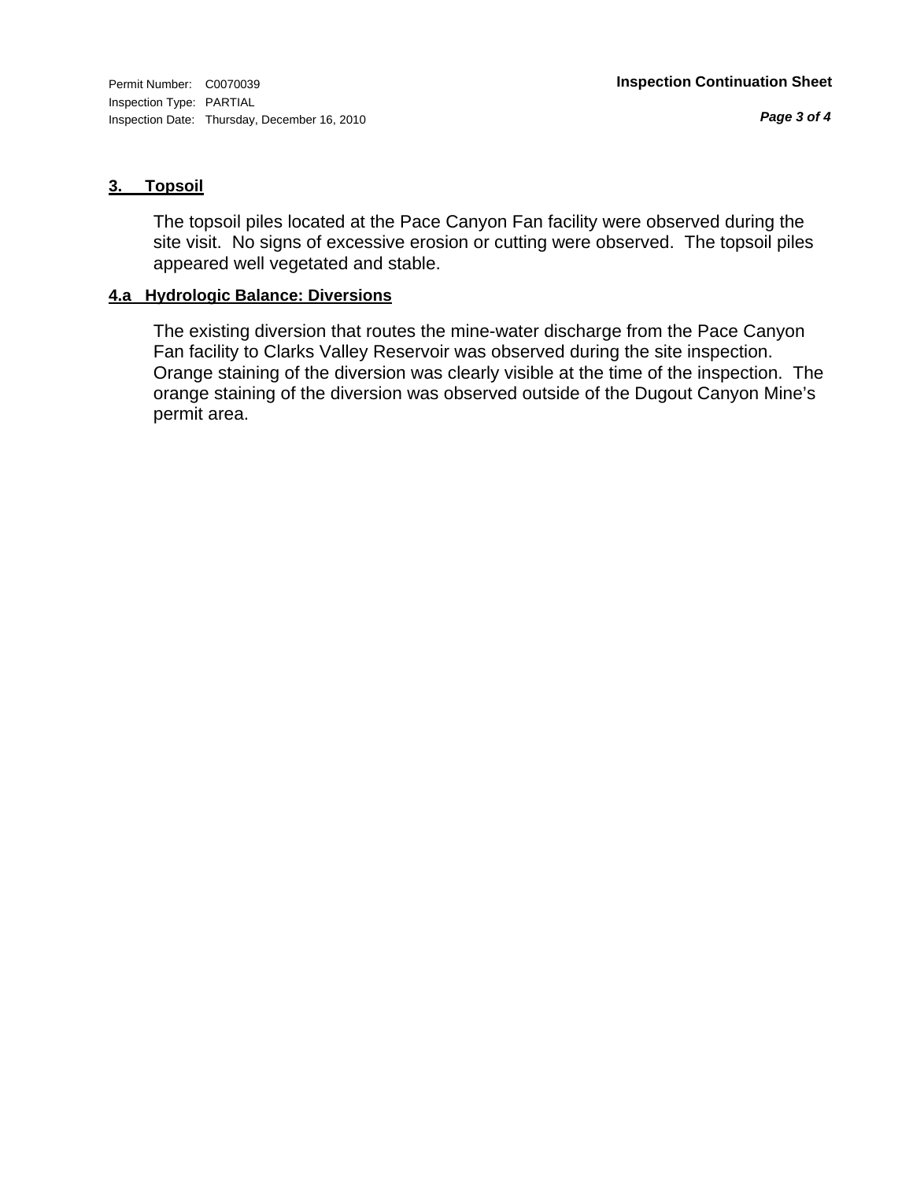## 3. Topsoil

The topsoil piles located at the Pace Canyon Fan facility were observed during the site visit. No signs of excessive erosion or cutting were observed. The topsoil piles appeared well vegetated and stable.

## 4.a Hydrologic Balance: Diversions

The existing diversion that routes the mine-water discharge from the Pace Canyon Fan facility to Clarks Valley Reservoir was observed during the site inspection. Orange staining of the diversion was clearly visible at the time of the inspection. The orange staining of the diversion was observed outside of the Dugout Canyon Mine's permit area.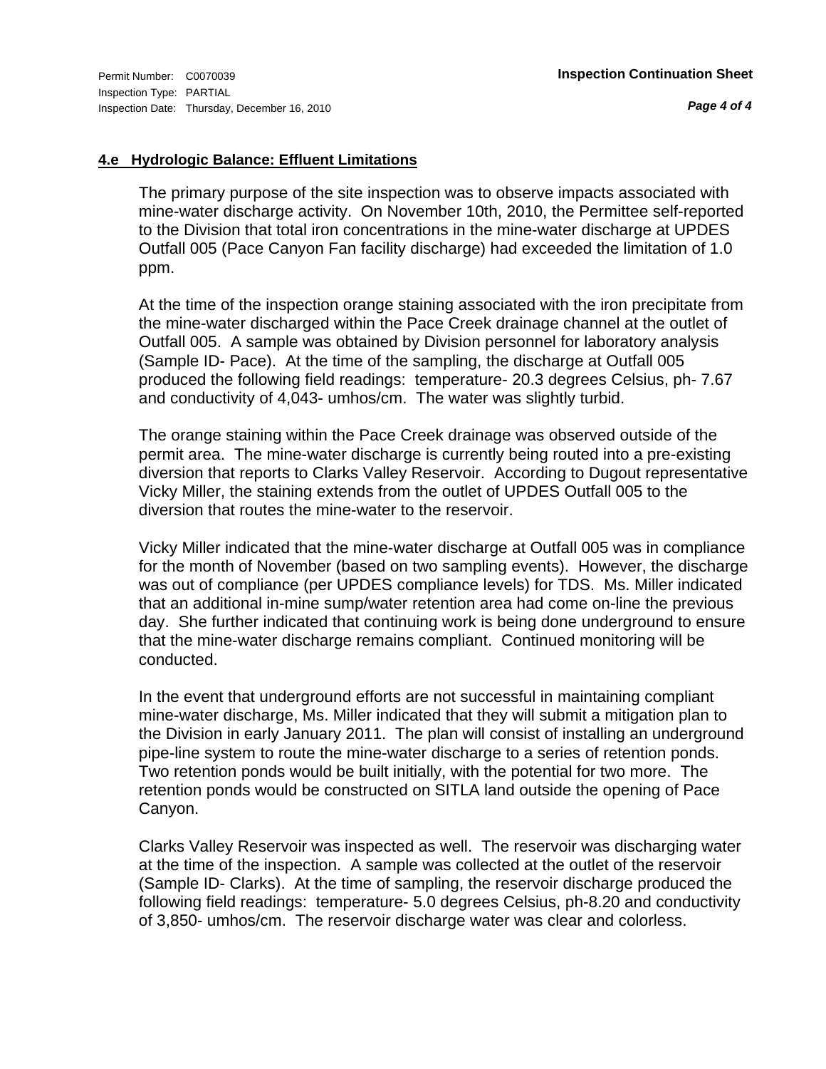## 4.e Hydrologic Balance: Effluent Limitations

The primary purpose of the site inspection was to observe impacts associated with mine-water discharge activity. On November 10th, 2010, the Permittee self-reported to the Division that total iron concentrations in the mine-water discharge at UPDES Outfall 005 (Pace Canyon Fan facility discharge) had exceeded the limitation of 1.0 ppm.

At the time of the inspection orange staining associated with the iron precipitate from the mine-water discharged within the Pace Creek drainage channel at the outlet of Outfall 005. A sample was obtained by Division personnel for laboratory analysis (Sample ID- Pace). At the time of the sampling, the discharge at Outfall 005 produced the following field readings: temperature- 20.3 degrees Celsius, ph- 7.67 and conductivity of 4,043- umhos/cm. The water was slightly turbid.

The orange staining within the Pace Creek drainage was observed outside of the permit area. The mine-water discharge is currently being routed into a pre-existing diversion that reports to Clarks Valley Reservoir. According to Dugout representative Vicky Miller, the staining extends from the outlet of UPDES Outfall 005 to the diversion that routes the mine-water to the reservoir.

Vicky Miller indicated that the mine-water discharge at Outfall 005 was in compliance for the month of November (based on two sampling events). However, the discharge was out of compliance (per UPDES compliance levels) for TDS. Ms. Miller indicated that an additional in-mine sump/water retention area had come on-line the previous day. She further indicated that continuing work is being done underground to ensure that the mine-water discharge remains compliant. Continued monitoring will be conducted.

In the event that underground efforts are not successful in maintaining compliant mine-water discharge, Ms. Miller indicated that they will submit a mitigation plan to the Division in early January 2011. The plan will consist of installing an underground pipe-line system to route the mine-water discharge to a series of retention ponds. Two retention ponds would be built initially, with the potential for two more. The retention ponds would be constructed on SITLA land outside the opening of Pace Canyon.

Clarks Valley Reservoir was inspected as well. The reservoir was discharging water at the time of the inspection. A sample was collected at the outlet of the reservoir (Sample ID- Clarks). At the time of sampling, the reservoir discharge produced the following field readings: temperature- 5.0 degrees Celsius, ph-8.20 and conductivity of 3,850- umhos/cm. The reservoir discharge water was clear and colorless.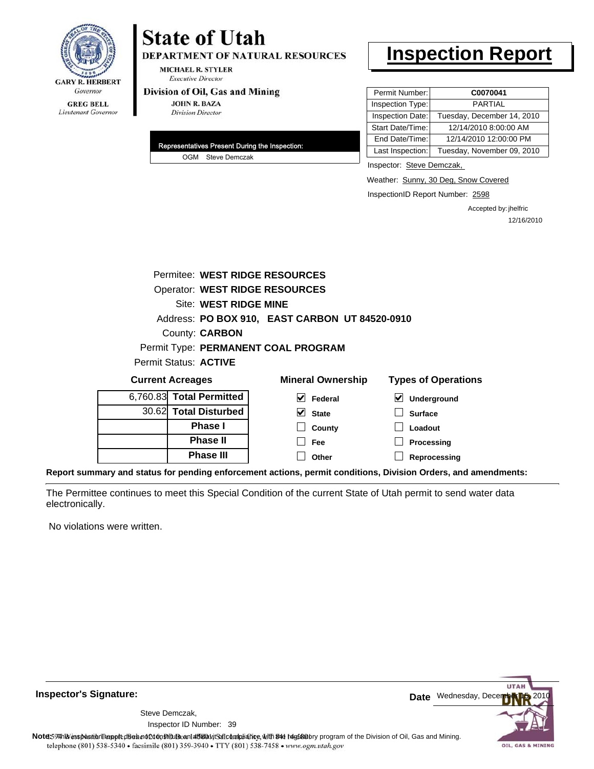**GARY R. HERBERT**
*Governor*

**GREG BELL**
*Lieutenant Governor*

# State of Utah

**DEPARTMENT OF NATURAL RESOURCES**

**MICHAEL R. STYLER**
*Executive Director*

**Division of Oil, Gas and Mining**

**JOHN R. BAZA**
*Division Director*

# Inspection Report

| | |
|---|---|
| Permit Number: | **C0070041** |
| Inspection Type: | PARTIAL |
| Inspection Date: | Tuesday, December 14, 2010 |
| Start Date/Time: | 12/14/2010 8:00:00 AM |
| End Date/Time: | 12/14/2010 12:00:00 PM |
| Last Inspection: | Tuesday, November 09, 2010 |

**Representatives Present During the Inspection:**

OGM Steve Demczak

Inspector: Steve Demczak,

Weather: Sunny, 30 Deg, Snow Covered

InspectionID Report Number: 2598

Accepted by: jhelfric
12/16/2010

Permitee: **WEST RIDGE RESOURCES**
Operator: **WEST RIDGE RESOURCES**
Site: **WEST RIDGE MINE**
Address: **PO BOX 910, EAST CARBON UT 84520-0910**
County: **CARBON**
Permit Type: **PERMANENT COAL PROGRAM**
Permit Status: **ACTIVE**

**Current Acreages**

| | |
|---|---|
| 6,760.83 | **Total Permitted** |
| 30.62 | **Total Disturbed** |
| | **Phase I** |
| | **Phase II** |
| | **Phase III** |

**Mineral Ownership**

- [x] Federal
- [x] State
- [ ] County
- [ ] Fee
- [ ] Other

**Types of Operations**

- [x] Underground
- [ ] Surface
- [ ] Loadout
- [ ] Processing
- [ ] Reprocessing

**Report summary and status for pending enforcement actions, permit conditions, Division Orders, and amendments:**

The Permittee continues to meet this Special Condition of the current State of Utah permit to send water data electronically.

No violations were written.

**Inspector's Signature:**

Steve Demczak,
Inspector ID Number: 39

**Date** Wednesday, December 15, 2010

**Note:** This inspection report does not constitute an affidavit of compliance with the regulatory program of the Division of Oil, Gas and Mining.

1594 West North Temple, Suite 1210, PO Box 145801, Salt Lake City, UT 84114-5801
telephone (801) 538-5340 • facsimile (801) 359-3940 • TTY (801) 538-7458 • www.ogm.utah.gov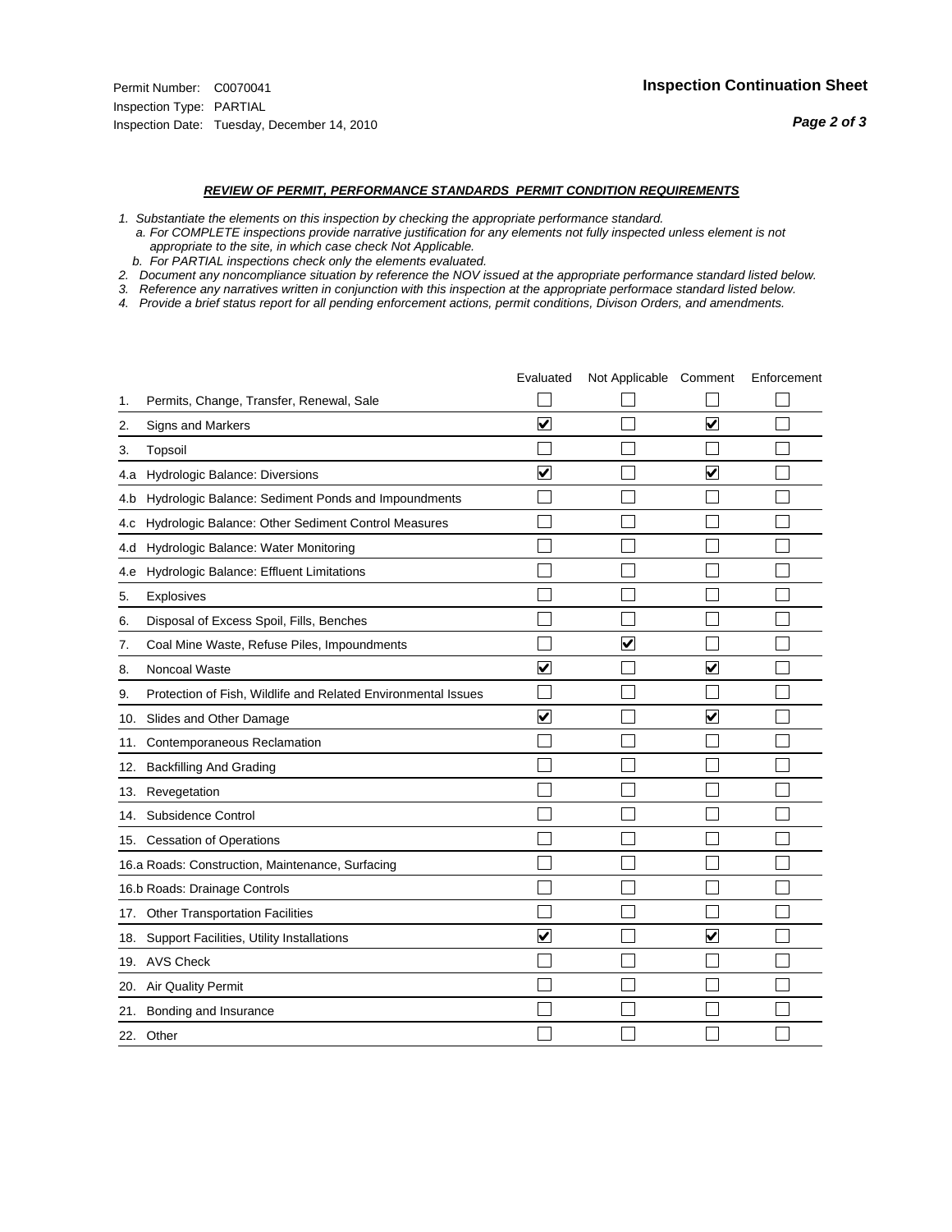Permit Number: C0070041
Inspection Type: PARTIAL
Inspection Date: Tuesday, December 14, 2010

**Inspection Continuation Sheet**

***REVIEW OF PERMIT, PERFORMANCE STANDARDS PERMIT CONDITION REQUIREMENTS***

*1. Substantiate the elements on this inspection by checking the appropriate performance standard.*
*a. For COMPLETE inspections provide narrative justification for any elements not fully inspected unless element is not appropriate to the site, in which case check Not Applicable.*
*b. For PARTIAL inspections check only the elements evaluated.*
*2. Document any noncompliance situation by reference the NOV issued at the appropriate performance standard listed below.*
*3. Reference any narratives written in conjunction with this inspection at the appropriate performace standard listed below.*
*4. Provide a brief status report for all pending enforcement actions, permit conditions, Divison Orders, and amendments.*

| | Evaluated | Not Applicable | Comment | Enforcement |
|---|---|---|---|---|
| 1. Permits, Change, Transfer, Renewal, Sale | ☐ | ☐ | ☐ | ☐ |
| 2. Signs and Markers | ☑ | ☐ | ☑ | ☐ |
| 3. Topsoil | ☐ | ☐ | ☐ | ☐ |
| 4.a Hydrologic Balance: Diversions | ☑ | ☐ | ☑ | ☐ |
| 4.b Hydrologic Balance: Sediment Ponds and Impoundments | ☐ | ☐ | ☐ | ☐ |
| 4.c Hydrologic Balance: Other Sediment Control Measures | ☐ | ☐ | ☐ | ☐ |
| 4.d Hydrologic Balance: Water Monitoring | ☐ | ☐ | ☐ | ☐ |
| 4.e Hydrologic Balance: Effluent Limitations | ☐ | ☐ | ☐ | ☐ |
| 5. Explosives | ☐ | ☐ | ☐ | ☐ |
| 6. Disposal of Excess Spoil, Fills, Benches | ☐ | ☐ | ☐ | ☐ |
| 7. Coal Mine Waste, Refuse Piles, Impoundments | ☐ | ☑ | ☐ | ☐ |
| 8. Noncoal Waste | ☑ | ☐ | ☑ | ☐ |
| 9. Protection of Fish, Wildlife and Related Environmental Issues | ☐ | ☐ | ☐ | ☐ |
| 10. Slides and Other Damage | ☑ | ☐ | ☑ | ☐ |
| 11. Contemporaneous Reclamation | ☐ | ☐ | ☐ | ☐ |
| 12. Backfilling And Grading | ☐ | ☐ | ☐ | ☐ |
| 13. Revegetation | ☐ | ☐ | ☐ | ☐ |
| 14. Subsidence Control | ☐ | ☐ | ☐ | ☐ |
| 15. Cessation of Operations | ☐ | ☐ | ☐ | ☐ |
| 16.a Roads: Construction, Maintenance, Surfacing | ☐ | ☐ | ☐ | ☐ |
| 16.b Roads: Drainage Controls | ☐ | ☐ | ☐ | ☐ |
| 17. Other Transportation Facilities | ☐ | ☐ | ☐ | ☐ |
| 18. Support Facilities, Utility Installations | ☑ | ☐ | ☑ | ☐ |
| 19. AVS Check | ☐ | ☐ | ☐ | ☐ |
| 20. Air Quality Permit | ☐ | ☐ | ☐ | ☐ |
| 21. Bonding and Insurance | ☐ | ☐ | ☐ | ☐ |
| 22. Other | ☐ | ☐ | ☐ | ☐ |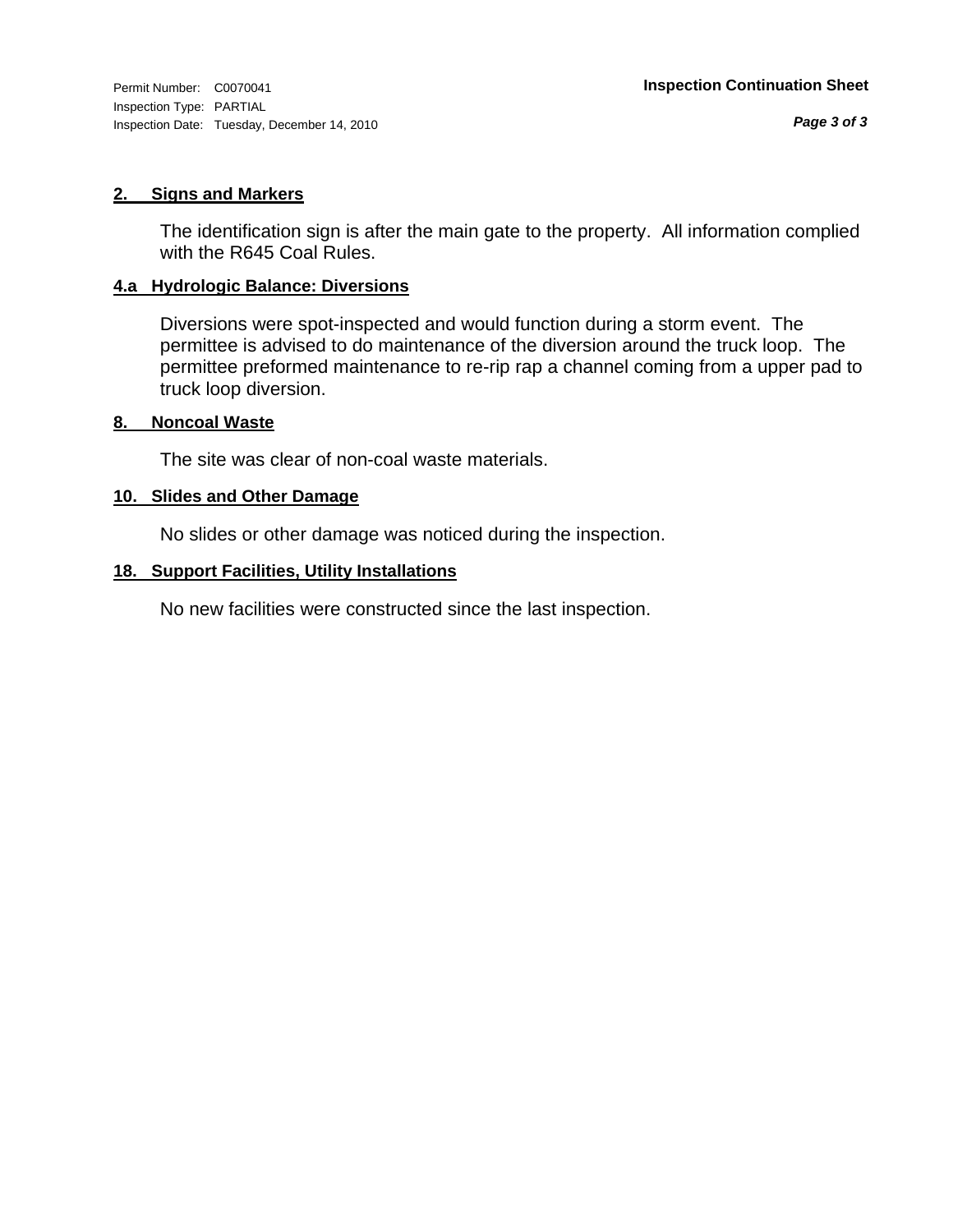**2. Signs and Markers**

The identification sign is after the main gate to the property. All information complied with the R645 Coal Rules.

**4.a Hydrologic Balance: Diversions**

Diversions were spot-inspected and would function during a storm event. The permittee is advised to do maintenance of the diversion around the truck loop. The permittee preformed maintenance to re-rip rap a channel coming from a upper pad to truck loop diversion.

**8. Noncoal Waste**

The site was clear of non-coal waste materials.

**10. Slides and Other Damage**

No slides or other damage was noticed during the inspection.

**18. Support Facilities, Utility Installations**

No new facilities were constructed since the last inspection.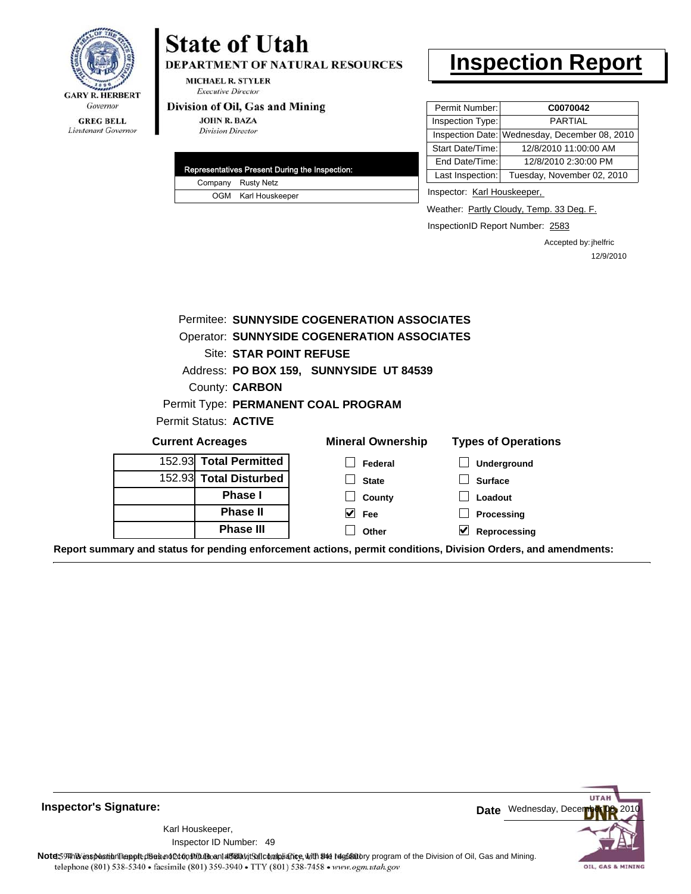GARY R. HERBERT
*Governor*

GREG BELL
*Lieutenant Governor*

# State of Utah

**DEPARTMENT OF NATURAL RESOURCES**

MICHAEL R. STYLER
*Executive Director*

**Division of Oil, Gas and Mining**

JOHN R. BAZA
*Division Director*

# Inspection Report

| Permit Number: | C0070042 |
|---|---|
| Inspection Type: | PARTIAL |
| Inspection Date: | Wednesday, December 08, 2010 |
| Start Date/Time: | 12/8/2010 11:00:00 AM |
| End Date/Time: | 12/8/2010 2:30:00 PM |
| Last Inspection: | Tuesday, November 02, 2010 |

| Representatives Present During the Inspection: | |
|---|---|
| Company | Rusty Netz |
| OGM | Karl Houskeeper |

Inspector: Karl Houskeeper,

Weather: Partly Cloudy, Temp. 33 Deg. F.

InspectionID Report Number: 2583

Accepted by: jhelfric
12/9/2010

Permitee: **SUNNYSIDE COGENERATION ASSOCIATES**
Operator: **SUNNYSIDE COGENERATION ASSOCIATES**
Site: **STAR POINT REFUSE**
Address: **PO BOX 159, SUNNYSIDE UT 84539**
County: **CARBON**
Permit Type: **PERMANENT COAL PROGRAM**
Permit Status: **ACTIVE**

**Current Acreages**

| | |
|---|---|
| 152.93 | **Total Permitted** |
| 152.93 | **Total Disturbed** |
| | **Phase I** |
| | **Phase II** |
| | **Phase III** |

**Mineral Ownership**

- [ ] Federal
- [ ] State
- [ ] County
- [x] Fee
- [ ] Other

**Types of Operations**

- [ ] Underground
- [ ] Surface
- [ ] Loadout
- [ ] Processing
- [x] Reprocessing

**Report summary and status for pending enforcement actions, permit conditions, Division Orders, and amendments:**

---

**Inspector's Signature:**

Karl Houskeeper,
Inspector ID Number: 49

**Date** Wednesday, December 08, 2010

**Note:** This inspection report does not constitute an affidavit of compliance with the regulatory program of the Division of Oil, Gas and Mining.

telephone (801) 538-5340 • facsimile (801) 359-3940 • TTY (801) 538-7458 • www.ogm.utah.gov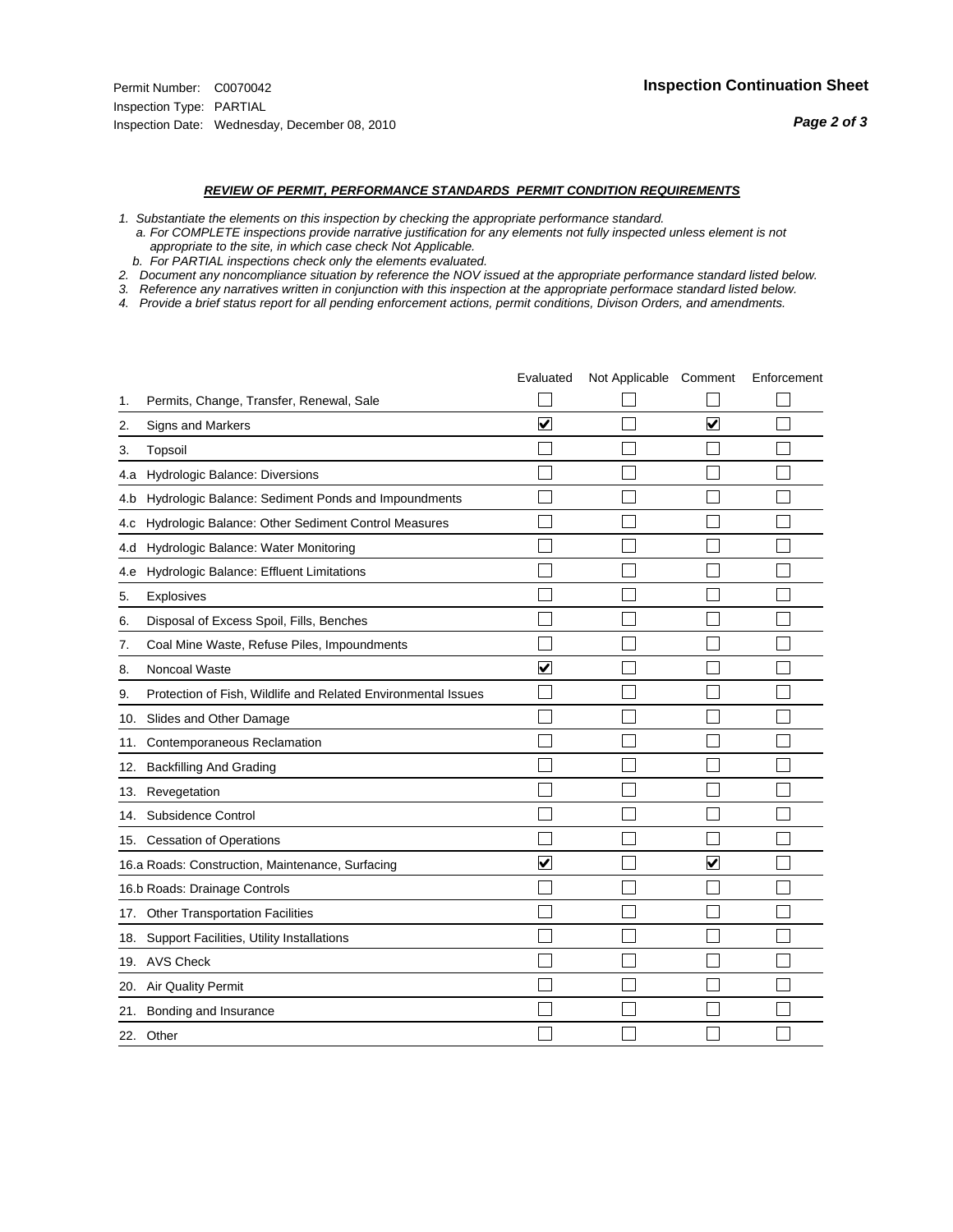Permit Number: C0070042
Inspection Type: PARTIAL
Inspection Date: Wednesday, December 08, 2010

## Inspection Continuation Sheet

***REVIEW OF PERMIT, PERFORMANCE STANDARDS PERMIT CONDITION REQUIREMENTS***

*1. Substantiate the elements on this inspection by checking the appropriate performance standard.*
*a. For COMPLETE inspections provide narrative justification for any elements not fully inspected unless element is not appropriate to the site, in which case check Not Applicable.*
*b. For PARTIAL inspections check only the elements evaluated.*
*2. Document any noncompliance situation by reference the NOV issued at the appropriate performance standard listed below.*
*3. Reference any narratives written in conjunction with this inspection at the appropriate performace standard listed below.*
*4. Provide a brief status report for all pending enforcement actions, permit conditions, Divison Orders, and amendments.*

| | | Evaluated | Not Applicable | Comment | Enforcement |
|---|---|---|---|---|---|
| 1. | Permits, Change, Transfer, Renewal, Sale | ☐ | ☐ | ☐ | ☐ |
| 2. | Signs and Markers | ☑ | ☐ | ☑ | ☐ |
| 3. | Topsoil | ☐ | ☐ | ☐ | ☐ |
| 4.a | Hydrologic Balance: Diversions | ☐ | ☐ | ☐ | ☐ |
| 4.b | Hydrologic Balance: Sediment Ponds and Impoundments | ☐ | ☐ | ☐ | ☐ |
| 4.c | Hydrologic Balance: Other Sediment Control Measures | ☐ | ☐ | ☐ | ☐ |
| 4.d | Hydrologic Balance: Water Monitoring | ☐ | ☐ | ☐ | ☐ |
| 4.e | Hydrologic Balance: Effluent Limitations | ☐ | ☐ | ☐ | ☐ |
| 5. | Explosives | ☐ | ☐ | ☐ | ☐ |
| 6. | Disposal of Excess Spoil, Fills, Benches | ☐ | ☐ | ☐ | ☐ |
| 7. | Coal Mine Waste, Refuse Piles, Impoundments | ☐ | ☐ | ☐ | ☐ |
| 8. | Noncoal Waste | ☑ | ☐ | ☐ | ☐ |
| 9. | Protection of Fish, Wildlife and Related Environmental Issues | ☐ | ☐ | ☐ | ☐ |
| 10. | Slides and Other Damage | ☐ | ☐ | ☐ | ☐ |
| 11. | Contemporaneous Reclamation | ☐ | ☐ | ☐ | ☐ |
| 12. | Backfilling And Grading | ☐ | ☐ | ☐ | ☐ |
| 13. | Revegetation | ☐ | ☐ | ☐ | ☐ |
| 14. | Subsidence Control | ☐ | ☐ | ☐ | ☐ |
| 15. | Cessation of Operations | ☐ | ☐ | ☐ | ☐ |
| 16.a | Roads: Construction, Maintenance, Surfacing | ☑ | ☐ | ☑ | ☐ |
| 16.b | Roads: Drainage Controls | ☐ | ☐ | ☐ | ☐ |
| 17. | Other Transportation Facilities | ☐ | ☐ | ☐ | ☐ |
| 18. | Support Facilities, Utility Installations | ☐ | ☐ | ☐ | ☐ |
| 19. | AVS Check | ☐ | ☐ | ☐ | ☐ |
| 20. | Air Quality Permit | ☐ | ☐ | ☐ | ☐ |
| 21. | Bonding and Insurance | ☐ | ☐ | ☐ | ☐ |
| 22. | Other | ☐ | ☐ | ☐ | ☐ |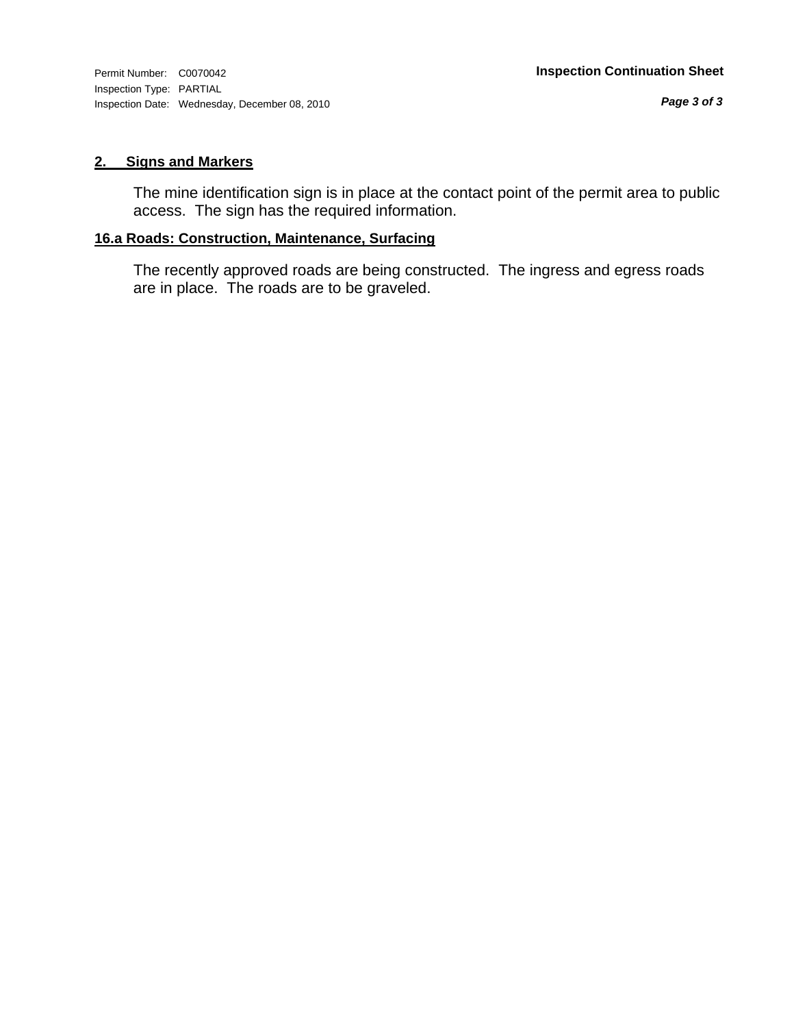## 2. Signs and Markers

The mine identification sign is in place at the contact point of the permit area to public access. The sign has the required information.

## 16.a Roads: Construction, Maintenance, Surfacing

The recently approved roads are being constructed. The ingress and egress roads are in place. The roads are to be graveled.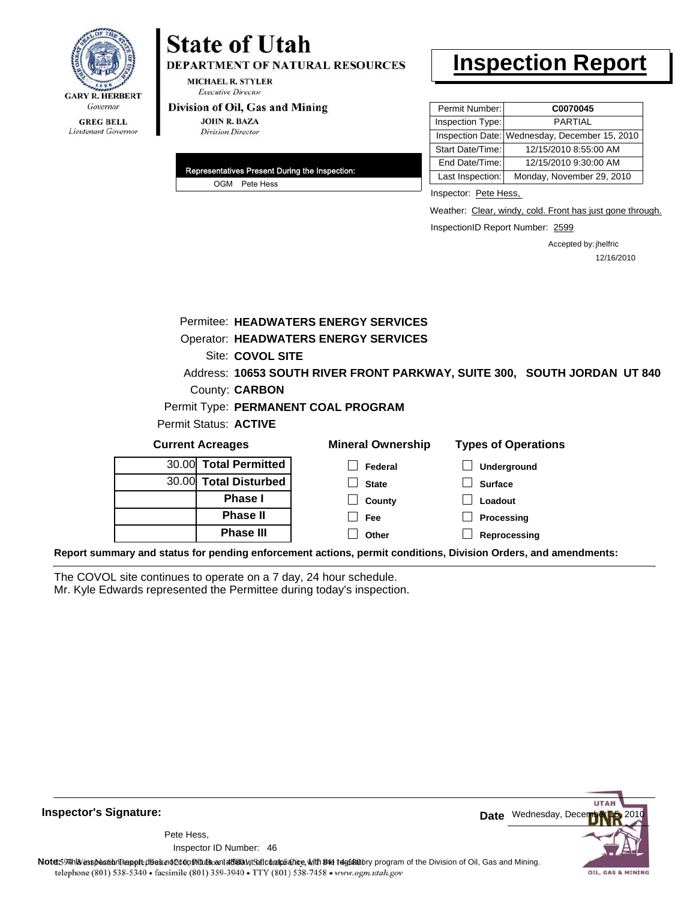GARY R. HERBERT
*Governor*

GREG BELL
*Lieutenant Governor*

# State of Utah

**DEPARTMENT OF NATURAL RESOURCES**

MICHAEL R. STYLER
*Executive Director*

**Division of Oil, Gas and Mining**

JOHN R. BAZA
*Division Director*

# Inspection Report

| | |
|---|---|
| Permit Number: | **C0070045** |
| Inspection Type: | PARTIAL |
| Inspection Date: | Wednesday, December 15, 2010 |
| Start Date/Time: | 12/15/2010 8:55:00 AM |
| End Date/Time: | 12/15/2010 9:30:00 AM |
| Last Inspection: | Monday, November 29, 2010 |

**Representatives Present During the Inspection:**

OGM Pete Hess

Inspector: Pete Hess,

Weather: Clear, windy, cold. Front has just gone through.

InspectionID Report Number: 2599

Accepted by: jhelfric
12/16/2010

Permitee: **HEADWATERS ENERGY SERVICES**
Operator: **HEADWATERS ENERGY SERVICES**
Site: **COVOL SITE**
Address: **10653 SOUTH RIVER FRONT PARKWAY, SUITE 300, SOUTH JORDAN UT 840**
County: **CARBON**
Permit Type: **PERMANENT COAL PROGRAM**
Permit Status: **ACTIVE**

**Current Acreages**

| | |
|---|---|
| 30.00 | **Total Permitted** |
| 30.00 | **Total Disturbed** |
| | **Phase I** |
| | **Phase II** |
| | **Phase III** |

**Mineral Ownership**

- [ ] Federal
- [ ] State
- [ ] County
- [ ] Fee
- [ ] Other

**Types of Operations**

- [ ] Underground
- [ ] Surface
- [ ] Loadout
- [ ] Processing
- [ ] Reprocessing

**Report summary and status for pending enforcement actions, permit conditions, Division Orders, and amendments:**

The COVOL site continues to operate on a 7 day, 24 hour schedule.
Mr. Kyle Edwards represented the Permittee during today's inspection.

**Inspector's Signature:**

Pete Hess,
Inspector ID Number: 46

**Date** Wednesday, December 15, 2010

**Note:** This inspection report does not constitute an affidavit of compliance with the regulatory program of the Division of Oil, Gas and Mining.
1594 West North Temple, Suite 1210, PO Box 145801, Salt Lake City, UT 84114-5801
telephone (801) 538-5340 • facsimile (801) 359-3940 • TTY (801) 538-7458 • www.ogm.utah.gov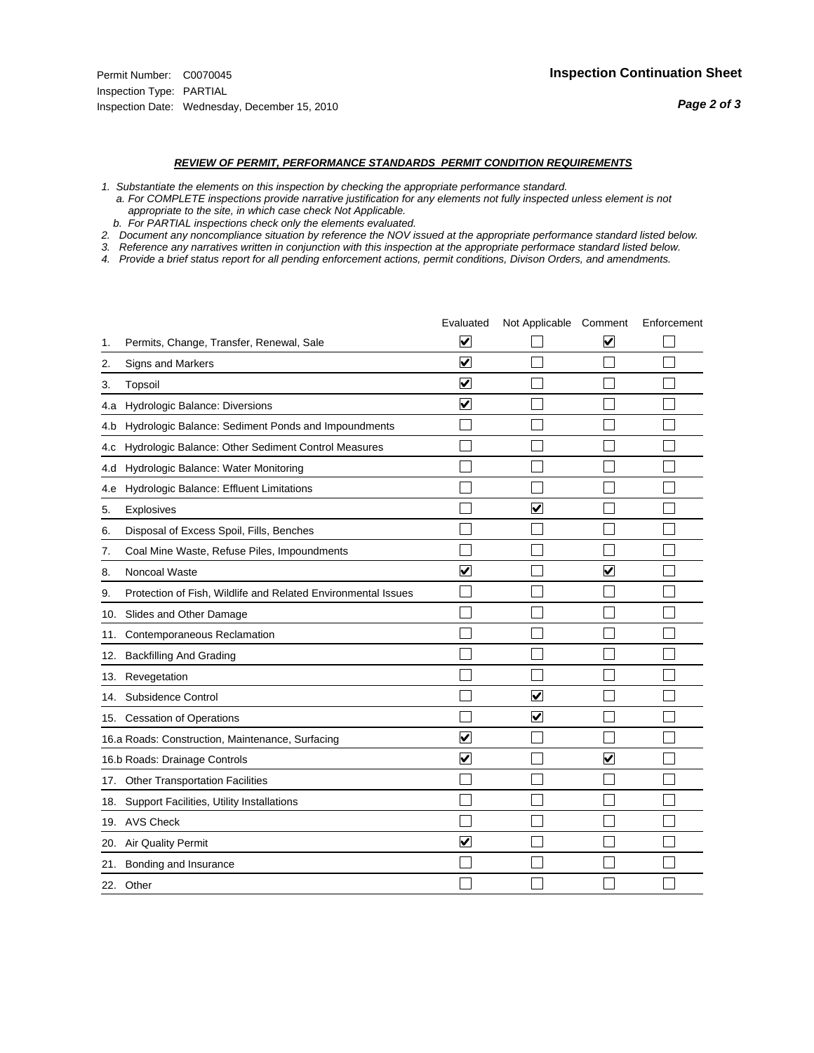Permit Number: C0070045
Inspection Type: PARTIAL
Inspection Date: Wednesday, December 15, 2010

**Inspection Continuation Sheet**

### *REVIEW OF PERMIT, PERFORMANCE STANDARDS PERMIT CONDITION REQUIREMENTS*

*1. Substantiate the elements on this inspection by checking the appropriate performance standard.*
*a. For COMPLETE inspections provide narrative justification for any elements not fully inspected unless element is not appropriate to the site, in which case check Not Applicable.*
*b. For PARTIAL inspections check only the elements evaluated.*
*2. Document any noncompliance situation by reference the NOV issued at the appropriate performance standard listed below.*
*3. Reference any narratives written in conjunction with this inspection at the appropriate performace standard listed below.*
*4. Provide a brief status report for all pending enforcement actions, permit conditions, Divison Orders, and amendments.*

| | Evaluated | Not Applicable | Comment | Enforcement |
|---|---|---|---|---|
| 1. Permits, Change, Transfer, Renewal, Sale | ☑ | ☐ | ☑ | ☐ |
| 2. Signs and Markers | ☑ | ☐ | ☐ | ☐ |
| 3. Topsoil | ☑ | ☐ | ☐ | ☐ |
| 4.a Hydrologic Balance: Diversions | ☑ | ☐ | ☐ | ☐ |
| 4.b Hydrologic Balance: Sediment Ponds and Impoundments | ☐ | ☐ | ☐ | ☐ |
| 4.c Hydrologic Balance: Other Sediment Control Measures | ☐ | ☐ | ☐ | ☐ |
| 4.d Hydrologic Balance: Water Monitoring | ☐ | ☐ | ☐ | ☐ |
| 4.e Hydrologic Balance: Effluent Limitations | ☐ | ☐ | ☐ | ☐ |
| 5. Explosives | ☐ | ☑ | ☐ | ☐ |
| 6. Disposal of Excess Spoil, Fills, Benches | ☐ | ☐ | ☐ | ☐ |
| 7. Coal Mine Waste, Refuse Piles, Impoundments | ☐ | ☐ | ☐ | ☐ |
| 8. Noncoal Waste | ☑ | ☐ | ☑ | ☐ |
| 9. Protection of Fish, Wildlife and Related Environmental Issues | ☐ | ☐ | ☐ | ☐ |
| 10. Slides and Other Damage | ☐ | ☐ | ☐ | ☐ |
| 11. Contemporaneous Reclamation | ☐ | ☐ | ☐ | ☐ |
| 12. Backfilling And Grading | ☐ | ☐ | ☐ | ☐ |
| 13. Revegetation | ☐ | ☐ | ☐ | ☐ |
| 14. Subsidence Control | ☐ | ☑ | ☐ | ☐ |
| 15. Cessation of Operations | ☐ | ☑ | ☐ | ☐ |
| 16.a Roads: Construction, Maintenance, Surfacing | ☑ | ☐ | ☐ | ☐ |
| 16.b Roads: Drainage Controls | ☑ | ☐ | ☑ | ☐ |
| 17. Other Transportation Facilities | ☐ | ☐ | ☐ | ☐ |
| 18. Support Facilities, Utility Installations | ☐ | ☐ | ☐ | ☐ |
| 19. AVS Check | ☐ | ☐ | ☐ | ☐ |
| 20. Air Quality Permit | ☑ | ☐ | ☐ | ☐ |
| 21. Bonding and Insurance | ☐ | ☐ | ☐ | ☐ |
| 22. Other | ☐ | ☐ | ☐ | ☐ |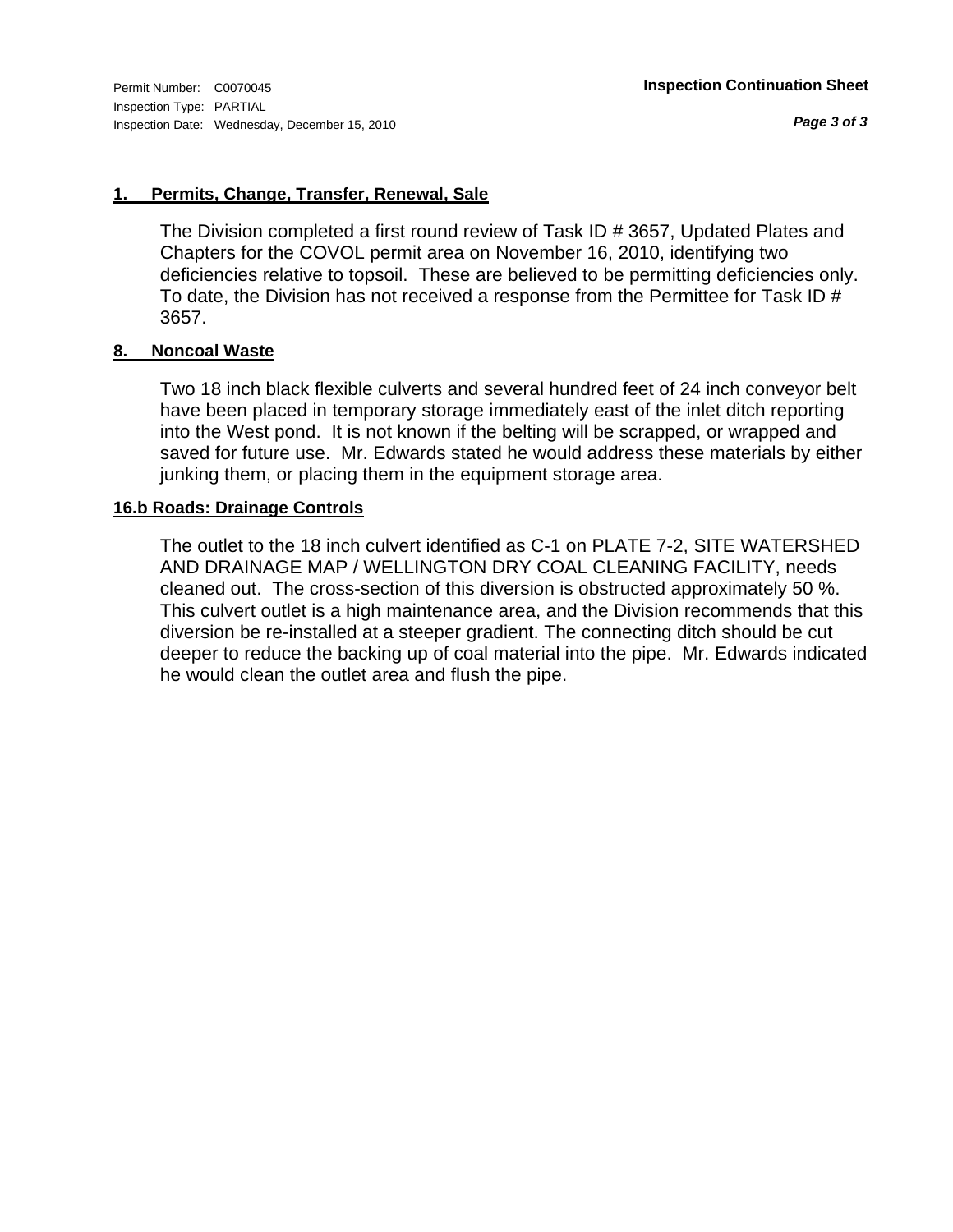## 1. Permits, Change, Transfer, Renewal, Sale

The Division completed a first round review of Task ID # 3657, Updated Plates and Chapters for the COVOL permit area on November 16, 2010, identifying two deficiencies relative to topsoil. These are believed to be permitting deficiencies only. To date, the Division has not received a response from the Permittee for Task ID # 3657.

## 8. Noncoal Waste

Two 18 inch black flexible culverts and several hundred feet of 24 inch conveyor belt have been placed in temporary storage immediately east of the inlet ditch reporting into the West pond. It is not known if the belting will be scrapped, or wrapped and saved for future use. Mr. Edwards stated he would address these materials by either junking them, or placing them in the equipment storage area.

## 16.b Roads: Drainage Controls

The outlet to the 18 inch culvert identified as C-1 on PLATE 7-2, SITE WATERSHED AND DRAINAGE MAP / WELLINGTON DRY COAL CLEANING FACILITY, needs cleaned out. The cross-section of this diversion is obstructed approximately 50 %. This culvert outlet is a high maintenance area, and the Division recommends that this diversion be re-installed at a steeper gradient. The connecting ditch should be cut deeper to reduce the backing up of coal material into the pipe. Mr. Edwards indicated he would clean the outlet area and flush the pipe.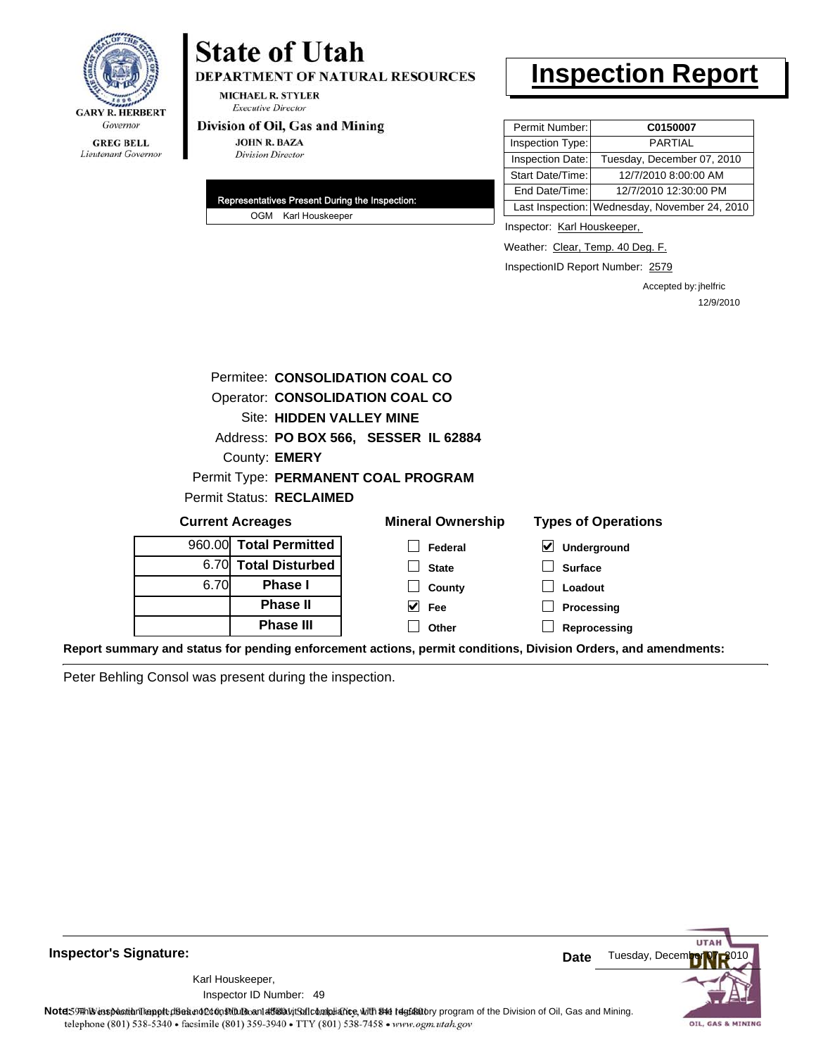**State of Utah**

**DEPARTMENT OF NATURAL RESOURCES**

MICHAEL R. STYLER
*Executive Director*

**Division of Oil, Gas and Mining**

JOHN R. BAZA
*Division Director*

GARY R. HERBERT
*Governor*

GREG BELL
*Lieutenant Governor*

# Inspection Report

| | |
|---|---|
| Permit Number: | **C0150007** |
| Inspection Type: | PARTIAL |
| Inspection Date: | Tuesday, December 07, 2010 |
| Start Date/Time: | 12/7/2010 8:00:00 AM |
| End Date/Time: | 12/7/2010 12:30:00 PM |
| Last Inspection: | Wednesday, November 24, 2010 |

**Representatives Present During the Inspection:**

OGM Karl Houskeeper

Inspector: Karl Houskeeper,

Weather: Clear, Temp. 40 Deg. F.

InspectionID Report Number: 2579

Accepted by: jhelfric
12/9/2010

Permitee: **CONSOLIDATION COAL CO**
Operator: **CONSOLIDATION COAL CO**
Site: **HIDDEN VALLEY MINE**
Address: **PO BOX 566, SESSER IL 62884**
County: **EMERY**
Permit Type: **PERMANENT COAL PROGRAM**
Permit Status: **RECLAIMED**

**Current Acreages**

| | |
|---|---|
| 960.00 | **Total Permitted** |
| 6.70 | **Total Disturbed** |
| 6.70 | **Phase I** |
| | **Phase II** |
| | **Phase III** |

**Mineral Ownership**

- [ ] Federal
- [ ] State
- [ ] County
- [x] Fee
- [ ] Other

**Types of Operations**

- [x] Underground
- [ ] Surface
- [ ] Loadout
- [ ] Processing
- [ ] Reprocessing

**Report summary and status for pending enforcement actions, permit conditions, Division Orders, and amendments:**

Peter Behling Consol was present during the inspection.

**Inspector's Signature:**

Karl Houskeeper,
Inspector ID Number: 49

**Date** Tuesday, December 07, 2010

**Note:** This inspection report does not constitute an affidavit of compliance with the regulatory program of the Division of Oil, Gas and Mining.
1594 West North Temple, Suite 1210, Box 145801, Salt Lake City, UT 84114-5801
telephone (801) 538-5340 • facsimile (801) 359-3940 • TTY (801) 538-7458 • www.ogm.utah.gov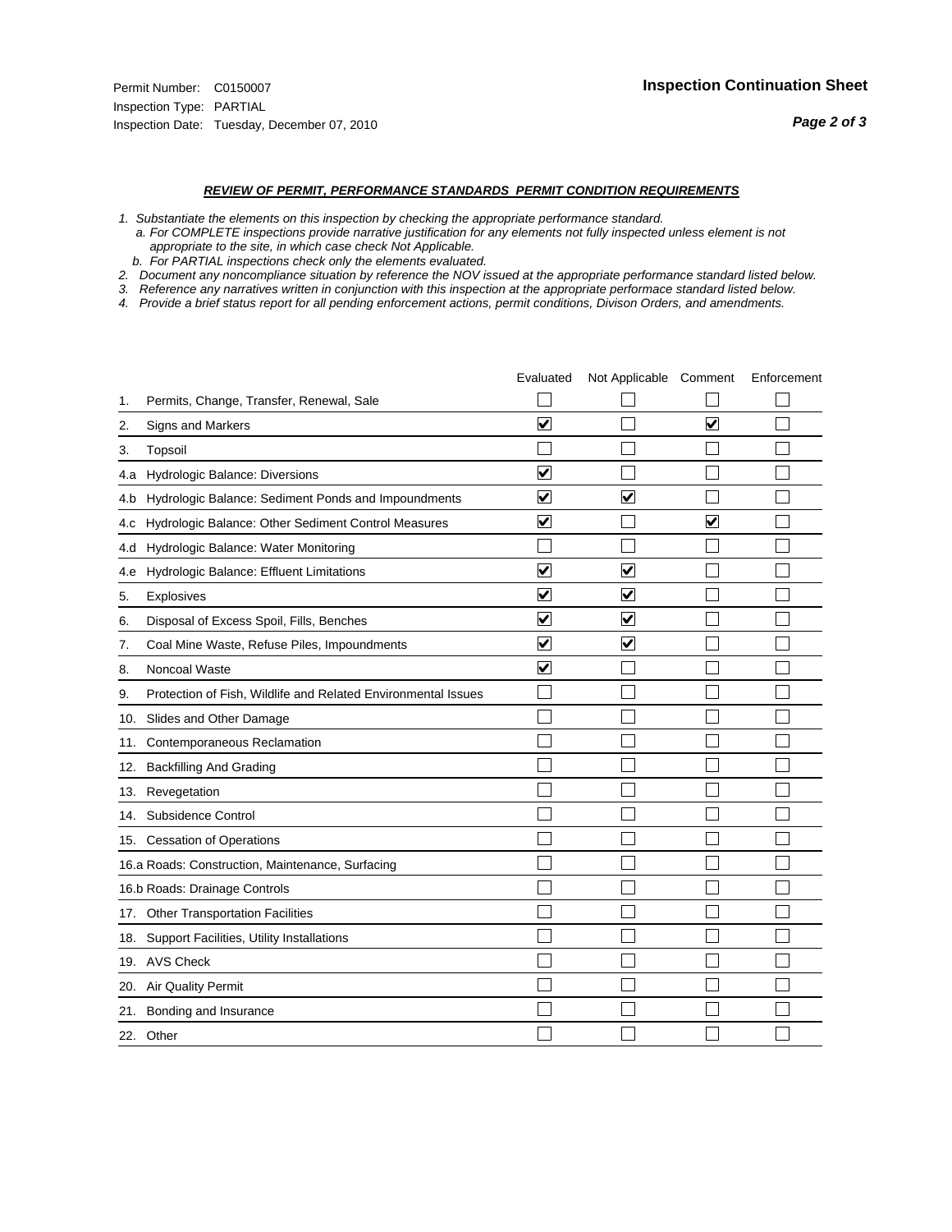Permit Number: C0150007
Inspection Type: PARTIAL
Inspection Date: Tuesday, December 07, 2010

**Inspection Continuation Sheet**

## *REVIEW OF PERMIT, PERFORMANCE STANDARDS PERMIT CONDITION REQUIREMENTS*

*1. Substantiate the elements on this inspection by checking the appropriate performance standard.*
*a. For COMPLETE inspections provide narrative justification for any elements not fully inspected unless element is not appropriate to the site, in which case check Not Applicable.*
*b. For PARTIAL inspections check only the elements evaluated.*
*2. Document any noncompliance situation by reference the NOV issued at the appropriate performance standard listed below.*
*3. Reference any narratives written in conjunction with this inspection at the appropriate performace standard listed below.*
*4. Provide a brief status report for all pending enforcement actions, permit conditions, Divison Orders, and amendments.*

| | | Evaluated | Not Applicable | Comment | Enforcement |
|---|---|---|---|---|---|
| 1. | Permits, Change, Transfer, Renewal, Sale | ☐ | ☐ | ☐ | ☐ |
| 2. | Signs and Markers | ☑ | ☐ | ☑ | ☐ |
| 3. | Topsoil | ☐ | ☐ | ☐ | ☐ |
| 4.a | Hydrologic Balance: Diversions | ☑ | ☐ | ☐ | ☐ |
| 4.b | Hydrologic Balance: Sediment Ponds and Impoundments | ☑ | ☑ | ☐ | ☐ |
| 4.c | Hydrologic Balance: Other Sediment Control Measures | ☑ | ☐ | ☑ | ☐ |
| 4.d | Hydrologic Balance: Water Monitoring | ☐ | ☐ | ☐ | ☐ |
| 4.e | Hydrologic Balance: Effluent Limitations | ☑ | ☑ | ☐ | ☐ |
| 5. | Explosives | ☑ | ☑ | ☐ | ☐ |
| 6. | Disposal of Excess Spoil, Fills, Benches | ☑ | ☑ | ☐ | ☐ |
| 7. | Coal Mine Waste, Refuse Piles, Impoundments | ☑ | ☑ | ☐ | ☐ |
| 8. | Noncoal Waste | ☑ | ☐ | ☐ | ☐ |
| 9. | Protection of Fish, Wildlife and Related Environmental Issues | ☐ | ☐ | ☐ | ☐ |
| 10. | Slides and Other Damage | ☐ | ☐ | ☐ | ☐ |
| 11. | Contemporaneous Reclamation | ☐ | ☐ | ☐ | ☐ |
| 12. | Backfilling And Grading | ☐ | ☐ | ☐ | ☐ |
| 13. | Revegetation | ☐ | ☐ | ☐ | ☐ |
| 14. | Subsidence Control | ☐ | ☐ | ☐ | ☐ |
| 15. | Cessation of Operations | ☐ | ☐ | ☐ | ☐ |
| 16.a | Roads: Construction, Maintenance, Surfacing | ☐ | ☐ | ☐ | ☐ |
| 16.b | Roads: Drainage Controls | ☐ | ☐ | ☐ | ☐ |
| 17. | Other Transportation Facilities | ☐ | ☐ | ☐ | ☐ |
| 18. | Support Facilities, Utility Installations | ☐ | ☐ | ☐ | ☐ |
| 19. | AVS Check | ☐ | ☐ | ☐ | ☐ |
| 20. | Air Quality Permit | ☐ | ☐ | ☐ | ☐ |
| 21. | Bonding and Insurance | ☐ | ☐ | ☐ | ☐ |
| 22. | Other | ☐ | ☐ | ☐ | ☐ |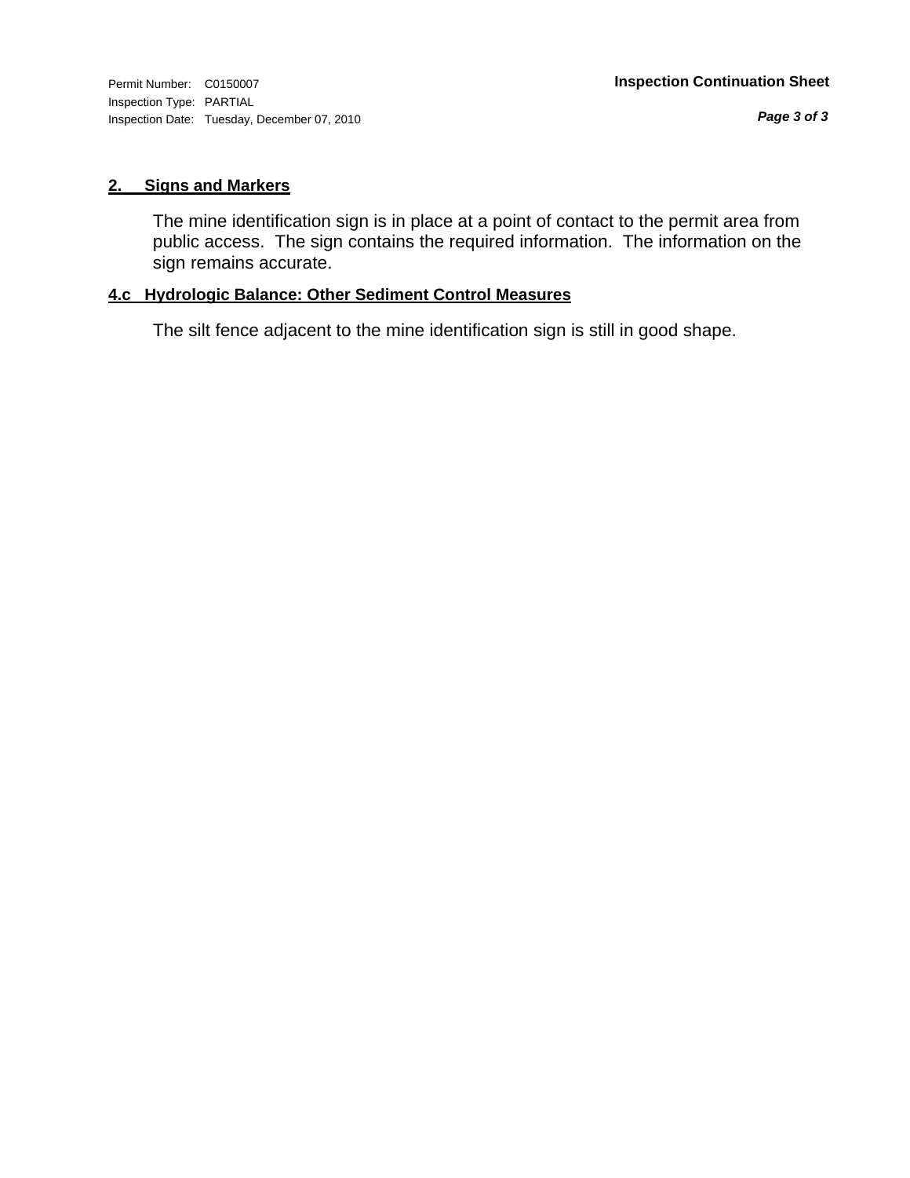## 2. Signs and Markers

The mine identification sign is in place at a point of contact to the permit area from public access. The sign contains the required information. The information on the sign remains accurate.

## 4.c Hydrologic Balance: Other Sediment Control Measures

The silt fence adjacent to the mine identification sign is still in good shape.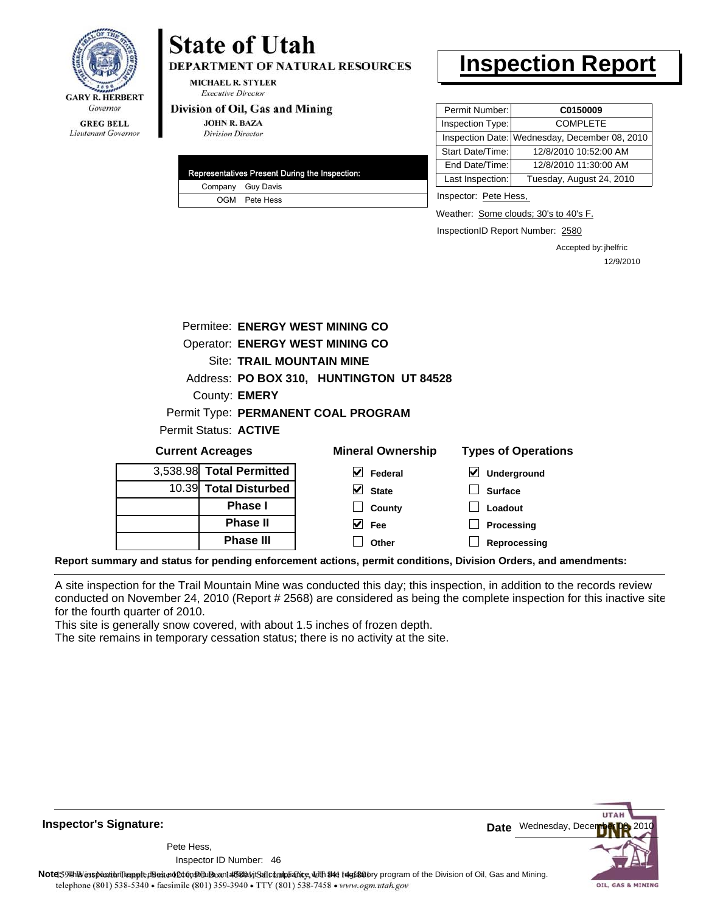**State of Utah**

**DEPARTMENT OF NATURAL RESOURCES**

MICHAEL R. STYLER
*Executive Director*

**Division of Oil, Gas and Mining**

JOHN R. BAZA
*Division Director*

GARY R. HERBERT
*Governor*

GREG BELL
*Lieutenant Governor*

# Inspection Report

| | |
|---|---|
| Permit Number: | **C0150009** |
| Inspection Type: | COMPLETE |
| Inspection Date: | Wednesday, December 08, 2010 |
| Start Date/Time: | 12/8/2010 10:52:00 AM |
| End Date/Time: | 12/8/2010 11:30:00 AM |
| Last Inspection: | Tuesday, August 24, 2010 |

Inspector: Pete Hess,

Weather: Some clouds; 30's to 40's F.

InspectionID Report Number: 2580

Accepted by: jhelfric
12/9/2010

| Representatives Present During the Inspection: | |
|---|---|
| Company | Guy Davis |
| OGM | Pete Hess |

Permitee: **ENERGY WEST MINING CO**
Operator: **ENERGY WEST MINING CO**
Site: **TRAIL MOUNTAIN MINE**
Address: **PO BOX 310, HUNTINGTON UT 84528**
County: **EMERY**
Permit Type: **PERMANENT COAL PROGRAM**
Permit Status: **ACTIVE**

**Current Acreages**

| | |
|---|---|
| 3,538.98 | **Total Permitted** |
| 10.39 | **Total Disturbed** |
| | **Phase I** |
| | **Phase II** |
| | **Phase III** |

**Mineral Ownership**

- [x] Federal
- [x] State
- [ ] County
- [x] Fee
- [ ] Other

**Types of Operations**

- [x] Underground
- [ ] Surface
- [ ] Loadout
- [ ] Processing
- [ ] Reprocessing

**Report summary and status for pending enforcement actions, permit conditions, Division Orders, and amendments:**

A site inspection for the Trail Mountain Mine was conducted this day; this inspection, in addition to the records review conducted on November 24, 2010 (Report # 2568) are considered as being the complete inspection for this inactive site for the fourth quarter of 2010.
This site is generally snow covered, with about 1.5 inches of frozen depth.
The site remains in temporary cessation status; there is no activity at the site.

**Inspector's Signature:**

Pete Hess,
Inspector ID Number: 46

**Date** Wednesday, December 08, 2010

**Note:** This inspection report does not constitute an affidavit of compliance with the regulatory program of the Division of Oil, Gas and Mining.
telephone (801) 538-5340 • facsimile (801) 359-3940 • TTY (801) 538-7458 • www.ogm.utah.gov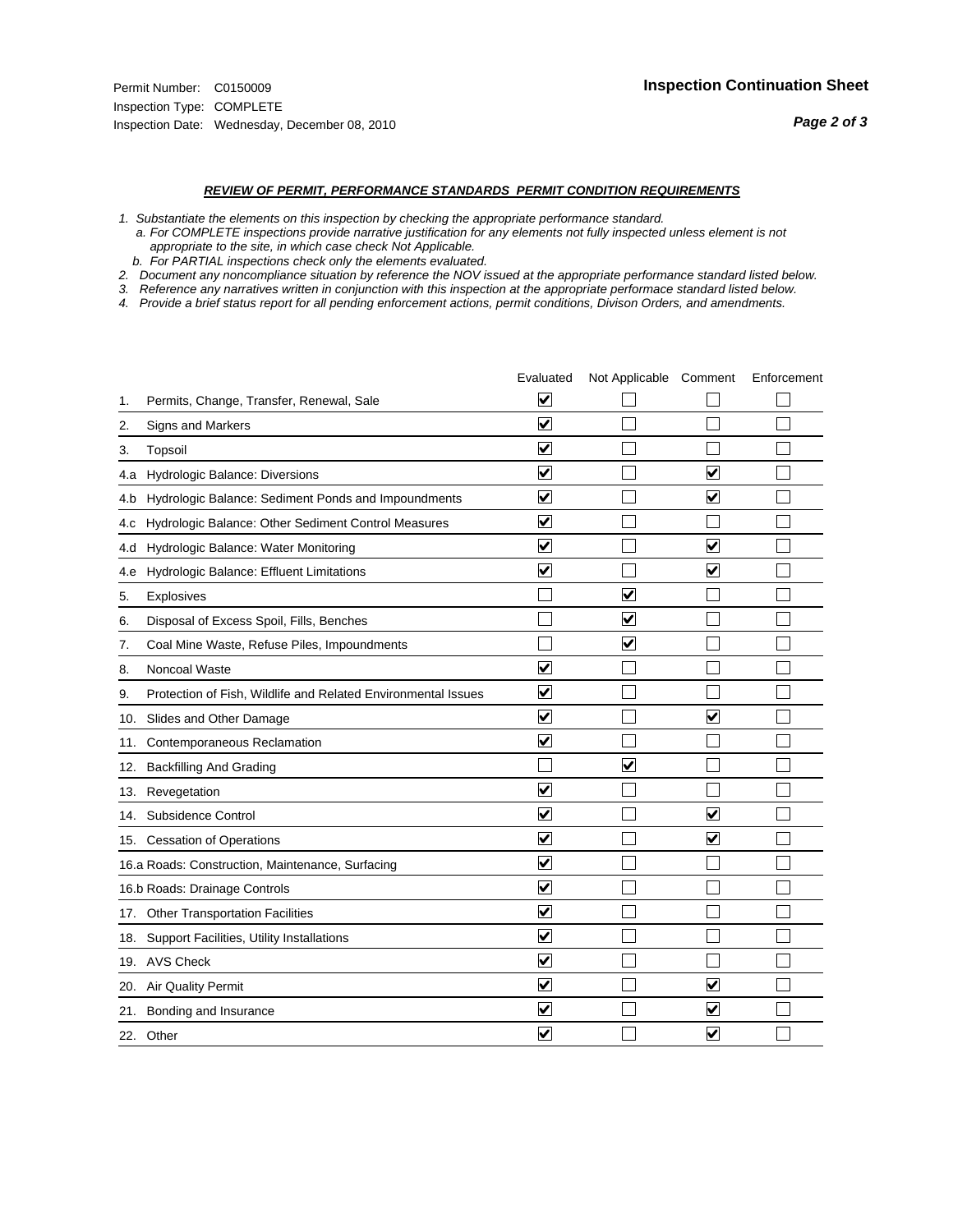Permit Number: C0150009
Inspection Type: COMPLETE
Inspection Date: Wednesday, December 08, 2010

**Inspection Continuation Sheet**

### *REVIEW OF PERMIT, PERFORMANCE STANDARDS PERMIT CONDITION REQUIREMENTS*

*1. Substantiate the elements on this inspection by checking the appropriate performance standard.*
*a. For COMPLETE inspections provide narrative justification for any elements not fully inspected unless element is not appropriate to the site, in which case check Not Applicable.*
*b. For PARTIAL inspections check only the elements evaluated.*
*2. Document any noncompliance situation by reference the NOV issued at the appropriate performance standard listed below.*
*3. Reference any narratives written in conjunction with this inspection at the appropriate performace standard listed below.*
*4. Provide a brief status report for all pending enforcement actions, permit conditions, Divison Orders, and amendments.*

| | | Evaluated | Not Applicable | Comment | Enforcement |
|---|---|---|---|---|---|
| 1. | Permits, Change, Transfer, Renewal, Sale | ☑ | ☐ | ☐ | ☐ |
| 2. | Signs and Markers | ☑ | ☐ | ☐ | ☐ |
| 3. | Topsoil | ☑ | ☐ | ☐ | ☐ |
| 4.a | Hydrologic Balance: Diversions | ☑ | ☐ | ☑ | ☐ |
| 4.b | Hydrologic Balance: Sediment Ponds and Impoundments | ☑ | ☐ | ☑ | ☐ |
| 4.c | Hydrologic Balance: Other Sediment Control Measures | ☑ | ☐ | ☐ | ☐ |
| 4.d | Hydrologic Balance: Water Monitoring | ☑ | ☐ | ☑ | ☐ |
| 4.e | Hydrologic Balance: Effluent Limitations | ☑ | ☐ | ☑ | ☐ |
| 5. | Explosives | ☐ | ☑ | ☐ | ☐ |
| 6. | Disposal of Excess Spoil, Fills, Benches | ☐ | ☑ | ☐ | ☐ |
| 7. | Coal Mine Waste, Refuse Piles, Impoundments | ☐ | ☑ | ☐ | ☐ |
| 8. | Noncoal Waste | ☑ | ☐ | ☐ | ☐ |
| 9. | Protection of Fish, Wildlife and Related Environmental Issues | ☑ | ☐ | ☐ | ☐ |
| 10. | Slides and Other Damage | ☑ | ☐ | ☑ | ☐ |
| 11. | Contemporaneous Reclamation | ☑ | ☐ | ☐ | ☐ |
| 12. | Backfilling And Grading | ☐ | ☑ | ☐ | ☐ |
| 13. | Revegetation | ☑ | ☐ | ☐ | ☐ |
| 14. | Subsidence Control | ☑ | ☐ | ☑ | ☐ |
| 15. | Cessation of Operations | ☑ | ☐ | ☑ | ☐ |
| 16.a | Roads: Construction, Maintenance, Surfacing | ☑ | ☐ | ☐ | ☐ |
| 16.b | Roads: Drainage Controls | ☑ | ☐ | ☐ | ☐ |
| 17. | Other Transportation Facilities | ☑ | ☐ | ☐ | ☐ |
| 18. | Support Facilities, Utility Installations | ☑ | ☐ | ☐ | ☐ |
| 19. | AVS Check | ☑ | ☐ | ☐ | ☐ |
| 20. | Air Quality Permit | ☑ | ☐ | ☑ | ☐ |
| 21. | Bonding and Insurance | ☑ | ☐ | ☑ | ☐ |
| 22. | Other | ☑ | ☐ | ☑ | ☐ |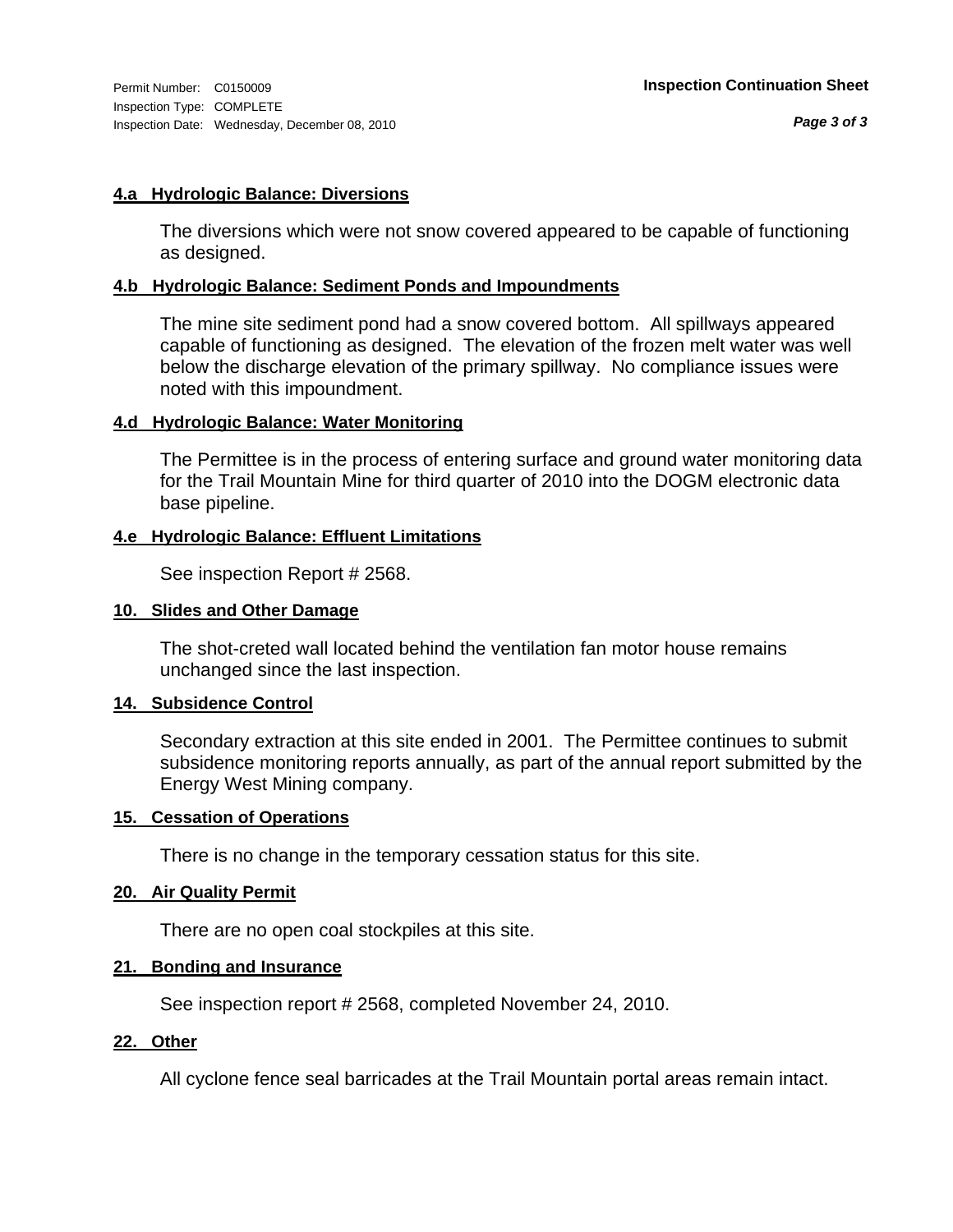Permit Number: C0150009
Inspection Type: COMPLETE
Inspection Date: Wednesday, December 08, 2010

**Inspection Continuation Sheet**

#### 4.a Hydrologic Balance: Diversions

The diversions which were not snow covered appeared to be capable of functioning as designed.

#### 4.b Hydrologic Balance: Sediment Ponds and Impoundments

The mine site sediment pond had a snow covered bottom. All spillways appeared capable of functioning as designed. The elevation of the frozen melt water was well below the discharge elevation of the primary spillway. No compliance issues were noted with this impoundment.

#### 4.d Hydrologic Balance: Water Monitoring

The Permittee is in the process of entering surface and ground water monitoring data for the Trail Mountain Mine for third quarter of 2010 into the DOGM electronic data base pipeline.

#### 4.e Hydrologic Balance: Effluent Limitations

See inspection Report # 2568.

#### 10. Slides and Other Damage

The shot-creted wall located behind the ventilation fan motor house remains unchanged since the last inspection.

#### 14. Subsidence Control

Secondary extraction at this site ended in 2001. The Permittee continues to submit subsidence monitoring reports annually, as part of the annual report submitted by the Energy West Mining company.

#### 15. Cessation of Operations

There is no change in the temporary cessation status for this site.

#### 20. Air Quality Permit

There are no open coal stockpiles at this site.

#### 21. Bonding and Insurance

See inspection report # 2568, completed November 24, 2010.

#### 22. Other

All cyclone fence seal barricades at the Trail Mountain portal areas remain intact.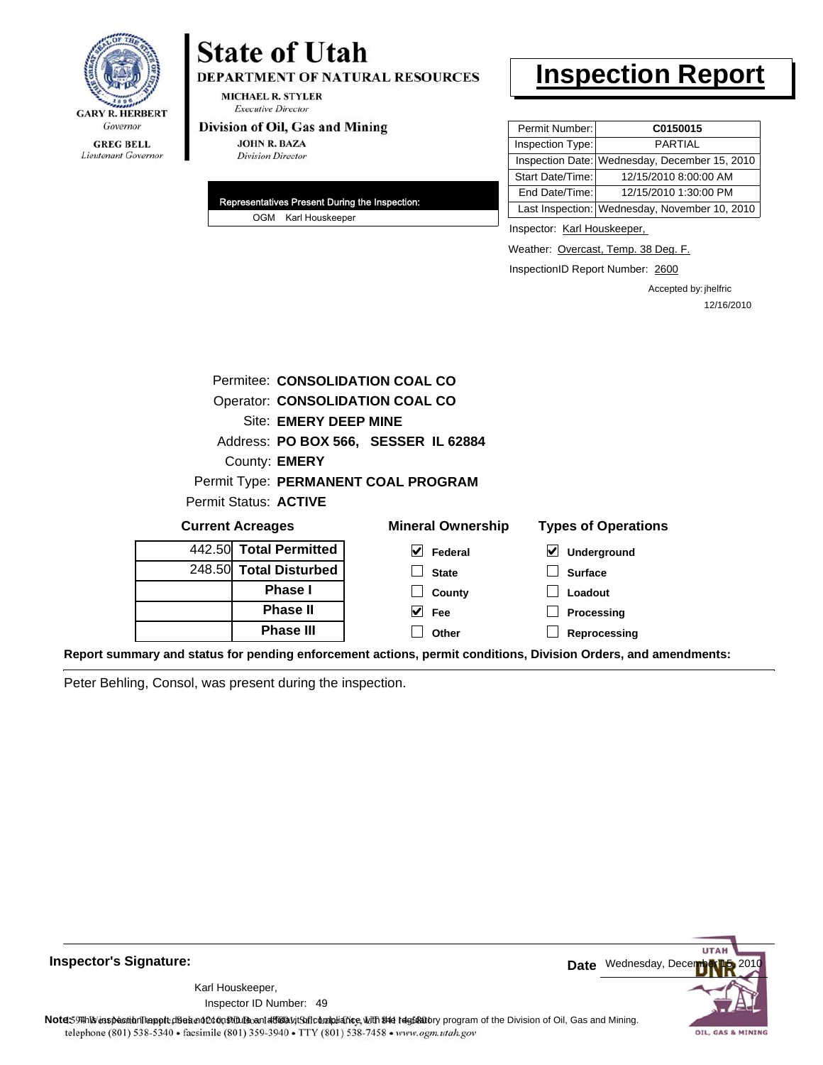**GARY R. HERBERT**
*Governor*

**GREG BELL**
*Lieutenant Governor*

# State of Utah

**DEPARTMENT OF NATURAL RESOURCES**

**MICHAEL R. STYLER**
*Executive Director*

**Division of Oil, Gas and Mining**

**JOHN R. BAZA**
*Division Director*

# Inspection Report

| | |
|---|---|
| Permit Number: | **C0150015** |
| Inspection Type: | PARTIAL |
| Inspection Date: | Wednesday, December 15, 2010 |
| Start Date/Time: | 12/15/2010 8:00:00 AM |
| End Date/Time: | 12/15/2010 1:30:00 PM |
| Last Inspection: | Wednesday, November 10, 2010 |

**Representatives Present During the Inspection:**

OGM Karl Houskeeper

Inspector: Karl Houskeeper,

Weather: Overcast, Temp. 38 Deg. F.

InspectionID Report Number: 2600

Accepted by: jhelfric
12/16/2010

Permitee: **CONSOLIDATION COAL CO**
Operator: **CONSOLIDATION COAL CO**
Site: **EMERY DEEP MINE**
Address: **PO BOX 566, SESSER IL 62884**
County: **EMERY**
Permit Type: **PERMANENT COAL PROGRAM**
Permit Status: **ACTIVE**

**Current Acreages**

| | |
|---|---|
| 442.50 | **Total Permitted** |
| 248.50 | **Total Disturbed** |
| | **Phase I** |
| | **Phase II** |
| | **Phase III** |

**Mineral Ownership**

- [x] Federal
- [ ] State
- [ ] County
- [x] Fee
- [ ] Other

**Types of Operations**

- [x] Underground
- [ ] Surface
- [ ] Loadout
- [ ] Processing
- [ ] Reprocessing

**Report summary and status for pending enforcement actions, permit conditions, Division Orders, and amendments:**

Peter Behling, Consol, was present during the inspection.

**Inspector's Signature:**

Karl Houskeeper,
Inspector ID Number: 49

**Date** Wednesday, December 15, 2010

**Note:** This inspection report does not constitute an affidavit of compliance with the regulatory program of the Division of Oil, Gas and Mining.

telephone (801) 538-5340 • facsimile (801) 359-3940 • TTY (801) 538-7458 • www.ogm.utah.gov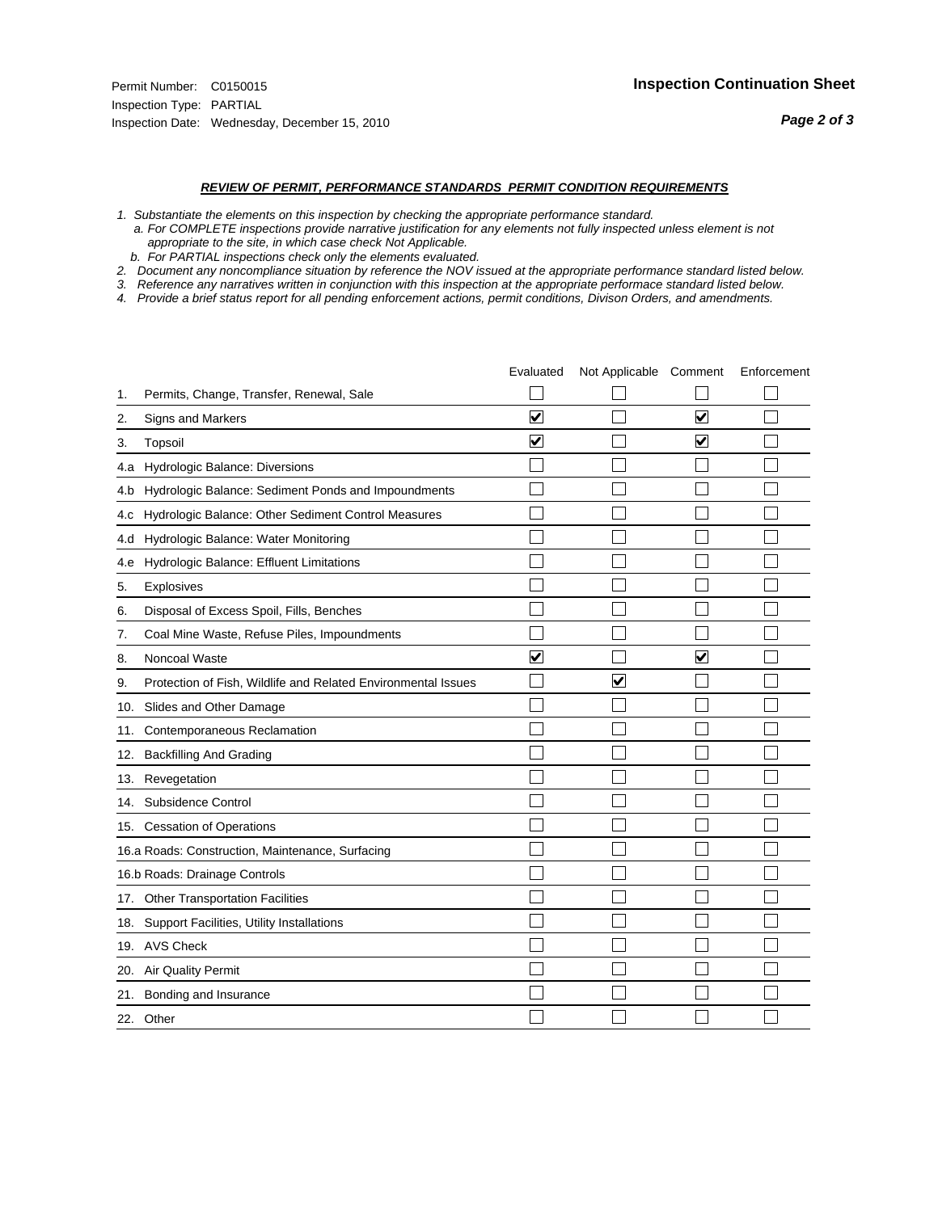Permit Number: C0150015
Inspection Type: PARTIAL
Inspection Date: Wednesday, December 15, 2010

## Inspection Continuation Sheet

### *REVIEW OF PERMIT, PERFORMANCE STANDARDS PERMIT CONDITION REQUIREMENTS*

*1. Substantiate the elements on this inspection by checking the appropriate performance standard.*
*a. For COMPLETE inspections provide narrative justification for any elements not fully inspected unless element is not appropriate to the site, in which case check Not Applicable.*
*b. For PARTIAL inspections check only the elements evaluated.*
*2. Document any noncompliance situation by reference the NOV issued at the appropriate performance standard listed below.*
*3. Reference any narratives written in conjunction with this inspection at the appropriate performace standard listed below.*
*4. Provide a brief status report for all pending enforcement actions, permit conditions, Divison Orders, and amendments.*

| | Evaluated | Not Applicable | Comment | Enforcement |
|---|---|---|---|---|
| 1. Permits, Change, Transfer, Renewal, Sale | ☐ | ☐ | ☐ | ☐ |
| 2. Signs and Markers | ☑ | ☐ | ☑ | ☐ |
| 3. Topsoil | ☑ | ☐ | ☑ | ☐ |
| 4.a Hydrologic Balance: Diversions | ☐ | ☐ | ☐ | ☐ |
| 4.b Hydrologic Balance: Sediment Ponds and Impoundments | ☐ | ☐ | ☐ | ☐ |
| 4.c Hydrologic Balance: Other Sediment Control Measures | ☐ | ☐ | ☐ | ☐ |
| 4.d Hydrologic Balance: Water Monitoring | ☐ | ☐ | ☐ | ☐ |
| 4.e Hydrologic Balance: Effluent Limitations | ☐ | ☐ | ☐ | ☐ |
| 5. Explosives | ☐ | ☐ | ☐ | ☐ |
| 6. Disposal of Excess Spoil, Fills, Benches | ☐ | ☐ | ☐ | ☐ |
| 7. Coal Mine Waste, Refuse Piles, Impoundments | ☐ | ☐ | ☐ | ☐ |
| 8. Noncoal Waste | ☑ | ☐ | ☑ | ☐ |
| 9. Protection of Fish, Wildlife and Related Environmental Issues | ☐ | ☑ | ☐ | ☐ |
| 10. Slides and Other Damage | ☐ | ☐ | ☐ | ☐ |
| 11. Contemporaneous Reclamation | ☐ | ☐ | ☐ | ☐ |
| 12. Backfilling And Grading | ☐ | ☐ | ☐ | ☐ |
| 13. Revegetation | ☐ | ☐ | ☐ | ☐ |
| 14. Subsidence Control | ☐ | ☐ | ☐ | ☐ |
| 15. Cessation of Operations | ☐ | ☐ | ☐ | ☐ |
| 16.a Roads: Construction, Maintenance, Surfacing | ☐ | ☐ | ☐ | ☐ |
| 16.b Roads: Drainage Controls | ☐ | ☐ | ☐ | ☐ |
| 17. Other Transportation Facilities | ☐ | ☐ | ☐ | ☐ |
| 18. Support Facilities, Utility Installations | ☐ | ☐ | ☐ | ☐ |
| 19. AVS Check | ☐ | ☐ | ☐ | ☐ |
| 20. Air Quality Permit | ☐ | ☐ | ☐ | ☐ |
| 21. Bonding and Insurance | ☐ | ☐ | ☐ | ☐ |
| 22. Other | ☐ | ☐ | ☐ | ☐ |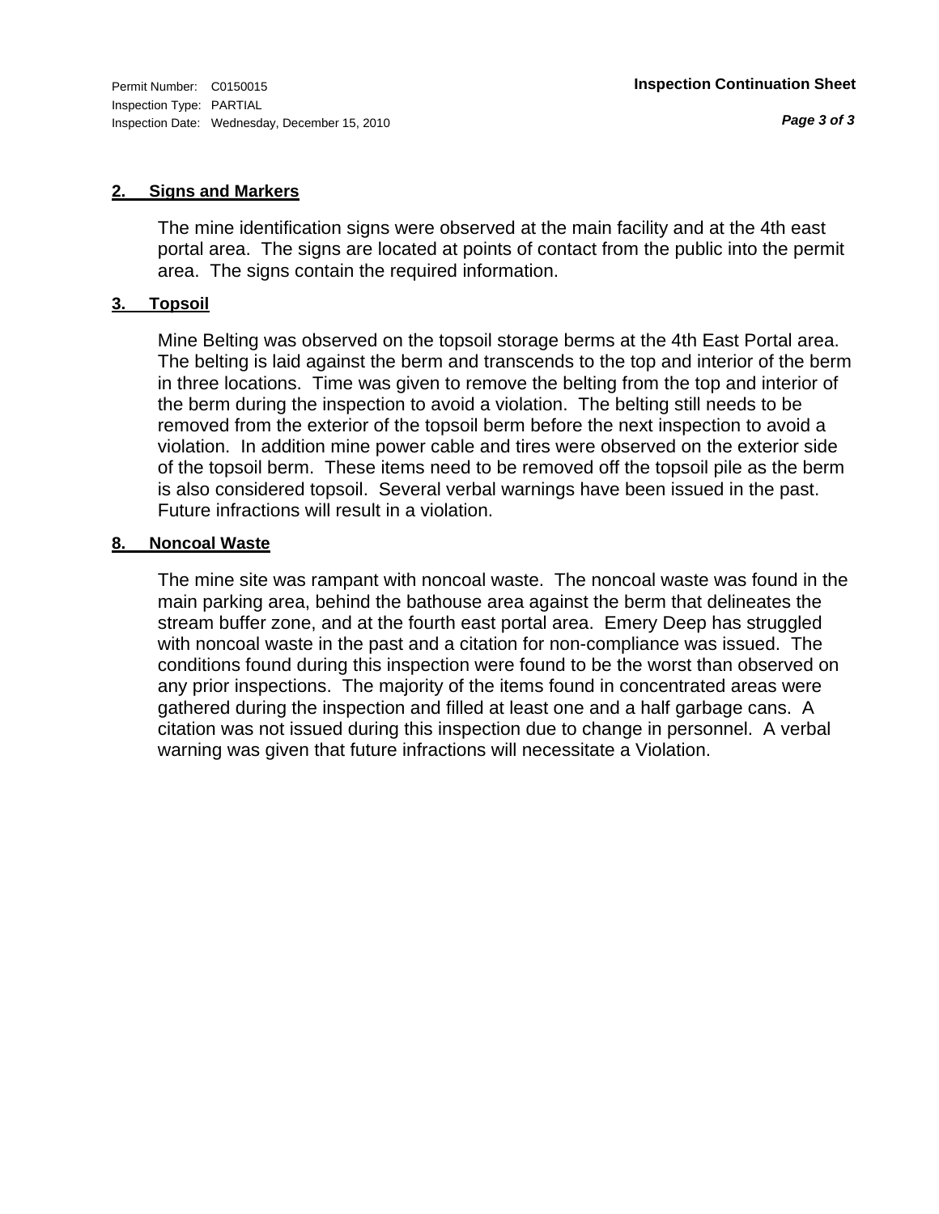## 2. Signs and Markers

The mine identification signs were observed at the main facility and at the 4th east portal area. The signs are located at points of contact from the public into the permit area. The signs contain the required information.

## 3. Topsoil

Mine Belting was observed on the topsoil storage berms at the 4th East Portal area. The belting is laid against the berm and transcends to the top and interior of the berm in three locations. Time was given to remove the belting from the top and interior of the berm during the inspection to avoid a violation. The belting still needs to be removed from the exterior of the topsoil berm before the next inspection to avoid a violation. In addition mine power cable and tires were observed on the exterior side of the topsoil berm. These items need to be removed off the topsoil pile as the berm is also considered topsoil. Several verbal warnings have been issued in the past. Future infractions will result in a violation.

## 8. Noncoal Waste

The mine site was rampant with noncoal waste. The noncoal waste was found in the main parking area, behind the bathouse area against the berm that delineates the stream buffer zone, and at the fourth east portal area. Emery Deep has struggled with noncoal waste in the past and a citation for non-compliance was issued. The conditions found during this inspection were found to be the worst than observed on any prior inspections. The majority of the items found in concentrated areas were gathered during the inspection and filled at least one and a half garbage cans. A citation was not issued during this inspection due to change in personnel. A verbal warning was given that future infractions will necessitate a Violation.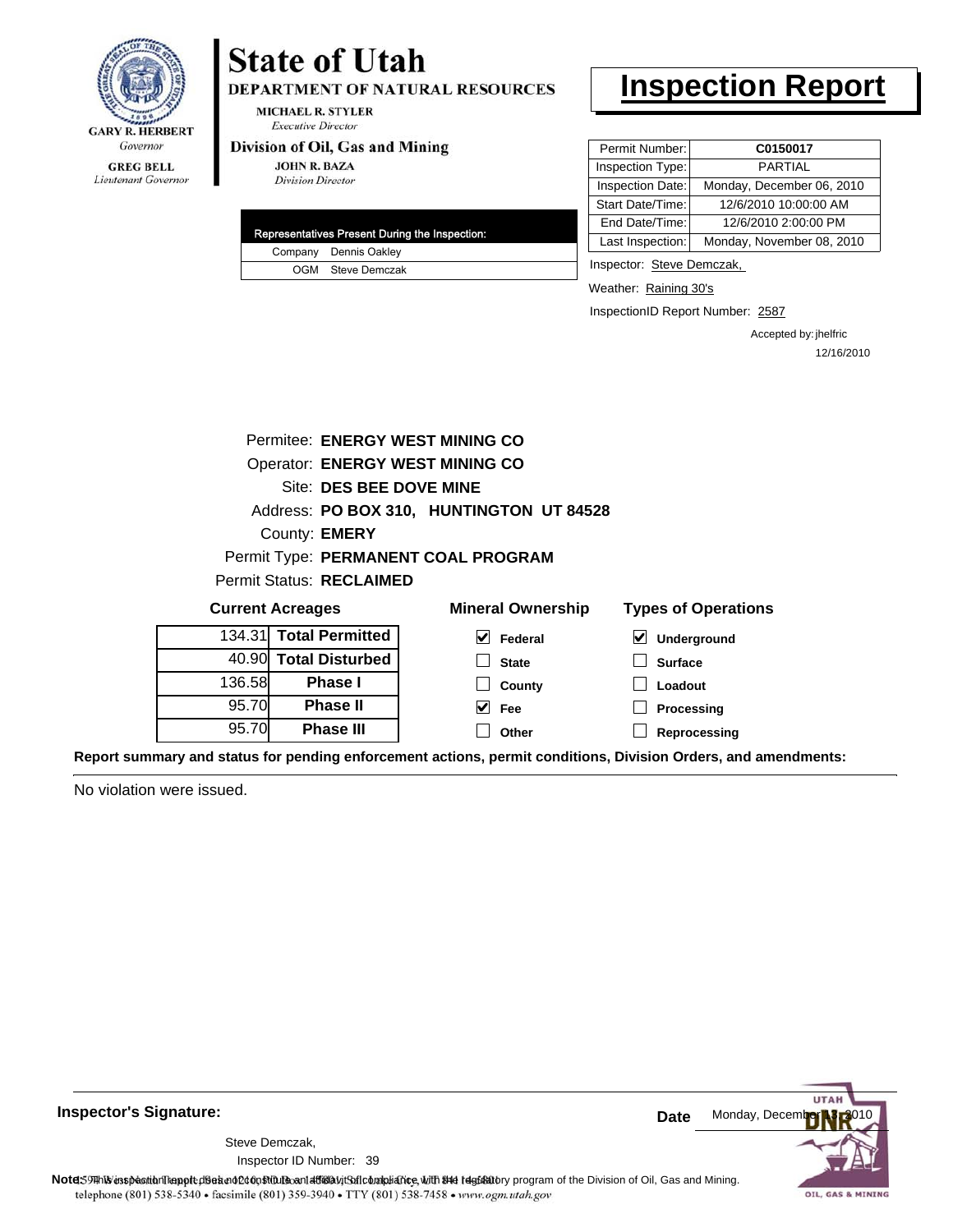GARY R. HERBERT
*Governor*

GREG BELL
*Lieutenant Governor*

# State of Utah

**DEPARTMENT OF NATURAL RESOURCES**

MICHAEL R. STYLER
*Executive Director*

**Division of Oil, Gas and Mining**

JOHN R. BAZA
*Division Director*

# Inspection Report

| Permit Number: | C0150017 |
|---|---|
| Inspection Type: | PARTIAL |
| Inspection Date: | Monday, December 06, 2010 |
| Start Date/Time: | 12/6/2010 10:00:00 AM |
| End Date/Time: | 12/6/2010 2:00:00 PM |
| Last Inspection: | Monday, November 08, 2010 |

| Representatives Present During the Inspection: | |
|---|---|
| Company | Dennis Oakley |
| OGM | Steve Demczak |

Inspector: Steve Demczak,

Weather: Raining 30's

InspectionID Report Number: 2587

Accepted by: jhelfric
12/16/2010

Permitee: **ENERGY WEST MINING CO**
Operator: **ENERGY WEST MINING CO**
Site: **DES BEE DOVE MINE**
Address: **PO BOX 310, HUNTINGTON UT 84528**
County: **EMERY**
Permit Type: **PERMANENT COAL PROGRAM**
Permit Status: **RECLAIMED**

**Current Acreages**

| | |
|---|---|
| 134.31 | **Total Permitted** |
| 40.90 | **Total Disturbed** |
| 136.58 | **Phase I** |
| 95.70 | **Phase II** |
| 95.70 | **Phase III** |

**Mineral Ownership**

- [x] Federal
- [ ] State
- [ ] County
- [x] Fee
- [ ] Other

**Types of Operations**

- [x] Underground
- [ ] Surface
- [ ] Loadout
- [ ] Processing
- [ ] Reprocessing

**Report summary and status for pending enforcement actions, permit conditions, Division Orders, and amendments:**

No violation were issued.

**Inspector's Signature:**

Steve Demczak,
Inspector ID Number: 39

**Date** Monday, December 13, 2010

**Note:** This inspection report does not constitute an affidavit of compliance with the regulatory program of the Division of Oil, Gas and Mining.
1594 West North Temple, Suite 1210, PO Box 145801, Salt Lake City, UT 84114-5801
telephone (801) 538-5340 • facsimile (801) 359-3940 • TTY (801) 538-7458 • www.ogm.utah.gov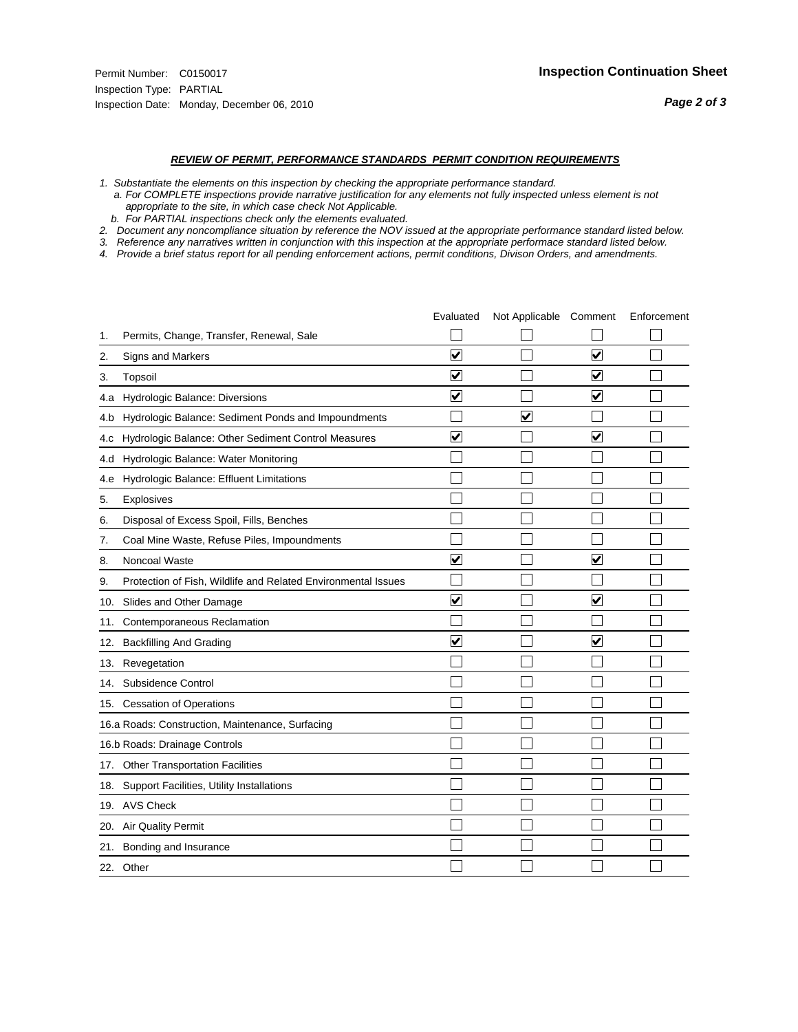Permit Number: C0150017
Inspection Type: PARTIAL
Inspection Date: Monday, December 06, 2010

## Inspection Continuation Sheet

### *REVIEW OF PERMIT, PERFORMANCE STANDARDS PERMIT CONDITION REQUIREMENTS*

*1. Substantiate the elements on this inspection by checking the appropriate performance standard.*
   *a. For COMPLETE inspections provide narrative justification for any elements not fully inspected unless element is not appropriate to the site, in which case check Not Applicable.*
   *b. For PARTIAL inspections check only the elements evaluated.*
*2. Document any noncompliance situation by reference the NOV issued at the appropriate performance standard listed below.*
*3. Reference any narratives written in conjunction with this inspection at the appropriate performace standard listed below.*
*4. Provide a brief status report for all pending enforcement actions, permit conditions, Divison Orders, and amendments.*

| | | Evaluated | Not Applicable | Comment | Enforcement |
|---|---|---|---|---|---|
| 1. | Permits, Change, Transfer, Renewal, Sale | ☐ | ☐ | ☐ | ☐ |
| 2. | Signs and Markers | ☑ | ☐ | ☑ | ☐ |
| 3. | Topsoil | ☑ | ☐ | ☑ | ☐ |
| 4.a | Hydrologic Balance: Diversions | ☑ | ☐ | ☑ | ☐ |
| 4.b | Hydrologic Balance: Sediment Ponds and Impoundments | ☐ | ☑ | ☐ | ☐ |
| 4.c | Hydrologic Balance: Other Sediment Control Measures | ☑ | ☐ | ☑ | ☐ |
| 4.d | Hydrologic Balance: Water Monitoring | ☐ | ☐ | ☐ | ☐ |
| 4.e | Hydrologic Balance: Effluent Limitations | ☐ | ☐ | ☐ | ☐ |
| 5. | Explosives | ☐ | ☐ | ☐ | ☐ |
| 6. | Disposal of Excess Spoil, Fills, Benches | ☐ | ☐ | ☐ | ☐ |
| 7. | Coal Mine Waste, Refuse Piles, Impoundments | ☐ | ☐ | ☐ | ☐ |
| 8. | Noncoal Waste | ☑ | ☐ | ☑ | ☐ |
| 9. | Protection of Fish, Wildlife and Related Environmental Issues | ☐ | ☐ | ☐ | ☐ |
| 10. | Slides and Other Damage | ☑ | ☐ | ☑ | ☐ |
| 11. | Contemporaneous Reclamation | ☐ | ☐ | ☐ | ☐ |
| 12. | Backfilling And Grading | ☑ | ☐ | ☑ | ☐ |
| 13. | Revegetation | ☐ | ☐ | ☐ | ☐ |
| 14. | Subsidence Control | ☐ | ☐ | ☐ | ☐ |
| 15. | Cessation of Operations | ☐ | ☐ | ☐ | ☐ |
| 16.a | Roads: Construction, Maintenance, Surfacing | ☐ | ☐ | ☐ | ☐ |
| 16.b | Roads: Drainage Controls | ☐ | ☐ | ☐ | ☐ |
| 17. | Other Transportation Facilities | ☐ | ☐ | ☐ | ☐ |
| 18. | Support Facilities, Utility Installations | ☐ | ☐ | ☐ | ☐ |
| 19. | AVS Check | ☐ | ☐ | ☐ | ☐ |
| 20. | Air Quality Permit | ☐ | ☐ | ☐ | ☐ |
| 21. | Bonding and Insurance | ☐ | ☐ | ☐ | ☐ |
| 22. | Other | ☐ | ☐ | ☐ | ☐ |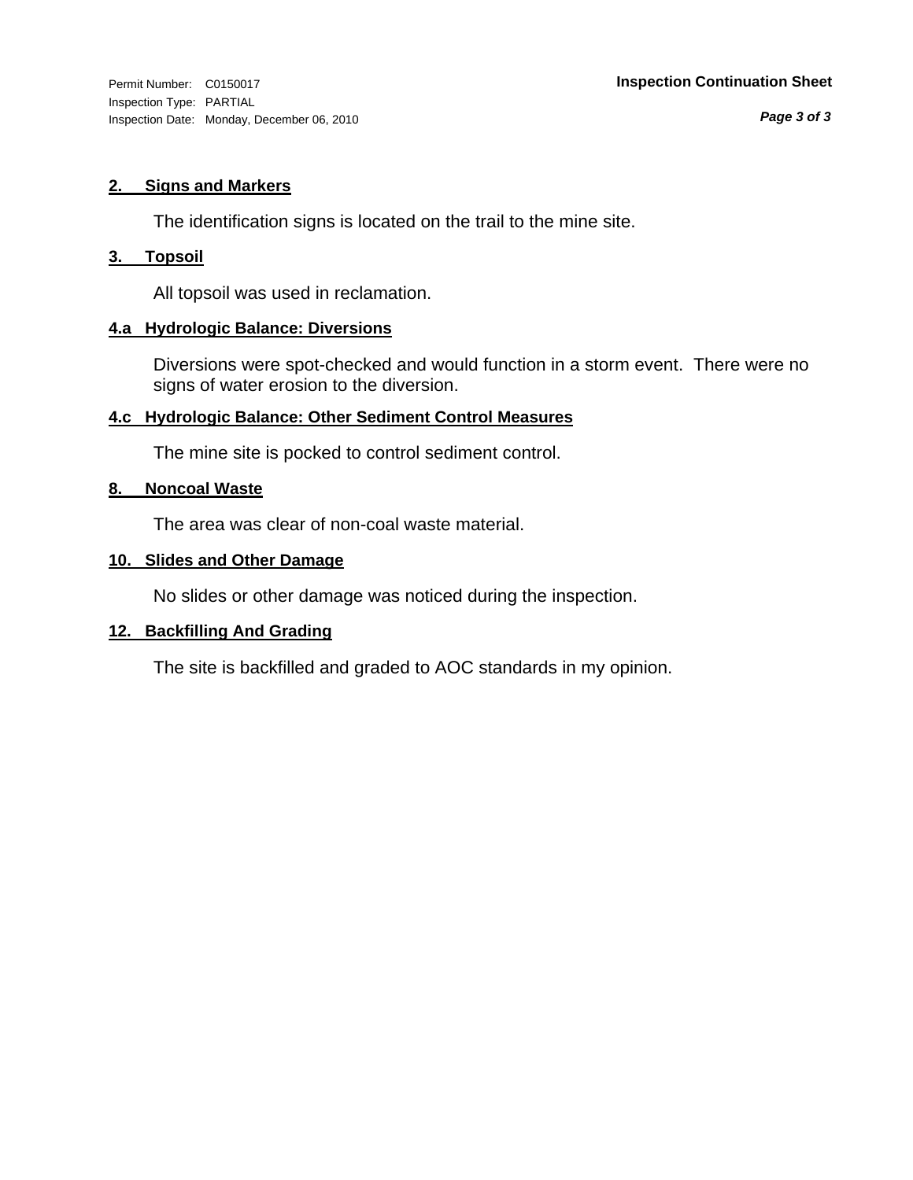## 2. Signs and Markers

The identification signs is located on the trail to the mine site.

## 3. Topsoil

All topsoil was used in reclamation.

## 4.a Hydrologic Balance: Diversions

Diversions were spot-checked and would function in a storm event. There were no signs of water erosion to the diversion.

## 4.c Hydrologic Balance: Other Sediment Control Measures

The mine site is pocked to control sediment control.

## 8. Noncoal Waste

The area was clear of non-coal waste material.

## 10. Slides and Other Damage

No slides or other damage was noticed during the inspection.

## 12. Backfilling And Grading

The site is backfilled and graded to AOC standards in my opinion.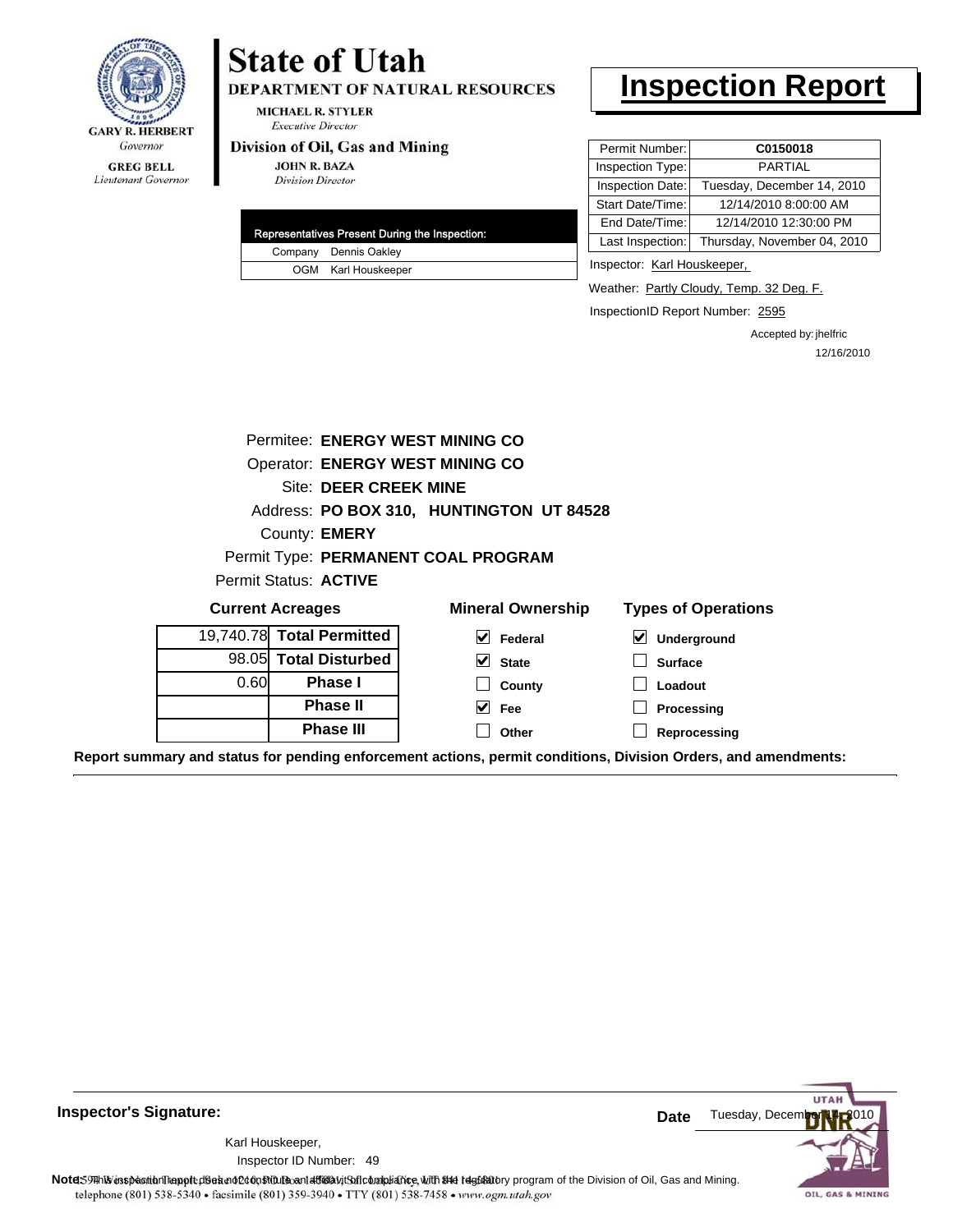GARY R. HERBERT
*Governor*

GREG BELL
*Lieutenant Governor*

# State of Utah

**DEPARTMENT OF NATURAL RESOURCES**

MICHAEL R. STYLER
*Executive Director*

**Division of Oil, Gas and Mining**

JOHN R. BAZA
*Division Director*

# Inspection Report

| Permit Number: | **C0150018** |
|---|---|
| Inspection Type: | PARTIAL |
| Inspection Date: | Tuesday, December 14, 2010 |
| Start Date/Time: | 12/14/2010 8:00:00 AM |
| End Date/Time: | 12/14/2010 12:30:00 PM |
| Last Inspection: | Thursday, November 04, 2010 |

| Representatives Present During the Inspection: | |
|---|---|
| Company | Dennis Oakley |
| OGM | Karl Houskeeper |

Inspector: Karl Houskeeper,

Weather: Partly Cloudy, Temp. 32 Deg. F.

InspectionID Report Number: 2595

Accepted by: jhelfric
12/16/2010

Permitee: **ENERGY WEST MINING CO**
Operator: **ENERGY WEST MINING CO**
Site: **DEER CREEK MINE**
Address: **PO BOX 310, HUNTINGTON UT 84528**
County: **EMERY**
Permit Type: **PERMANENT COAL PROGRAM**
Permit Status: **ACTIVE**

**Current Acreages**

| | |
|---|---|
| 19,740.78 | **Total Permitted** |
| 98.05 | **Total Disturbed** |
| 0.60 | **Phase I** |
| | **Phase II** |
| | **Phase III** |

**Mineral Ownership**

- [x] Federal
- [x] State
- [ ] County
- [x] Fee
- [ ] Other

**Types of Operations**

- [x] Underground
- [ ] Surface
- [ ] Loadout
- [ ] Processing
- [ ] Reprocessing

**Report summary and status for pending enforcement actions, permit conditions, Division Orders, and amendments:**

**Inspector's Signature:**

Karl Houskeeper,
Inspector ID Number: 49

**Date** Tuesday, December 14, 2010

**Note:** This inspection report does not constitute an affidavit of compliance with the regulatory program of the Division of Oil, Gas and Mining.
telephone (801) 538-5340 • facsimile (801) 359-3940 • TTY (801) 538-7458 • www.ogm.utah.gov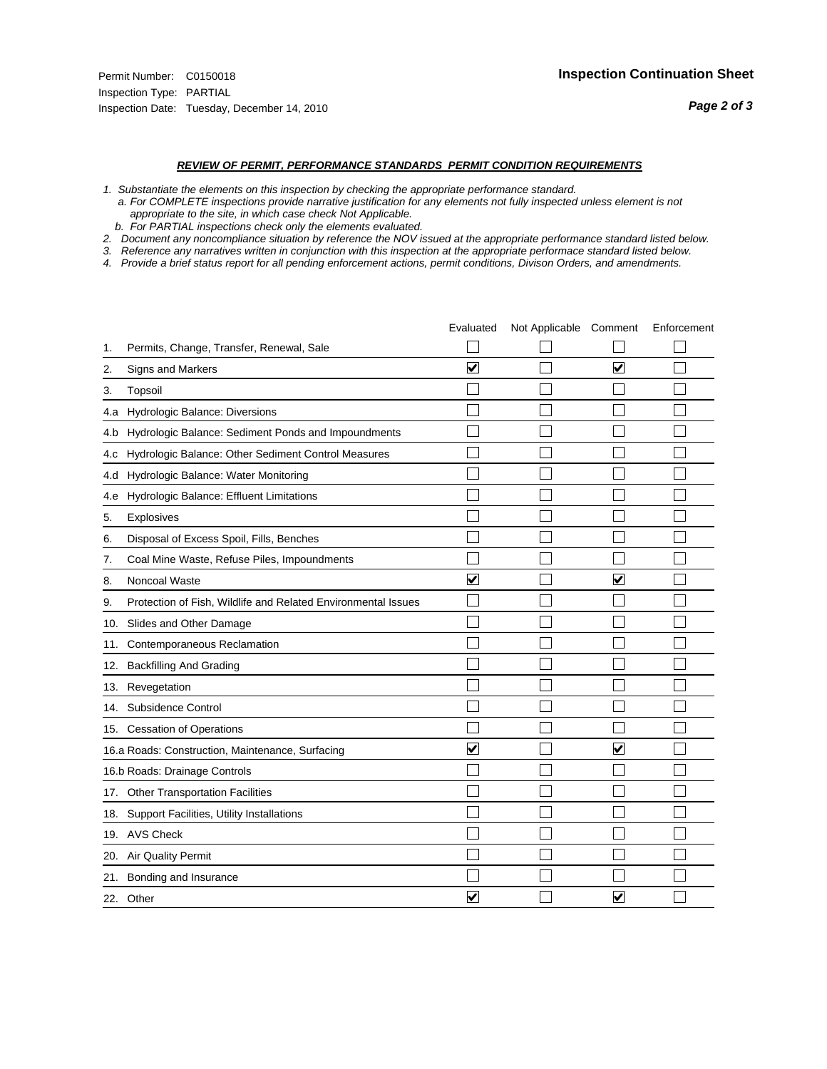Permit Number: C0150018
Inspection Type: PARTIAL
Inspection Date: Tuesday, December 14, 2010

**Inspection Continuation Sheet**

***Page 2 of 3***

***REVIEW OF PERMIT, PERFORMANCE STANDARDS PERMIT CONDITION REQUIREMENTS***

*1. Substantiate the elements on this inspection by checking the appropriate performance standard.*
*a. For COMPLETE inspections provide narrative justification for any elements not fully inspected unless element is not appropriate to the site, in which case check Not Applicable.*
*b. For PARTIAL inspections check only the elements evaluated.*
*2. Document any noncompliance situation by reference the NOV issued at the appropriate performance standard listed below.*
*3. Reference any narratives written in conjunction with this inspection at the appropriate performace standard listed below.*
*4. Provide a brief status report for all pending enforcement actions, permit conditions, Divison Orders, and amendments.*

| | Evaluated | Not Applicable | Comment | Enforcement |
|---|---|---|---|---|
| 1. Permits, Change, Transfer, Renewal, Sale | ☐ | ☐ | ☐ | ☐ |
| 2. Signs and Markers | ☑ | ☐ | ☑ | ☐ |
| 3. Topsoil | ☐ | ☐ | ☐ | ☐ |
| 4.a Hydrologic Balance: Diversions | ☐ | ☐ | ☐ | ☐ |
| 4.b Hydrologic Balance: Sediment Ponds and Impoundments | ☐ | ☐ | ☐ | ☐ |
| 4.c Hydrologic Balance: Other Sediment Control Measures | ☐ | ☐ | ☐ | ☐ |
| 4.d Hydrologic Balance: Water Monitoring | ☐ | ☐ | ☐ | ☐ |
| 4.e Hydrologic Balance: Effluent Limitations | ☐ | ☐ | ☐ | ☐ |
| 5. Explosives | ☐ | ☐ | ☐ | ☐ |
| 6. Disposal of Excess Spoil, Fills, Benches | ☐ | ☐ | ☐ | ☐ |
| 7. Coal Mine Waste, Refuse Piles, Impoundments | ☐ | ☐ | ☐ | ☐ |
| 8. Noncoal Waste | ☑ | ☐ | ☑ | ☐ |
| 9. Protection of Fish, Wildlife and Related Environmental Issues | ☐ | ☐ | ☐ | ☐ |
| 10. Slides and Other Damage | ☐ | ☐ | ☐ | ☐ |
| 11. Contemporaneous Reclamation | ☐ | ☐ | ☐ | ☐ |
| 12. Backfilling And Grading | ☐ | ☐ | ☐ | ☐ |
| 13. Revegetation | ☐ | ☐ | ☐ | ☐ |
| 14. Subsidence Control | ☐ | ☐ | ☐ | ☐ |
| 15. Cessation of Operations | ☐ | ☐ | ☐ | ☐ |
| 16.a Roads: Construction, Maintenance, Surfacing | ☑ | ☐ | ☑ | ☐ |
| 16.b Roads: Drainage Controls | ☐ | ☐ | ☐ | ☐ |
| 17. Other Transportation Facilities | ☐ | ☐ | ☐ | ☐ |
| 18. Support Facilities, Utility Installations | ☐ | ☐ | ☐ | ☐ |
| 19. AVS Check | ☐ | ☐ | ☐ | ☐ |
| 20. Air Quality Permit | ☐ | ☐ | ☐ | ☐ |
| 21. Bonding and Insurance | ☐ | ☐ | ☐ | ☐ |
| 22. Other | ☑ | ☐ | ☑ | ☐ |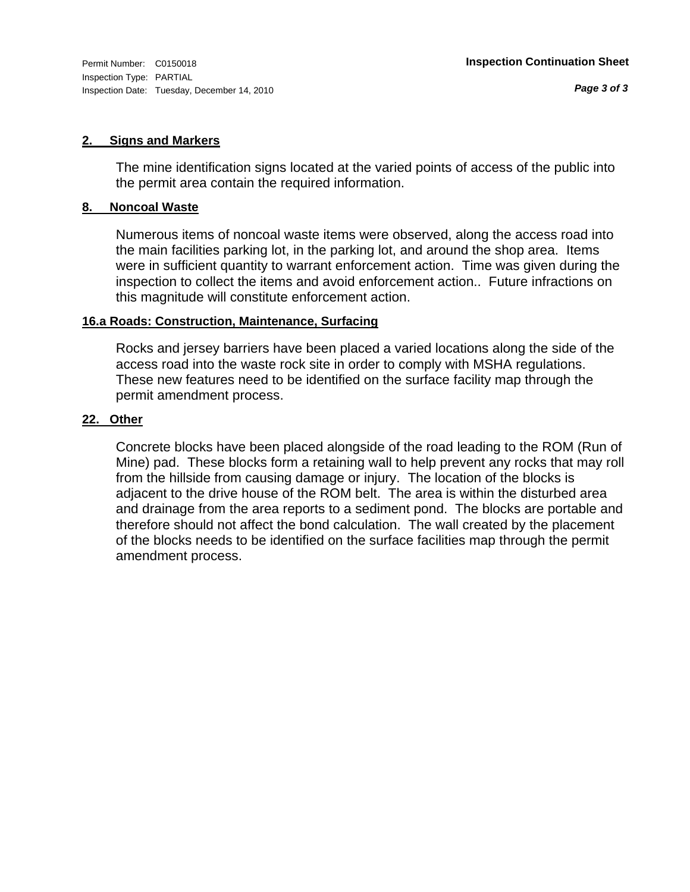Permit Number: C0150018
Inspection Type: PARTIAL
Inspection Date: Tuesday, December 14, 2010

**Inspection Continuation Sheet**

**2. Signs and Markers**

The mine identification signs located at the varied points of access of the public into the permit area contain the required information.

**8. Noncoal Waste**

Numerous items of noncoal waste items were observed, along the access road into the main facilities parking lot, in the parking lot, and around the shop area. Items were in sufficient quantity to warrant enforcement action. Time was given during the inspection to collect the items and avoid enforcement action.. Future infractions on this magnitude will constitute enforcement action.

**16.a Roads: Construction, Maintenance, Surfacing**

Rocks and jersey barriers have been placed a varied locations along the side of the access road into the waste rock site in order to comply with MSHA regulations. These new features need to be identified on the surface facility map through the permit amendment process.

**22. Other**

Concrete blocks have been placed alongside of the road leading to the ROM (Run of Mine) pad. These blocks form a retaining wall to help prevent any rocks that may roll from the hillside from causing damage or injury. The location of the blocks is adjacent to the drive house of the ROM belt. The area is within the disturbed area and drainage from the area reports to a sediment pond. The blocks are portable and therefore should not affect the bond calculation. The wall created by the placement of the blocks needs to be identified on the surface facilities map through the permit amendment process.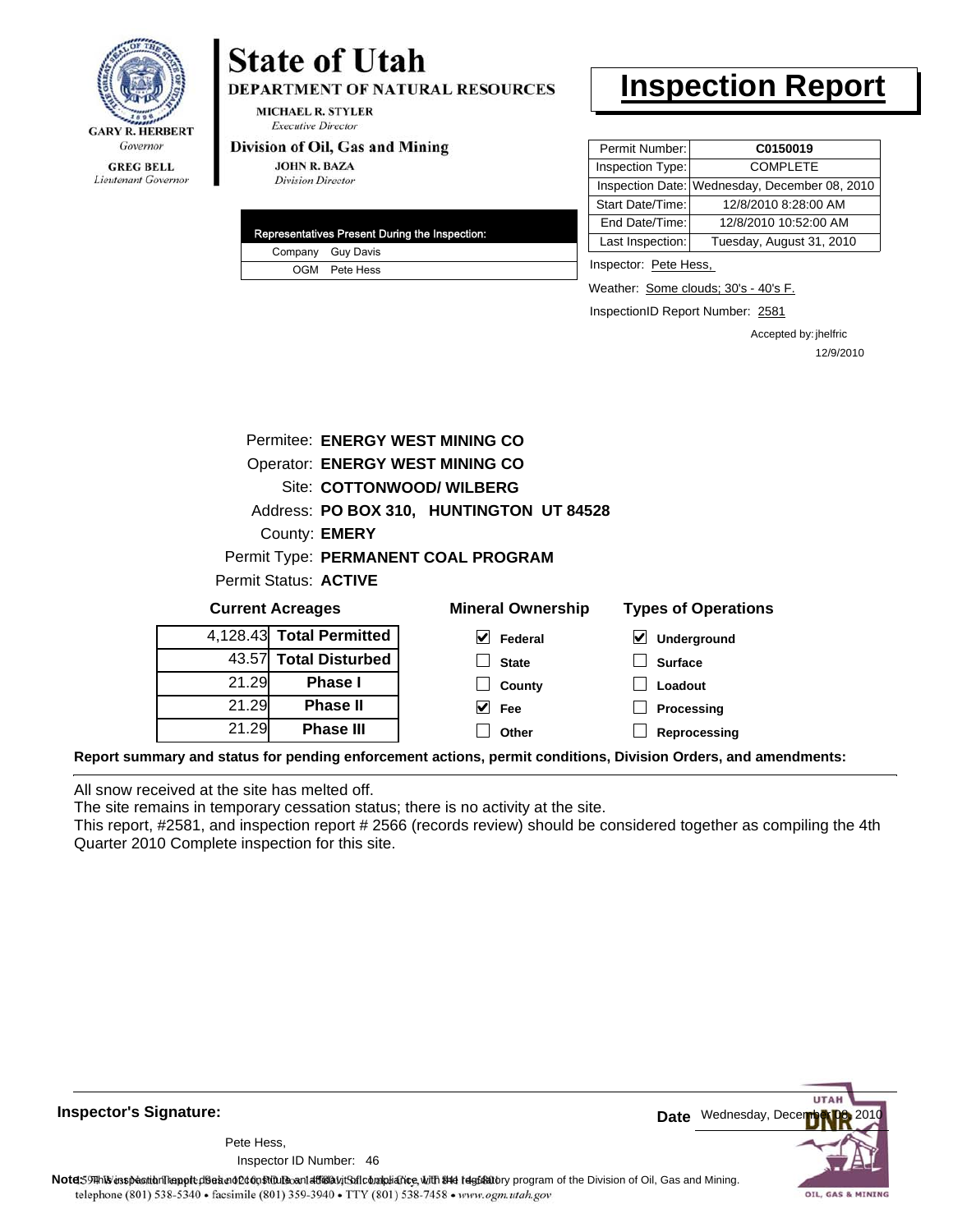**GARY R. HERBERT**
*Governor*

**GREG BELL**
*Lieutenant Governor*

# State of Utah

**DEPARTMENT OF NATURAL RESOURCES**

**MICHAEL R. STYLER**
*Executive Director*

**Division of Oil, Gas and Mining**

**JOHN R. BAZA**
*Division Director*

# Inspection Report

| | |
|---|---|
| Permit Number: | **C0150019** |
| Inspection Type: | COMPLETE |
| Inspection Date: | Wednesday, December 08, 2010 |
| Start Date/Time: | 12/8/2010 8:28:00 AM |
| End Date/Time: | 12/8/2010 10:52:00 AM |
| Last Inspection: | Tuesday, August 31, 2010 |

| Representatives Present During the Inspection: | |
|---|---|
| Company | Guy Davis |
| OGM | Pete Hess |

Inspector: Pete Hess,

Weather: Some clouds; 30's - 40's F.

InspectionID Report Number: 2581

Accepted by: jhelfric
12/9/2010

Permitee: **ENERGY WEST MINING CO**
Operator: **ENERGY WEST MINING CO**
Site: **COTTONWOOD/ WILBERG**
Address: **PO BOX 310, HUNTINGTON UT 84528**
County: **EMERY**
Permit Type: **PERMANENT COAL PROGRAM**
Permit Status: **ACTIVE**

**Current Acreages**

| | |
|---|---|
| 4,128.43 | **Total Permitted** |
| 43.57 | **Total Disturbed** |
| 21.29 | **Phase I** |
| 21.29 | **Phase II** |
| 21.29 | **Phase III** |

**Mineral Ownership**

- [x] Federal
- [ ] State
- [ ] County
- [x] Fee
- [ ] Other

**Types of Operations**

- [x] Underground
- [ ] Surface
- [ ] Loadout
- [ ] Processing
- [ ] Reprocessing

**Report summary and status for pending enforcement actions, permit conditions, Division Orders, and amendments:**

All snow received at the site has melted off.
The site remains in temporary cessation status; there is no activity at the site.
This report, #2581, and inspection report # 2566 (records review) should be considered together as compiling the 4th Quarter 2010 Complete inspection for this site.

**Inspector's Signature:**

Pete Hess,
Inspector ID Number: 46

**Date** Wednesday, December 08, 2010

**Note:** This inspection report does not constitute an affidavit of compliance with the regulatory program of the Division of Oil, Gas and Mining.

telephone (801) 538-5340 • facsimile (801) 359-3940 • TTY (801) 538-7458 • www.ogm.utah.gov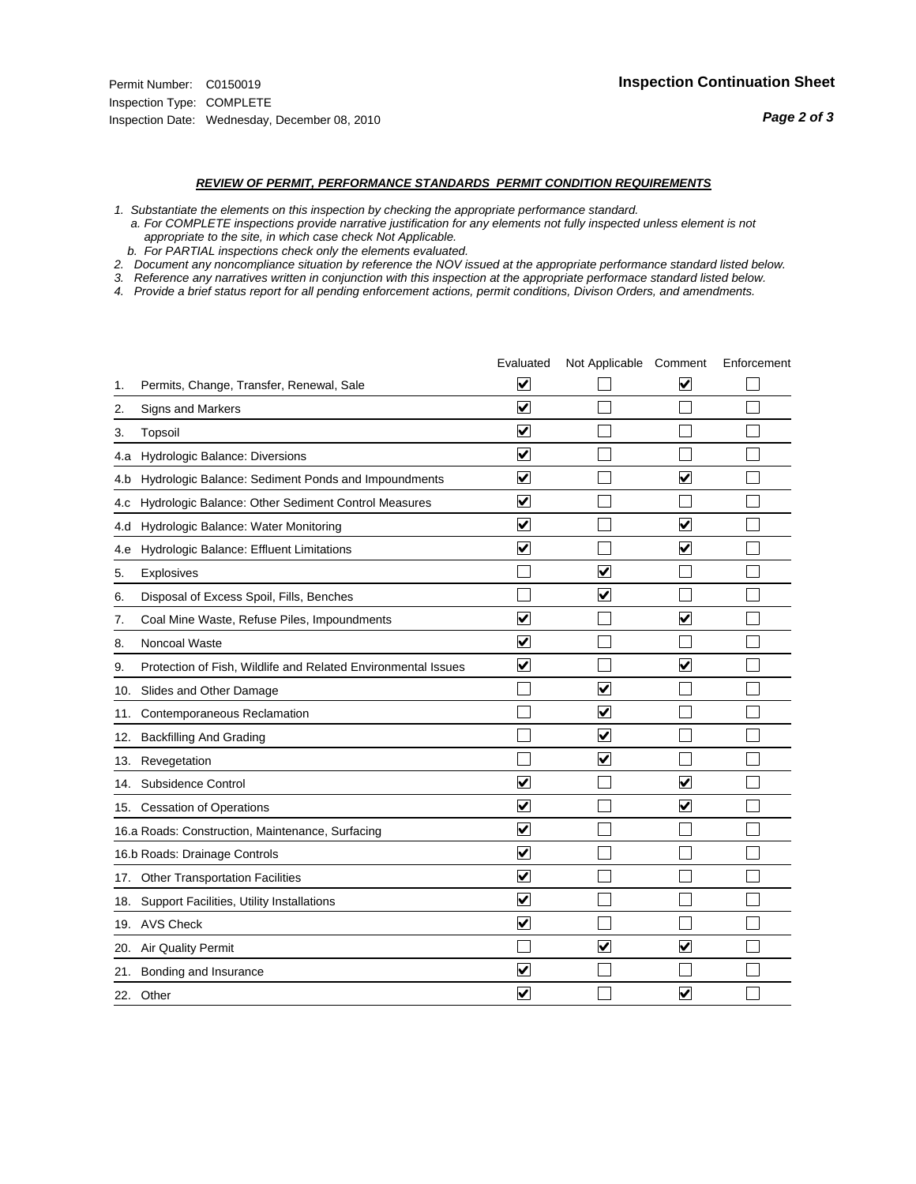Permit Number: C0150019
Inspection Type: COMPLETE
Inspection Date: Wednesday, December 08, 2010

## Inspection Continuation Sheet

### *REVIEW OF PERMIT, PERFORMANCE STANDARDS PERMIT CONDITION REQUIREMENTS*

*1. Substantiate the elements on this inspection by checking the appropriate performance standard.*
*a. For COMPLETE inspections provide narrative justification for any elements not fully inspected unless element is not appropriate to the site, in which case check Not Applicable.*
*b. For PARTIAL inspections check only the elements evaluated.*
*2. Document any noncompliance situation by reference the NOV issued at the appropriate performance standard listed below.*
*3. Reference any narratives written in conjunction with this inspection at the appropriate performace standard listed below.*
*4. Provide a brief status report for all pending enforcement actions, permit conditions, Divison Orders, and amendments.*

| | Evaluated | Not Applicable | Comment | Enforcement |
|---|---|---|---|---|
| 1. Permits, Change, Transfer, Renewal, Sale | ☑ | ☐ | ☑ | ☐ |
| 2. Signs and Markers | ☑ | ☐ | ☐ | ☐ |
| 3. Topsoil | ☑ | ☐ | ☐ | ☐ |
| 4.a Hydrologic Balance: Diversions | ☑ | ☐ | ☐ | ☐ |
| 4.b Hydrologic Balance: Sediment Ponds and Impoundments | ☑ | ☐ | ☑ | ☐ |
| 4.c Hydrologic Balance: Other Sediment Control Measures | ☑ | ☐ | ☐ | ☐ |
| 4.d Hydrologic Balance: Water Monitoring | ☑ | ☐ | ☑ | ☐ |
| 4.e Hydrologic Balance: Effluent Limitations | ☑ | ☐ | ☑ | ☐ |
| 5. Explosives | ☐ | ☑ | ☐ | ☐ |
| 6. Disposal of Excess Spoil, Fills, Benches | ☐ | ☑ | ☐ | ☐ |
| 7. Coal Mine Waste, Refuse Piles, Impoundments | ☑ | ☐ | ☑ | ☐ |
| 8. Noncoal Waste | ☑ | ☐ | ☐ | ☐ |
| 9. Protection of Fish, Wildlife and Related Environmental Issues | ☑ | ☐ | ☑ | ☐ |
| 10. Slides and Other Damage | ☐ | ☑ | ☐ | ☐ |
| 11. Contemporaneous Reclamation | ☐ | ☑ | ☐ | ☐ |
| 12. Backfilling And Grading | ☐ | ☑ | ☐ | ☐ |
| 13. Revegetation | ☐ | ☑ | ☐ | ☐ |
| 14. Subsidence Control | ☑ | ☐ | ☑ | ☐ |
| 15. Cessation of Operations | ☑ | ☐ | ☑ | ☐ |
| 16.a Roads: Construction, Maintenance, Surfacing | ☑ | ☐ | ☐ | ☐ |
| 16.b Roads: Drainage Controls | ☑ | ☐ | ☐ | ☐ |
| 17. Other Transportation Facilities | ☑ | ☐ | ☐ | ☐ |
| 18. Support Facilities, Utility Installations | ☑ | ☐ | ☐ | ☐ |
| 19. AVS Check | ☑ | ☐ | ☐ | ☐ |
| 20. Air Quality Permit | ☐ | ☑ | ☑ | ☐ |
| 21. Bonding and Insurance | ☑ | ☐ | ☐ | ☐ |
| 22. Other | ☑ | ☐ | ☑ | ☐ |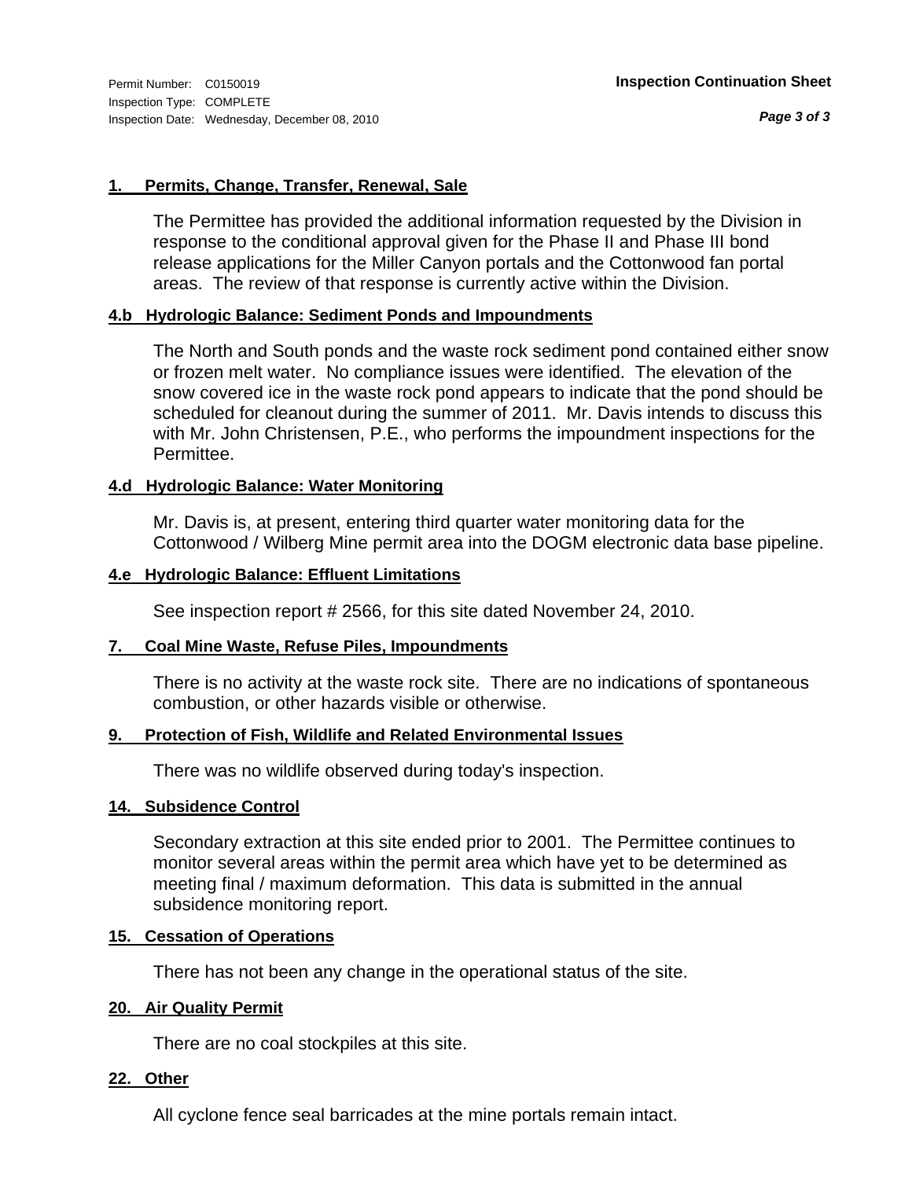Permit Number: C0150019
Inspection Type: COMPLETE
Inspection Date: Wednesday, December 08, 2010

**Inspection Continuation Sheet**

### 1. Permits, Change, Transfer, Renewal, Sale

The Permittee has provided the additional information requested by the Division in response to the conditional approval given for the Phase II and Phase III bond release applications for the Miller Canyon portals and the Cottonwood fan portal areas. The review of that response is currently active within the Division.

### 4.b Hydrologic Balance: Sediment Ponds and Impoundments

The North and South ponds and the waste rock sediment pond contained either snow or frozen melt water. No compliance issues were identified. The elevation of the snow covered ice in the waste rock pond appears to indicate that the pond should be scheduled for cleanout during the summer of 2011. Mr. Davis intends to discuss this with Mr. John Christensen, P.E., who performs the impoundment inspections for the Permittee.

### 4.d Hydrologic Balance: Water Monitoring

Mr. Davis is, at present, entering third quarter water monitoring data for the Cottonwood / Wilberg Mine permit area into the DOGM electronic data base pipeline.

### 4.e Hydrologic Balance: Effluent Limitations

See inspection report # 2566, for this site dated November 24, 2010.

### 7. Coal Mine Waste, Refuse Piles, Impoundments

There is no activity at the waste rock site. There are no indications of spontaneous combustion, or other hazards visible or otherwise.

### 9. Protection of Fish, Wildlife and Related Environmental Issues

There was no wildlife observed during today's inspection.

### 14. Subsidence Control

Secondary extraction at this site ended prior to 2001. The Permittee continues to monitor several areas within the permit area which have yet to be determined as meeting final / maximum deformation. This data is submitted in the annual subsidence monitoring report.

### 15. Cessation of Operations

There has not been any change in the operational status of the site.

### 20. Air Quality Permit

There are no coal stockpiles at this site.

### 22. Other

All cyclone fence seal barricades at the mine portals remain intact.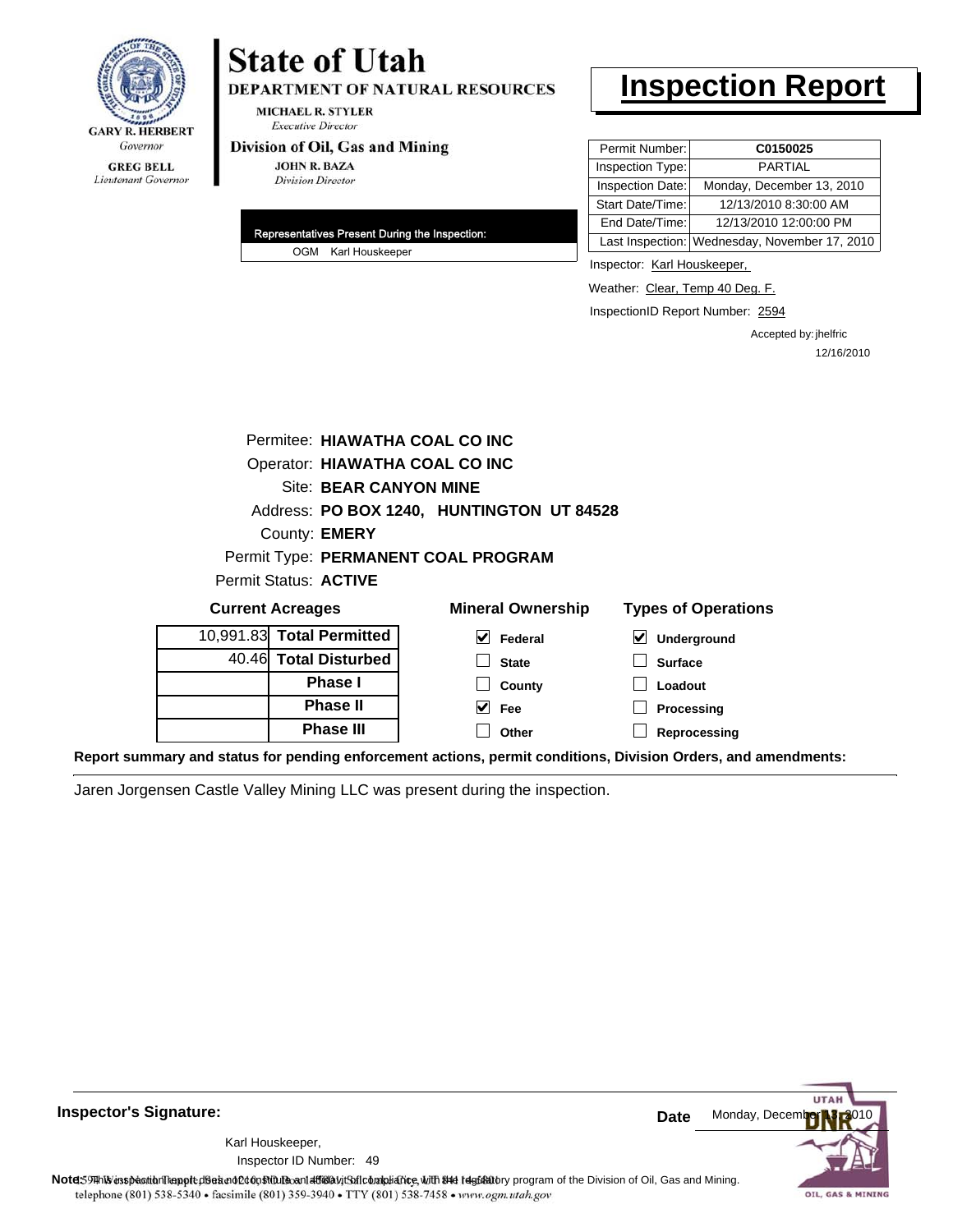**GARY R. HERBERT**
*Governor*

**GREG BELL**
*Lieutenant Governor*

# State of Utah

**DEPARTMENT OF NATURAL RESOURCES**

**MICHAEL R. STYLER**
*Executive Director*

**Division of Oil, Gas and Mining**

**JOHN R. BAZA**
*Division Director*

# Inspection Report

| | |
|---|---|
| Permit Number: | **C0150025** |
| Inspection Type: | PARTIAL |
| Inspection Date: | Monday, December 13, 2010 |
| Start Date/Time: | 12/13/2010 8:30:00 AM |
| End Date/Time: | 12/13/2010 12:00:00 PM |
| Last Inspection: | Wednesday, November 17, 2010 |

**Representatives Present During the Inspection:**

OGM Karl Houskeeper

Inspector: Karl Houskeeper,

Weather: Clear, Temp 40 Deg. F.

InspectionID Report Number: 2594

Accepted by: jhelfric
12/16/2010

Permitee: **HIAWATHA COAL CO INC**
Operator: **HIAWATHA COAL CO INC**
Site: **BEAR CANYON MINE**
Address: **PO BOX 1240, HUNTINGTON UT 84528**
County: **EMERY**
Permit Type: **PERMANENT COAL PROGRAM**
Permit Status: **ACTIVE**

**Current Acreages**

| | |
|---|---|
| 10,991.83 | **Total Permitted** |
| 40.46 | **Total Disturbed** |
| | **Phase I** |
| | **Phase II** |
| | **Phase III** |

**Mineral Ownership**

- [x] Federal
- [ ] State
- [ ] County
- [x] Fee
- [ ] Other

**Types of Operations**

- [x] Underground
- [ ] Surface
- [ ] Loadout
- [ ] Processing
- [ ] Reprocessing

**Report summary and status for pending enforcement actions, permit conditions, Division Orders, and amendments:**

Jaren Jorgensen Castle Valley Mining LLC was present during the inspection.

**Inspector's Signature:**

Karl Houskeeper,
Inspector ID Number: 49

**Date** Monday, December 13, 2010

**Note:** This inspection report does not constitute an affidavit of compliance with the regulatory program of the Division of Oil, Gas and Mining.
telephone (801) 538-5340 • facsimile (801) 359-3940 • TTY (801) 538-7458 • www.ogm.utah.gov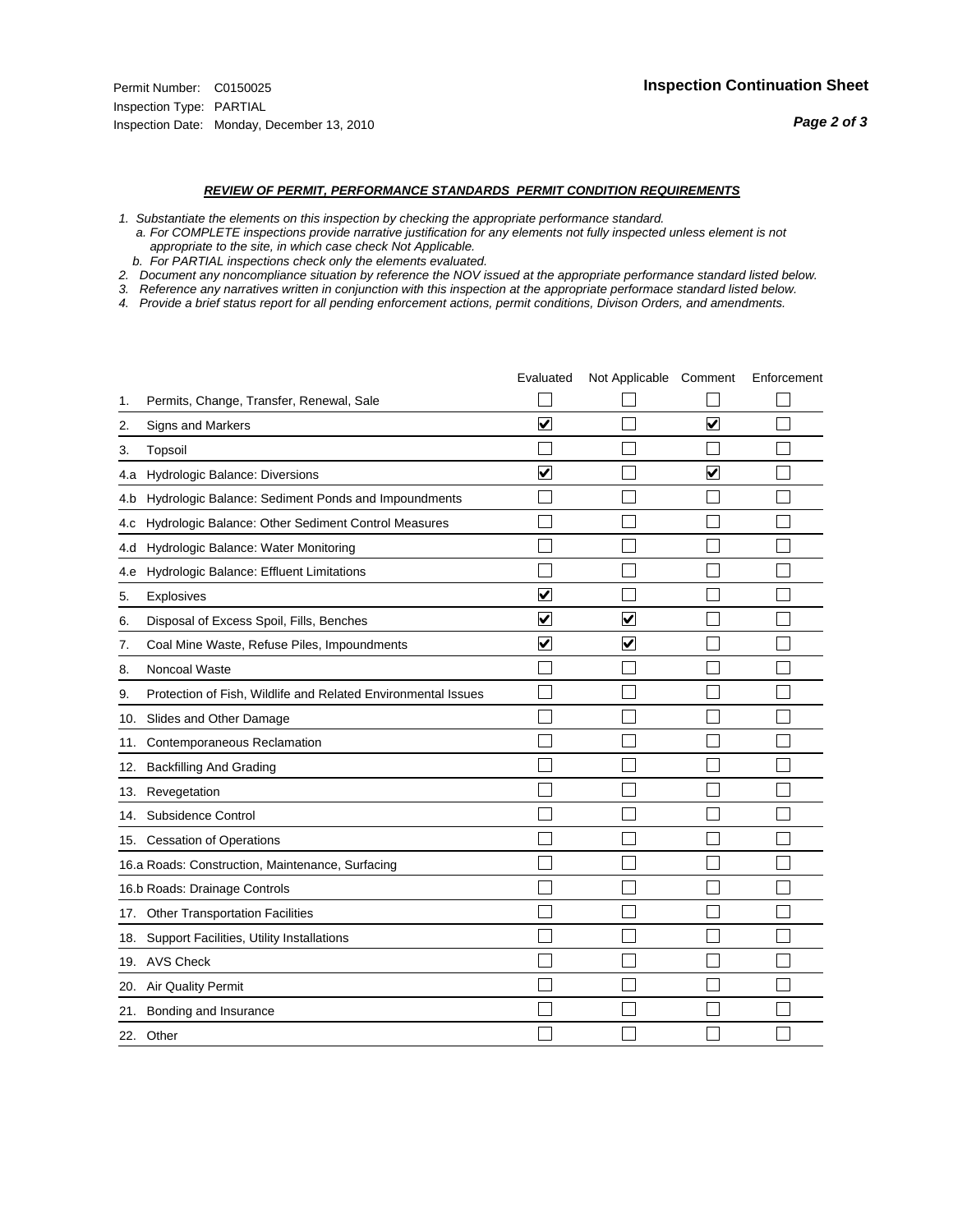Permit Number: C0150025
Inspection Type: PARTIAL
Inspection Date: Monday, December 13, 2010

**Inspection Continuation Sheet**

***REVIEW OF PERMIT, PERFORMANCE STANDARDS PERMIT CONDITION REQUIREMENTS***

*1. Substantiate the elements on this inspection by checking the appropriate performance standard.*
*a. For COMPLETE inspections provide narrative justification for any elements not fully inspected unless element is not appropriate to the site, in which case check Not Applicable.*
*b. For PARTIAL inspections check only the elements evaluated.*
*2. Document any noncompliance situation by reference the NOV issued at the appropriate performance standard listed below.*
*3. Reference any narratives written in conjunction with this inspection at the appropriate performace standard listed below.*
*4. Provide a brief status report for all pending enforcement actions, permit conditions, Divison Orders, and amendments.*

| | Evaluated | Not Applicable | Comment | Enforcement |
|---|---|---|---|---|
| 1. Permits, Change, Transfer, Renewal, Sale | ☐ | ☐ | ☐ | ☐ |
| 2. Signs and Markers | ☑ | ☐ | ☑ | ☐ |
| 3. Topsoil | ☐ | ☐ | ☐ | ☐ |
| 4.a Hydrologic Balance: Diversions | ☑ | ☐ | ☑ | ☐ |
| 4.b Hydrologic Balance: Sediment Ponds and Impoundments | ☐ | ☐ | ☐ | ☐ |
| 4.c Hydrologic Balance: Other Sediment Control Measures | ☐ | ☐ | ☐ | ☐ |
| 4.d Hydrologic Balance: Water Monitoring | ☐ | ☐ | ☐ | ☐ |
| 4.e Hydrologic Balance: Effluent Limitations | ☐ | ☐ | ☐ | ☐ |
| 5. Explosives | ☑ | ☐ | ☐ | ☐ |
| 6. Disposal of Excess Spoil, Fills, Benches | ☑ | ☑ | ☐ | ☐ |
| 7. Coal Mine Waste, Refuse Piles, Impoundments | ☑ | ☑ | ☐ | ☐ |
| 8. Noncoal Waste | ☐ | ☐ | ☐ | ☐ |
| 9. Protection of Fish, Wildlife and Related Environmental Issues | ☐ | ☐ | ☐ | ☐ |
| 10. Slides and Other Damage | ☐ | ☐ | ☐ | ☐ |
| 11. Contemporaneous Reclamation | ☐ | ☐ | ☐ | ☐ |
| 12. Backfilling And Grading | ☐ | ☐ | ☐ | ☐ |
| 13. Revegetation | ☐ | ☐ | ☐ | ☐ |
| 14. Subsidence Control | ☐ | ☐ | ☐ | ☐ |
| 15. Cessation of Operations | ☐ | ☐ | ☐ | ☐ |
| 16.a Roads: Construction, Maintenance, Surfacing | ☐ | ☐ | ☐ | ☐ |
| 16.b Roads: Drainage Controls | ☐ | ☐ | ☐ | ☐ |
| 17. Other Transportation Facilities | ☐ | ☐ | ☐ | ☐ |
| 18. Support Facilities, Utility Installations | ☐ | ☐ | ☐ | ☐ |
| 19. AVS Check | ☐ | ☐ | ☐ | ☐ |
| 20. Air Quality Permit | ☐ | ☐ | ☐ | ☐ |
| 21. Bonding and Insurance | ☐ | ☐ | ☐ | ☐ |
| 22. Other | ☐ | ☐ | ☐ | ☐ |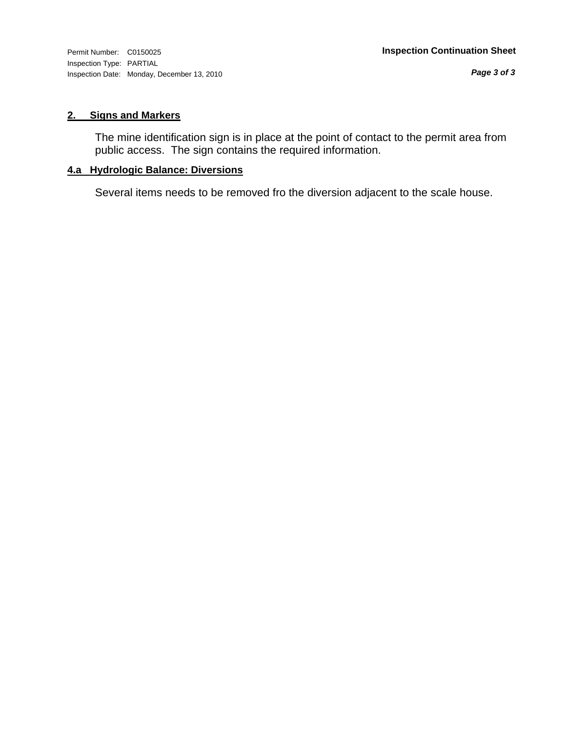Permit Number: C0150025
Inspection Type: PARTIAL
Inspection Date: Monday, December 13, 2010

**Inspection Continuation Sheet**

## 2. Signs and Markers

The mine identification sign is in place at the point of contact to the permit area from public access. The sign contains the required information.

## 4.a Hydrologic Balance: Diversions

Several items needs to be removed fro the diversion adjacent to the scale house.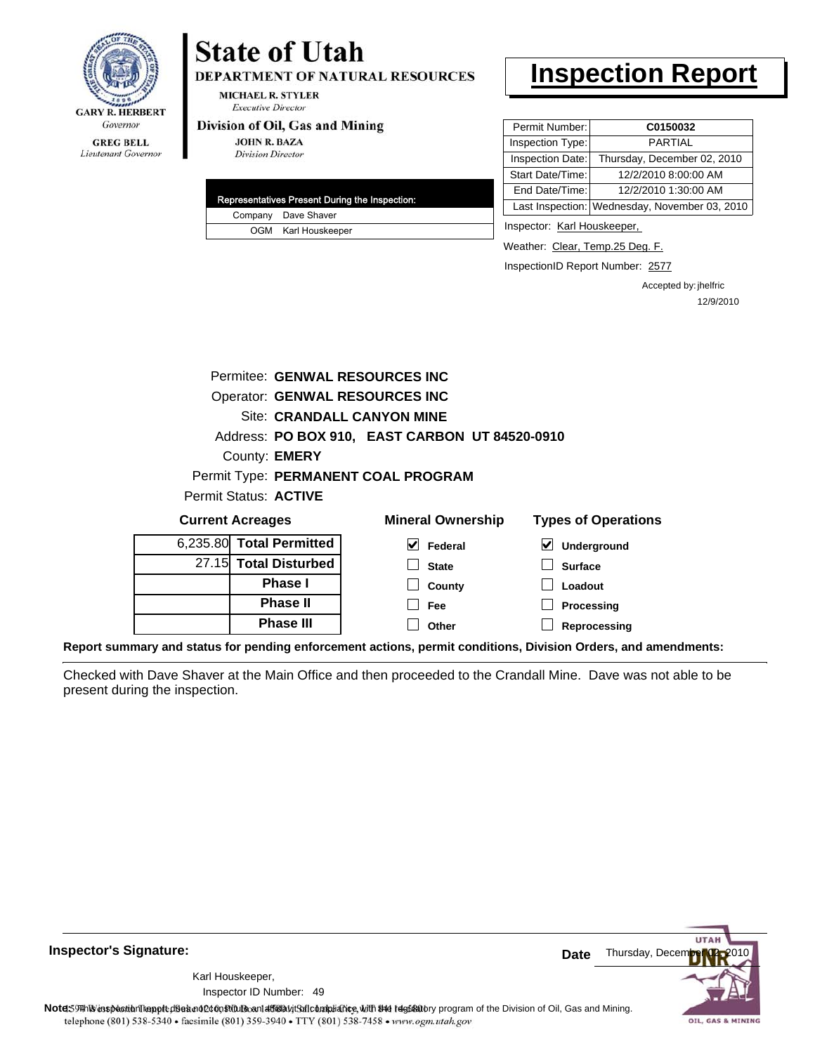**GARY R. HERBERT**
*Governor*

**GREG BELL**
*Lieutenant Governor*

# State of Utah

**DEPARTMENT OF NATURAL RESOURCES**

**MICHAEL R. STYLER**
*Executive Director*

**Division of Oil, Gas and Mining**

**JOHN R. BAZA**
*Division Director*

# Inspection Report

| Permit Number: | C0150032 |
|---|---|
| Inspection Type: | PARTIAL |
| Inspection Date: | Thursday, December 02, 2010 |
| Start Date/Time: | 12/2/2010 8:00:00 AM |
| End Date/Time: | 12/2/2010 1:30:00 AM |
| Last Inspection: | Wednesday, November 03, 2010 |

| Representatives Present During the Inspection: | |
|---|---|
| Company | Dave Shaver |
| OGM | Karl Houskeeper |

Inspector: Karl Houskeeper,

Weather: Clear, Temp.25 Deg. F.

InspectionID Report Number: 2577

Accepted by: jhelfric
12/9/2010

Permitee: **GENWAL RESOURCES INC**
Operator: **GENWAL RESOURCES INC**
Site: **CRANDALL CANYON MINE**
Address: **PO BOX 910, EAST CARBON UT 84520-0910**
County: **EMERY**
Permit Type: **PERMANENT COAL PROGRAM**
Permit Status: **ACTIVE**

**Current Acreages**

| | |
|---|---|
| 6,235.80 | **Total Permitted** |
| 27.15 | **Total Disturbed** |
| | **Phase I** |
| | **Phase II** |
| | **Phase III** |

**Mineral Ownership**

- [x] Federal
- [ ] State
- [ ] County
- [ ] Fee
- [ ] Other

**Types of Operations**

- [x] Underground
- [ ] Surface
- [ ] Loadout
- [ ] Processing
- [ ] Reprocessing

**Report summary and status for pending enforcement actions, permit conditions, Division Orders, and amendments:**

Checked with Dave Shaver at the Main Office and then proceeded to the Crandall Mine. Dave was not able to be present during the inspection.

**Inspector's Signature:**

Karl Houskeeper,
Inspector ID Number: 49

**Date** Thursday, December 02, 2010

**Note:** This inspection report does not constitute an affidavit of compliance with the regulatory program of the Division of Oil, Gas and Mining.

telephone (801) 538-5340 • facsimile (801) 359-3940 • TTY (801) 538-7458 • www.ogm.utah.gov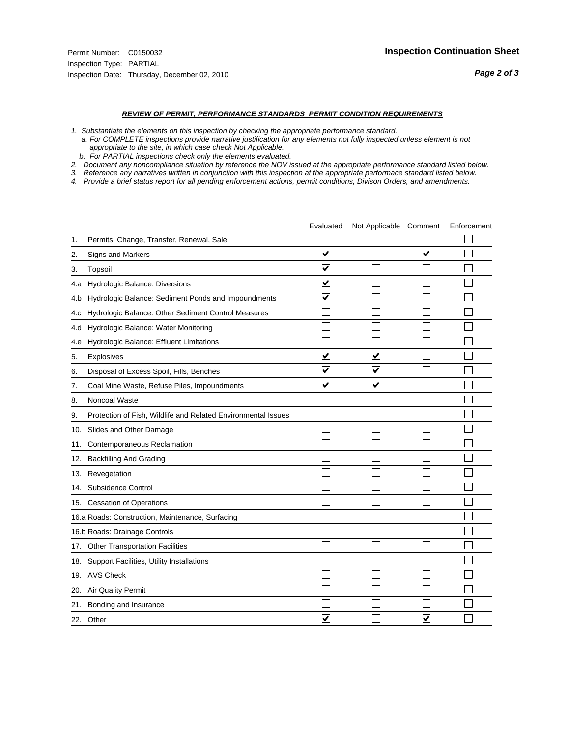Permit Number: C0150032
Inspection Type: PARTIAL
Inspection Date: Thursday, December 02, 2010

**Inspection Continuation Sheet**

***REVIEW OF PERMIT, PERFORMANCE STANDARDS PERMIT CONDITION REQUIREMENTS***

*1. Substantiate the elements on this inspection by checking the appropriate performance standard.*
*a. For COMPLETE inspections provide narrative justification for any elements not fully inspected unless element is not appropriate to the site, in which case check Not Applicable.*
*b. For PARTIAL inspections check only the elements evaluated.*
*2. Document any noncompliance situation by reference the NOV issued at the appropriate performance standard listed below.*
*3. Reference any narratives written in conjunction with this inspection at the appropriate performace standard listed below.*
*4. Provide a brief status report for all pending enforcement actions, permit conditions, Divison Orders, and amendments.*

| | | Evaluated | Not Applicable | Comment | Enforcement |
|---|---|---|---|---|---|
| 1. | Permits, Change, Transfer, Renewal, Sale | ☐ | ☐ | ☐ | ☐ |
| 2. | Signs and Markers | ☑ | ☐ | ☑ | ☐ |
| 3. | Topsoil | ☑ | ☐ | ☐ | ☐ |
| 4.a | Hydrologic Balance: Diversions | ☑ | ☐ | ☐ | ☐ |
| 4.b | Hydrologic Balance: Sediment Ponds and Impoundments | ☑ | ☐ | ☐ | ☐ |
| 4.c | Hydrologic Balance: Other Sediment Control Measures | ☐ | ☐ | ☐ | ☐ |
| 4.d | Hydrologic Balance: Water Monitoring | ☐ | ☐ | ☐ | ☐ |
| 4.e | Hydrologic Balance: Effluent Limitations | ☐ | ☐ | ☐ | ☐ |
| 5. | Explosives | ☑ | ☑ | ☐ | ☐ |
| 6. | Disposal of Excess Spoil, Fills, Benches | ☑ | ☑ | ☐ | ☐ |
| 7. | Coal Mine Waste, Refuse Piles, Impoundments | ☑ | ☑ | ☐ | ☐ |
| 8. | Noncoal Waste | ☐ | ☐ | ☐ | ☐ |
| 9. | Protection of Fish, Wildlife and Related Environmental Issues | ☐ | ☐ | ☐ | ☐ |
| 10. | Slides and Other Damage | ☐ | ☐ | ☐ | ☐ |
| 11. | Contemporaneous Reclamation | ☐ | ☐ | ☐ | ☐ |
| 12. | Backfilling And Grading | ☐ | ☐ | ☐ | ☐ |
| 13. | Revegetation | ☐ | ☐ | ☐ | ☐ |
| 14. | Subsidence Control | ☐ | ☐ | ☐ | ☐ |
| 15. | Cessation of Operations | ☐ | ☐ | ☐ | ☐ |
| 16.a | Roads: Construction, Maintenance, Surfacing | ☐ | ☐ | ☐ | ☐ |
| 16.b | Roads: Drainage Controls | ☐ | ☐ | ☐ | ☐ |
| 17. | Other Transportation Facilities | ☐ | ☐ | ☐ | ☐ |
| 18. | Support Facilities, Utility Installations | ☐ | ☐ | ☐ | ☐ |
| 19. | AVS Check | ☐ | ☐ | ☐ | ☐ |
| 20. | Air Quality Permit | ☐ | ☐ | ☐ | ☐ |
| 21. | Bonding and Insurance | ☐ | ☐ | ☐ | ☐ |
| 22. | Other | ☑ | ☐ | ☑ | ☐ |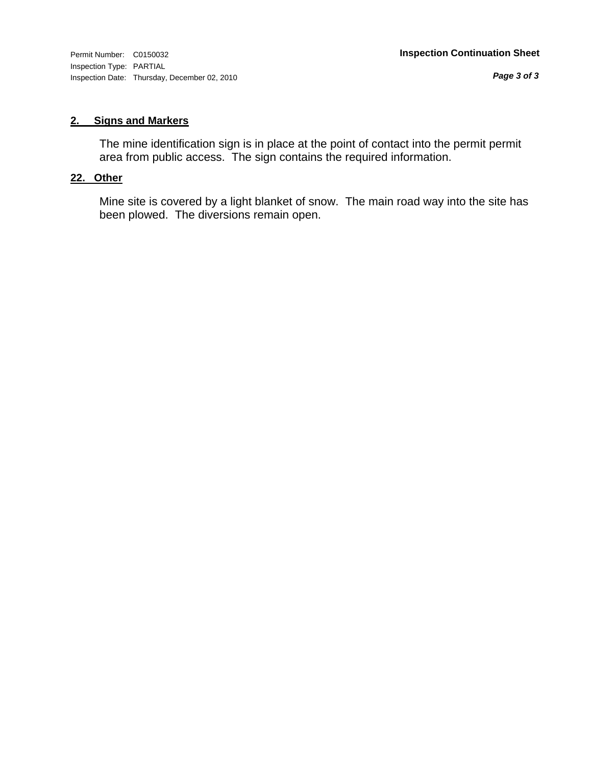Permit Number: C0150032
Inspection Type: PARTIAL
Inspection Date: Thursday, December 02, 2010

**Inspection Continuation Sheet**

## 2. Signs and Markers

The mine identification sign is in place at the point of contact into the permit permit area from public access. The sign contains the required information.

## 22. Other

Mine site is covered by a light blanket of snow. The main road way into the site has been plowed. The diversions remain open.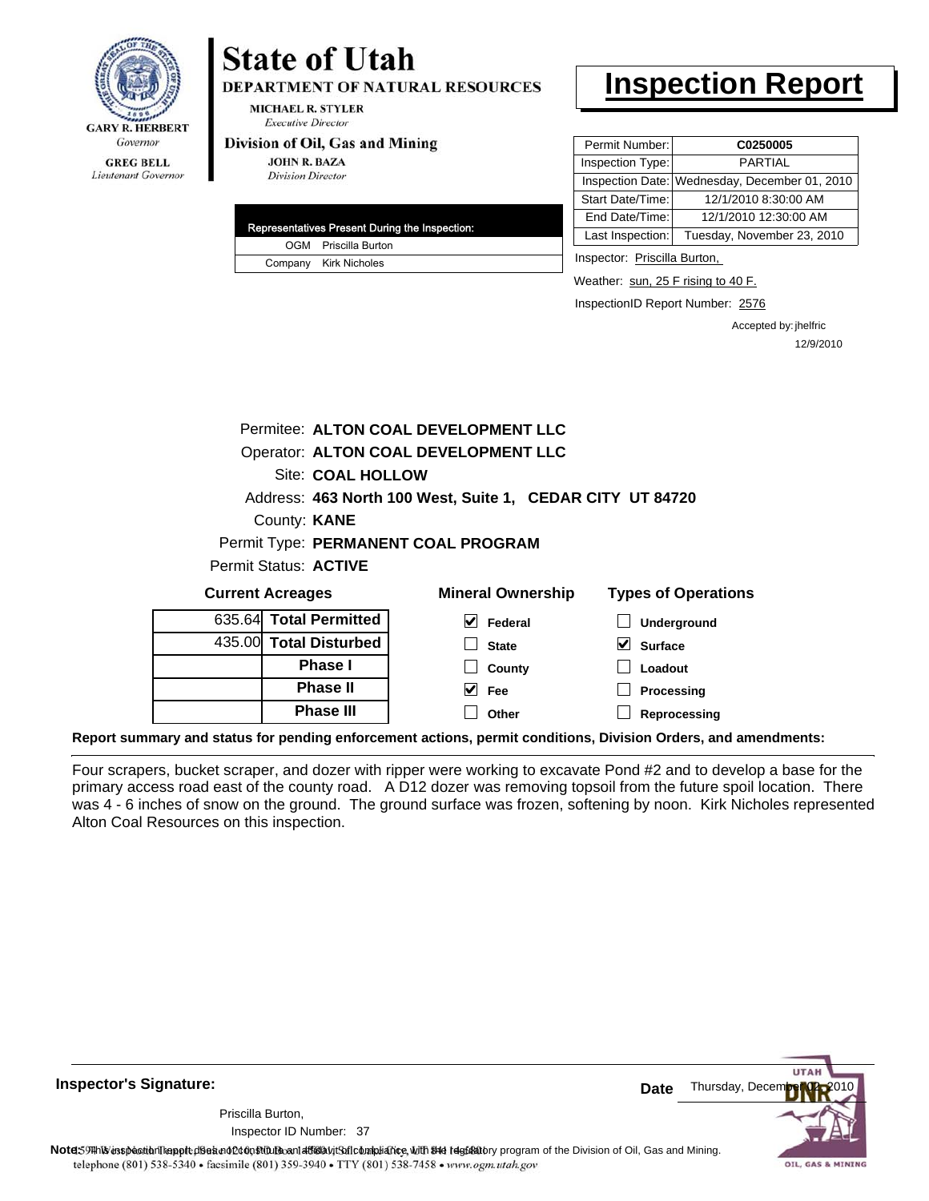GARY R. HERBERT
*Governor*

GREG BELL
*Lieutenant Governor*

# State of Utah

**DEPARTMENT OF NATURAL RESOURCES**

MICHAEL R. STYLER
*Executive Director*

**Division of Oil, Gas and Mining**

JOHN R. BAZA
*Division Director*

# Inspection Report

| Representatives Present During the Inspection: | |
|---|---|
| OGM | Priscilla Burton |
| Company | Kirk Nicholes |

| | |
|---|---|
| Permit Number: | C0250005 |
| Inspection Type: | PARTIAL |
| Inspection Date: | Wednesday, December 01, 2010 |
| Start Date/Time: | 12/1/2010 8:30:00 AM |
| End Date/Time: | 12/1/2010 12:30:00 AM |
| Last Inspection: | Tuesday, November 23, 2010 |

Inspector: Priscilla Burton,

Weather: sun, 25 F rising to 40 F.

InspectionID Report Number: 2576

Accepted by: jhelfric
12/9/2010

Permitee: **ALTON COAL DEVELOPMENT LLC**
Operator: **ALTON COAL DEVELOPMENT LLC**
Site: **COAL HOLLOW**
Address: **463 North 100 West, Suite 1, CEDAR CITY UT 84720**
County: **KANE**
Permit Type: **PERMANENT COAL PROGRAM**
Permit Status: **ACTIVE**

**Current Acreages**

| | |
|---|---|
| 635.64 | **Total Permitted** |
| 435.00 | **Total Disturbed** |
| | **Phase I** |
| | **Phase II** |
| | **Phase III** |

**Mineral Ownership**

- [x] Federal
- [ ] State
- [ ] County
- [x] Fee
- [ ] Other

**Types of Operations**

- [ ] Underground
- [x] Surface
- [ ] Loadout
- [ ] Processing
- [ ] Reprocessing

**Report summary and status for pending enforcement actions, permit conditions, Division Orders, and amendments:**

Four scrapers, bucket scraper, and dozer with ripper were working to excavate Pond #2 and to develop a base for the primary access road east of the county road. A D12 dozer was removing topsoil from the future spoil location. There was 4 - 6 inches of snow on the ground. The ground surface was frozen, softening by noon. Kirk Nicholes represented Alton Coal Resources on this inspection.

**Inspector's Signature:**

Priscilla Burton,
Inspector ID Number: 37

**Date** Thursday, December 02, 2010

**Note:** This inspection report does not constitute an affidavit of compliance with the regulatory program of the Division of Oil, Gas and Mining.
telephone (801) 538-5340 • facsimile (801) 359-3940 • TTY (801) 538-7458 • www.ogm.utah.gov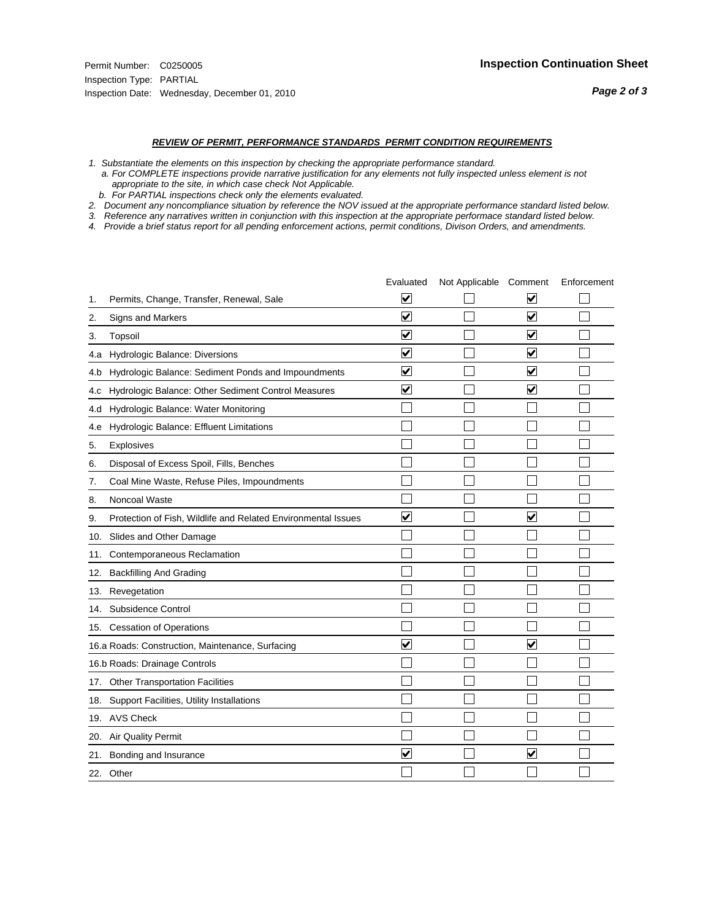Permit Number: C0250005
Inspection Type: PARTIAL
Inspection Date: Wednesday, December 01, 2010

**Inspection Continuation Sheet**

***REVIEW OF PERMIT, PERFORMANCE STANDARDS PERMIT CONDITION REQUIREMENTS***

*1. Substantiate the elements on this inspection by checking the appropriate performance standard.*
*a. For COMPLETE inspections provide narrative justification for any elements not fully inspected unless element is not appropriate to the site, in which case check Not Applicable.*
*b. For PARTIAL inspections check only the elements evaluated.*
*2. Document any noncompliance situation by reference the NOV issued at the appropriate performance standard listed below.*
*3. Reference any narratives written in conjunction with this inspection at the appropriate performace standard listed below.*
*4. Provide a brief status report for all pending enforcement actions, permit conditions, Divison Orders, and amendments.*

| | | Evaluated | Not Applicable | Comment | Enforcement |
|---|---|---|---|---|---|
| 1. | Permits, Change, Transfer, Renewal, Sale | ☑ | ☐ | ☑ | ☐ |
| 2. | Signs and Markers | ☑ | ☐ | ☑ | ☐ |
| 3. | Topsoil | ☑ | ☐ | ☑ | ☐ |
| 4.a | Hydrologic Balance: Diversions | ☑ | ☐ | ☑ | ☐ |
| 4.b | Hydrologic Balance: Sediment Ponds and Impoundments | ☑ | ☐ | ☑ | ☐ |
| 4.c | Hydrologic Balance: Other Sediment Control Measures | ☑ | ☐ | ☑ | ☐ |
| 4.d | Hydrologic Balance: Water Monitoring | ☐ | ☐ | ☐ | ☐ |
| 4.e | Hydrologic Balance: Effluent Limitations | ☐ | ☐ | ☐ | ☐ |
| 5. | Explosives | ☐ | ☐ | ☐ | ☐ |
| 6. | Disposal of Excess Spoil, Fills, Benches | ☐ | ☐ | ☐ | ☐ |
| 7. | Coal Mine Waste, Refuse Piles, Impoundments | ☐ | ☐ | ☐ | ☐ |
| 8. | Noncoal Waste | ☐ | ☐ | ☐ | ☐ |
| 9. | Protection of Fish, Wildlife and Related Environmental Issues | ☑ | ☐ | ☑ | ☐ |
| 10. | Slides and Other Damage | ☐ | ☐ | ☐ | ☐ |
| 11. | Contemporaneous Reclamation | ☐ | ☐ | ☐ | ☐ |
| 12. | Backfilling And Grading | ☐ | ☐ | ☐ | ☐ |
| 13. | Revegetation | ☐ | ☐ | ☐ | ☐ |
| 14. | Subsidence Control | ☐ | ☐ | ☐ | ☐ |
| 15. | Cessation of Operations | ☐ | ☐ | ☐ | ☐ |
| 16.a | Roads: Construction, Maintenance, Surfacing | ☑ | ☐ | ☑ | ☐ |
| 16.b | Roads: Drainage Controls | ☐ | ☐ | ☐ | ☐ |
| 17. | Other Transportation Facilities | ☐ | ☐ | ☐ | ☐ |
| 18. | Support Facilities, Utility Installations | ☐ | ☐ | ☐ | ☐ |
| 19. | AVS Check | ☐ | ☐ | ☐ | ☐ |
| 20. | Air Quality Permit | ☐ | ☐ | ☐ | ☐ |
| 21. | Bonding and Insurance | ☑ | ☐ | ☑ | ☐ |
| 22. | Other | ☐ | ☐ | ☐ | ☐ |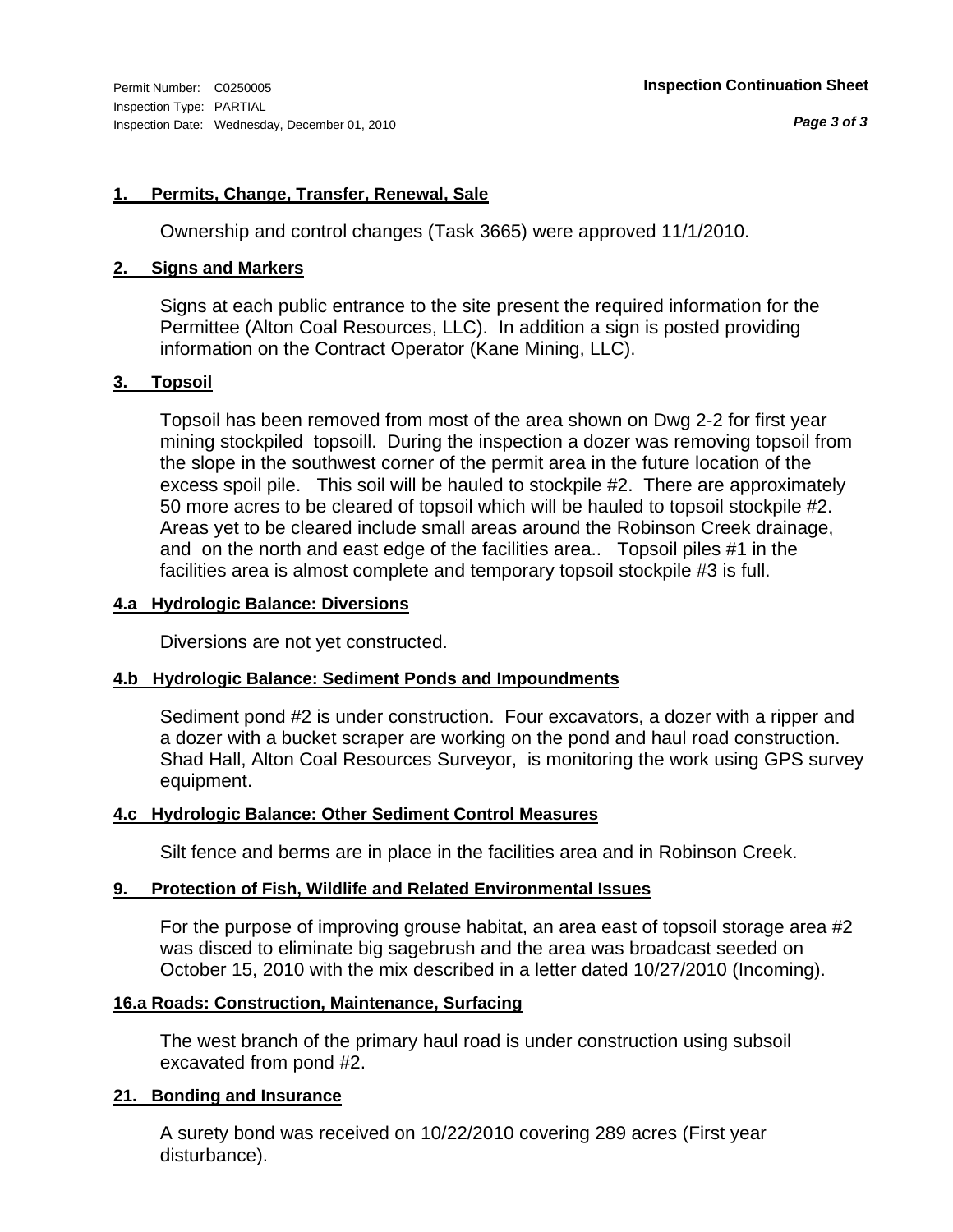Permit Number: C0250005
Inspection Type: PARTIAL
Inspection Date: Wednesday, December 01, 2010

**Inspection Continuation Sheet**

### 1. Permits, Change, Transfer, Renewal, Sale

Ownership and control changes (Task 3665) were approved 11/1/2010.

### 2. Signs and Markers

Signs at each public entrance to the site present the required information for the Permittee (Alton Coal Resources, LLC). In addition a sign is posted providing information on the Contract Operator (Kane Mining, LLC).

### 3. Topsoil

Topsoil has been removed from most of the area shown on Dwg 2-2 for first year mining stockpiled topsoill. During the inspection a dozer was removing topsoil from the slope in the southwest corner of the permit area in the future location of the excess spoil pile. This soil will be hauled to stockpile #2. There are approximately 50 more acres to be cleared of topsoil which will be hauled to topsoil stockpile #2. Areas yet to be cleared include small areas around the Robinson Creek drainage, and on the north and east edge of the facilities area.. Topsoil piles #1 in the facilities area is almost complete and temporary topsoil stockpile #3 is full.

### 4.a Hydrologic Balance: Diversions

Diversions are not yet constructed.

### 4.b Hydrologic Balance: Sediment Ponds and Impoundments

Sediment pond #2 is under construction. Four excavators, a dozer with a ripper and a dozer with a bucket scraper are working on the pond and haul road construction. Shad Hall, Alton Coal Resources Surveyor, is monitoring the work using GPS survey equipment.

### 4.c Hydrologic Balance: Other Sediment Control Measures

Silt fence and berms are in place in the facilities area and in Robinson Creek.

### 9. Protection of Fish, Wildlife and Related Environmental Issues

For the purpose of improving grouse habitat, an area east of topsoil storage area #2 was disced to eliminate big sagebrush and the area was broadcast seeded on October 15, 2010 with the mix described in a letter dated 10/27/2010 (Incoming).

### 16.a Roads: Construction, Maintenance, Surfacing

The west branch of the primary haul road is under construction using subsoil excavated from pond #2.

### 21. Bonding and Insurance

A surety bond was received on 10/22/2010 covering 289 acres (First year disturbance).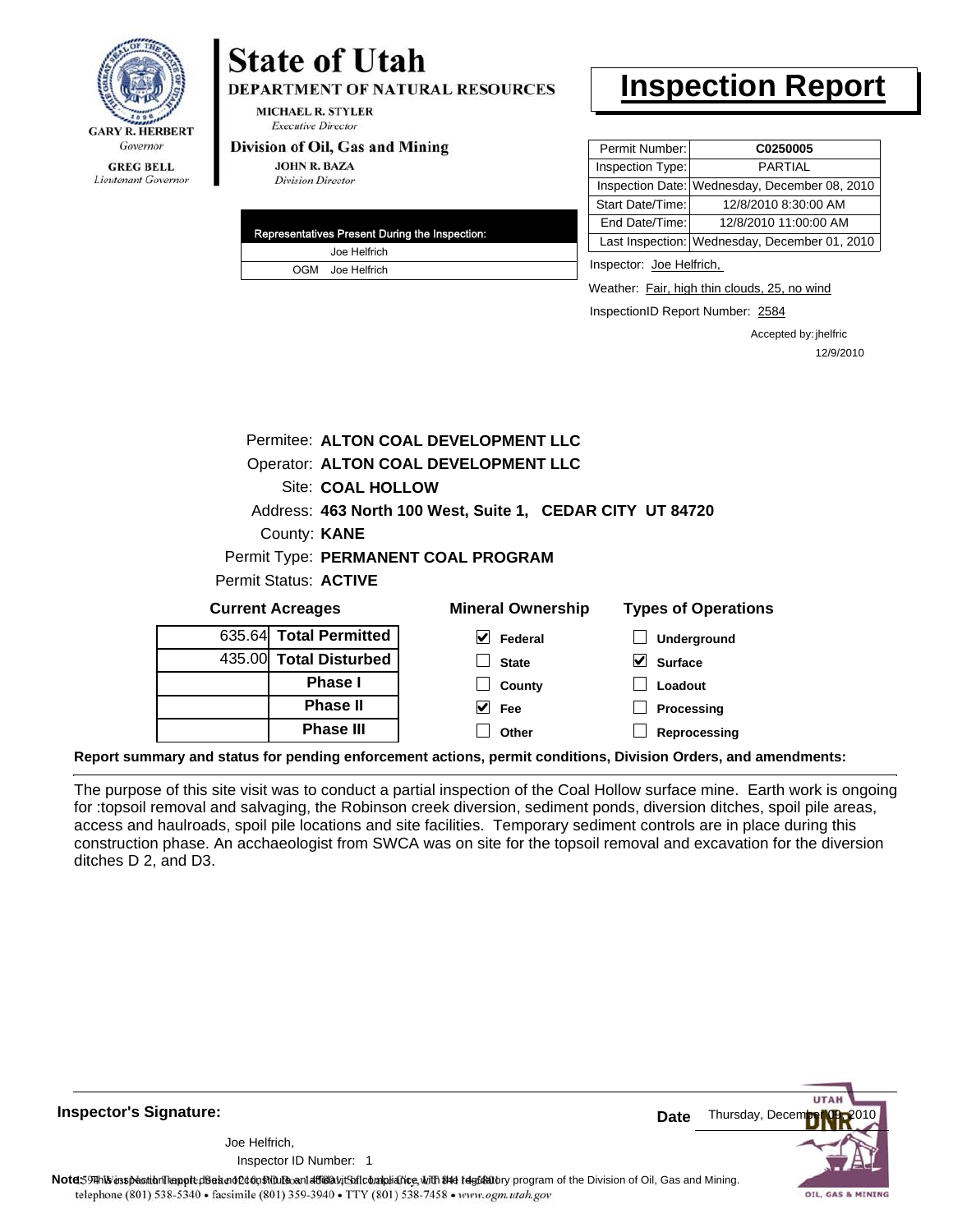**State of Utah**

**DEPARTMENT OF NATURAL RESOURCES**

MICHAEL R. STYLER
*Executive Director*

**Division of Oil, Gas and Mining**

JOHN R. BAZA
*Division Director*

GARY R. HERBERT
*Governor*

GREG BELL
*Lieutenant Governor*

# Inspection Report

| Permit Number: | C0250005 |
| --- | --- |
| Inspection Type: | PARTIAL |
| Inspection Date: | Wednesday, December 08, 2010 |
| Start Date/Time: | 12/8/2010 8:30:00 AM |
| End Date/Time: | 12/8/2010 11:00:00 AM |
| Last Inspection: | Wednesday, December 01, 2010 |

| Representatives Present During the Inspection: |
| --- |
| Joe Helfrich |
| OGM Joe Helfrich |

Inspector: Joe Helfrich,

Weather: Fair, high thin clouds, 25, no wind

InspectionID Report Number: 2584

Accepted by: jhelfric
12/9/2010

Permitee: **ALTON COAL DEVELOPMENT LLC**
Operator: **ALTON COAL DEVELOPMENT LLC**
Site: **COAL HOLLOW**
Address: **463 North 100 West, Suite 1, CEDAR CITY UT 84720**
County: **KANE**
Permit Type: **PERMANENT COAL PROGRAM**
Permit Status: **ACTIVE**

**Current Acreages**

| | |
| --- | --- |
| 635.64 | **Total Permitted** |
| 435.00 | **Total Disturbed** |
| | **Phase I** |
| | **Phase II** |
| | **Phase III** |

**Mineral Ownership**

- [x] Federal
- [ ] State
- [ ] County
- [x] Fee
- [ ] Other

**Types of Operations**

- [ ] Underground
- [x] Surface
- [ ] Loadout
- [ ] Processing
- [ ] Reprocessing

**Report summary and status for pending enforcement actions, permit conditions, Division Orders, and amendments:**

The purpose of this site visit was to conduct a partial inspection of the Coal Hollow surface mine. Earth work is ongoing for :topsoil removal and salvaging, the Robinson creek diversion, sediment ponds, diversion ditches, spoil pile areas, access and haulroads, spoil pile locations and site facilities. Temporary sediment controls are in place during this construction phase. An acchaeologist from SWCA was on site for the topsoil removal and excavation for the diversion ditches D 2, and D3.

**Inspector's Signature:**

Joe Helfrich,
Inspector ID Number: 1

**Date** Thursday, December 09, 2010

**Note:** This inspection report does not constitute an affidavit of compliance with the regulatory program of the Division of Oil, Gas and Mining.

telephone (801) 538-5340 • facsimile (801) 359-3940 • TTY (801) 538-7458 • www.ogm.utah.gov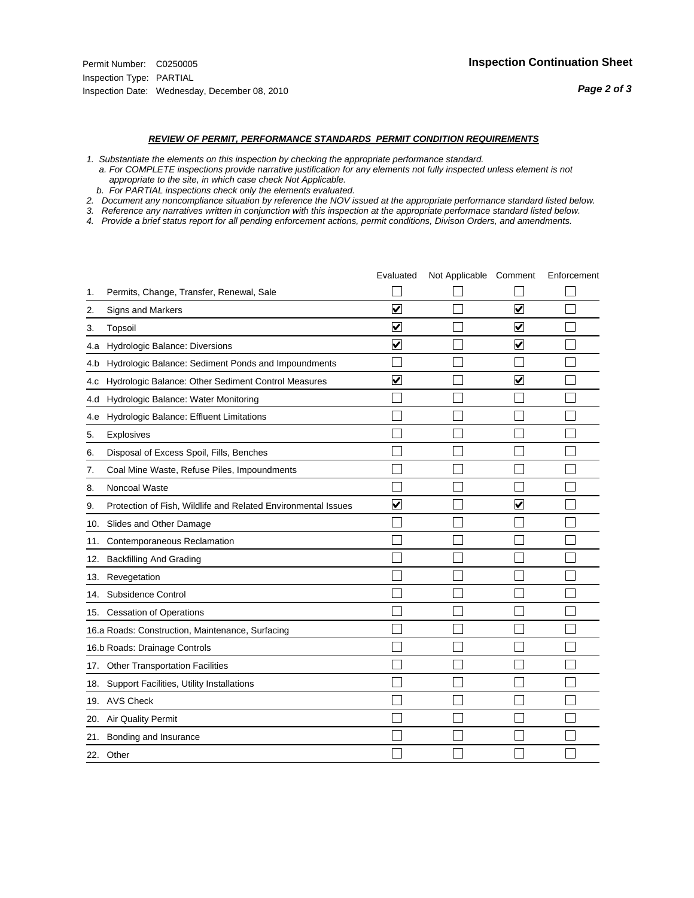Permit Number: C0250005
Inspection Type: PARTIAL
Inspection Date: Wednesday, December 08, 2010

**Inspection Continuation Sheet**

### *REVIEW OF PERMIT, PERFORMANCE STANDARDS PERMIT CONDITION REQUIREMENTS*

*1. Substantiate the elements on this inspection by checking the appropriate performance standard.*
*a. For COMPLETE inspections provide narrative justification for any elements not fully inspected unless element is not appropriate to the site, in which case check Not Applicable.*
*b. For PARTIAL inspections check only the elements evaluated.*
*2. Document any noncompliance situation by reference the NOV issued at the appropriate performance standard listed below.*
*3. Reference any narratives written in conjunction with this inspection at the appropriate performace standard listed below.*
*4. Provide a brief status report for all pending enforcement actions, permit conditions, Divison Orders, and amendments.*

| | | Evaluated | Not Applicable | Comment | Enforcement |
|---|---|---|---|---|---|
| 1. | Permits, Change, Transfer, Renewal, Sale | ☐ | ☐ | ☐ | ☐ |
| 2. | Signs and Markers | ☑ | ☐ | ☑ | ☐ |
| 3. | Topsoil | ☑ | ☐ | ☑ | ☐ |
| 4.a | Hydrologic Balance: Diversions | ☑ | ☐ | ☑ | ☐ |
| 4.b | Hydrologic Balance: Sediment Ponds and Impoundments | ☐ | ☐ | ☐ | ☐ |
| 4.c | Hydrologic Balance: Other Sediment Control Measures | ☑ | ☐ | ☑ | ☐ |
| 4.d | Hydrologic Balance: Water Monitoring | ☐ | ☐ | ☐ | ☐ |
| 4.e | Hydrologic Balance: Effluent Limitations | ☐ | ☐ | ☐ | ☐ |
| 5. | Explosives | ☐ | ☐ | ☐ | ☐ |
| 6. | Disposal of Excess Spoil, Fills, Benches | ☐ | ☐ | ☐ | ☐ |
| 7. | Coal Mine Waste, Refuse Piles, Impoundments | ☐ | ☐ | ☐ | ☐ |
| 8. | Noncoal Waste | ☐ | ☐ | ☐ | ☐ |
| 9. | Protection of Fish, Wildlife and Related Environmental Issues | ☑ | ☐ | ☑ | ☐ |
| 10. | Slides and Other Damage | ☐ | ☐ | ☐ | ☐ |
| 11. | Contemporaneous Reclamation | ☐ | ☐ | ☐ | ☐ |
| 12. | Backfilling And Grading | ☐ | ☐ | ☐ | ☐ |
| 13. | Revegetation | ☐ | ☐ | ☐ | ☐ |
| 14. | Subsidence Control | ☐ | ☐ | ☐ | ☐ |
| 15. | Cessation of Operations | ☐ | ☐ | ☐ | ☐ |
| 16.a | Roads: Construction, Maintenance, Surfacing | ☐ | ☐ | ☐ | ☐ |
| 16.b | Roads: Drainage Controls | ☐ | ☐ | ☐ | ☐ |
| 17. | Other Transportation Facilities | ☐ | ☐ | ☐ | ☐ |
| 18. | Support Facilities, Utility Installations | ☐ | ☐ | ☐ | ☐ |
| 19. | AVS Check | ☐ | ☐ | ☐ | ☐ |
| 20. | Air Quality Permit | ☐ | ☐ | ☐ | ☐ |
| 21. | Bonding and Insurance | ☐ | ☐ | ☐ | ☐ |
| 22. | Other | ☐ | ☐ | ☐ | ☐ |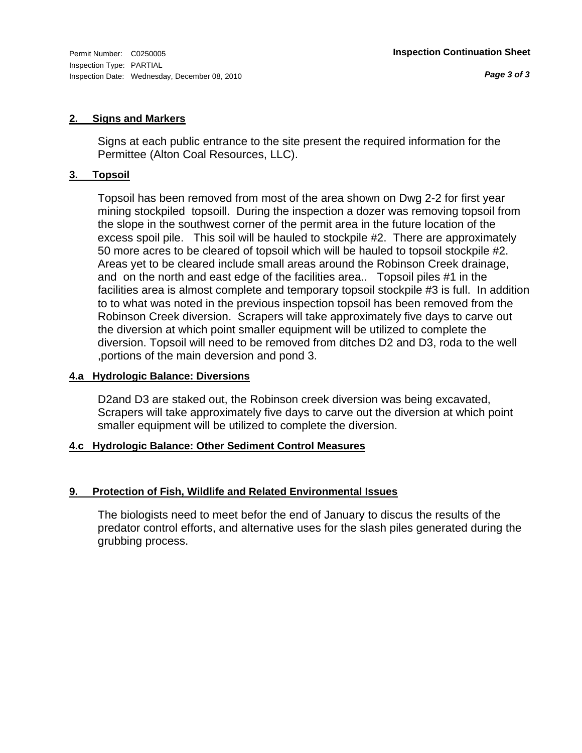Permit Number: C0250005
Inspection Type: PARTIAL
Inspection Date: Wednesday, December 08, 2010

**Inspection Continuation Sheet**

## 2. Signs and Markers

Signs at each public entrance to the site present the required information for the Permittee (Alton Coal Resources, LLC).

## 3. Topsoil

Topsoil has been removed from most of the area shown on Dwg 2-2 for first year mining stockpiled topsoill. During the inspection a dozer was removing topsoil from the slope in the southwest corner of the permit area in the future location of the excess spoil pile. This soil will be hauled to stockpile #2. There are approximately 50 more acres to be cleared of topsoil which will be hauled to topsoil stockpile #2. Areas yet to be cleared include small areas around the Robinson Creek drainage, and on the north and east edge of the facilities area.. Topsoil piles #1 in the facilities area is almost complete and temporary topsoil stockpile #3 is full. In addition to to what was noted in the previous inspection topsoil has been removed from the Robinson Creek diversion. Scrapers will take approximately five days to carve out the diversion at which point smaller equipment will be utilized to complete the diversion. Topsoil will need to be removed from ditches D2 and D3, roda to the well ,portions of the main deversion and pond 3.

## 4.a Hydrologic Balance: Diversions

D2and D3 are staked out, the Robinson creek diversion was being excavated, Scrapers will take approximately five days to carve out the diversion at which point smaller equipment will be utilized to complete the diversion.

## 4.c Hydrologic Balance: Other Sediment Control Measures

## 9. Protection of Fish, Wildlife and Related Environmental Issues

The biologists need to meet befor the end of January to discus the results of the predator control efforts, and alternative uses for the slash piles generated during the grubbing process.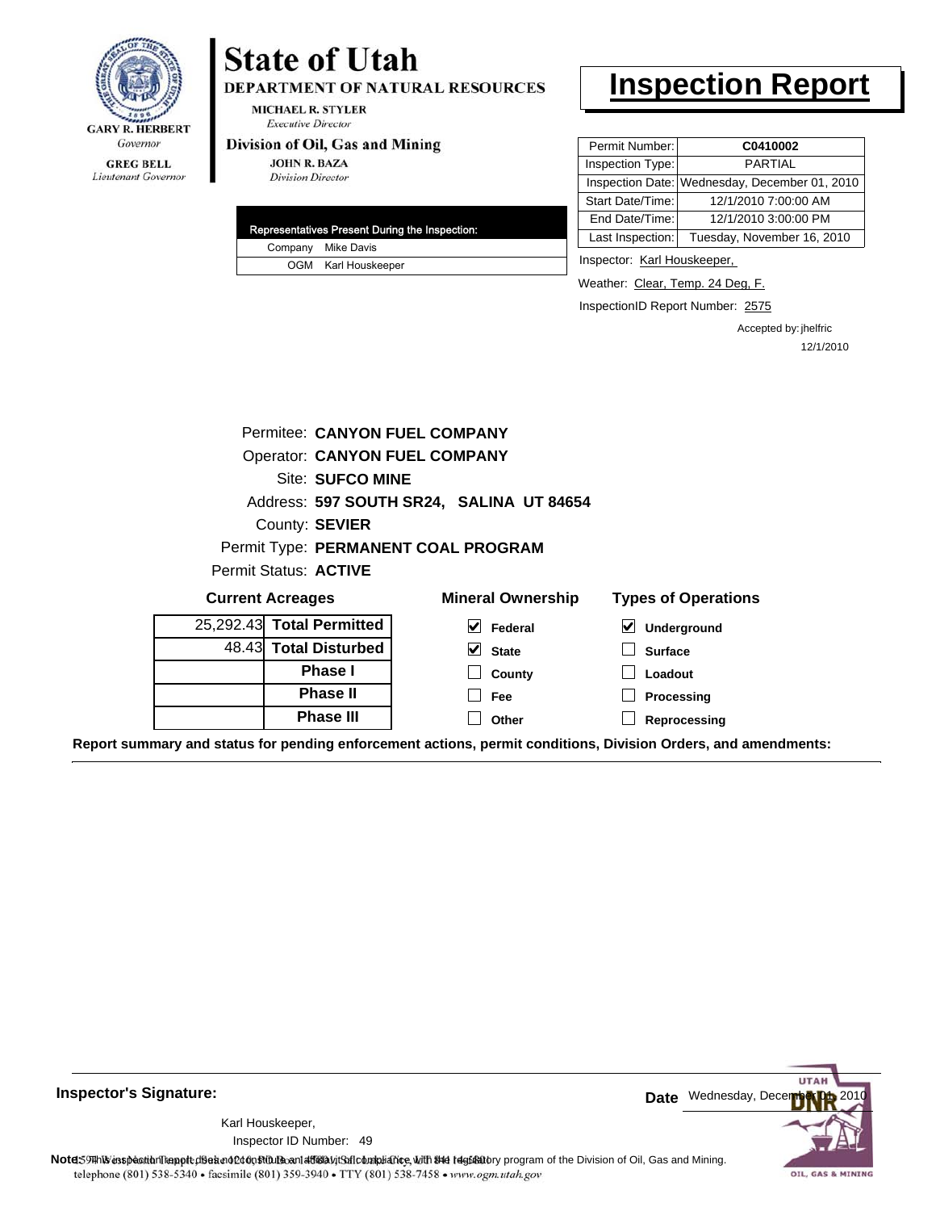**GARY R. HERBERT**
*Governor*

**GREG BELL**
*Lieutenant Governor*

# State of Utah

**DEPARTMENT OF NATURAL RESOURCES**

**MICHAEL R. STYLER**
*Executive Director*

**Division of Oil, Gas and Mining**

**JOHN R. BAZA**
*Division Director*

# Inspection Report

| Permit Number: | **C0410002** |
|---|---|
| Inspection Type: | PARTIAL |
| Inspection Date: | Wednesday, December 01, 2010 |
| Start Date/Time: | 12/1/2010 7:00:00 AM |
| End Date/Time: | 12/1/2010 3:00:00 PM |
| Last Inspection: | Tuesday, November 16, 2010 |

| Representatives Present During the Inspection: | |
|---|---|
| Company | Mike Davis |
| OGM | Karl Houskeeper |

Inspector: Karl Houskeeper,

Weather: Clear, Temp. 24 Deg, F.

InspectionID Report Number: 2575

Accepted by: jhelfric
12/1/2010

Permitee: **CANYON FUEL COMPANY**
Operator: **CANYON FUEL COMPANY**
Site: **SUFCO MINE**
Address: **597 SOUTH SR24, SALINA UT 84654**
County: **SEVIER**
Permit Type: **PERMANENT COAL PROGRAM**
Permit Status: **ACTIVE**

**Current Acreages**

| | |
|---|---|
| 25,292.43 | **Total Permitted** |
| 48.43 | **Total Disturbed** |
| | **Phase I** |
| | **Phase II** |
| | **Phase III** |

**Mineral Ownership**

- [x] **Federal**
- [x] **State**
- [ ] **County**
- [ ] **Fee**
- [ ] **Other**

**Types of Operations**

- [x] **Underground**
- [ ] **Surface**
- [ ] **Loadout**
- [ ] **Processing**
- [ ] **Reprocessing**

**Report summary and status for pending enforcement actions, permit conditions, Division Orders, and amendments:**

---

**Inspector's Signature:**

Karl Houskeeper,
Inspector ID Number: 49

**Date** Wednesday, December 01, 2010

**Note:** This inspection report does not constitute an affidavit of compliance with the regulatory program of the Division of Oil, Gas and Mining.

telephone (801) 538-5340 • facsimile (801) 359-3940 • TTY (801) 538-7458 • www.ogm.utah.gov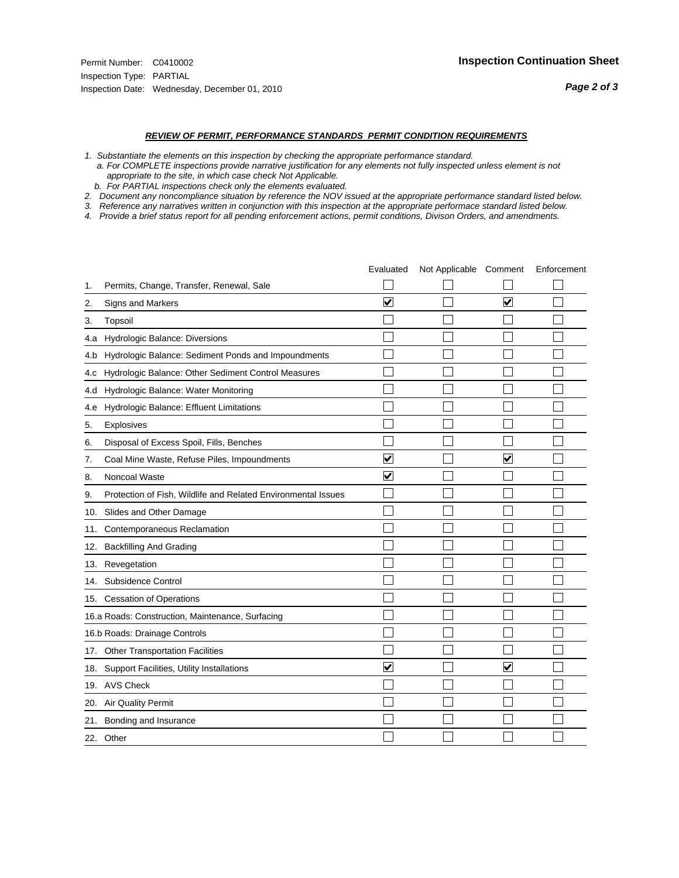Permit Number: C0410002
Inspection Type: PARTIAL
Inspection Date: Wednesday, December 01, 2010

**Inspection Continuation Sheet**

***REVIEW OF PERMIT, PERFORMANCE STANDARDS PERMIT CONDITION REQUIREMENTS***

*1. Substantiate the elements on this inspection by checking the appropriate performance standard.*
*a. For COMPLETE inspections provide narrative justification for any elements not fully inspected unless element is not appropriate to the site, in which case check Not Applicable.*
*b. For PARTIAL inspections check only the elements evaluated.*
*2. Document any noncompliance situation by reference the NOV issued at the appropriate performance standard listed below.*
*3. Reference any narratives written in conjunction with this inspection at the appropriate performace standard listed below.*
*4. Provide a brief status report for all pending enforcement actions, permit conditions, Divison Orders, and amendments.*

| | | Evaluated | Not Applicable | Comment | Enforcement |
|---|---|---|---|---|---|
| 1. | Permits, Change, Transfer, Renewal, Sale | ☐ | ☐ | ☐ | ☐ |
| 2. | Signs and Markers | ☑ | ☐ | ☑ | ☐ |
| 3. | Topsoil | ☐ | ☐ | ☐ | ☐ |
| 4.a | Hydrologic Balance: Diversions | ☐ | ☐ | ☐ | ☐ |
| 4.b | Hydrologic Balance: Sediment Ponds and Impoundments | ☐ | ☐ | ☐ | ☐ |
| 4.c | Hydrologic Balance: Other Sediment Control Measures | ☐ | ☐ | ☐ | ☐ |
| 4.d | Hydrologic Balance: Water Monitoring | ☐ | ☐ | ☐ | ☐ |
| 4.e | Hydrologic Balance: Effluent Limitations | ☐ | ☐ | ☐ | ☐ |
| 5. | Explosives | ☐ | ☐ | ☐ | ☐ |
| 6. | Disposal of Excess Spoil, Fills, Benches | ☐ | ☐ | ☐ | ☐ |
| 7. | Coal Mine Waste, Refuse Piles, Impoundments | ☑ | ☐ | ☑ | ☐ |
| 8. | Noncoal Waste | ☑ | ☐ | ☐ | ☐ |
| 9. | Protection of Fish, Wildlife and Related Environmental Issues | ☐ | ☐ | ☐ | ☐ |
| 10. | Slides and Other Damage | ☐ | ☐ | ☐ | ☐ |
| 11. | Contemporaneous Reclamation | ☐ | ☐ | ☐ | ☐ |
| 12. | Backfilling And Grading | ☐ | ☐ | ☐ | ☐ |
| 13. | Revegetation | ☐ | ☐ | ☐ | ☐ |
| 14. | Subsidence Control | ☐ | ☐ | ☐ | ☐ |
| 15. | Cessation of Operations | ☐ | ☐ | ☐ | ☐ |
| 16.a | Roads: Construction, Maintenance, Surfacing | ☐ | ☐ | ☐ | ☐ |
| 16.b | Roads: Drainage Controls | ☐ | ☐ | ☐ | ☐ |
| 17. | Other Transportation Facilities | ☐ | ☐ | ☐ | ☐ |
| 18. | Support Facilities, Utility Installations | ☑ | ☐ | ☑ | ☐ |
| 19. | AVS Check | ☐ | ☐ | ☐ | ☐ |
| 20. | Air Quality Permit | ☐ | ☐ | ☐ | ☐ |
| 21. | Bonding and Insurance | ☐ | ☐ | ☐ | ☐ |
| 22. | Other | ☐ | ☐ | ☐ | ☐ |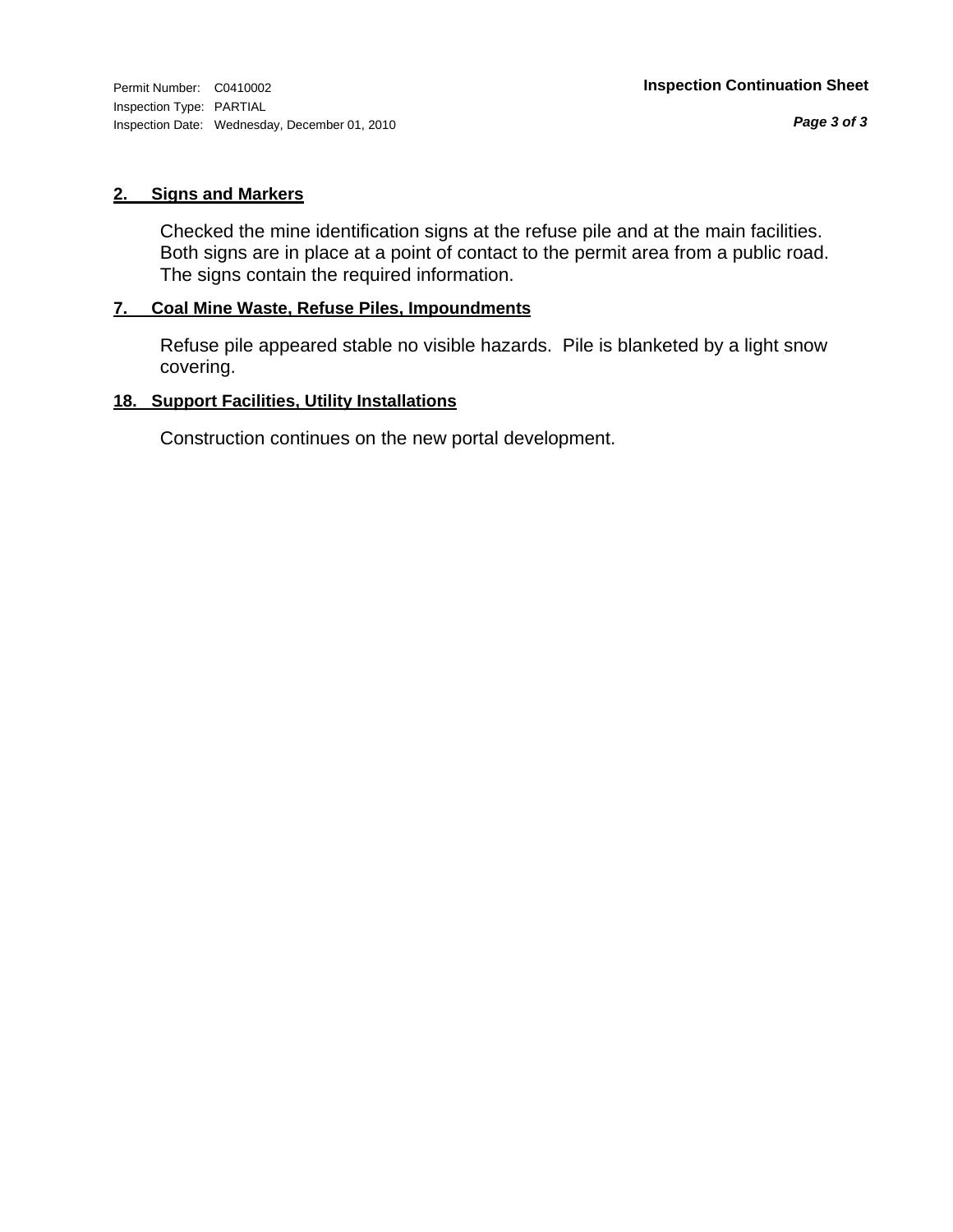Permit Number: C0410002
Inspection Type: PARTIAL
Inspection Date: Wednesday, December 01, 2010

**Inspection Continuation Sheet**

## 2. Signs and Markers

Checked the mine identification signs at the refuse pile and at the main facilities. Both signs are in place at a point of contact to the permit area from a public road. The signs contain the required information.

## 7. Coal Mine Waste, Refuse Piles, Impoundments

Refuse pile appeared stable no visible hazards. Pile is blanketed by a light snow covering.

## 18. Support Facilities, Utility Installations

Construction continues on the new portal development.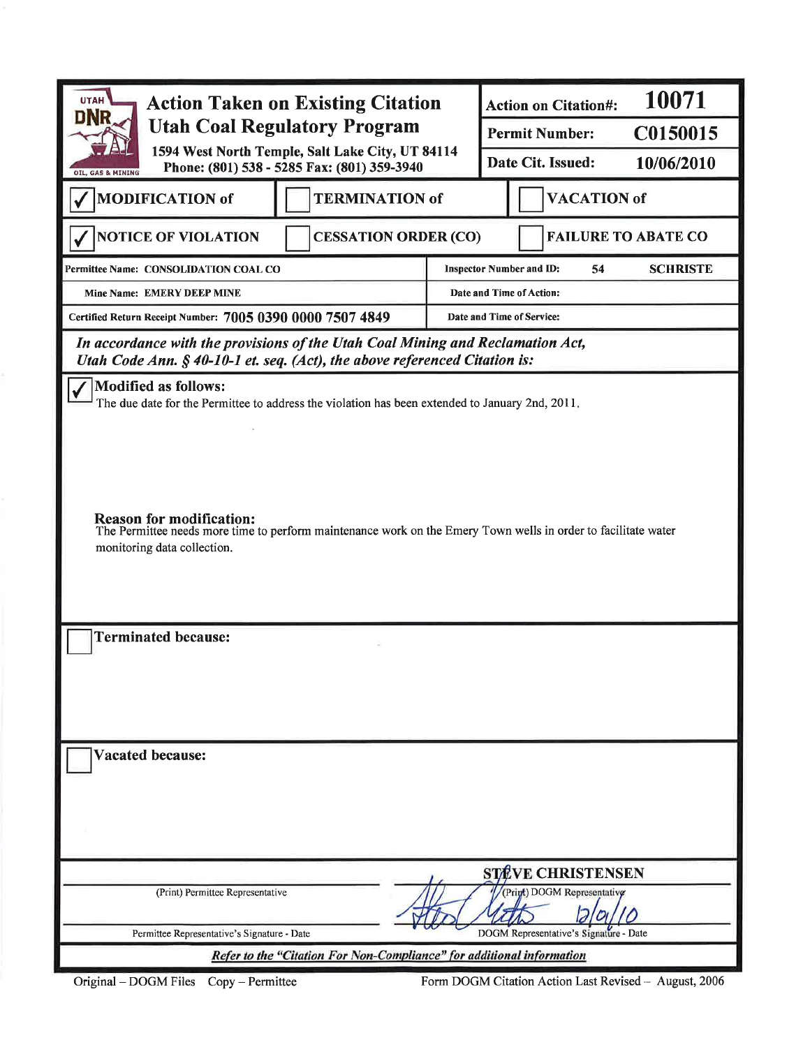# Action Taken on Existing Citation
## Utah Coal Regulatory Program

UTAH DNR OIL, GAS & MINING

1594 West North Temple, Salt Lake City, UT 84114
Phone: (801) 538 - 5285 Fax: (801) 359-3940

| | |
|---|---|
| Action on Citation#: | 10071 |
| Permit Number: | C0150015 |
| Date Cit. Issued: | 10/06/2010 |

☑ **MODIFICATION of** ☐ **TERMINATION of** ☐ **VACATION of**

☑ **NOTICE OF VIOLATION** ☐ **CESSATION ORDER (CO)** ☐ **FAILURE TO ABATE CO**

| | |
|---|---|
| Permittee Name: CONSOLIDATION COAL CO | Inspector Number and ID: 54 SCHRISTE |
| Mine Name: EMERY DEEP MINE | Date and Time of Action: |
| Certified Return Receipt Number: 7005 0390 0000 7507 4849 | Date and Time of Service: |

*In accordance with the provisions of the Utah Coal Mining and Reclamation Act, Utah Code Ann. § 40-10-1 et. seq. (Act), the above referenced Citation is:*

☑ **Modified as follows:**
The due date for the Permittee to address the violation has been extended to January 2nd, 2011.

**Reason for modification:**
The Permittee needs more time to perform maintenance work on the Emery Town wells in order to facilitate water monitoring data collection.

☐ **Terminated because:**

☐ **Vacated because:**

| | |
|---|---|
| (Print) Permittee Representative | STEVE CHRISTENSEN (Print) DOGM Representative |
| Permittee Representative's Signature - Date | [signature] 12/01/10 DOGM Representative's Signature - Date |

***Refer to the "Citation For Non-Compliance" for additional information***

Original – DOGM Files Copy – Permittee

Form DOGM Citation Action Last Revised – August, 2006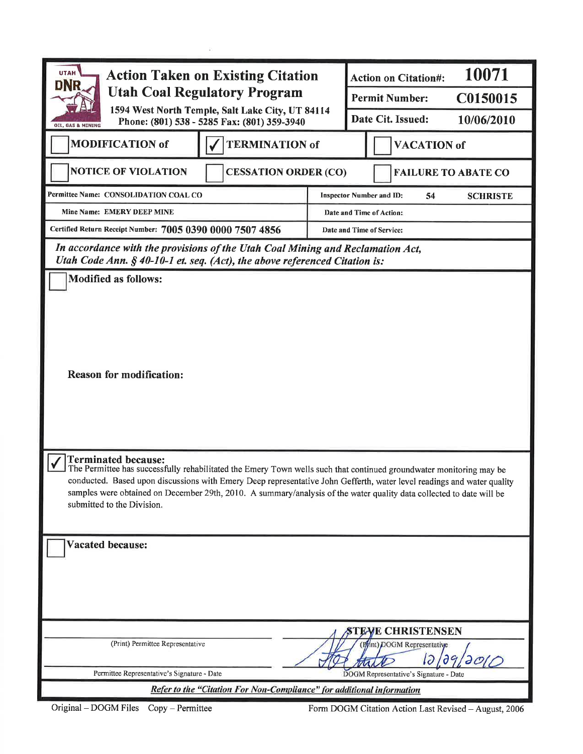# Action Taken on Existing Citation

## Utah Coal Regulatory Program

UTAH DNR OIL, GAS & MINING

1594 West North Temple, Salt Lake City, UT 84114
Phone: (801) 538 - 5285 Fax: (801) 359-3940

| | |
|---|---|
| Action on Citation#: | 10071 |
| Permit Number: | C0150015 |
| Date Cit. Issued: | 10/06/2010 |

☐ MODIFICATION of ☑ TERMINATION of ☐ VACATION of

☐ NOTICE OF VIOLATION ☐ CESSATION ORDER (CO) ☐ FAILURE TO ABATE CO

| | |
|---|---|
| Permittee Name: CONSOLIDATION COAL CO | Inspector Number and ID: 54 SCHRISTE |
| Mine Name: EMERY DEEP MINE | Date and Time of Action: |
| Certified Return Receipt Number: 7005 0390 0000 7507 4856 | Date and Time of Service: |

*In accordance with the provisions of the Utah Coal Mining and Reclamation Act, Utah Code Ann. § 40-10-1 et. seq. (Act), the above referenced Citation is:*

☐ **Modified as follows:**

**Reason for modification:**

☑ **Terminated because:**
The Permittee has successfully rehabilitated the Emery Town wells such that continued groundwater monitoring may be conducted. Based upon discussions with Emery Deep representative John Gefferth, water level readings and water quality samples were obtained on December 29th, 2010. A summary/analysis of the water quality data collected to date will be submitted to the Division.

☐ **Vacated because:**

(Print) Permittee Representative

Permittee Representative's Signature - Date

STEVE CHRISTENSEN
(Print) DOGM Representative

[Signature] 12/29/2010
DOGM Representative's Signature - Date

*Refer to the "Citation For Non-Compliance" for additional information*

Original – DOGM Files Copy – Permittee

Form DOGM Citation Action Last Revised – August, 2006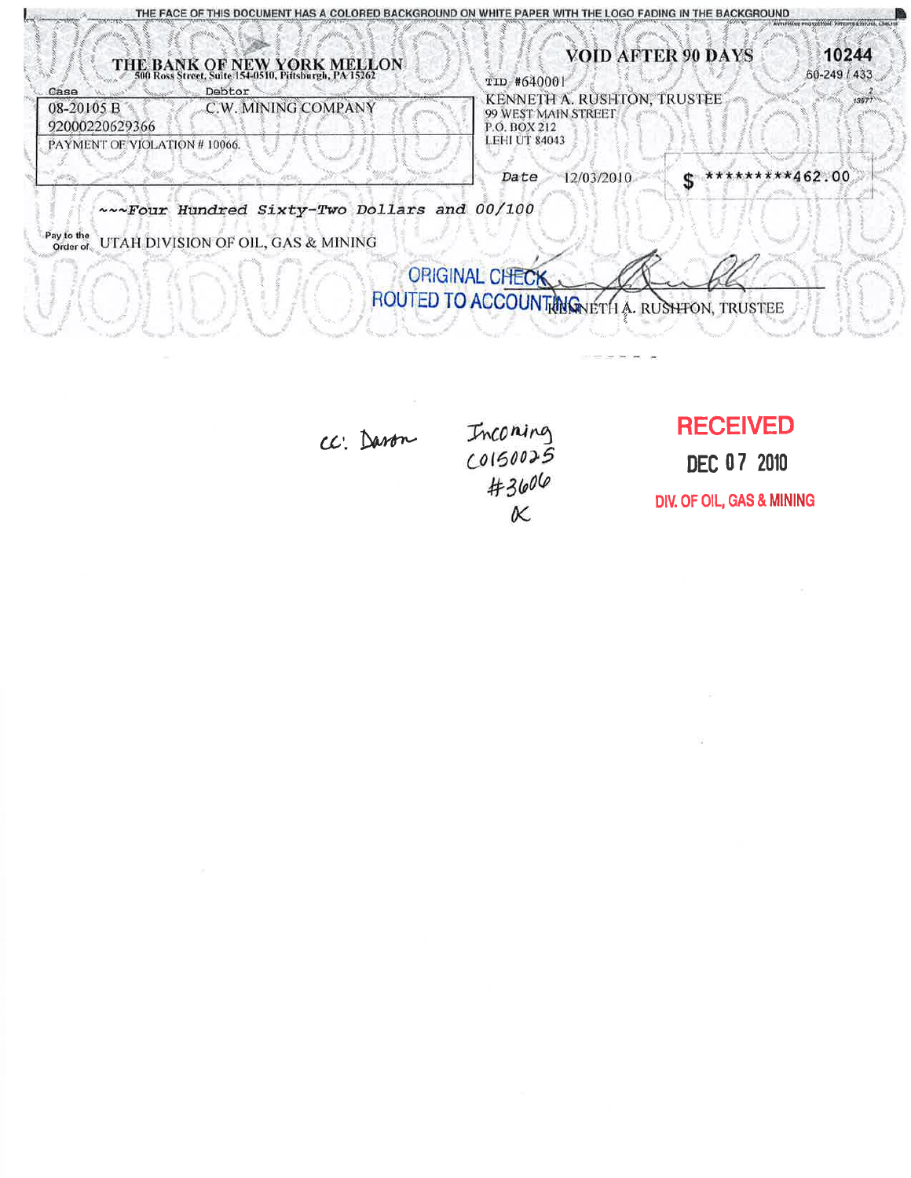THE FACE OF THIS DOCUMENT HAS A COLORED BACKGROUND ON WHITE PAPER WITH THE LOGO FADING IN THE BACKGROUND

**THE BANK OF NEW YORK MELLON**
500 Ross Street, Suite 154-0510, Pittsburgh, PA 15262

**VOID AFTER 90 DAYS**

**10244**
60-249 / 433

| Case | Debtor |
| --- | --- |
| 08-20105 B | C.W. MINING COMPANY |
| 92000220629366 | |
| PAYMENT OF VIOLATION # 10066. | |

TID #640001
KENNETH A. RUSHTON, TRUSTEE
99 WEST MAIN STREET
P.O. BOX 212
LEHI UT 84043

Date 12/03/2010

$ *********462.00

~~~Four Hundred Sixty-Two Dollars and 00/100

Pay to the Order of: UTAH DIVISION OF OIL, GAS & MINING

ORIGINAL CHECK ROUTED TO ACCOUNTING

KENNETH A. RUSHTON, TRUSTEE

cc: Daron

Incoming
C0150025
#3606
K

**RECEIVED**
**DEC 07 2010**
**DIV. OF OIL, GAS & MINING**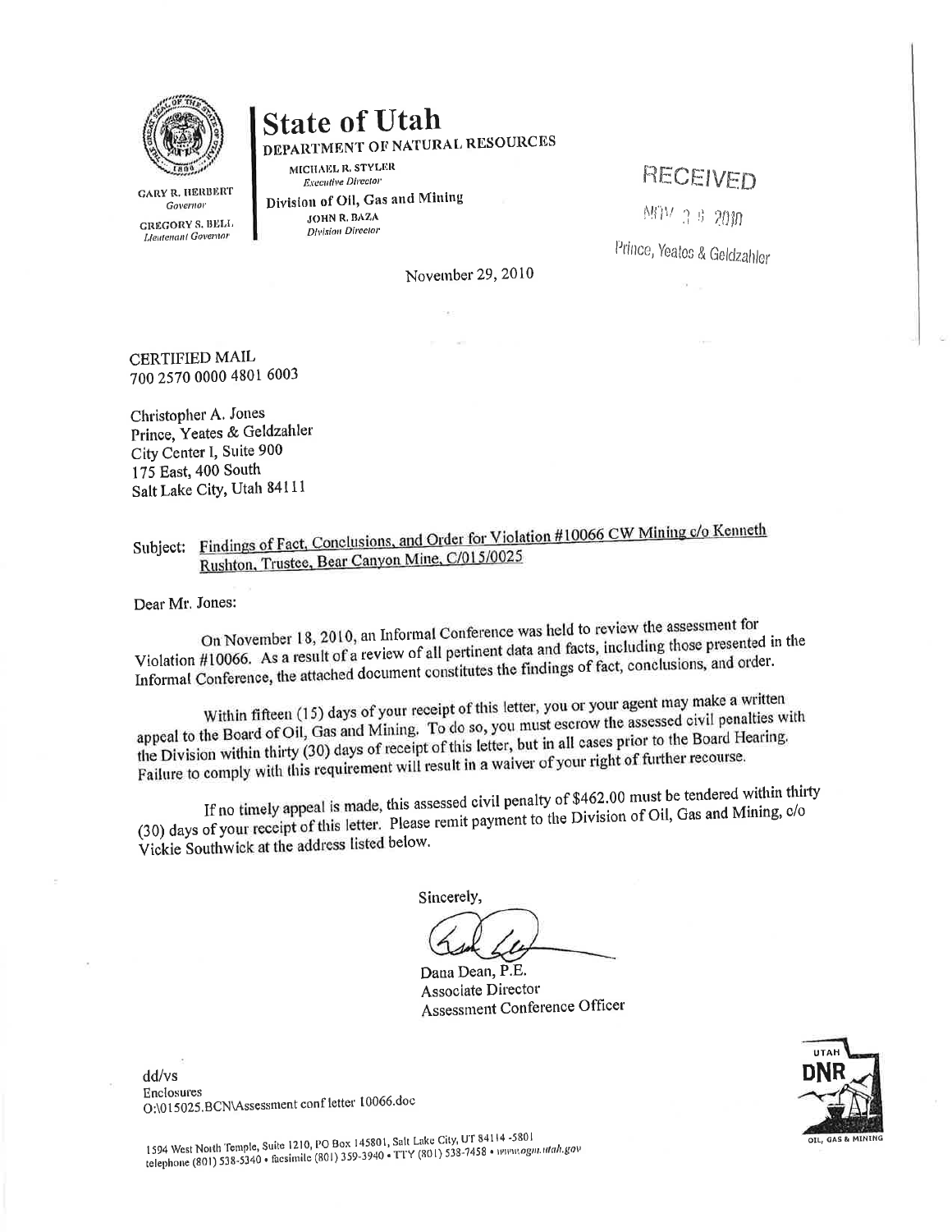GARY R. HERBERT
*Governor*

GREGORY S. BELL
*Lieutenant Governor*

# State of Utah

DEPARTMENT OF NATURAL RESOURCES

MICHAEL R. STYLER
*Executive Director*

Division of Oil, Gas and Mining

JOHN R. BAZA
*Division Director*

RECEIVED

NOV 30 2010

Prince, Yeates & Geldzahler

November 29, 2010

CERTIFIED MAIL
700 2570 0000 4801 6003

Christopher A. Jones
Prince, Yeates & Geldzahler
City Center I, Suite 900
175 East, 400 South
Salt Lake City, Utah 84111

Subject: Findings of Fact, Conclusions, and Order for Violation #10066 CW Mining c/o Kenneth Rushton, Trustee, Bear Canyon Mine, C/015/0025

Dear Mr. Jones:

On November 18, 2010, an Informal Conference was held to review the assessment for Violation #10066. As a result of a review of all pertinent data and facts, including those presented in the Informal Conference, the attached document constitutes the findings of fact, conclusions, and order.

Within fifteen (15) days of your receipt of this letter, you or your agent may make a written appeal to the Board of Oil, Gas and Mining. To do so, you must escrow the assessed civil penalties with the Division within thirty (30) days of receipt of this letter, but in all cases prior to the Board Hearing. Failure to comply with this requirement will result in a waiver of your right of further recourse.

If no timely appeal is made, this assessed civil penalty of $462.00 must be tendered within thirty (30) days of your receipt of this letter. Please remit payment to the Division of Oil, Gas and Mining, c/o Vickie Southwick at the address listed below.

Sincerely,

Dana Dean, P.E.
Associate Director
Assessment Conference Officer

dd/vs
Enclosures
O:\015025.BCN\Assessment conf letter 10066.doc

1594 West North Temple, Suite 1210, PO Box 145801, Salt Lake City, UT 84114-5801
telephone (801) 538-5340 • facsimile (801) 359-3940 • TTY (801) 538-7458 • www.ogm.utah.gov

UTAH DNR
OIL, GAS & MINING